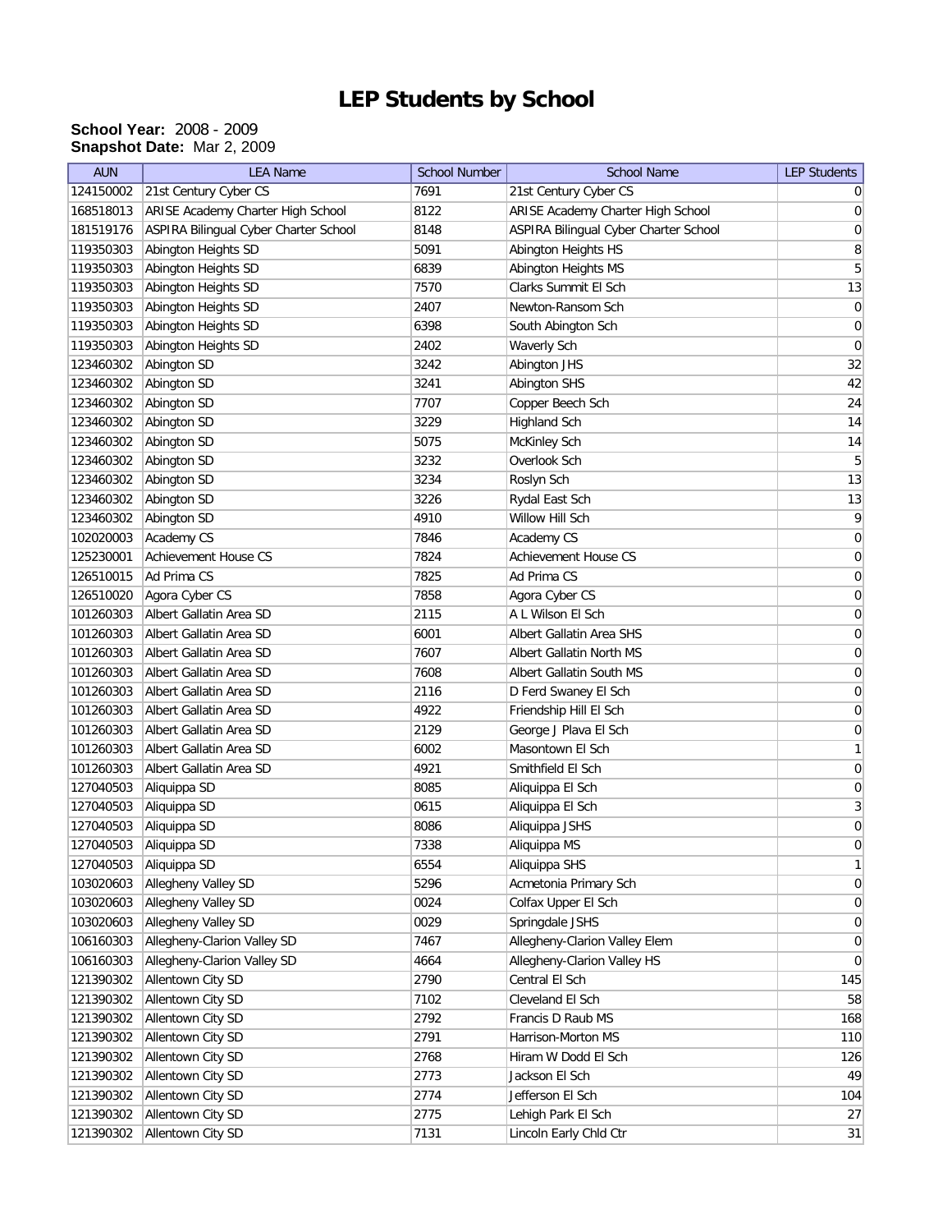# LEP Students by School

**School Year:** 2008 - 2009
**Snapshot Date:** Mar 2, 2009

| AUN | LEA Name | School Number | School Name | LEP Students |
|---|---|---|---|---|
| 124150002 | 21st Century Cyber CS | 7691 | 21st Century Cyber CS | 0 |
| 168518013 | ARISE Academy Charter High School | 8122 | ARISE Academy Charter High School | 0 |
| 181519176 | ASPIRA Bilingual Cyber Charter School | 8148 | ASPIRA Bilingual Cyber Charter School | 0 |
| 119350303 | Abington Heights SD | 5091 | Abington Heights HS | 8 |
| 119350303 | Abington Heights SD | 6839 | Abington Heights MS | 5 |
| 119350303 | Abington Heights SD | 7570 | Clarks Summit El Sch | 13 |
| 119350303 | Abington Heights SD | 2407 | Newton-Ransom Sch | 0 |
| 119350303 | Abington Heights SD | 6398 | South Abington Sch | 0 |
| 119350303 | Abington Heights SD | 2402 | Waverly Sch | 0 |
| 123460302 | Abington SD | 3242 | Abington JHS | 32 |
| 123460302 | Abington SD | 3241 | Abington SHS | 42 |
| 123460302 | Abington SD | 7707 | Copper Beech Sch | 24 |
| 123460302 | Abington SD | 3229 | Highland Sch | 14 |
| 123460302 | Abington SD | 5075 | McKinley Sch | 14 |
| 123460302 | Abington SD | 3232 | Overlook Sch | 5 |
| 123460302 | Abington SD | 3234 | Roslyn Sch | 13 |
| 123460302 | Abington SD | 3226 | Rydal East Sch | 13 |
| 123460302 | Abington SD | 4910 | Willow Hill Sch | 9 |
| 102020003 | Academy CS | 7846 | Academy CS | 0 |
| 125230001 | Achievement House CS | 7824 | Achievement House CS | 0 |
| 126510015 | Ad Prima CS | 7825 | Ad Prima CS | 0 |
| 126510020 | Agora Cyber CS | 7858 | Agora Cyber CS | 0 |
| 101260303 | Albert Gallatin Area SD | 2115 | A L Wilson El Sch | 0 |
| 101260303 | Albert Gallatin Area SD | 6001 | Albert Gallatin Area SHS | 0 |
| 101260303 | Albert Gallatin Area SD | 7607 | Albert Gallatin North MS | 0 |
| 101260303 | Albert Gallatin Area SD | 7608 | Albert Gallatin South MS | 0 |
| 101260303 | Albert Gallatin Area SD | 2116 | D Ferd Swaney El Sch | 0 |
| 101260303 | Albert Gallatin Area SD | 4922 | Friendship Hill El Sch | 0 |
| 101260303 | Albert Gallatin Area SD | 2129 | George J Plava El Sch | 0 |
| 101260303 | Albert Gallatin Area SD | 6002 | Masontown El Sch | 1 |
| 101260303 | Albert Gallatin Area SD | 4921 | Smithfield El Sch | 0 |
| 127040503 | Aliquippa SD | 8085 | Aliquippa El Sch | 0 |
| 127040503 | Aliquippa SD | 0615 | Aliquippa El Sch | 3 |
| 127040503 | Aliquippa SD | 8086 | Aliquippa JSHS | 0 |
| 127040503 | Aliquippa SD | 7338 | Aliquippa MS | 0 |
| 127040503 | Aliquippa SD | 6554 | Aliquippa SHS | 1 |
| 103020603 | Allegheny Valley SD | 5296 | Acmetonia Primary Sch | 0 |
| 103020603 | Allegheny Valley SD | 0024 | Colfax Upper El Sch | 0 |
| 103020603 | Allegheny Valley SD | 0029 | Springdale JSHS | 0 |
| 106160303 | Allegheny-Clarion Valley SD | 7467 | Allegheny-Clarion Valley Elem | 0 |
| 106160303 | Allegheny-Clarion Valley SD | 4664 | Allegheny-Clarion Valley HS | 0 |
| 121390302 | Allentown City SD | 2790 | Central El Sch | 145 |
| 121390302 | Allentown City SD | 7102 | Cleveland El Sch | 58 |
| 121390302 | Allentown City SD | 2792 | Francis D Raub MS | 168 |
| 121390302 | Allentown City SD | 2791 | Harrison-Morton MS | 110 |
| 121390302 | Allentown City SD | 2768 | Hiram W Dodd El Sch | 126 |
| 121390302 | Allentown City SD | 2773 | Jackson El Sch | 49 |
| 121390302 | Allentown City SD | 2774 | Jefferson El Sch | 104 |
| 121390302 | Allentown City SD | 2775 | Lehigh Park El Sch | 27 |
| 121390302 | Allentown City SD | 7131 | Lincoln Early Chld Ctr | 31 |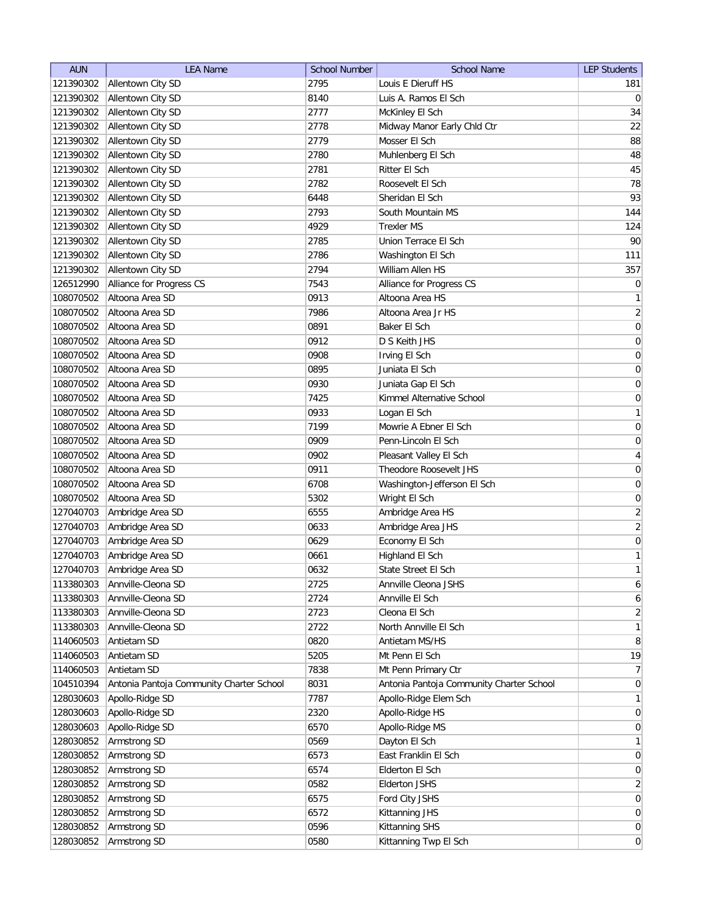| AUN | LEA Name | School Number | School Name | LEP Students |
|---|---|---|---|---|
| 121390302 | Allentown City SD | 2795 | Louis E Dieruff HS | 181 |
| 121390302 | Allentown City SD | 8140 | Luis A. Ramos El Sch | 0 |
| 121390302 | Allentown City SD | 2777 | McKinley El Sch | 34 |
| 121390302 | Allentown City SD | 2778 | Midway Manor Early Chld Ctr | 22 |
| 121390302 | Allentown City SD | 2779 | Mosser El Sch | 88 |
| 121390302 | Allentown City SD | 2780 | Muhlenberg El Sch | 48 |
| 121390302 | Allentown City SD | 2781 | Ritter El Sch | 45 |
| 121390302 | Allentown City SD | 2782 | Roosevelt El Sch | 78 |
| 121390302 | Allentown City SD | 6448 | Sheridan El Sch | 93 |
| 121390302 | Allentown City SD | 2793 | South Mountain MS | 144 |
| 121390302 | Allentown City SD | 4929 | Trexler MS | 124 |
| 121390302 | Allentown City SD | 2785 | Union Terrace El Sch | 90 |
| 121390302 | Allentown City SD | 2786 | Washington El Sch | 111 |
| 121390302 | Allentown City SD | 2794 | William Allen HS | 357 |
| 126512990 | Alliance for Progress CS | 7543 | Alliance for Progress CS | 0 |
| 108070502 | Altoona Area SD | 0913 | Altoona Area HS | 1 |
| 108070502 | Altoona Area SD | 7986 | Altoona Area Jr HS | 2 |
| 108070502 | Altoona Area SD | 0891 | Baker El Sch | 0 |
| 108070502 | Altoona Area SD | 0912 | D S Keith JHS | 0 |
| 108070502 | Altoona Area SD | 0908 | Irving El Sch | 0 |
| 108070502 | Altoona Area SD | 0895 | Juniata El Sch | 0 |
| 108070502 | Altoona Area SD | 0930 | Juniata Gap El Sch | 0 |
| 108070502 | Altoona Area SD | 7425 | Kimmel Alternative School | 0 |
| 108070502 | Altoona Area SD | 0933 | Logan El Sch | 1 |
| 108070502 | Altoona Area SD | 7199 | Mowrie A Ebner El Sch | 0 |
| 108070502 | Altoona Area SD | 0909 | Penn-Lincoln El Sch | 0 |
| 108070502 | Altoona Area SD | 0902 | Pleasant Valley El Sch | 4 |
| 108070502 | Altoona Area SD | 0911 | Theodore Roosevelt JHS | 0 |
| 108070502 | Altoona Area SD | 6708 | Washington-Jefferson El Sch | 0 |
| 108070502 | Altoona Area SD | 5302 | Wright El Sch | 0 |
| 127040703 | Ambridge Area SD | 6555 | Ambridge Area HS | 2 |
| 127040703 | Ambridge Area SD | 0633 | Ambridge Area JHS | 2 |
| 127040703 | Ambridge Area SD | 0629 | Economy El Sch | 0 |
| 127040703 | Ambridge Area SD | 0661 | Highland El Sch | 1 |
| 127040703 | Ambridge Area SD | 0632 | State Street El Sch | 1 |
| 113380303 | Annville-Cleona SD | 2725 | Annville Cleona JSHS | 6 |
| 113380303 | Annville-Cleona SD | 2724 | Annville El Sch | 6 |
| 113380303 | Annville-Cleona SD | 2723 | Cleona El Sch | 2 |
| 113380303 | Annville-Cleona SD | 2722 | North Annville El Sch | 1 |
| 114060503 | Antietam SD | 0820 | Antietam MS/HS | 8 |
| 114060503 | Antietam SD | 5205 | Mt Penn El Sch | 19 |
| 114060503 | Antietam SD | 7838 | Mt Penn Primary Ctr | 7 |
| 104510394 | Antonia Pantoja Community Charter School | 8031 | Antonia Pantoja Community Charter School | 0 |
| 128030603 | Apollo-Ridge SD | 7787 | Apollo-Ridge Elem Sch | 1 |
| 128030603 | Apollo-Ridge SD | 2320 | Apollo-Ridge HS | 0 |
| 128030603 | Apollo-Ridge SD | 6570 | Apollo-Ridge MS | 0 |
| 128030852 | Armstrong SD | 0569 | Dayton El Sch | 1 |
| 128030852 | Armstrong SD | 6573 | East Franklin El Sch | 0 |
| 128030852 | Armstrong SD | 6574 | Elderton El Sch | 0 |
| 128030852 | Armstrong SD | 0582 | Elderton JSHS | 2 |
| 128030852 | Armstrong SD | 6575 | Ford City JSHS | 0 |
| 128030852 | Armstrong SD | 6572 | Kittanning JHS | 0 |
| 128030852 | Armstrong SD | 0596 | Kittanning SHS | 0 |
| 128030852 | Armstrong SD | 0580 | Kittanning Twp El Sch | 0 |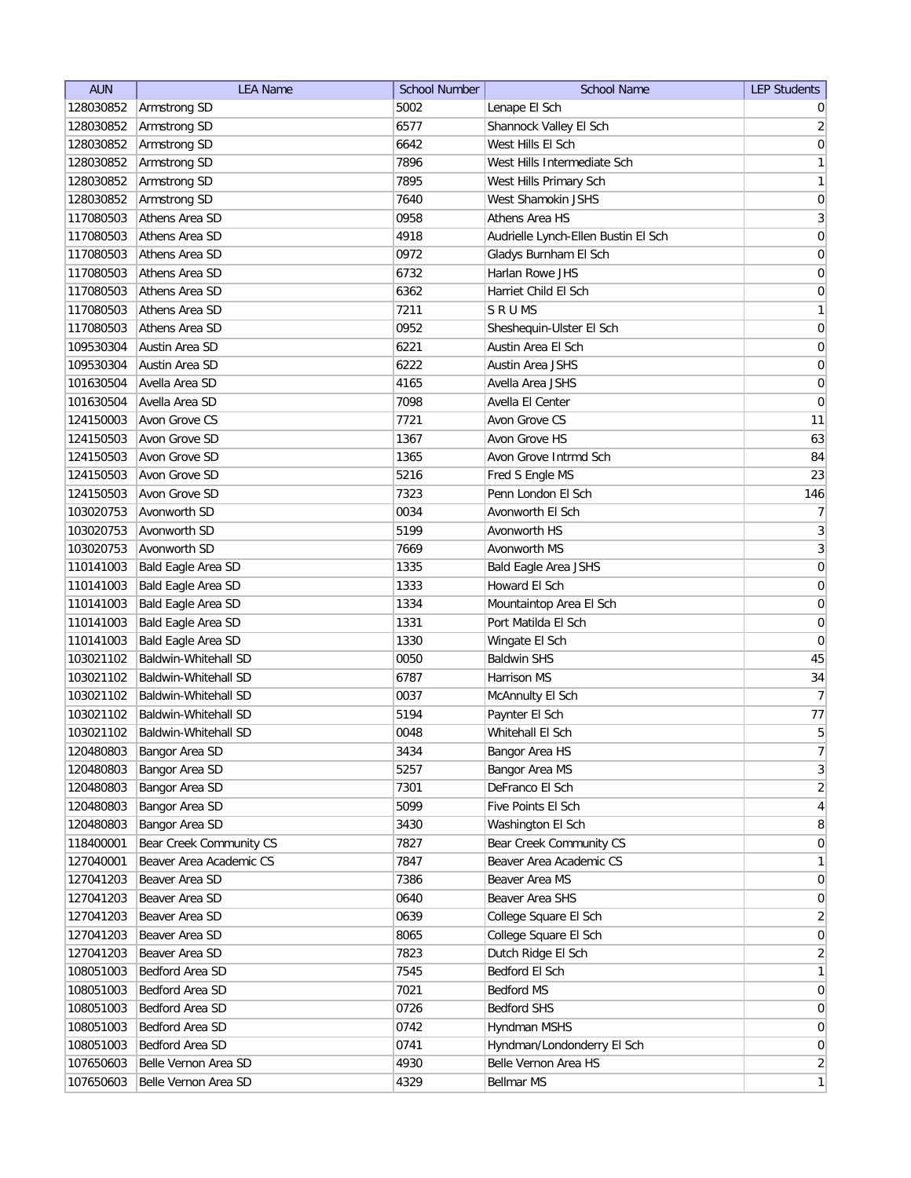| AUN | LEA Name | School Number | School Name | LEP Students |
| --- | --- | --- | --- | --- |
| 128030852 | Armstrong SD | 5002 | Lenape El Sch | 0 |
| 128030852 | Armstrong SD | 6577 | Shannock Valley El Sch | 2 |
| 128030852 | Armstrong SD | 6642 | West Hills El Sch | 0 |
| 128030852 | Armstrong SD | 7896 | West Hills Intermediate Sch | 1 |
| 128030852 | Armstrong SD | 7895 | West Hills Primary Sch | 1 |
| 128030852 | Armstrong SD | 7640 | West Shamokin JSHS | 0 |
| 117080503 | Athens Area SD | 0958 | Athens Area HS | 3 |
| 117080503 | Athens Area SD | 4918 | Audrielle Lynch-Ellen Bustin El Sch | 0 |
| 117080503 | Athens Area SD | 0972 | Gladys Burnham El Sch | 0 |
| 117080503 | Athens Area SD | 6732 | Harlan Rowe JHS | 0 |
| 117080503 | Athens Area SD | 6362 | Harriet Child El Sch | 0 |
| 117080503 | Athens Area SD | 7211 | S R U MS | 1 |
| 117080503 | Athens Area SD | 0952 | Sheshequin-Ulster El Sch | 0 |
| 109530304 | Austin Area SD | 6221 | Austin Area El Sch | 0 |
| 109530304 | Austin Area SD | 6222 | Austin Area JSHS | 0 |
| 101630504 | Avella Area SD | 4165 | Avella Area JSHS | 0 |
| 101630504 | Avella Area SD | 7098 | Avella El Center | 0 |
| 124150003 | Avon Grove CS | 7721 | Avon Grove CS | 11 |
| 124150503 | Avon Grove SD | 1367 | Avon Grove HS | 63 |
| 124150503 | Avon Grove SD | 1365 | Avon Grove Intrmd Sch | 84 |
| 124150503 | Avon Grove SD | 5216 | Fred S Engle MS | 23 |
| 124150503 | Avon Grove SD | 7323 | Penn London El Sch | 146 |
| 103020753 | Avonworth SD | 0034 | Avonworth El Sch | 7 |
| 103020753 | Avonworth SD | 5199 | Avonworth HS | 3 |
| 103020753 | Avonworth SD | 7669 | Avonworth MS | 3 |
| 110141003 | Bald Eagle Area SD | 1335 | Bald Eagle Area JSHS | 0 |
| 110141003 | Bald Eagle Area SD | 1333 | Howard El Sch | 0 |
| 110141003 | Bald Eagle Area SD | 1334 | Mountaintop Area El Sch | 0 |
| 110141003 | Bald Eagle Area SD | 1331 | Port Matilda El Sch | 0 |
| 110141003 | Bald Eagle Area SD | 1330 | Wingate El Sch | 0 |
| 103021102 | Baldwin-Whitehall SD | 0050 | Baldwin SHS | 45 |
| 103021102 | Baldwin-Whitehall SD | 6787 | Harrison MS | 34 |
| 103021102 | Baldwin-Whitehall SD | 0037 | McAnnulty El Sch | 7 |
| 103021102 | Baldwin-Whitehall SD | 5194 | Paynter El Sch | 77 |
| 103021102 | Baldwin-Whitehall SD | 0048 | Whitehall El Sch | 5 |
| 120480803 | Bangor Area SD | 3434 | Bangor Area HS | 7 |
| 120480803 | Bangor Area SD | 5257 | Bangor Area MS | 3 |
| 120480803 | Bangor Area SD | 7301 | DeFranco El Sch | 2 |
| 120480803 | Bangor Area SD | 5099 | Five Points El Sch | 4 |
| 120480803 | Bangor Area SD | 3430 | Washington El Sch | 8 |
| 118400001 | Bear Creek Community CS | 7827 | Bear Creek Community CS | 0 |
| 127040001 | Beaver Area Academic CS | 7847 | Beaver Area Academic CS | 1 |
| 127041203 | Beaver Area SD | 7386 | Beaver Area MS | 0 |
| 127041203 | Beaver Area SD | 0640 | Beaver Area SHS | 0 |
| 127041203 | Beaver Area SD | 0639 | College Square El Sch | 2 |
| 127041203 | Beaver Area SD | 8065 | College Square El Sch | 0 |
| 127041203 | Beaver Area SD | 7823 | Dutch Ridge El Sch | 2 |
| 108051003 | Bedford Area SD | 7545 | Bedford El Sch | 1 |
| 108051003 | Bedford Area SD | 7021 | Bedford MS | 0 |
| 108051003 | Bedford Area SD | 0726 | Bedford SHS | 0 |
| 108051003 | Bedford Area SD | 0742 | Hyndman MSHS | 0 |
| 108051003 | Bedford Area SD | 0741 | Hyndman/Londonderry El Sch | 0 |
| 107650603 | Belle Vernon Area SD | 4930 | Belle Vernon Area HS | 2 |
| 107650603 | Belle Vernon Area SD | 4329 | Bellmar MS | 1 |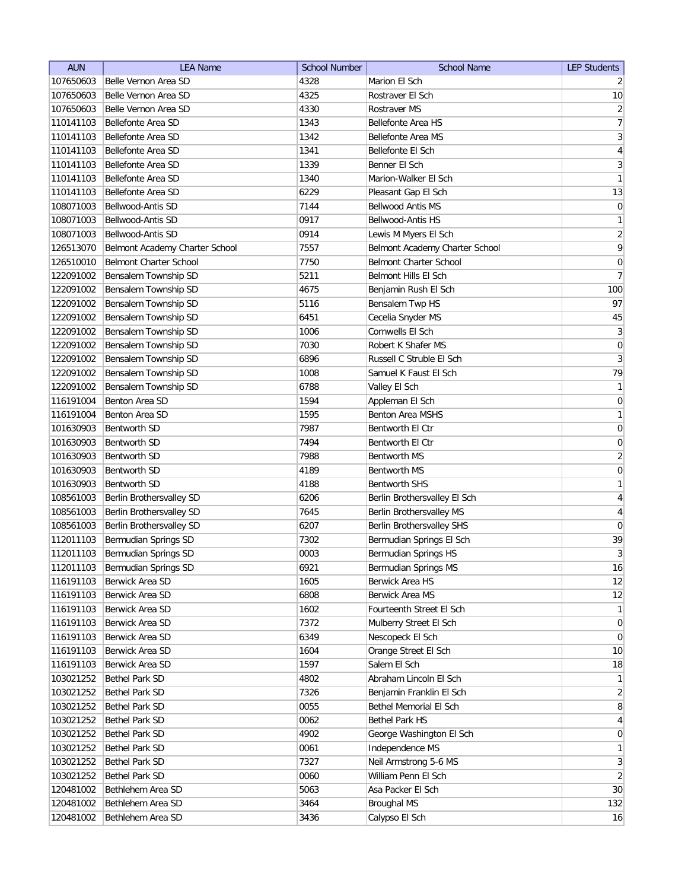| AUN | LEA Name | School Number | School Name | LEP Students |
|---|---|---|---|---|
| 107650603 | Belle Vernon Area SD | 4328 | Marion El Sch | 2 |
| 107650603 | Belle Vernon Area SD | 4325 | Rostraver El Sch | 10 |
| 107650603 | Belle Vernon Area SD | 4330 | Rostraver MS | 2 |
| 110141103 | Bellefonte Area SD | 1343 | Bellefonte Area HS | 7 |
| 110141103 | Bellefonte Area SD | 1342 | Bellefonte Area MS | 3 |
| 110141103 | Bellefonte Area SD | 1341 | Bellefonte El Sch | 4 |
| 110141103 | Bellefonte Area SD | 1339 | Benner El Sch | 3 |
| 110141103 | Bellefonte Area SD | 1340 | Marion-Walker El Sch | 1 |
| 110141103 | Bellefonte Area SD | 6229 | Pleasant Gap El Sch | 13 |
| 108071003 | Bellwood-Antis SD | 7144 | Bellwood Antis MS | 0 |
| 108071003 | Bellwood-Antis SD | 0917 | Bellwood-Antis HS | 1 |
| 108071003 | Bellwood-Antis SD | 0914 | Lewis M Myers El Sch | 2 |
| 126513070 | Belmont Academy Charter School | 7557 | Belmont Academy Charter School | 9 |
| 126510010 | Belmont Charter School | 7750 | Belmont Charter School | 0 |
| 122091002 | Bensalem Township SD | 5211 | Belmont Hills El Sch | 7 |
| 122091002 | Bensalem Township SD | 4675 | Benjamin Rush El Sch | 100 |
| 122091002 | Bensalem Township SD | 5116 | Bensalem Twp HS | 97 |
| 122091002 | Bensalem Township SD | 6451 | Cecelia Snyder MS | 45 |
| 122091002 | Bensalem Township SD | 1006 | Cornwells El Sch | 3 |
| 122091002 | Bensalem Township SD | 7030 | Robert K Shafer MS | 0 |
| 122091002 | Bensalem Township SD | 6896 | Russell C Struble El Sch | 3 |
| 122091002 | Bensalem Township SD | 1008 | Samuel K Faust El Sch | 79 |
| 122091002 | Bensalem Township SD | 6788 | Valley El Sch | 1 |
| 116191004 | Benton Area SD | 1594 | Appleman El Sch | 0 |
| 116191004 | Benton Area SD | 1595 | Benton Area MSHS | 1 |
| 101630903 | Bentworth SD | 7987 | Bentworth El Ctr | 0 |
| 101630903 | Bentworth SD | 7494 | Bentworth El Ctr | 0 |
| 101630903 | Bentworth SD | 7988 | Bentworth MS | 2 |
| 101630903 | Bentworth SD | 4189 | Bentworth MS | 0 |
| 101630903 | Bentworth SD | 4188 | Bentworth SHS | 1 |
| 108561003 | Berlin Brothersvalley SD | 6206 | Berlin Brothersvalley El Sch | 4 |
| 108561003 | Berlin Brothersvalley SD | 7645 | Berlin Brothersvalley MS | 4 |
| 108561003 | Berlin Brothersvalley SD | 6207 | Berlin Brothersvalley SHS | 0 |
| 112011103 | Bermudian Springs SD | 7302 | Bermudian Springs El Sch | 39 |
| 112011103 | Bermudian Springs SD | 0003 | Bermudian Springs HS | 3 |
| 112011103 | Bermudian Springs SD | 6921 | Bermudian Springs MS | 16 |
| 116191103 | Berwick Area SD | 1605 | Berwick Area HS | 12 |
| 116191103 | Berwick Area SD | 6808 | Berwick Area MS | 12 |
| 116191103 | Berwick Area SD | 1602 | Fourteenth Street El Sch | 1 |
| 116191103 | Berwick Area SD | 7372 | Mulberry Street El Sch | 0 |
| 116191103 | Berwick Area SD | 6349 | Nescopeck El Sch | 0 |
| 116191103 | Berwick Area SD | 1604 | Orange Street El Sch | 10 |
| 116191103 | Berwick Area SD | 1597 | Salem El Sch | 18 |
| 103021252 | Bethel Park SD | 4802 | Abraham Lincoln El Sch | 1 |
| 103021252 | Bethel Park SD | 7326 | Benjamin Franklin El Sch | 2 |
| 103021252 | Bethel Park SD | 0055 | Bethel Memorial El Sch | 8 |
| 103021252 | Bethel Park SD | 0062 | Bethel Park HS | 4 |
| 103021252 | Bethel Park SD | 4902 | George Washington El Sch | 0 |
| 103021252 | Bethel Park SD | 0061 | Independence MS | 1 |
| 103021252 | Bethel Park SD | 7327 | Neil Armstrong 5-6 MS | 3 |
| 103021252 | Bethel Park SD | 0060 | William Penn El Sch | 2 |
| 120481002 | Bethlehem Area SD | 5063 | Asa Packer El Sch | 30 |
| 120481002 | Bethlehem Area SD | 3464 | Broughal MS | 132 |
| 120481002 | Bethlehem Area SD | 3436 | Calypso El Sch | 16 |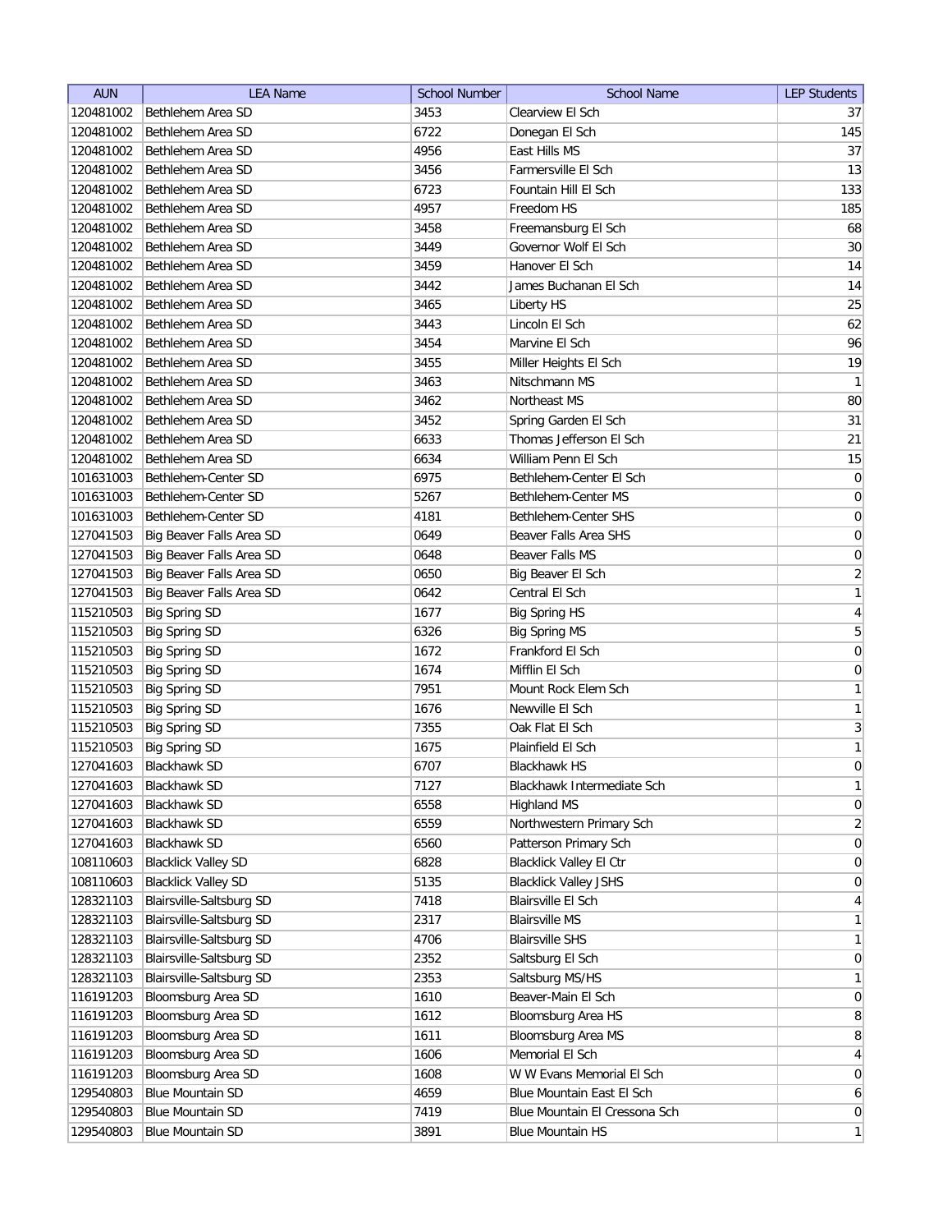| AUN | LEA Name | School Number | School Name | LEP Students |
|---|---|---|---|---|
| 120481002 | Bethlehem Area SD | 3453 | Clearview El Sch | 37 |
| 120481002 | Bethlehem Area SD | 6722 | Donegan El Sch | 145 |
| 120481002 | Bethlehem Area SD | 4956 | East Hills MS | 37 |
| 120481002 | Bethlehem Area SD | 3456 | Farmersville El Sch | 13 |
| 120481002 | Bethlehem Area SD | 6723 | Fountain Hill El Sch | 133 |
| 120481002 | Bethlehem Area SD | 4957 | Freedom HS | 185 |
| 120481002 | Bethlehem Area SD | 3458 | Freemansburg El Sch | 68 |
| 120481002 | Bethlehem Area SD | 3449 | Governor Wolf El Sch | 30 |
| 120481002 | Bethlehem Area SD | 3459 | Hanover El Sch | 14 |
| 120481002 | Bethlehem Area SD | 3442 | James Buchanan El Sch | 14 |
| 120481002 | Bethlehem Area SD | 3465 | Liberty HS | 25 |
| 120481002 | Bethlehem Area SD | 3443 | Lincoln El Sch | 62 |
| 120481002 | Bethlehem Area SD | 3454 | Marvine El Sch | 96 |
| 120481002 | Bethlehem Area SD | 3455 | Miller Heights El Sch | 19 |
| 120481002 | Bethlehem Area SD | 3463 | Nitschmann MS | 1 |
| 120481002 | Bethlehem Area SD | 3462 | Northeast MS | 80 |
| 120481002 | Bethlehem Area SD | 3452 | Spring Garden El Sch | 31 |
| 120481002 | Bethlehem Area SD | 6633 | Thomas Jefferson El Sch | 21 |
| 120481002 | Bethlehem Area SD | 6634 | William Penn El Sch | 15 |
| 101631003 | Bethlehem-Center SD | 6975 | Bethlehem-Center El Sch | 0 |
| 101631003 | Bethlehem-Center SD | 5267 | Bethlehem-Center MS | 0 |
| 101631003 | Bethlehem-Center SD | 4181 | Bethlehem-Center SHS | 0 |
| 127041503 | Big Beaver Falls Area SD | 0649 | Beaver Falls Area SHS | 0 |
| 127041503 | Big Beaver Falls Area SD | 0648 | Beaver Falls MS | 0 |
| 127041503 | Big Beaver Falls Area SD | 0650 | Big Beaver El Sch | 2 |
| 127041503 | Big Beaver Falls Area SD | 0642 | Central El Sch | 1 |
| 115210503 | Big Spring SD | 1677 | Big Spring HS | 4 |
| 115210503 | Big Spring SD | 6326 | Big Spring MS | 5 |
| 115210503 | Big Spring SD | 1672 | Frankford El Sch | 0 |
| 115210503 | Big Spring SD | 1674 | Mifflin El Sch | 0 |
| 115210503 | Big Spring SD | 7951 | Mount Rock Elem Sch | 1 |
| 115210503 | Big Spring SD | 1676 | Newville El Sch | 1 |
| 115210503 | Big Spring SD | 7355 | Oak Flat El Sch | 3 |
| 115210503 | Big Spring SD | 1675 | Plainfield El Sch | 1 |
| 127041603 | Blackhawk SD | 6707 | Blackhawk HS | 0 |
| 127041603 | Blackhawk SD | 7127 | Blackhawk Intermediate Sch | 1 |
| 127041603 | Blackhawk SD | 6558 | Highland MS | 0 |
| 127041603 | Blackhawk SD | 6559 | Northwestern Primary Sch | 2 |
| 127041603 | Blackhawk SD | 6560 | Patterson Primary Sch | 0 |
| 108110603 | Blacklick Valley SD | 6828 | Blacklick Valley El Ctr | 0 |
| 108110603 | Blacklick Valley SD | 5135 | Blacklick Valley JSHS | 0 |
| 128321103 | Blairsville-Saltsburg SD | 7418 | Blairsville El Sch | 4 |
| 128321103 | Blairsville-Saltsburg SD | 2317 | Blairsville MS | 1 |
| 128321103 | Blairsville-Saltsburg SD | 4706 | Blairsville SHS | 1 |
| 128321103 | Blairsville-Saltsburg SD | 2352 | Saltsburg El Sch | 0 |
| 128321103 | Blairsville-Saltsburg SD | 2353 | Saltsburg MS/HS | 1 |
| 116191203 | Bloomsburg Area SD | 1610 | Beaver-Main El Sch | 0 |
| 116191203 | Bloomsburg Area SD | 1612 | Bloomsburg Area HS | 8 |
| 116191203 | Bloomsburg Area SD | 1611 | Bloomsburg Area MS | 8 |
| 116191203 | Bloomsburg Area SD | 1606 | Memorial El Sch | 4 |
| 116191203 | Bloomsburg Area SD | 1608 | W W Evans Memorial El Sch | 0 |
| 129540803 | Blue Mountain SD | 4659 | Blue Mountain East El Sch | 6 |
| 129540803 | Blue Mountain SD | 7419 | Blue Mountain El Cressona Sch | 0 |
| 129540803 | Blue Mountain SD | 3891 | Blue Mountain HS | 1 |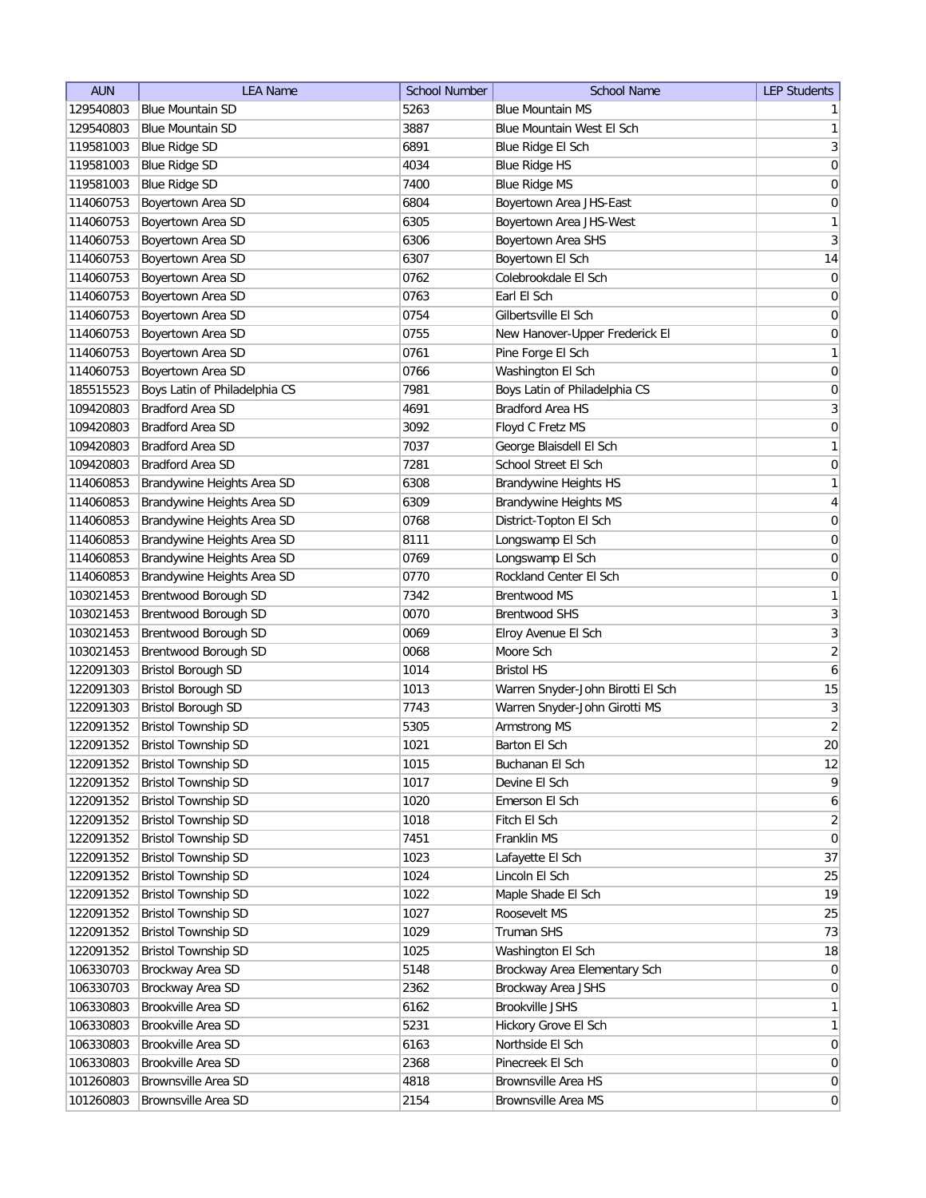| AUN | LEA Name | School Number | School Name | LEP Students |
|---|---|---|---|---|
| 129540803 | Blue Mountain SD | 5263 | Blue Mountain MS | 1 |
| 129540803 | Blue Mountain SD | 3887 | Blue Mountain West El Sch | 1 |
| 119581003 | Blue Ridge SD | 6891 | Blue Ridge El Sch | 3 |
| 119581003 | Blue Ridge SD | 4034 | Blue Ridge HS | 0 |
| 119581003 | Blue Ridge SD | 7400 | Blue Ridge MS | 0 |
| 114060753 | Boyertown Area SD | 6804 | Boyertown Area JHS-East | 0 |
| 114060753 | Boyertown Area SD | 6305 | Boyertown Area JHS-West | 1 |
| 114060753 | Boyertown Area SD | 6306 | Boyertown Area SHS | 3 |
| 114060753 | Boyertown Area SD | 6307 | Boyertown El Sch | 14 |
| 114060753 | Boyertown Area SD | 0762 | Colebrookdale El Sch | 0 |
| 114060753 | Boyertown Area SD | 0763 | Earl El Sch | 0 |
| 114060753 | Boyertown Area SD | 0754 | Gilbertsville El Sch | 0 |
| 114060753 | Boyertown Area SD | 0755 | New Hanover-Upper Frederick El | 0 |
| 114060753 | Boyertown Area SD | 0761 | Pine Forge El Sch | 1 |
| 114060753 | Boyertown Area SD | 0766 | Washington El Sch | 0 |
| 185515523 | Boys Latin of Philadelphia CS | 7981 | Boys Latin of Philadelphia CS | 0 |
| 109420803 | Bradford Area SD | 4691 | Bradford Area HS | 3 |
| 109420803 | Bradford Area SD | 3092 | Floyd C Fretz MS | 0 |
| 109420803 | Bradford Area SD | 7037 | George Blaisdell El Sch | 1 |
| 109420803 | Bradford Area SD | 7281 | School Street El Sch | 0 |
| 114060853 | Brandywine Heights Area SD | 6308 | Brandywine Heights HS | 1 |
| 114060853 | Brandywine Heights Area SD | 6309 | Brandywine Heights MS | 4 |
| 114060853 | Brandywine Heights Area SD | 0768 | District-Topton El Sch | 0 |
| 114060853 | Brandywine Heights Area SD | 8111 | Longswamp El Sch | 0 |
| 114060853 | Brandywine Heights Area SD | 0769 | Longswamp El Sch | 0 |
| 114060853 | Brandywine Heights Area SD | 0770 | Rockland Center El Sch | 0 |
| 103021453 | Brentwood Borough SD | 7342 | Brentwood MS | 1 |
| 103021453 | Brentwood Borough SD | 0070 | Brentwood SHS | 3 |
| 103021453 | Brentwood Borough SD | 0069 | Elroy Avenue El Sch | 3 |
| 103021453 | Brentwood Borough SD | 0068 | Moore Sch | 2 |
| 122091303 | Bristol Borough SD | 1014 | Bristol HS | 6 |
| 122091303 | Bristol Borough SD | 1013 | Warren Snyder-John Birotti El Sch | 15 |
| 122091303 | Bristol Borough SD | 7743 | Warren Snyder-John Girotti MS | 3 |
| 122091352 | Bristol Township SD | 5305 | Armstrong MS | 2 |
| 122091352 | Bristol Township SD | 1021 | Barton El Sch | 20 |
| 122091352 | Bristol Township SD | 1015 | Buchanan El Sch | 12 |
| 122091352 | Bristol Township SD | 1017 | Devine El Sch | 9 |
| 122091352 | Bristol Township SD | 1020 | Emerson El Sch | 6 |
| 122091352 | Bristol Township SD | 1018 | Fitch El Sch | 2 |
| 122091352 | Bristol Township SD | 7451 | Franklin MS | 0 |
| 122091352 | Bristol Township SD | 1023 | Lafayette El Sch | 37 |
| 122091352 | Bristol Township SD | 1024 | Lincoln El Sch | 25 |
| 122091352 | Bristol Township SD | 1022 | Maple Shade El Sch | 19 |
| 122091352 | Bristol Township SD | 1027 | Roosevelt MS | 25 |
| 122091352 | Bristol Township SD | 1029 | Truman SHS | 73 |
| 122091352 | Bristol Township SD | 1025 | Washington El Sch | 18 |
| 106330703 | Brockway Area SD | 5148 | Brockway Area Elementary Sch | 0 |
| 106330703 | Brockway Area SD | 2362 | Brockway Area JSHS | 0 |
| 106330803 | Brookville Area SD | 6162 | Brookville JSHS | 1 |
| 106330803 | Brookville Area SD | 5231 | Hickory Grove El Sch | 1 |
| 106330803 | Brookville Area SD | 6163 | Northside El Sch | 0 |
| 106330803 | Brookville Area SD | 2368 | Pinecreek El Sch | 0 |
| 101260803 | Brownsville Area SD | 4818 | Brownsville Area HS | 0 |
| 101260803 | Brownsville Area SD | 2154 | Brownsville Area MS | 0 |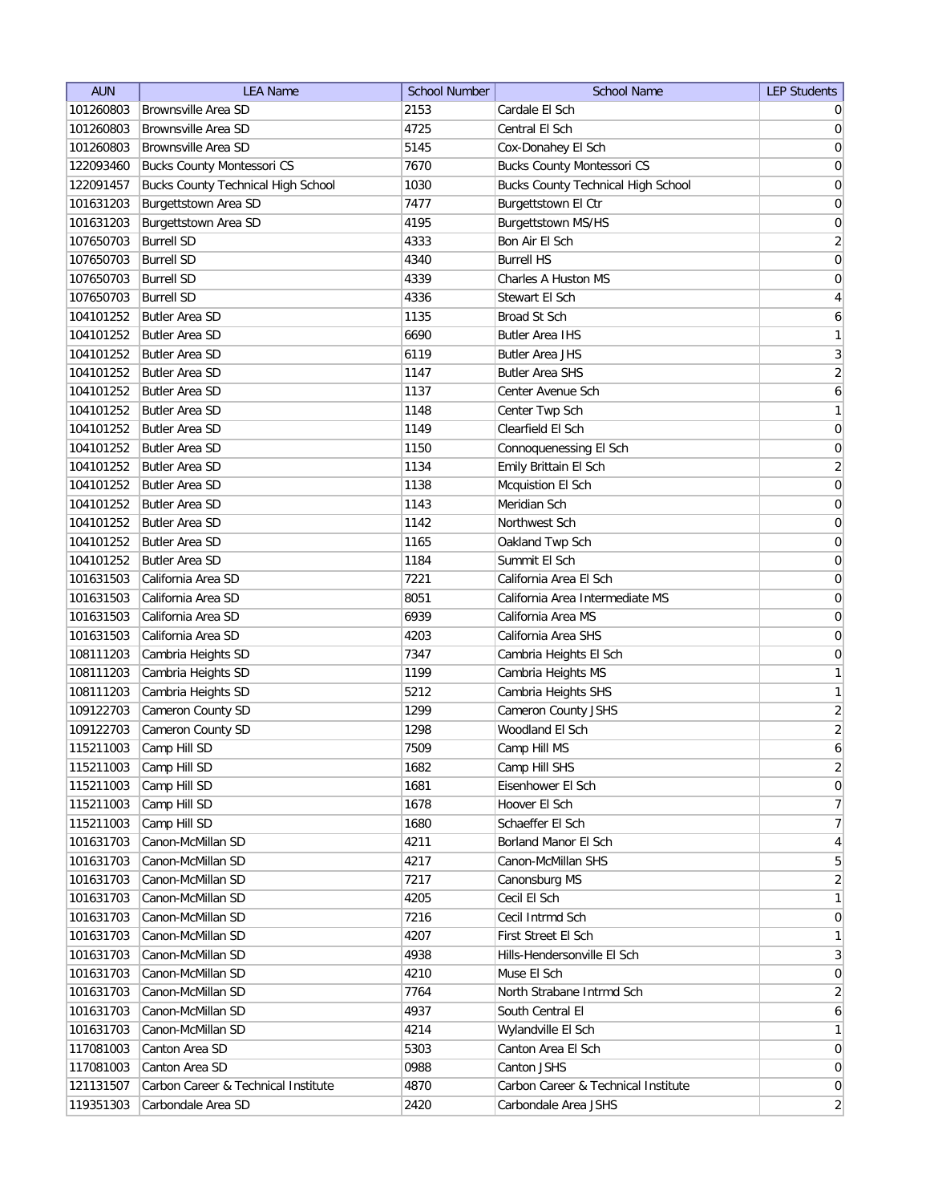| AUN | LEA Name | School Number | School Name | LEP Students |
| --- | --- | --- | --- | --- |
| 101260803 | Brownsville Area SD | 2153 | Cardale El Sch | 0 |
| 101260803 | Brownsville Area SD | 4725 | Central El Sch | 0 |
| 101260803 | Brownsville Area SD | 5145 | Cox-Donahey El Sch | 0 |
| 122093460 | Bucks County Montessori CS | 7670 | Bucks County Montessori CS | 0 |
| 122091457 | Bucks County Technical High School | 1030 | Bucks County Technical High School | 0 |
| 101631203 | Burgettstown Area SD | 7477 | Burgettstown El Ctr | 0 |
| 101631203 | Burgettstown Area SD | 4195 | Burgettstown MS/HS | 0 |
| 107650703 | Burrell SD | 4333 | Bon Air El Sch | 2 |
| 107650703 | Burrell SD | 4340 | Burrell HS | 0 |
| 107650703 | Burrell SD | 4339 | Charles A Huston MS | 0 |
| 107650703 | Burrell SD | 4336 | Stewart El Sch | 4 |
| 104101252 | Butler Area SD | 1135 | Broad St Sch | 6 |
| 104101252 | Butler Area SD | 6690 | Butler Area IHS | 1 |
| 104101252 | Butler Area SD | 6119 | Butler Area JHS | 3 |
| 104101252 | Butler Area SD | 1147 | Butler Area SHS | 2 |
| 104101252 | Butler Area SD | 1137 | Center Avenue Sch | 6 |
| 104101252 | Butler Area SD | 1148 | Center Twp Sch | 1 |
| 104101252 | Butler Area SD | 1149 | Clearfield El Sch | 0 |
| 104101252 | Butler Area SD | 1150 | Connoquenessing El Sch | 0 |
| 104101252 | Butler Area SD | 1134 | Emily Brittain El Sch | 2 |
| 104101252 | Butler Area SD | 1138 | Mcquistion El Sch | 0 |
| 104101252 | Butler Area SD | 1143 | Meridian Sch | 0 |
| 104101252 | Butler Area SD | 1142 | Northwest Sch | 0 |
| 104101252 | Butler Area SD | 1165 | Oakland Twp Sch | 0 |
| 104101252 | Butler Area SD | 1184 | Summit El Sch | 0 |
| 101631503 | California Area SD | 7221 | California Area El Sch | 0 |
| 101631503 | California Area SD | 8051 | California Area Intermediate MS | 0 |
| 101631503 | California Area SD | 6939 | California Area MS | 0 |
| 101631503 | California Area SD | 4203 | California Area SHS | 0 |
| 108111203 | Cambria Heights SD | 7347 | Cambria Heights El Sch | 0 |
| 108111203 | Cambria Heights SD | 1199 | Cambria Heights MS | 1 |
| 108111203 | Cambria Heights SD | 5212 | Cambria Heights SHS | 1 |
| 109122703 | Cameron County SD | 1299 | Cameron County JSHS | 2 |
| 109122703 | Cameron County SD | 1298 | Woodland El Sch | 2 |
| 115211003 | Camp Hill SD | 7509 | Camp Hill MS | 6 |
| 115211003 | Camp Hill SD | 1682 | Camp Hill SHS | 2 |
| 115211003 | Camp Hill SD | 1681 | Eisenhower El Sch | 0 |
| 115211003 | Camp Hill SD | 1678 | Hoover El Sch | 7 |
| 115211003 | Camp Hill SD | 1680 | Schaeffer El Sch | 7 |
| 101631703 | Canon-McMillan SD | 4211 | Borland Manor El Sch | 4 |
| 101631703 | Canon-McMillan SD | 4217 | Canon-McMillan SHS | 5 |
| 101631703 | Canon-McMillan SD | 7217 | Canonsburg MS | 2 |
| 101631703 | Canon-McMillan SD | 4205 | Cecil El Sch | 1 |
| 101631703 | Canon-McMillan SD | 7216 | Cecil Intrmd Sch | 0 |
| 101631703 | Canon-McMillan SD | 4207 | First Street El Sch | 1 |
| 101631703 | Canon-McMillan SD | 4938 | Hills-Hendersonville El Sch | 3 |
| 101631703 | Canon-McMillan SD | 4210 | Muse El Sch | 0 |
| 101631703 | Canon-McMillan SD | 7764 | North Strabane Intrmd Sch | 2 |
| 101631703 | Canon-McMillan SD | 4937 | South Central El | 6 |
| 101631703 | Canon-McMillan SD | 4214 | Wylandville El Sch | 1 |
| 117081003 | Canton Area SD | 5303 | Canton Area El Sch | 0 |
| 117081003 | Canton Area SD | 0988 | Canton JSHS | 0 |
| 121131507 | Carbon Career & Technical Institute | 4870 | Carbon Career & Technical Institute | 0 |
| 119351303 | Carbondale Area SD | 2420 | Carbondale Area JSHS | 2 |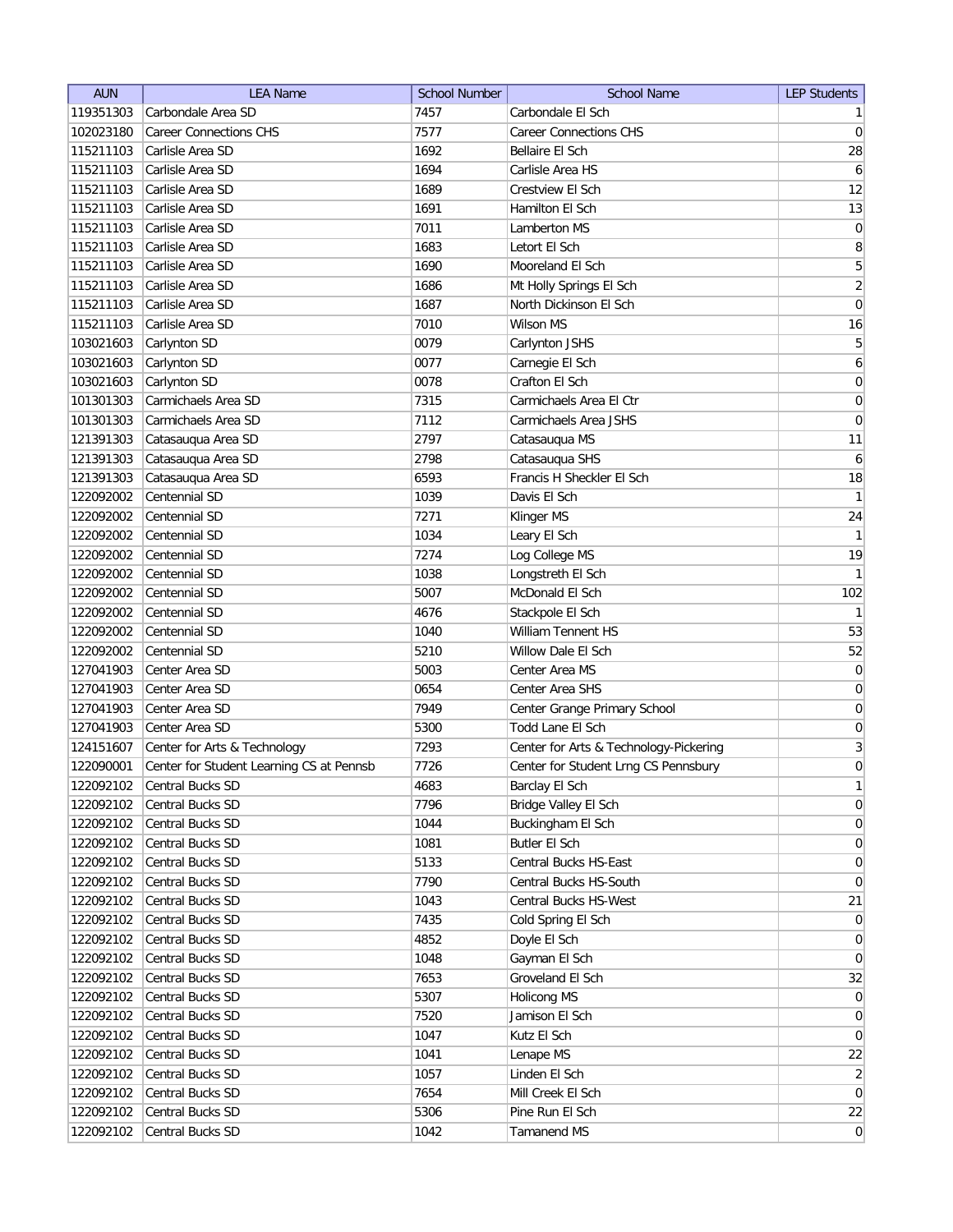| AUN | LEA Name | School Number | School Name | LEP Students |
|---|---|---|---|---|
| 119351303 | Carbondale Area SD | 7457 | Carbondale El Sch | 1 |
| 102023180 | Career Connections CHS | 7577 | Career Connections CHS | 0 |
| 115211103 | Carlisle Area SD | 1692 | Bellaire El Sch | 28 |
| 115211103 | Carlisle Area SD | 1694 | Carlisle Area HS | 6 |
| 115211103 | Carlisle Area SD | 1689 | Crestview El Sch | 12 |
| 115211103 | Carlisle Area SD | 1691 | Hamilton El Sch | 13 |
| 115211103 | Carlisle Area SD | 7011 | Lamberton MS | 0 |
| 115211103 | Carlisle Area SD | 1683 | Letort El Sch | 8 |
| 115211103 | Carlisle Area SD | 1690 | Mooreland El Sch | 5 |
| 115211103 | Carlisle Area SD | 1686 | Mt Holly Springs El Sch | 2 |
| 115211103 | Carlisle Area SD | 1687 | North Dickinson El Sch | 0 |
| 115211103 | Carlisle Area SD | 7010 | Wilson MS | 16 |
| 103021603 | Carlynton SD | 0079 | Carlynton JSHS | 5 |
| 103021603 | Carlynton SD | 0077 | Carnegie El Sch | 6 |
| 103021603 | Carlynton SD | 0078 | Crafton El Sch | 0 |
| 101301303 | Carmichaels Area SD | 7315 | Carmichaels Area El Ctr | 0 |
| 101301303 | Carmichaels Area SD | 7112 | Carmichaels Area JSHS | 0 |
| 121391303 | Catasauqua Area SD | 2797 | Catasauqua MS | 11 |
| 121391303 | Catasauqua Area SD | 2798 | Catasauqua SHS | 6 |
| 121391303 | Catasauqua Area SD | 6593 | Francis H Sheckler El Sch | 18 |
| 122092002 | Centennial SD | 1039 | Davis El Sch | 1 |
| 122092002 | Centennial SD | 7271 | Klinger MS | 24 |
| 122092002 | Centennial SD | 1034 | Leary El Sch | 1 |
| 122092002 | Centennial SD | 7274 | Log College MS | 19 |
| 122092002 | Centennial SD | 1038 | Longstreth El Sch | 1 |
| 122092002 | Centennial SD | 5007 | McDonald El Sch | 102 |
| 122092002 | Centennial SD | 4676 | Stackpole El Sch | 1 |
| 122092002 | Centennial SD | 1040 | William Tennent HS | 53 |
| 122092002 | Centennial SD | 5210 | Willow Dale El Sch | 52 |
| 127041903 | Center Area SD | 5003 | Center Area MS | 0 |
| 127041903 | Center Area SD | 0654 | Center Area SHS | 0 |
| 127041903 | Center Area SD | 7949 | Center Grange Primary School | 0 |
| 127041903 | Center Area SD | 5300 | Todd Lane El Sch | 0 |
| 124151607 | Center for Arts & Technology | 7293 | Center for Arts & Technology-Pickering | 3 |
| 122090001 | Center for Student Learning CS at Pennsb | 7726 | Center for Student Lrng CS Pennsbury | 0 |
| 122092102 | Central Bucks SD | 4683 | Barclay El Sch | 1 |
| 122092102 | Central Bucks SD | 7796 | Bridge Valley El Sch | 0 |
| 122092102 | Central Bucks SD | 1044 | Buckingham El Sch | 0 |
| 122092102 | Central Bucks SD | 1081 | Butler El Sch | 0 |
| 122092102 | Central Bucks SD | 5133 | Central Bucks HS-East | 0 |
| 122092102 | Central Bucks SD | 7790 | Central Bucks HS-South | 0 |
| 122092102 | Central Bucks SD | 1043 | Central Bucks HS-West | 21 |
| 122092102 | Central Bucks SD | 7435 | Cold Spring El Sch | 0 |
| 122092102 | Central Bucks SD | 4852 | Doyle El Sch | 0 |
| 122092102 | Central Bucks SD | 1048 | Gayman El Sch | 0 |
| 122092102 | Central Bucks SD | 7653 | Groveland El Sch | 32 |
| 122092102 | Central Bucks SD | 5307 | Holicong MS | 0 |
| 122092102 | Central Bucks SD | 7520 | Jamison El Sch | 0 |
| 122092102 | Central Bucks SD | 1047 | Kutz El Sch | 0 |
| 122092102 | Central Bucks SD | 1041 | Lenape MS | 22 |
| 122092102 | Central Bucks SD | 1057 | Linden El Sch | 2 |
| 122092102 | Central Bucks SD | 7654 | Mill Creek El Sch | 0 |
| 122092102 | Central Bucks SD | 5306 | Pine Run El Sch | 22 |
| 122092102 | Central Bucks SD | 1042 | Tamanend MS | 0 |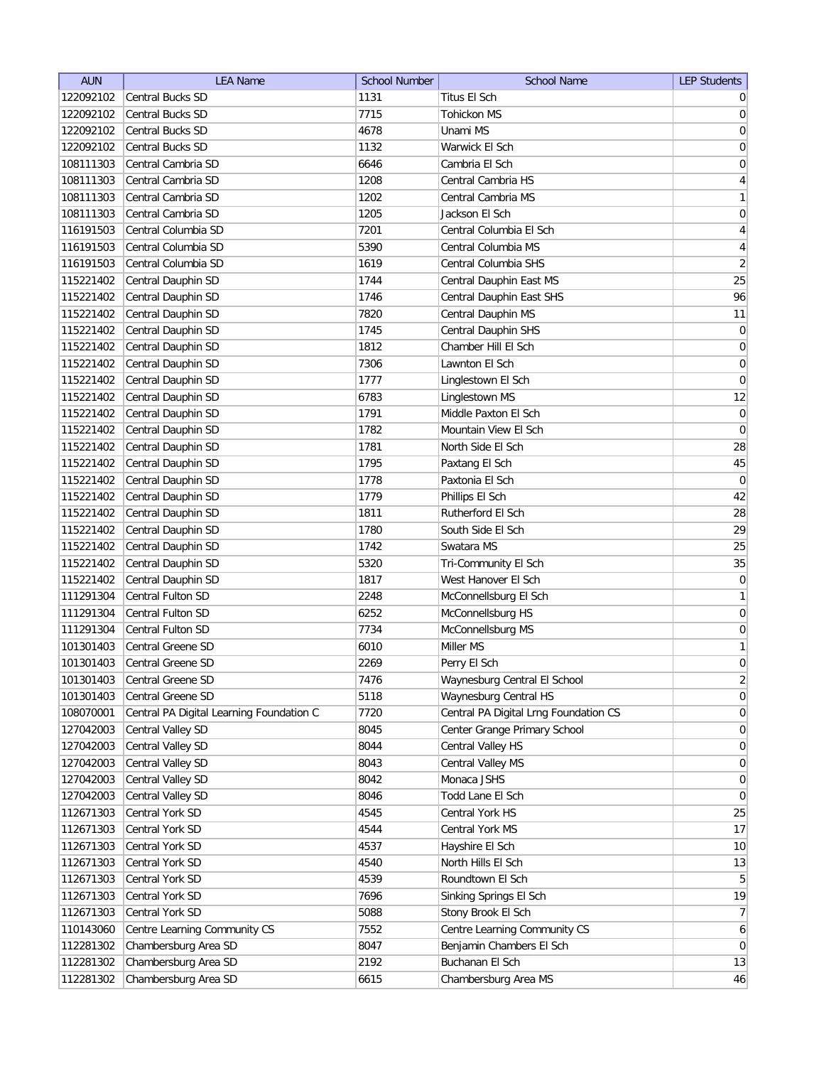| AUN | LEA Name | School Number | School Name | LEP Students |
|---|---|---|---|---|
| 122092102 | Central Bucks SD | 1131 | Titus El Sch | 0 |
| 122092102 | Central Bucks SD | 7715 | Tohickon MS | 0 |
| 122092102 | Central Bucks SD | 4678 | Unami MS | 0 |
| 122092102 | Central Bucks SD | 1132 | Warwick El Sch | 0 |
| 108111303 | Central Cambria SD | 6646 | Cambria El Sch | 0 |
| 108111303 | Central Cambria SD | 1208 | Central Cambria HS | 4 |
| 108111303 | Central Cambria SD | 1202 | Central Cambria MS | 1 |
| 108111303 | Central Cambria SD | 1205 | Jackson El Sch | 0 |
| 116191503 | Central Columbia SD | 7201 | Central Columbia El Sch | 4 |
| 116191503 | Central Columbia SD | 5390 | Central Columbia MS | 4 |
| 116191503 | Central Columbia SD | 1619 | Central Columbia SHS | 2 |
| 115221402 | Central Dauphin SD | 1744 | Central Dauphin East MS | 25 |
| 115221402 | Central Dauphin SD | 1746 | Central Dauphin East SHS | 96 |
| 115221402 | Central Dauphin SD | 7820 | Central Dauphin MS | 11 |
| 115221402 | Central Dauphin SD | 1745 | Central Dauphin SHS | 0 |
| 115221402 | Central Dauphin SD | 1812 | Chamber Hill El Sch | 0 |
| 115221402 | Central Dauphin SD | 7306 | Lawnton El Sch | 0 |
| 115221402 | Central Dauphin SD | 1777 | Linglestown El Sch | 0 |
| 115221402 | Central Dauphin SD | 6783 | Linglestown MS | 12 |
| 115221402 | Central Dauphin SD | 1791 | Middle Paxton El Sch | 0 |
| 115221402 | Central Dauphin SD | 1782 | Mountain View El Sch | 0 |
| 115221402 | Central Dauphin SD | 1781 | North Side El Sch | 28 |
| 115221402 | Central Dauphin SD | 1795 | Paxtang El Sch | 45 |
| 115221402 | Central Dauphin SD | 1778 | Paxtonia El Sch | 0 |
| 115221402 | Central Dauphin SD | 1779 | Phillips El Sch | 42 |
| 115221402 | Central Dauphin SD | 1811 | Rutherford El Sch | 28 |
| 115221402 | Central Dauphin SD | 1780 | South Side El Sch | 29 |
| 115221402 | Central Dauphin SD | 1742 | Swatara MS | 25 |
| 115221402 | Central Dauphin SD | 5320 | Tri-Community El Sch | 35 |
| 115221402 | Central Dauphin SD | 1817 | West Hanover El Sch | 0 |
| 111291304 | Central Fulton SD | 2248 | McConnellsburg El Sch | 1 |
| 111291304 | Central Fulton SD | 6252 | McConnellsburg HS | 0 |
| 111291304 | Central Fulton SD | 7734 | McConnellsburg MS | 0 |
| 101301403 | Central Greene SD | 6010 | Miller MS | 1 |
| 101301403 | Central Greene SD | 2269 | Perry El Sch | 0 |
| 101301403 | Central Greene SD | 7476 | Waynesburg Central El School | 2 |
| 101301403 | Central Greene SD | 5118 | Waynesburg Central HS | 0 |
| 108070001 | Central PA Digital Learning Foundation C | 7720 | Central PA Digital Lrng Foundation CS | 0 |
| 127042003 | Central Valley SD | 8045 | Center Grange Primary School | 0 |
| 127042003 | Central Valley SD | 8044 | Central Valley HS | 0 |
| 127042003 | Central Valley SD | 8043 | Central Valley MS | 0 |
| 127042003 | Central Valley SD | 8042 | Monaca JSHS | 0 |
| 127042003 | Central Valley SD | 8046 | Todd Lane El Sch | 0 |
| 112671303 | Central York SD | 4545 | Central York HS | 25 |
| 112671303 | Central York SD | 4544 | Central York MS | 17 |
| 112671303 | Central York SD | 4537 | Hayshire El Sch | 10 |
| 112671303 | Central York SD | 4540 | North Hills El Sch | 13 |
| 112671303 | Central York SD | 4539 | Roundtown El Sch | 5 |
| 112671303 | Central York SD | 7696 | Sinking Springs El Sch | 19 |
| 112671303 | Central York SD | 5088 | Stony Brook El Sch | 7 |
| 110143060 | Centre Learning Community CS | 7552 | Centre Learning Community CS | 6 |
| 112281302 | Chambersburg Area SD | 8047 | Benjamin Chambers El Sch | 0 |
| 112281302 | Chambersburg Area SD | 2192 | Buchanan El Sch | 13 |
| 112281302 | Chambersburg Area SD | 6615 | Chambersburg Area MS | 46 |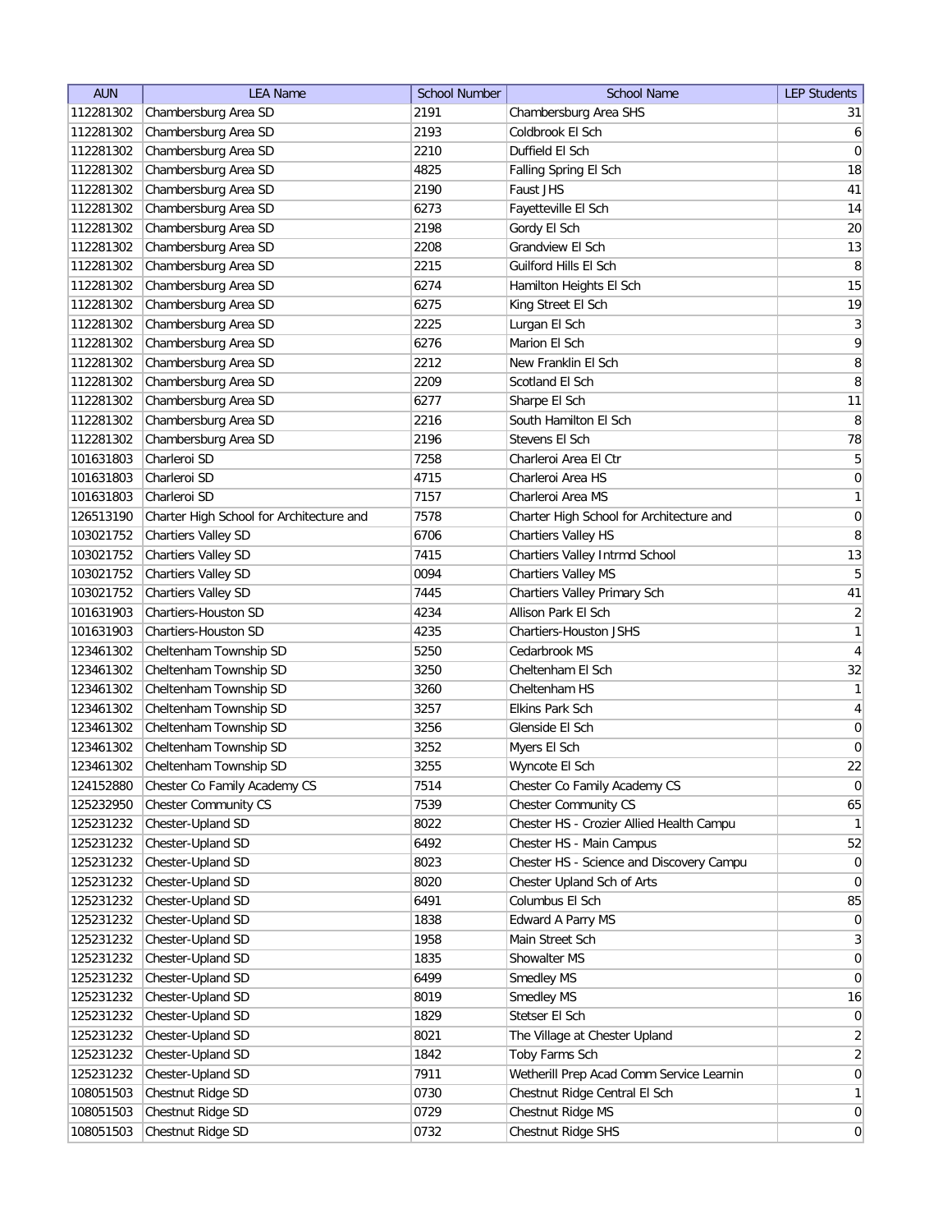| AUN | LEA Name | School Number | School Name | LEP Students |
|---|---|---|---|---|
| 112281302 | Chambersburg Area SD | 2191 | Chambersburg Area SHS | 31 |
| 112281302 | Chambersburg Area SD | 2193 | Coldbrook El Sch | 6 |
| 112281302 | Chambersburg Area SD | 2210 | Duffield El Sch | 0 |
| 112281302 | Chambersburg Area SD | 4825 | Falling Spring El Sch | 18 |
| 112281302 | Chambersburg Area SD | 2190 | Faust JHS | 41 |
| 112281302 | Chambersburg Area SD | 6273 | Fayetteville El Sch | 14 |
| 112281302 | Chambersburg Area SD | 2198 | Gordy El Sch | 20 |
| 112281302 | Chambersburg Area SD | 2208 | Grandview El Sch | 13 |
| 112281302 | Chambersburg Area SD | 2215 | Guilford Hills El Sch | 8 |
| 112281302 | Chambersburg Area SD | 6274 | Hamilton Heights El Sch | 15 |
| 112281302 | Chambersburg Area SD | 6275 | King Street El Sch | 19 |
| 112281302 | Chambersburg Area SD | 2225 | Lurgan El Sch | 3 |
| 112281302 | Chambersburg Area SD | 6276 | Marion El Sch | 9 |
| 112281302 | Chambersburg Area SD | 2212 | New Franklin El Sch | 8 |
| 112281302 | Chambersburg Area SD | 2209 | Scotland El Sch | 8 |
| 112281302 | Chambersburg Area SD | 6277 | Sharpe El Sch | 11 |
| 112281302 | Chambersburg Area SD | 2216 | South Hamilton El Sch | 8 |
| 112281302 | Chambersburg Area SD | 2196 | Stevens El Sch | 78 |
| 101631803 | Charleroi SD | 7258 | Charleroi Area El Ctr | 5 |
| 101631803 | Charleroi SD | 4715 | Charleroi Area HS | 0 |
| 101631803 | Charleroi SD | 7157 | Charleroi Area MS | 1 |
| 126513190 | Charter High School for Architecture and | 7578 | Charter High School for Architecture and | 0 |
| 103021752 | Chartiers Valley SD | 6706 | Chartiers Valley HS | 8 |
| 103021752 | Chartiers Valley SD | 7415 | Chartiers Valley Intrmd School | 13 |
| 103021752 | Chartiers Valley SD | 0094 | Chartiers Valley MS | 5 |
| 103021752 | Chartiers Valley SD | 7445 | Chartiers Valley Primary Sch | 41 |
| 101631903 | Chartiers-Houston SD | 4234 | Allison Park El Sch | 2 |
| 101631903 | Chartiers-Houston SD | 4235 | Chartiers-Houston JSHS | 1 |
| 123461302 | Cheltenham Township SD | 5250 | Cedarbrook MS | 4 |
| 123461302 | Cheltenham Township SD | 3250 | Cheltenham El Sch | 32 |
| 123461302 | Cheltenham Township SD | 3260 | Cheltenham HS | 1 |
| 123461302 | Cheltenham Township SD | 3257 | Elkins Park Sch | 4 |
| 123461302 | Cheltenham Township SD | 3256 | Glenside El Sch | 0 |
| 123461302 | Cheltenham Township SD | 3252 | Myers El Sch | 0 |
| 123461302 | Cheltenham Township SD | 3255 | Wyncote El Sch | 22 |
| 124152880 | Chester Co Family Academy CS | 7514 | Chester Co Family Academy CS | 0 |
| 125232950 | Chester Community CS | 7539 | Chester Community CS | 65 |
| 125231232 | Chester-Upland SD | 8022 | Chester HS - Crozier Allied Health Campu | 1 |
| 125231232 | Chester-Upland SD | 6492 | Chester HS - Main Campus | 52 |
| 125231232 | Chester-Upland SD | 8023 | Chester HS - Science and Discovery Campu | 0 |
| 125231232 | Chester-Upland SD | 8020 | Chester Upland Sch of Arts | 0 |
| 125231232 | Chester-Upland SD | 6491 | Columbus El Sch | 85 |
| 125231232 | Chester-Upland SD | 1838 | Edward A Parry MS | 0 |
| 125231232 | Chester-Upland SD | 1958 | Main Street Sch | 3 |
| 125231232 | Chester-Upland SD | 1835 | Showalter MS | 0 |
| 125231232 | Chester-Upland SD | 6499 | Smedley MS | 0 |
| 125231232 | Chester-Upland SD | 8019 | Smedley MS | 16 |
| 125231232 | Chester-Upland SD | 1829 | Stetser El Sch | 0 |
| 125231232 | Chester-Upland SD | 8021 | The Village at Chester Upland | 2 |
| 125231232 | Chester-Upland SD | 1842 | Toby Farms Sch | 2 |
| 125231232 | Chester-Upland SD | 7911 | Wetherill Prep Acad Comm Service Learnin | 0 |
| 108051503 | Chestnut Ridge SD | 0730 | Chestnut Ridge Central El Sch | 1 |
| 108051503 | Chestnut Ridge SD | 0729 | Chestnut Ridge MS | 0 |
| 108051503 | Chestnut Ridge SD | 0732 | Chestnut Ridge SHS | 0 |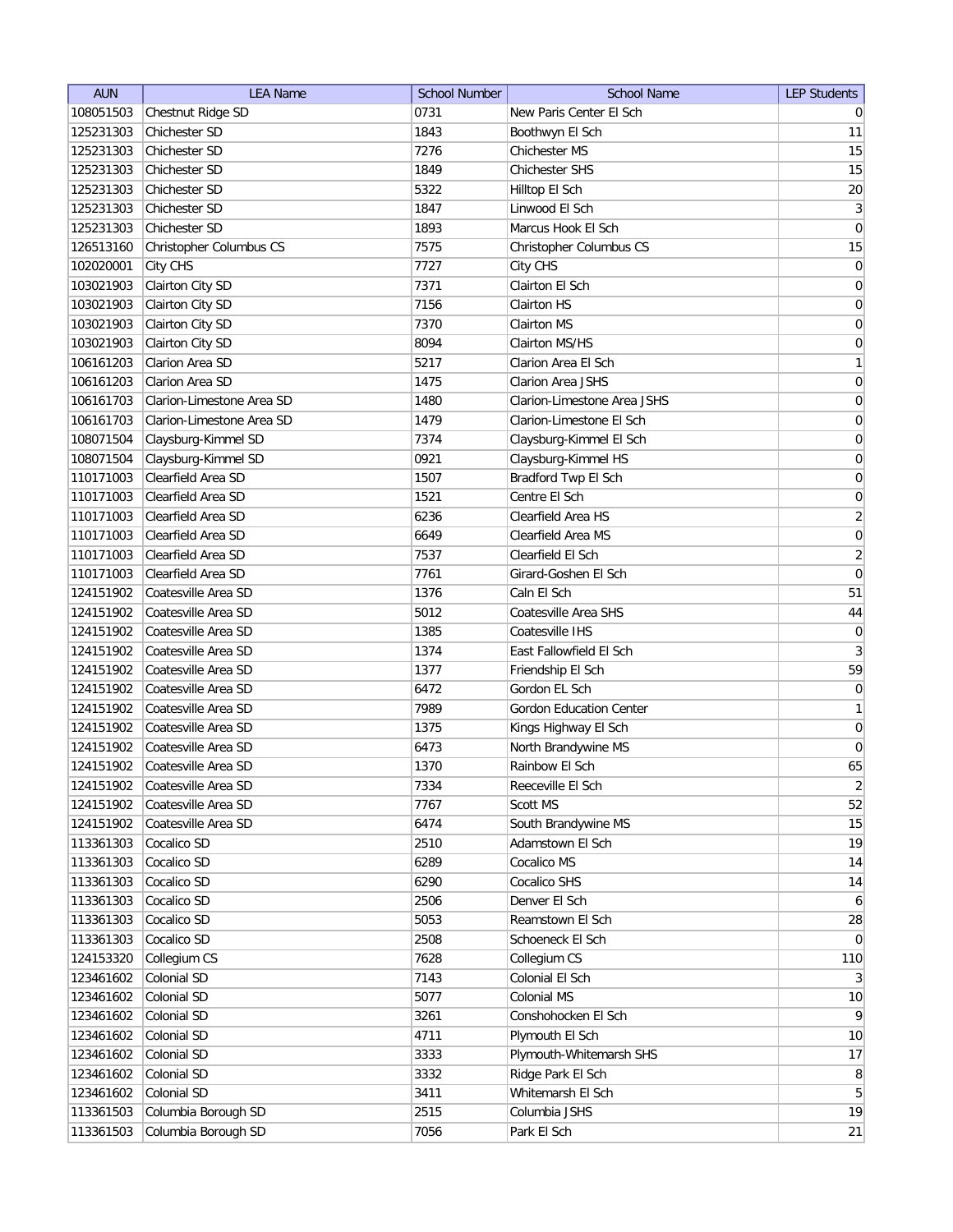| AUN | LEA Name | School Number | School Name | LEP Students |
|---|---|---|---|---|
| 108051503 | Chestnut Ridge SD | 0731 | New Paris Center El Sch | 0 |
| 125231303 | Chichester SD | 1843 | Boothwyn El Sch | 11 |
| 125231303 | Chichester SD | 7276 | Chichester MS | 15 |
| 125231303 | Chichester SD | 1849 | Chichester SHS | 15 |
| 125231303 | Chichester SD | 5322 | Hilltop El Sch | 20 |
| 125231303 | Chichester SD | 1847 | Linwood El Sch | 3 |
| 125231303 | Chichester SD | 1893 | Marcus Hook El Sch | 0 |
| 126513160 | Christopher Columbus CS | 7575 | Christopher Columbus CS | 15 |
| 102020001 | City CHS | 7727 | City CHS | 0 |
| 103021903 | Clairton City SD | 7371 | Clairton El Sch | 0 |
| 103021903 | Clairton City SD | 7156 | Clairton HS | 0 |
| 103021903 | Clairton City SD | 7370 | Clairton MS | 0 |
| 103021903 | Clairton City SD | 8094 | Clairton MS/HS | 0 |
| 106161203 | Clarion Area SD | 5217 | Clarion Area El Sch | 1 |
| 106161203 | Clarion Area SD | 1475 | Clarion Area JSHS | 0 |
| 106161703 | Clarion-Limestone Area SD | 1480 | Clarion-Limestone Area JSHS | 0 |
| 106161703 | Clarion-Limestone Area SD | 1479 | Clarion-Limestone El Sch | 0 |
| 108071504 | Claysburg-Kimmel SD | 7374 | Claysburg-Kimmel El Sch | 0 |
| 108071504 | Claysburg-Kimmel SD | 0921 | Claysburg-Kimmel HS | 0 |
| 110171003 | Clearfield Area SD | 1507 | Bradford Twp El Sch | 0 |
| 110171003 | Clearfield Area SD | 1521 | Centre El Sch | 0 |
| 110171003 | Clearfield Area SD | 6236 | Clearfield Area HS | 2 |
| 110171003 | Clearfield Area SD | 6649 | Clearfield Area MS | 0 |
| 110171003 | Clearfield Area SD | 7537 | Clearfield El Sch | 2 |
| 110171003 | Clearfield Area SD | 7761 | Girard-Goshen El Sch | 0 |
| 124151902 | Coatesville Area SD | 1376 | Caln El Sch | 51 |
| 124151902 | Coatesville Area SD | 5012 | Coatesville Area SHS | 44 |
| 124151902 | Coatesville Area SD | 1385 | Coatesville IHS | 0 |
| 124151902 | Coatesville Area SD | 1374 | East Fallowfield El Sch | 3 |
| 124151902 | Coatesville Area SD | 1377 | Friendship El Sch | 59 |
| 124151902 | Coatesville Area SD | 6472 | Gordon EL Sch | 0 |
| 124151902 | Coatesville Area SD | 7989 | Gordon Education Center | 1 |
| 124151902 | Coatesville Area SD | 1375 | Kings Highway El Sch | 0 |
| 124151902 | Coatesville Area SD | 6473 | North Brandywine MS | 0 |
| 124151902 | Coatesville Area SD | 1370 | Rainbow El Sch | 65 |
| 124151902 | Coatesville Area SD | 7334 | Reeceville El Sch | 2 |
| 124151902 | Coatesville Area SD | 7767 | Scott MS | 52 |
| 124151902 | Coatesville Area SD | 6474 | South Brandywine MS | 15 |
| 113361303 | Cocalico SD | 2510 | Adamstown El Sch | 19 |
| 113361303 | Cocalico SD | 6289 | Cocalico MS | 14 |
| 113361303 | Cocalico SD | 6290 | Cocalico SHS | 14 |
| 113361303 | Cocalico SD | 2506 | Denver El Sch | 6 |
| 113361303 | Cocalico SD | 5053 | Reamstown El Sch | 28 |
| 113361303 | Cocalico SD | 2508 | Schoeneck El Sch | 0 |
| 124153320 | Collegium CS | 7628 | Collegium CS | 110 |
| 123461602 | Colonial SD | 7143 | Colonial El Sch | 3 |
| 123461602 | Colonial SD | 5077 | Colonial MS | 10 |
| 123461602 | Colonial SD | 3261 | Conshohocken El Sch | 9 |
| 123461602 | Colonial SD | 4711 | Plymouth El Sch | 10 |
| 123461602 | Colonial SD | 3333 | Plymouth-Whitemarsh SHS | 17 |
| 123461602 | Colonial SD | 3332 | Ridge Park El Sch | 8 |
| 123461602 | Colonial SD | 3411 | Whitemarsh El Sch | 5 |
| 113361503 | Columbia Borough SD | 2515 | Columbia JSHS | 19 |
| 113361503 | Columbia Borough SD | 7056 | Park El Sch | 21 |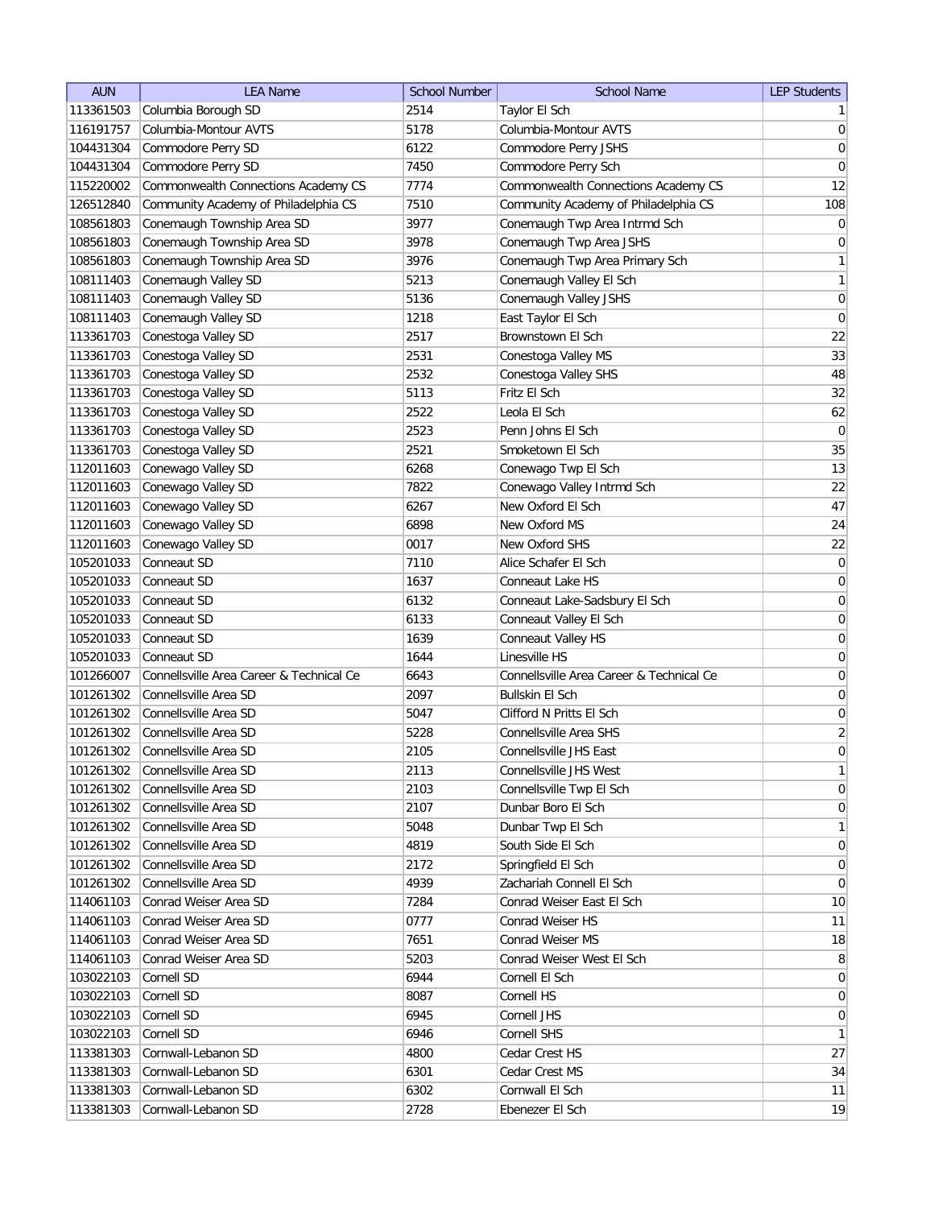| AUN | LEA Name | School Number | School Name | LEP Students |
|---|---|---|---|---|
| 113361503 | Columbia Borough SD | 2514 | Taylor El Sch | 1 |
| 116191757 | Columbia-Montour AVTS | 5178 | Columbia-Montour AVTS | 0 |
| 104431304 | Commodore Perry SD | 6122 | Commodore Perry JSHS | 0 |
| 104431304 | Commodore Perry SD | 7450 | Commodore Perry Sch | 0 |
| 115220002 | Commonwealth Connections Academy CS | 7774 | Commonwealth Connections Academy CS | 12 |
| 126512840 | Community Academy of Philadelphia CS | 7510 | Community Academy of Philadelphia CS | 108 |
| 108561803 | Conemaugh Township Area SD | 3977 | Conemaugh Twp Area Intrmd Sch | 0 |
| 108561803 | Conemaugh Township Area SD | 3978 | Conemaugh Twp Area JSHS | 0 |
| 108561803 | Conemaugh Township Area SD | 3976 | Conemaugh Twp Area Primary Sch | 1 |
| 108111403 | Conemaugh Valley SD | 5213 | Conemaugh Valley El Sch | 1 |
| 108111403 | Conemaugh Valley SD | 5136 | Conemaugh Valley JSHS | 0 |
| 108111403 | Conemaugh Valley SD | 1218 | East Taylor El Sch | 0 |
| 113361703 | Conestoga Valley SD | 2517 | Brownstown El Sch | 22 |
| 113361703 | Conestoga Valley SD | 2531 | Conestoga Valley MS | 33 |
| 113361703 | Conestoga Valley SD | 2532 | Conestoga Valley SHS | 48 |
| 113361703 | Conestoga Valley SD | 5113 | Fritz El Sch | 32 |
| 113361703 | Conestoga Valley SD | 2522 | Leola El Sch | 62 |
| 113361703 | Conestoga Valley SD | 2523 | Penn Johns El Sch | 0 |
| 113361703 | Conestoga Valley SD | 2521 | Smoketown El Sch | 35 |
| 112011603 | Conewago Valley SD | 6268 | Conewago Twp El Sch | 13 |
| 112011603 | Conewago Valley SD | 7822 | Conewago Valley Intrmd Sch | 22 |
| 112011603 | Conewago Valley SD | 6267 | New Oxford El Sch | 47 |
| 112011603 | Conewago Valley SD | 6898 | New Oxford MS | 24 |
| 112011603 | Conewago Valley SD | 0017 | New Oxford SHS | 22 |
| 105201033 | Conneaut SD | 7110 | Alice Schafer El Sch | 0 |
| 105201033 | Conneaut SD | 1637 | Conneaut Lake HS | 0 |
| 105201033 | Conneaut SD | 6132 | Conneaut Lake-Sadsbury El Sch | 0 |
| 105201033 | Conneaut SD | 6133 | Conneaut Valley El Sch | 0 |
| 105201033 | Conneaut SD | 1639 | Conneaut Valley HS | 0 |
| 105201033 | Conneaut SD | 1644 | Linesville HS | 0 |
| 101266007 | Connellsville Area Career & Technical Ce | 6643 | Connellsville Area Career & Technical Ce | 0 |
| 101261302 | Connellsville Area SD | 2097 | Bullskin El Sch | 0 |
| 101261302 | Connellsville Area SD | 5047 | Clifford N Pritts El Sch | 0 |
| 101261302 | Connellsville Area SD | 5228 | Connellsville Area SHS | 2 |
| 101261302 | Connellsville Area SD | 2105 | Connellsville JHS East | 0 |
| 101261302 | Connellsville Area SD | 2113 | Connellsville JHS West | 1 |
| 101261302 | Connellsville Area SD | 2103 | Connellsville Twp El Sch | 0 |
| 101261302 | Connellsville Area SD | 2107 | Dunbar Boro El Sch | 0 |
| 101261302 | Connellsville Area SD | 5048 | Dunbar Twp El Sch | 1 |
| 101261302 | Connellsville Area SD | 4819 | South Side El Sch | 0 |
| 101261302 | Connellsville Area SD | 2172 | Springfield El Sch | 0 |
| 101261302 | Connellsville Area SD | 4939 | Zachariah Connell El Sch | 0 |
| 114061103 | Conrad Weiser Area SD | 7284 | Conrad Weiser East El Sch | 10 |
| 114061103 | Conrad Weiser Area SD | 0777 | Conrad Weiser HS | 11 |
| 114061103 | Conrad Weiser Area SD | 7651 | Conrad Weiser MS | 18 |
| 114061103 | Conrad Weiser Area SD | 5203 | Conrad Weiser West El Sch | 8 |
| 103022103 | Cornell SD | 6944 | Cornell El Sch | 0 |
| 103022103 | Cornell SD | 8087 | Cornell HS | 0 |
| 103022103 | Cornell SD | 6945 | Cornell JHS | 0 |
| 103022103 | Cornell SD | 6946 | Cornell SHS | 1 |
| 113381303 | Cornwall-Lebanon SD | 4800 | Cedar Crest HS | 27 |
| 113381303 | Cornwall-Lebanon SD | 6301 | Cedar Crest MS | 34 |
| 113381303 | Cornwall-Lebanon SD | 6302 | Cornwall El Sch | 11 |
| 113381303 | Cornwall-Lebanon SD | 2728 | Ebenezer El Sch | 19 |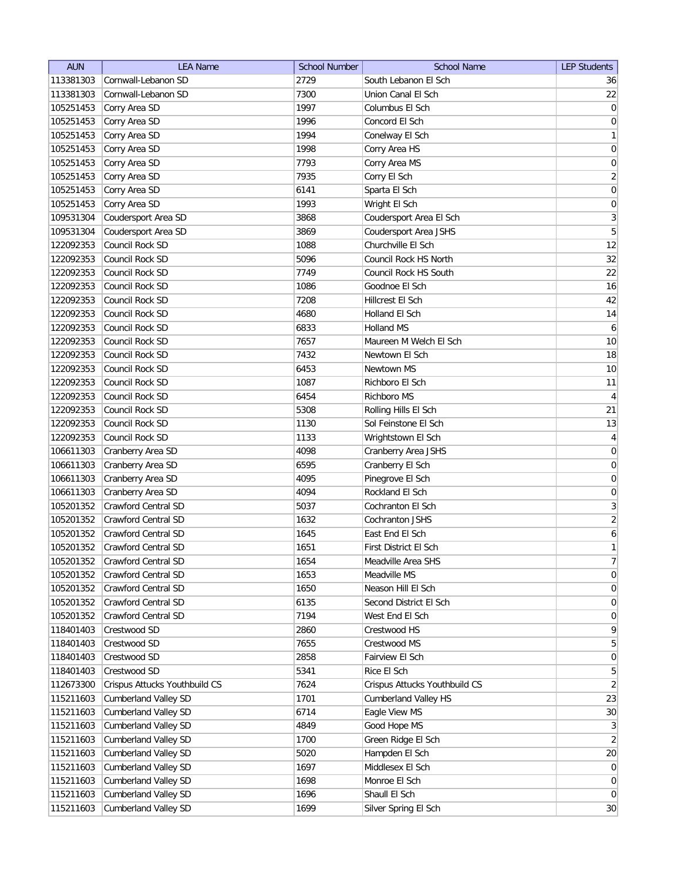| AUN | LEA Name | School Number | School Name | LEP Students |
|---|---|---|---|---|
| 113381303 | Cornwall-Lebanon SD | 2729 | South Lebanon El Sch | 36 |
| 113381303 | Cornwall-Lebanon SD | 7300 | Union Canal El Sch | 22 |
| 105251453 | Corry Area SD | 1997 | Columbus El Sch | 0 |
| 105251453 | Corry Area SD | 1996 | Concord El Sch | 0 |
| 105251453 | Corry Area SD | 1994 | Conelway El Sch | 1 |
| 105251453 | Corry Area SD | 1998 | Corry Area HS | 0 |
| 105251453 | Corry Area SD | 7793 | Corry Area MS | 0 |
| 105251453 | Corry Area SD | 7935 | Corry El Sch | 2 |
| 105251453 | Corry Area SD | 6141 | Sparta El Sch | 0 |
| 105251453 | Corry Area SD | 1993 | Wright El Sch | 0 |
| 109531304 | Coudersport Area SD | 3868 | Coudersport Area El Sch | 3 |
| 109531304 | Coudersport Area SD | 3869 | Coudersport Area JSHS | 5 |
| 122092353 | Council Rock SD | 1088 | Churchville El Sch | 12 |
| 122092353 | Council Rock SD | 5096 | Council Rock HS North | 32 |
| 122092353 | Council Rock SD | 7749 | Council Rock HS South | 22 |
| 122092353 | Council Rock SD | 1086 | Goodnoe El Sch | 16 |
| 122092353 | Council Rock SD | 7208 | Hillcrest El Sch | 42 |
| 122092353 | Council Rock SD | 4680 | Holland El Sch | 14 |
| 122092353 | Council Rock SD | 6833 | Holland MS | 6 |
| 122092353 | Council Rock SD | 7657 | Maureen M Welch El Sch | 10 |
| 122092353 | Council Rock SD | 7432 | Newtown El Sch | 18 |
| 122092353 | Council Rock SD | 6453 | Newtown MS | 10 |
| 122092353 | Council Rock SD | 1087 | Richboro El Sch | 11 |
| 122092353 | Council Rock SD | 6454 | Richboro MS | 4 |
| 122092353 | Council Rock SD | 5308 | Rolling Hills El Sch | 21 |
| 122092353 | Council Rock SD | 1130 | Sol Feinstone El Sch | 13 |
| 122092353 | Council Rock SD | 1133 | Wrightstown El Sch | 4 |
| 106611303 | Cranberry Area SD | 4098 | Cranberry Area JSHS | 0 |
| 106611303 | Cranberry Area SD | 6595 | Cranberry El Sch | 0 |
| 106611303 | Cranberry Area SD | 4095 | Pinegrove El Sch | 0 |
| 106611303 | Cranberry Area SD | 4094 | Rockland El Sch | 0 |
| 105201352 | Crawford Central SD | 5037 | Cochranton El Sch | 3 |
| 105201352 | Crawford Central SD | 1632 | Cochranton JSHS | 2 |
| 105201352 | Crawford Central SD | 1645 | East End El Sch | 6 |
| 105201352 | Crawford Central SD | 1651 | First District El Sch | 1 |
| 105201352 | Crawford Central SD | 1654 | Meadville Area SHS | 7 |
| 105201352 | Crawford Central SD | 1653 | Meadville MS | 0 |
| 105201352 | Crawford Central SD | 1650 | Neason Hill El Sch | 0 |
| 105201352 | Crawford Central SD | 6135 | Second District El Sch | 0 |
| 105201352 | Crawford Central SD | 7194 | West End El Sch | 0 |
| 118401403 | Crestwood SD | 2860 | Crestwood HS | 9 |
| 118401403 | Crestwood SD | 7655 | Crestwood MS | 5 |
| 118401403 | Crestwood SD | 2858 | Fairview El Sch | 0 |
| 118401403 | Crestwood SD | 5341 | Rice El Sch | 5 |
| 112673300 | Crispus Attucks Youthbuild CS | 7624 | Crispus Attucks Youthbuild CS | 2 |
| 115211603 | Cumberland Valley SD | 1701 | Cumberland Valley HS | 23 |
| 115211603 | Cumberland Valley SD | 6714 | Eagle View MS | 30 |
| 115211603 | Cumberland Valley SD | 4849 | Good Hope MS | 3 |
| 115211603 | Cumberland Valley SD | 1700 | Green Ridge El Sch | 2 |
| 115211603 | Cumberland Valley SD | 5020 | Hampden El Sch | 20 |
| 115211603 | Cumberland Valley SD | 1697 | Middlesex El Sch | 0 |
| 115211603 | Cumberland Valley SD | 1698 | Monroe El Sch | 0 |
| 115211603 | Cumberland Valley SD | 1696 | Shaull El Sch | 0 |
| 115211603 | Cumberland Valley SD | 1699 | Silver Spring El Sch | 30 |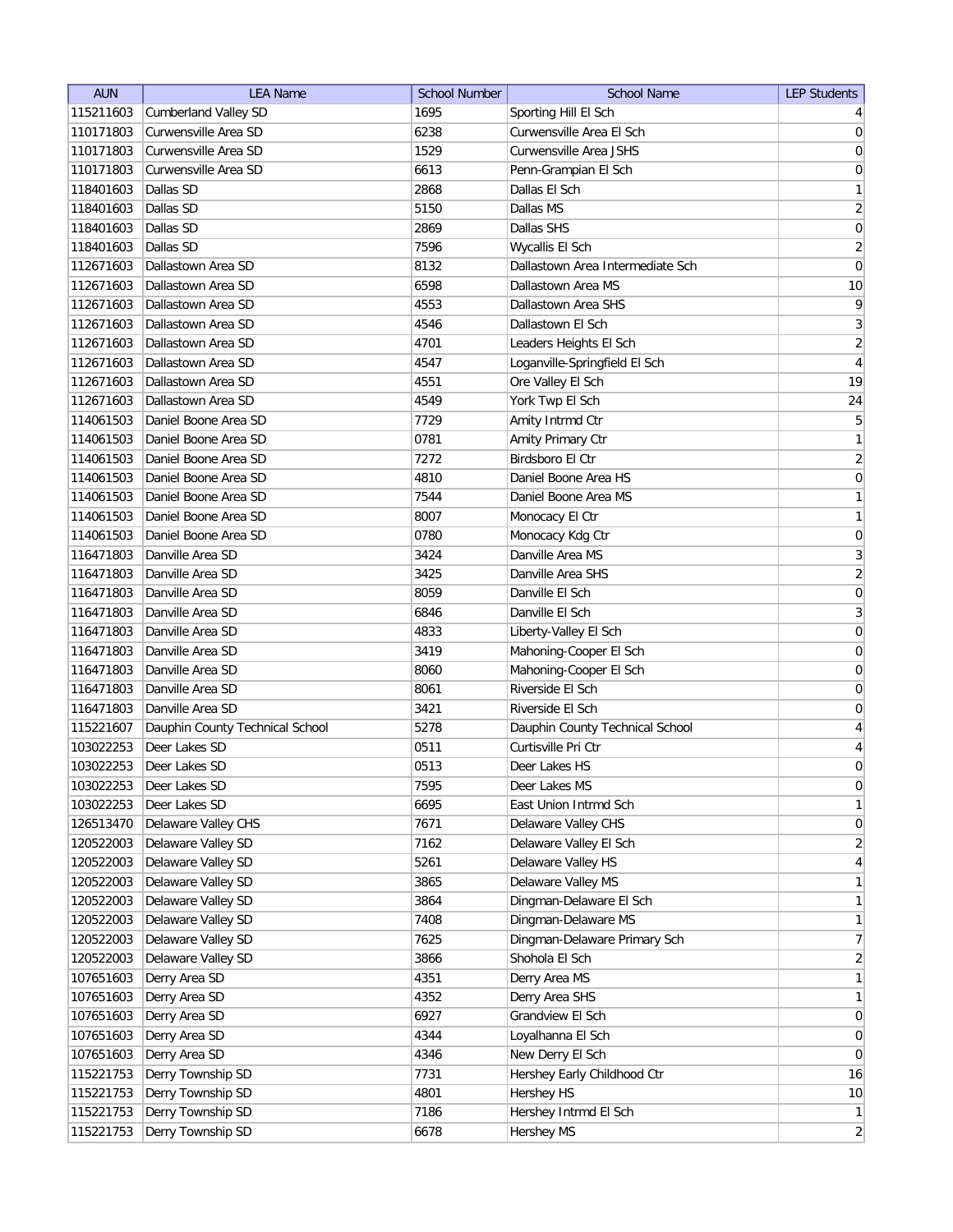| AUN | LEA Name | School Number | School Name | LEP Students |
| --- | --- | --- | --- | --- |
| 115211603 | Cumberland Valley SD | 1695 | Sporting Hill El Sch | 4 |
| 110171803 | Curwensville Area SD | 6238 | Curwensville Area El Sch | 0 |
| 110171803 | Curwensville Area SD | 1529 | Curwensville Area JSHS | 0 |
| 110171803 | Curwensville Area SD | 6613 | Penn-Grampian El Sch | 0 |
| 118401603 | Dallas SD | 2868 | Dallas El Sch | 1 |
| 118401603 | Dallas SD | 5150 | Dallas MS | 2 |
| 118401603 | Dallas SD | 2869 | Dallas SHS | 0 |
| 118401603 | Dallas SD | 7596 | Wycallis El Sch | 2 |
| 112671603 | Dallastown Area SD | 8132 | Dallastown Area Intermediate Sch | 0 |
| 112671603 | Dallastown Area SD | 6598 | Dallastown Area MS | 10 |
| 112671603 | Dallastown Area SD | 4553 | Dallastown Area SHS | 9 |
| 112671603 | Dallastown Area SD | 4546 | Dallastown El Sch | 3 |
| 112671603 | Dallastown Area SD | 4701 | Leaders Heights El Sch | 2 |
| 112671603 | Dallastown Area SD | 4547 | Loganville-Springfield El Sch | 4 |
| 112671603 | Dallastown Area SD | 4551 | Ore Valley El Sch | 19 |
| 112671603 | Dallastown Area SD | 4549 | York Twp El Sch | 24 |
| 114061503 | Daniel Boone Area SD | 7729 | Amity Intrmd Ctr | 5 |
| 114061503 | Daniel Boone Area SD | 0781 | Amity Primary Ctr | 1 |
| 114061503 | Daniel Boone Area SD | 7272 | Birdsboro El Ctr | 2 |
| 114061503 | Daniel Boone Area SD | 4810 | Daniel Boone Area HS | 0 |
| 114061503 | Daniel Boone Area SD | 7544 | Daniel Boone Area MS | 1 |
| 114061503 | Daniel Boone Area SD | 8007 | Monocacy El Ctr | 1 |
| 114061503 | Daniel Boone Area SD | 0780 | Monocacy Kdg Ctr | 0 |
| 116471803 | Danville Area SD | 3424 | Danville Area MS | 3 |
| 116471803 | Danville Area SD | 3425 | Danville Area SHS | 2 |
| 116471803 | Danville Area SD | 8059 | Danville El Sch | 0 |
| 116471803 | Danville Area SD | 6846 | Danville El Sch | 3 |
| 116471803 | Danville Area SD | 4833 | Liberty-Valley El Sch | 0 |
| 116471803 | Danville Area SD | 3419 | Mahoning-Cooper El Sch | 0 |
| 116471803 | Danville Area SD | 8060 | Mahoning-Cooper El Sch | 0 |
| 116471803 | Danville Area SD | 8061 | Riverside El Sch | 0 |
| 116471803 | Danville Area SD | 3421 | Riverside El Sch | 0 |
| 115221607 | Dauphin County Technical School | 5278 | Dauphin County Technical School | 4 |
| 103022253 | Deer Lakes SD | 0511 | Curtisville Pri Ctr | 4 |
| 103022253 | Deer Lakes SD | 0513 | Deer Lakes HS | 0 |
| 103022253 | Deer Lakes SD | 7595 | Deer Lakes MS | 0 |
| 103022253 | Deer Lakes SD | 6695 | East Union Intrmd Sch | 1 |
| 126513470 | Delaware Valley CHS | 7671 | Delaware Valley CHS | 0 |
| 120522003 | Delaware Valley SD | 7162 | Delaware Valley El Sch | 2 |
| 120522003 | Delaware Valley SD | 5261 | Delaware Valley HS | 4 |
| 120522003 | Delaware Valley SD | 3865 | Delaware Valley MS | 1 |
| 120522003 | Delaware Valley SD | 3864 | Dingman-Delaware El Sch | 1 |
| 120522003 | Delaware Valley SD | 7408 | Dingman-Delaware MS | 1 |
| 120522003 | Delaware Valley SD | 7625 | Dingman-Delaware Primary Sch | 7 |
| 120522003 | Delaware Valley SD | 3866 | Shohola El Sch | 2 |
| 107651603 | Derry Area SD | 4351 | Derry Area MS | 1 |
| 107651603 | Derry Area SD | 4352 | Derry Area SHS | 1 |
| 107651603 | Derry Area SD | 6927 | Grandview El Sch | 0 |
| 107651603 | Derry Area SD | 4344 | Loyalhanna El Sch | 0 |
| 107651603 | Derry Area SD | 4346 | New Derry El Sch | 0 |
| 115221753 | Derry Township SD | 7731 | Hershey Early Childhood Ctr | 16 |
| 115221753 | Derry Township SD | 4801 | Hershey HS | 10 |
| 115221753 | Derry Township SD | 7186 | Hershey Intrmd El Sch | 1 |
| 115221753 | Derry Township SD | 6678 | Hershey MS | 2 |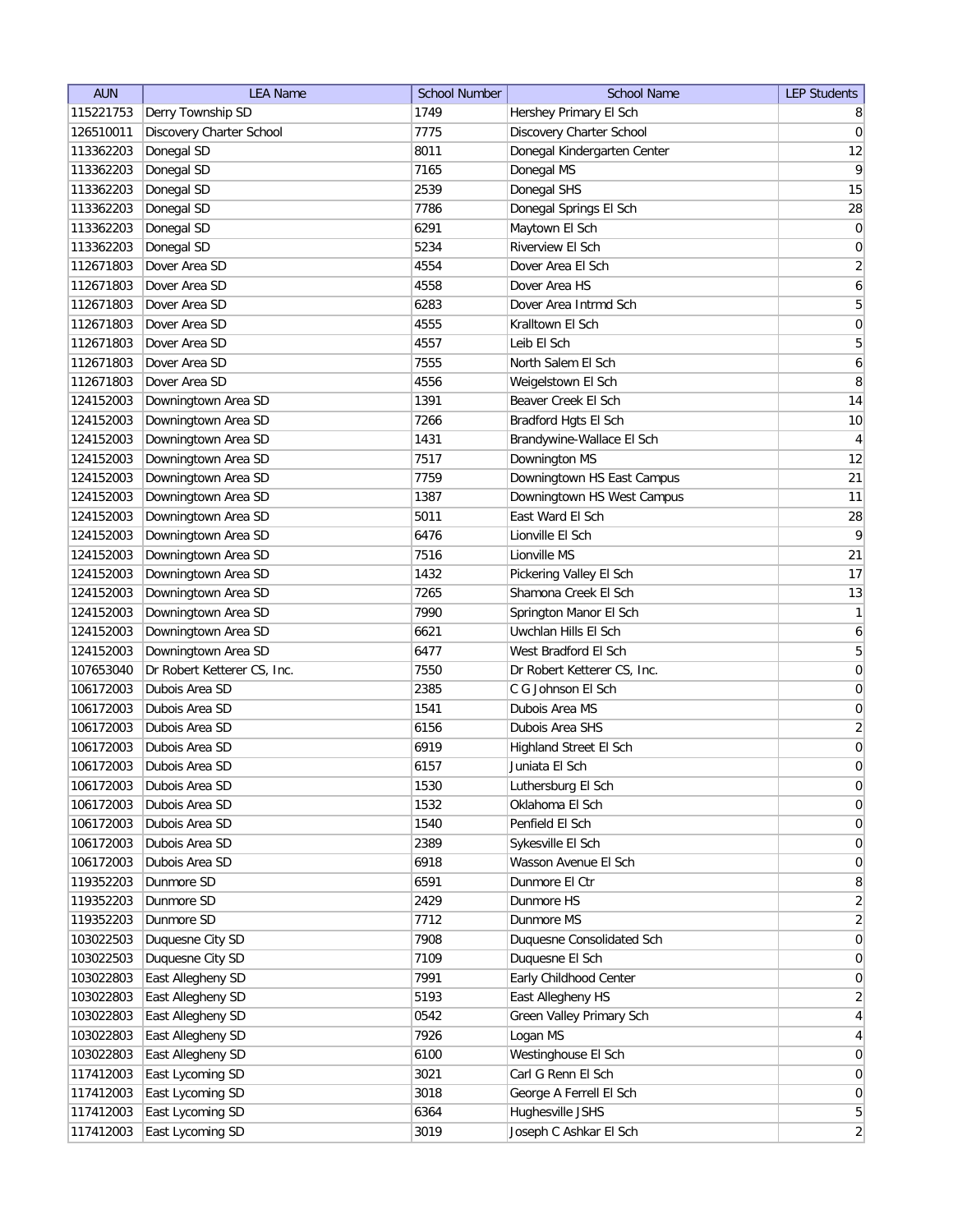| AUN | LEA Name | School Number | School Name | LEP Students |
|---|---|---|---|---|
| 115221753 | Derry Township SD | 1749 | Hershey Primary El Sch | 8 |
| 126510011 | Discovery Charter School | 7775 | Discovery Charter School | 0 |
| 113362203 | Donegal SD | 8011 | Donegal Kindergarten Center | 12 |
| 113362203 | Donegal SD | 7165 | Donegal MS | 9 |
| 113362203 | Donegal SD | 2539 | Donegal SHS | 15 |
| 113362203 | Donegal SD | 7786 | Donegal Springs El Sch | 28 |
| 113362203 | Donegal SD | 6291 | Maytown El Sch | 0 |
| 113362203 | Donegal SD | 5234 | Riverview El Sch | 0 |
| 112671803 | Dover Area SD | 4554 | Dover Area El Sch | 2 |
| 112671803 | Dover Area SD | 4558 | Dover Area HS | 6 |
| 112671803 | Dover Area SD | 6283 | Dover Area Intrmd Sch | 5 |
| 112671803 | Dover Area SD | 4555 | Kralltown El Sch | 0 |
| 112671803 | Dover Area SD | 4557 | Leib El Sch | 5 |
| 112671803 | Dover Area SD | 7555 | North Salem El Sch | 6 |
| 112671803 | Dover Area SD | 4556 | Weigelstown El Sch | 8 |
| 124152003 | Downingtown Area SD | 1391 | Beaver Creek El Sch | 14 |
| 124152003 | Downingtown Area SD | 7266 | Bradford Hgts El Sch | 10 |
| 124152003 | Downingtown Area SD | 1431 | Brandywine-Wallace El Sch | 4 |
| 124152003 | Downingtown Area SD | 7517 | Downington MS | 12 |
| 124152003 | Downingtown Area SD | 7759 | Downingtown HS East Campus | 21 |
| 124152003 | Downingtown Area SD | 1387 | Downingtown HS West Campus | 11 |
| 124152003 | Downingtown Area SD | 5011 | East Ward El Sch | 28 |
| 124152003 | Downingtown Area SD | 6476 | Lionville El Sch | 9 |
| 124152003 | Downingtown Area SD | 7516 | Lionville MS | 21 |
| 124152003 | Downingtown Area SD | 1432 | Pickering Valley El Sch | 17 |
| 124152003 | Downingtown Area SD | 7265 | Shamona Creek El Sch | 13 |
| 124152003 | Downingtown Area SD | 7990 | Springton Manor El Sch | 1 |
| 124152003 | Downingtown Area SD | 6621 | Uwchlan Hills El Sch | 6 |
| 124152003 | Downingtown Area SD | 6477 | West Bradford El Sch | 5 |
| 107653040 | Dr Robert Ketterer CS, Inc. | 7550 | Dr Robert Ketterer CS, Inc. | 0 |
| 106172003 | Dubois Area SD | 2385 | C G Johnson El Sch | 0 |
| 106172003 | Dubois Area SD | 1541 | Dubois Area MS | 0 |
| 106172003 | Dubois Area SD | 6156 | Dubois Area SHS | 2 |
| 106172003 | Dubois Area SD | 6919 | Highland Street El Sch | 0 |
| 106172003 | Dubois Area SD | 6157 | Juniata El Sch | 0 |
| 106172003 | Dubois Area SD | 1530 | Luthersburg El Sch | 0 |
| 106172003 | Dubois Area SD | 1532 | Oklahoma El Sch | 0 |
| 106172003 | Dubois Area SD | 1540 | Penfield El Sch | 0 |
| 106172003 | Dubois Area SD | 2389 | Sykesville El Sch | 0 |
| 106172003 | Dubois Area SD | 6918 | Wasson Avenue El Sch | 0 |
| 119352203 | Dunmore SD | 6591 | Dunmore El Ctr | 8 |
| 119352203 | Dunmore SD | 2429 | Dunmore HS | 2 |
| 119352203 | Dunmore SD | 7712 | Dunmore MS | 2 |
| 103022503 | Duquesne City SD | 7908 | Duquesne Consolidated Sch | 0 |
| 103022503 | Duquesne City SD | 7109 | Duquesne El Sch | 0 |
| 103022803 | East Allegheny SD | 7991 | Early Childhood Center | 0 |
| 103022803 | East Allegheny SD | 5193 | East Allegheny HS | 2 |
| 103022803 | East Allegheny SD | 0542 | Green Valley Primary Sch | 4 |
| 103022803 | East Allegheny SD | 7926 | Logan MS | 4 |
| 103022803 | East Allegheny SD | 6100 | Westinghouse El Sch | 0 |
| 117412003 | East Lycoming SD | 3021 | Carl G Renn El Sch | 0 |
| 117412003 | East Lycoming SD | 3018 | George A Ferrell El Sch | 0 |
| 117412003 | East Lycoming SD | 6364 | Hughesville JSHS | 5 |
| 117412003 | East Lycoming SD | 3019 | Joseph C Ashkar El Sch | 2 |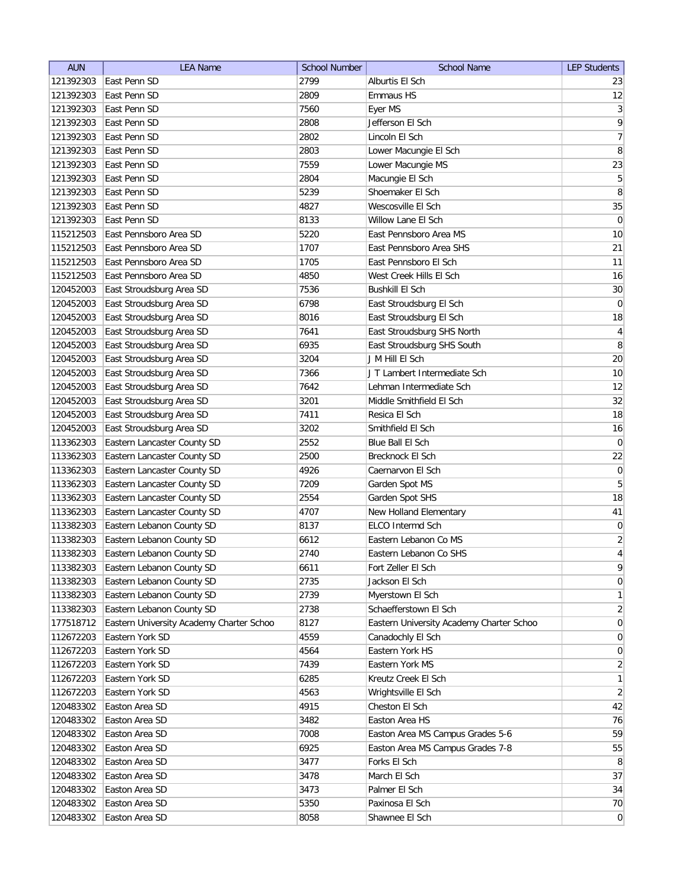| AUN | LEA Name | School Number | School Name | LEP Students |
|---|---|---|---|---|
| 121392303 | East Penn SD | 2799 | Alburtis El Sch | 23 |
| 121392303 | East Penn SD | 2809 | Emmaus HS | 12 |
| 121392303 | East Penn SD | 7560 | Eyer MS | 3 |
| 121392303 | East Penn SD | 2808 | Jefferson El Sch | 9 |
| 121392303 | East Penn SD | 2802 | Lincoln El Sch | 7 |
| 121392303 | East Penn SD | 2803 | Lower Macungie El Sch | 8 |
| 121392303 | East Penn SD | 7559 | Lower Macungie MS | 23 |
| 121392303 | East Penn SD | 2804 | Macungie El Sch | 5 |
| 121392303 | East Penn SD | 5239 | Shoemaker El Sch | 8 |
| 121392303 | East Penn SD | 4827 | Wescosville El Sch | 35 |
| 121392303 | East Penn SD | 8133 | Willow Lane El Sch | 0 |
| 115212503 | East Pennsboro Area SD | 5220 | East Pennsboro Area MS | 10 |
| 115212503 | East Pennsboro Area SD | 1707 | East Pennsboro Area SHS | 21 |
| 115212503 | East Pennsboro Area SD | 1705 | East Pennsboro El Sch | 11 |
| 115212503 | East Pennsboro Area SD | 4850 | West Creek Hills El Sch | 16 |
| 120452003 | East Stroudsburg Area SD | 7536 | Bushkill El Sch | 30 |
| 120452003 | East Stroudsburg Area SD | 6798 | East Stroudsburg El Sch | 0 |
| 120452003 | East Stroudsburg Area SD | 8016 | East Stroudsburg El Sch | 18 |
| 120452003 | East Stroudsburg Area SD | 7641 | East Stroudsburg SHS North | 4 |
| 120452003 | East Stroudsburg Area SD | 6935 | East Stroudsburg SHS South | 8 |
| 120452003 | East Stroudsburg Area SD | 3204 | J M Hill El Sch | 20 |
| 120452003 | East Stroudsburg Area SD | 7366 | J T Lambert Intermediate Sch | 10 |
| 120452003 | East Stroudsburg Area SD | 7642 | Lehman Intermediate Sch | 12 |
| 120452003 | East Stroudsburg Area SD | 3201 | Middle Smithfield El Sch | 32 |
| 120452003 | East Stroudsburg Area SD | 7411 | Resica El Sch | 18 |
| 120452003 | East Stroudsburg Area SD | 3202 | Smithfield El Sch | 16 |
| 113362303 | Eastern Lancaster County SD | 2552 | Blue Ball El Sch | 0 |
| 113362303 | Eastern Lancaster County SD | 2500 | Brecknock El Sch | 22 |
| 113362303 | Eastern Lancaster County SD | 4926 | Caernarvon El Sch | 0 |
| 113362303 | Eastern Lancaster County SD | 7209 | Garden Spot MS | 5 |
| 113362303 | Eastern Lancaster County SD | 2554 | Garden Spot SHS | 18 |
| 113362303 | Eastern Lancaster County SD | 4707 | New Holland Elementary | 41 |
| 113382303 | Eastern Lebanon County SD | 8137 | ELCO Intermd Sch | 0 |
| 113382303 | Eastern Lebanon County SD | 6612 | Eastern Lebanon Co MS | 2 |
| 113382303 | Eastern Lebanon County SD | 2740 | Eastern Lebanon Co SHS | 4 |
| 113382303 | Eastern Lebanon County SD | 6611 | Fort Zeller El Sch | 9 |
| 113382303 | Eastern Lebanon County SD | 2735 | Jackson El Sch | 0 |
| 113382303 | Eastern Lebanon County SD | 2739 | Myerstown El Sch | 1 |
| 113382303 | Eastern Lebanon County SD | 2738 | Schaefferstown El Sch | 2 |
| 177518712 | Eastern University Academy Charter Schoo | 8127 | Eastern University Academy Charter Schoo | 0 |
| 112672203 | Eastern York SD | 4559 | Canadochly El Sch | 0 |
| 112672203 | Eastern York SD | 4564 | Eastern York HS | 0 |
| 112672203 | Eastern York SD | 7439 | Eastern York MS | 2 |
| 112672203 | Eastern York SD | 6285 | Kreutz Creek El Sch | 1 |
| 112672203 | Eastern York SD | 4563 | Wrightsville El Sch | 2 |
| 120483302 | Easton Area SD | 4915 | Cheston El Sch | 42 |
| 120483302 | Easton Area SD | 3482 | Easton Area HS | 76 |
| 120483302 | Easton Area SD | 7008 | Easton Area MS Campus Grades 5-6 | 59 |
| 120483302 | Easton Area SD | 6925 | Easton Area MS Campus Grades 7-8 | 55 |
| 120483302 | Easton Area SD | 3477 | Forks El Sch | 8 |
| 120483302 | Easton Area SD | 3478 | March El Sch | 37 |
| 120483302 | Easton Area SD | 3473 | Palmer El Sch | 34 |
| 120483302 | Easton Area SD | 5350 | Paxinosa El Sch | 70 |
| 120483302 | Easton Area SD | 8058 | Shawnee El Sch | 0 |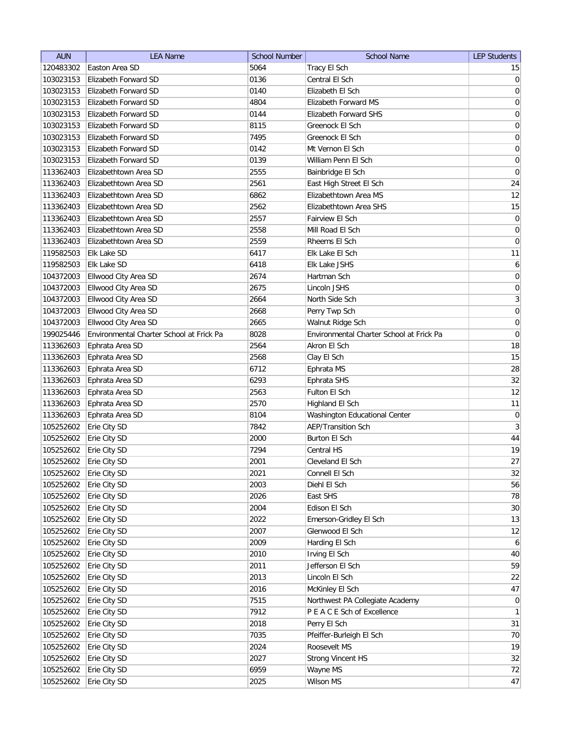| AUN | LEA Name | School Number | School Name | LEP Students |
|---|---|---|---|---|
| 120483302 | Easton Area SD | 5064 | Tracy El Sch | 15 |
| 103023153 | Elizabeth Forward SD | 0136 | Central El Sch | 0 |
| 103023153 | Elizabeth Forward SD | 0140 | Elizabeth El Sch | 0 |
| 103023153 | Elizabeth Forward SD | 4804 | Elizabeth Forward MS | 0 |
| 103023153 | Elizabeth Forward SD | 0144 | Elizabeth Forward SHS | 0 |
| 103023153 | Elizabeth Forward SD | 8115 | Greenock El Sch | 0 |
| 103023153 | Elizabeth Forward SD | 7495 | Greenock El Sch | 0 |
| 103023153 | Elizabeth Forward SD | 0142 | Mt Vernon El Sch | 0 |
| 103023153 | Elizabeth Forward SD | 0139 | William Penn El Sch | 0 |
| 113362403 | Elizabethtown Area SD | 2555 | Bainbridge El Sch | 0 |
| 113362403 | Elizabethtown Area SD | 2561 | East High Street El Sch | 24 |
| 113362403 | Elizabethtown Area SD | 6862 | Elizabethtown Area MS | 12 |
| 113362403 | Elizabethtown Area SD | 2562 | Elizabethtown Area SHS | 15 |
| 113362403 | Elizabethtown Area SD | 2557 | Fairview El Sch | 0 |
| 113362403 | Elizabethtown Area SD | 2558 | Mill Road El Sch | 0 |
| 113362403 | Elizabethtown Area SD | 2559 | Rheems El Sch | 0 |
| 119582503 | Elk Lake SD | 6417 | Elk Lake El Sch | 11 |
| 119582503 | Elk Lake SD | 6418 | Elk Lake JSHS | 6 |
| 104372003 | Ellwood City Area SD | 2674 | Hartman Sch | 0 |
| 104372003 | Ellwood City Area SD | 2675 | Lincoln JSHS | 0 |
| 104372003 | Ellwood City Area SD | 2664 | North Side Sch | 3 |
| 104372003 | Ellwood City Area SD | 2668 | Perry Twp Sch | 0 |
| 104372003 | Ellwood City Area SD | 2665 | Walnut Ridge Sch | 0 |
| 199025446 | Environmental Charter School at Frick Pa | 8028 | Environmental Charter School at Frick Pa | 0 |
| 113362603 | Ephrata Area SD | 2564 | Akron El Sch | 18 |
| 113362603 | Ephrata Area SD | 2568 | Clay El Sch | 15 |
| 113362603 | Ephrata Area SD | 6712 | Ephrata MS | 28 |
| 113362603 | Ephrata Area SD | 6293 | Ephrata SHS | 32 |
| 113362603 | Ephrata Area SD | 2563 | Fulton El Sch | 12 |
| 113362603 | Ephrata Area SD | 2570 | Highland El Sch | 11 |
| 113362603 | Ephrata Area SD | 8104 | Washington Educational Center | 0 |
| 105252602 | Erie City SD | 7842 | AEP/Transition Sch | 3 |
| 105252602 | Erie City SD | 2000 | Burton El Sch | 44 |
| 105252602 | Erie City SD | 7294 | Central HS | 19 |
| 105252602 | Erie City SD | 2001 | Cleveland El Sch | 27 |
| 105252602 | Erie City SD | 2021 | Connell El Sch | 32 |
| 105252602 | Erie City SD | 2003 | Diehl El Sch | 56 |
| 105252602 | Erie City SD | 2026 | East SHS | 78 |
| 105252602 | Erie City SD | 2004 | Edison El Sch | 30 |
| 105252602 | Erie City SD | 2022 | Emerson-Gridley El Sch | 13 |
| 105252602 | Erie City SD | 2007 | Glenwood El Sch | 12 |
| 105252602 | Erie City SD | 2009 | Harding El Sch | 6 |
| 105252602 | Erie City SD | 2010 | Irving El Sch | 40 |
| 105252602 | Erie City SD | 2011 | Jefferson El Sch | 59 |
| 105252602 | Erie City SD | 2013 | Lincoln El Sch | 22 |
| 105252602 | Erie City SD | 2016 | McKinley El Sch | 47 |
| 105252602 | Erie City SD | 7515 | Northwest PA Collegiate Academy | 0 |
| 105252602 | Erie City SD | 7912 | P E A C E Sch of Excellence | 1 |
| 105252602 | Erie City SD | 2018 | Perry El Sch | 31 |
| 105252602 | Erie City SD | 7035 | Pfeiffer-Burleigh El Sch | 70 |
| 105252602 | Erie City SD | 2024 | Roosevelt MS | 19 |
| 105252602 | Erie City SD | 2027 | Strong Vincent HS | 32 |
| 105252602 | Erie City SD | 6959 | Wayne MS | 72 |
| 105252602 | Erie City SD | 2025 | Wilson MS | 47 |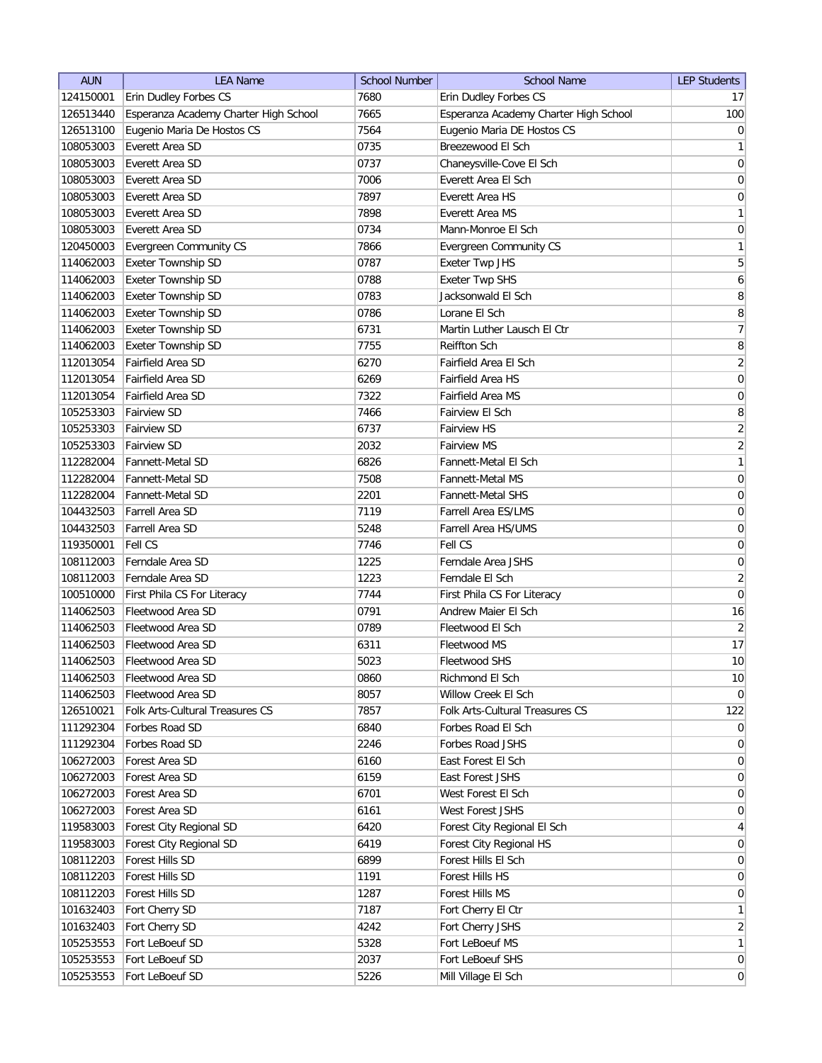| AUN | LEA Name | School Number | School Name | LEP Students |
| --- | --- | --- | --- | --- |
| 124150001 | Erin Dudley Forbes CS | 7680 | Erin Dudley Forbes CS | 17 |
| 126513440 | Esperanza Academy Charter High School | 7665 | Esperanza Academy Charter High School | 100 |
| 126513100 | Eugenio Maria De Hostos CS | 7564 | Eugenio Maria DE Hostos CS | 0 |
| 108053003 | Everett Area SD | 0735 | Breezewood El Sch | 1 |
| 108053003 | Everett Area SD | 0737 | Chaneysville-Cove El Sch | 0 |
| 108053003 | Everett Area SD | 7006 | Everett Area El Sch | 0 |
| 108053003 | Everett Area SD | 7897 | Everett Area HS | 0 |
| 108053003 | Everett Area SD | 7898 | Everett Area MS | 1 |
| 108053003 | Everett Area SD | 0734 | Mann-Monroe El Sch | 0 |
| 120450003 | Evergreen Community CS | 7866 | Evergreen Community CS | 1 |
| 114062003 | Exeter Township SD | 0787 | Exeter Twp JHS | 5 |
| 114062003 | Exeter Township SD | 0788 | Exeter Twp SHS | 6 |
| 114062003 | Exeter Township SD | 0783 | Jacksonwald El Sch | 8 |
| 114062003 | Exeter Township SD | 0786 | Lorane El Sch | 8 |
| 114062003 | Exeter Township SD | 6731 | Martin Luther Lausch El Ctr | 7 |
| 114062003 | Exeter Township SD | 7755 | Reiffton Sch | 8 |
| 112013054 | Fairfield Area SD | 6270 | Fairfield Area El Sch | 2 |
| 112013054 | Fairfield Area SD | 6269 | Fairfield Area HS | 0 |
| 112013054 | Fairfield Area SD | 7322 | Fairfield Area MS | 0 |
| 105253303 | Fairview SD | 7466 | Fairview El Sch | 8 |
| 105253303 | Fairview SD | 6737 | Fairview HS | 2 |
| 105253303 | Fairview SD | 2032 | Fairview MS | 2 |
| 112282004 | Fannett-Metal SD | 6826 | Fannett-Metal El Sch | 1 |
| 112282004 | Fannett-Metal SD | 7508 | Fannett-Metal MS | 0 |
| 112282004 | Fannett-Metal SD | 2201 | Fannett-Metal SHS | 0 |
| 104432503 | Farrell Area SD | 7119 | Farrell Area ES/LMS | 0 |
| 104432503 | Farrell Area SD | 5248 | Farrell Area HS/UMS | 0 |
| 119350001 | Fell CS | 7746 | Fell CS | 0 |
| 108112003 | Ferndale Area SD | 1225 | Ferndale Area JSHS | 0 |
| 108112003 | Ferndale Area SD | 1223 | Ferndale El Sch | 2 |
| 100510000 | First Phila CS For Literacy | 7744 | First Phila CS For Literacy | 0 |
| 114062503 | Fleetwood Area SD | 0791 | Andrew Maier El Sch | 16 |
| 114062503 | Fleetwood Area SD | 0789 | Fleetwood El Sch | 2 |
| 114062503 | Fleetwood Area SD | 6311 | Fleetwood MS | 17 |
| 114062503 | Fleetwood Area SD | 5023 | Fleetwood SHS | 10 |
| 114062503 | Fleetwood Area SD | 0860 | Richmond El Sch | 10 |
| 114062503 | Fleetwood Area SD | 8057 | Willow Creek El Sch | 0 |
| 126510021 | Folk Arts-Cultural Treasures CS | 7857 | Folk Arts-Cultural Treasures CS | 122 |
| 111292304 | Forbes Road SD | 6840 | Forbes Road El Sch | 0 |
| 111292304 | Forbes Road SD | 2246 | Forbes Road JSHS | 0 |
| 106272003 | Forest Area SD | 6160 | East Forest El Sch | 0 |
| 106272003 | Forest Area SD | 6159 | East Forest JSHS | 0 |
| 106272003 | Forest Area SD | 6701 | West Forest El Sch | 0 |
| 106272003 | Forest Area SD | 6161 | West Forest JSHS | 0 |
| 119583003 | Forest City Regional SD | 6420 | Forest City Regional El Sch | 4 |
| 119583003 | Forest City Regional SD | 6419 | Forest City Regional HS | 0 |
| 108112203 | Forest Hills SD | 6899 | Forest Hills El Sch | 0 |
| 108112203 | Forest Hills SD | 1191 | Forest Hills HS | 0 |
| 108112203 | Forest Hills SD | 1287 | Forest Hills MS | 0 |
| 101632403 | Fort Cherry SD | 7187 | Fort Cherry El Ctr | 1 |
| 101632403 | Fort Cherry SD | 4242 | Fort Cherry JSHS | 2 |
| 105253553 | Fort LeBoeuf SD | 5328 | Fort LeBoeuf MS | 1 |
| 105253553 | Fort LeBoeuf SD | 2037 | Fort LeBoeuf SHS | 0 |
| 105253553 | Fort LeBoeuf SD | 5226 | Mill Village El Sch | 0 |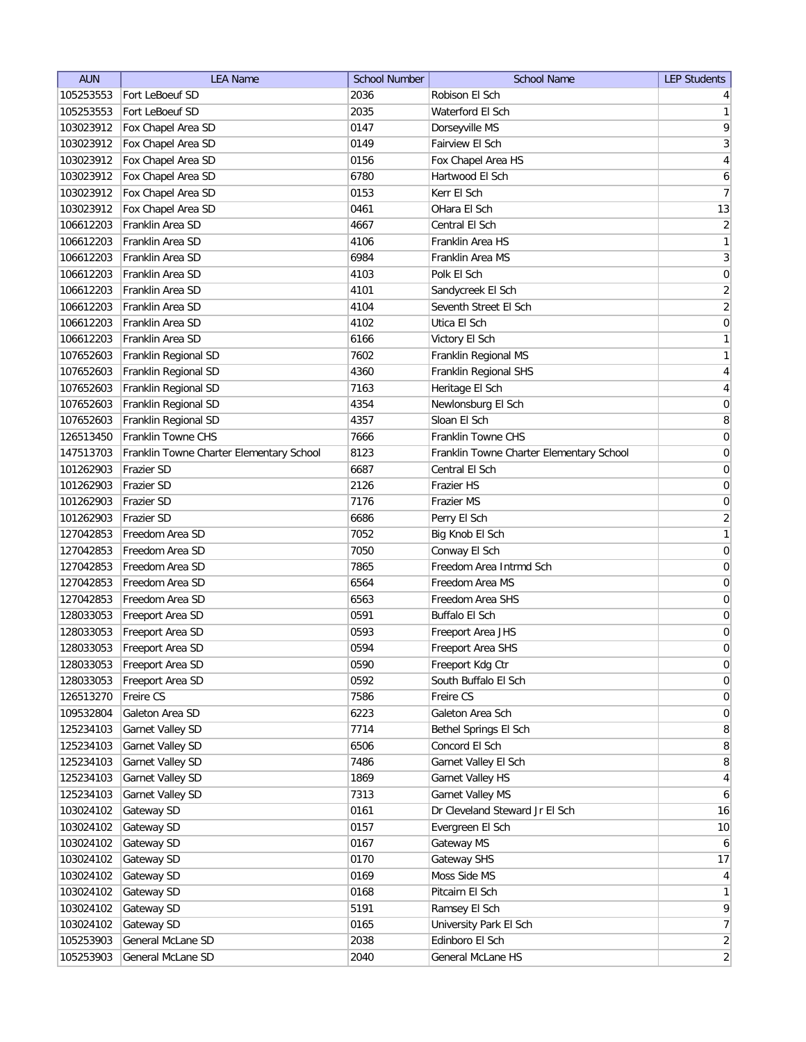| AUN | LEA Name | School Number | School Name | LEP Students |
|---|---|---|---|---|
| 105253553 | Fort LeBoeuf SD | 2036 | Robison El Sch | 4 |
| 105253553 | Fort LeBoeuf SD | 2035 | Waterford El Sch | 1 |
| 103023912 | Fox Chapel Area SD | 0147 | Dorseyville MS | 9 |
| 103023912 | Fox Chapel Area SD | 0149 | Fairview El Sch | 3 |
| 103023912 | Fox Chapel Area SD | 0156 | Fox Chapel Area HS | 4 |
| 103023912 | Fox Chapel Area SD | 6780 | Hartwood El Sch | 6 |
| 103023912 | Fox Chapel Area SD | 0153 | Kerr El Sch | 7 |
| 103023912 | Fox Chapel Area SD | 0461 | OHara El Sch | 13 |
| 106612203 | Franklin Area SD | 4667 | Central El Sch | 2 |
| 106612203 | Franklin Area SD | 4106 | Franklin Area HS | 1 |
| 106612203 | Franklin Area SD | 6984 | Franklin Area MS | 3 |
| 106612203 | Franklin Area SD | 4103 | Polk El Sch | 0 |
| 106612203 | Franklin Area SD | 4101 | Sandycreek El Sch | 2 |
| 106612203 | Franklin Area SD | 4104 | Seventh Street El Sch | 2 |
| 106612203 | Franklin Area SD | 4102 | Utica El Sch | 0 |
| 106612203 | Franklin Area SD | 6166 | Victory El Sch | 1 |
| 107652603 | Franklin Regional SD | 7602 | Franklin Regional MS | 1 |
| 107652603 | Franklin Regional SD | 4360 | Franklin Regional SHS | 4 |
| 107652603 | Franklin Regional SD | 7163 | Heritage El Sch | 4 |
| 107652603 | Franklin Regional SD | 4354 | Newlonsburg El Sch | 0 |
| 107652603 | Franklin Regional SD | 4357 | Sloan El Sch | 8 |
| 126513450 | Franklin Towne CHS | 7666 | Franklin Towne CHS | 0 |
| 147513703 | Franklin Towne Charter Elementary School | 8123 | Franklin Towne Charter Elementary School | 0 |
| 101262903 | Frazier SD | 6687 | Central El Sch | 0 |
| 101262903 | Frazier SD | 2126 | Frazier HS | 0 |
| 101262903 | Frazier SD | 7176 | Frazier MS | 0 |
| 101262903 | Frazier SD | 6686 | Perry El Sch | 2 |
| 127042853 | Freedom Area SD | 7052 | Big Knob El Sch | 1 |
| 127042853 | Freedom Area SD | 7050 | Conway El Sch | 0 |
| 127042853 | Freedom Area SD | 7865 | Freedom Area Intrmd Sch | 0 |
| 127042853 | Freedom Area SD | 6564 | Freedom Area MS | 0 |
| 127042853 | Freedom Area SD | 6563 | Freedom Area SHS | 0 |
| 128033053 | Freeport Area SD | 0591 | Buffalo El Sch | 0 |
| 128033053 | Freeport Area SD | 0593 | Freeport Area JHS | 0 |
| 128033053 | Freeport Area SD | 0594 | Freeport Area SHS | 0 |
| 128033053 | Freeport Area SD | 0590 | Freeport Kdg Ctr | 0 |
| 128033053 | Freeport Area SD | 0592 | South Buffalo El Sch | 0 |
| 126513270 | Freire CS | 7586 | Freire CS | 0 |
| 109532804 | Galeton Area SD | 6223 | Galeton Area Sch | 0 |
| 125234103 | Garnet Valley SD | 7714 | Bethel Springs El Sch | 8 |
| 125234103 | Garnet Valley SD | 6506 | Concord El Sch | 8 |
| 125234103 | Garnet Valley SD | 7486 | Garnet Valley El Sch | 8 |
| 125234103 | Garnet Valley SD | 1869 | Garnet Valley HS | 4 |
| 125234103 | Garnet Valley SD | 7313 | Garnet Valley MS | 6 |
| 103024102 | Gateway SD | 0161 | Dr Cleveland Steward Jr El Sch | 16 |
| 103024102 | Gateway SD | 0157 | Evergreen El Sch | 10 |
| 103024102 | Gateway SD | 0167 | Gateway MS | 6 |
| 103024102 | Gateway SD | 0170 | Gateway SHS | 17 |
| 103024102 | Gateway SD | 0169 | Moss Side MS | 4 |
| 103024102 | Gateway SD | 0168 | Pitcairn El Sch | 1 |
| 103024102 | Gateway SD | 5191 | Ramsey El Sch | 9 |
| 103024102 | Gateway SD | 0165 | University Park El Sch | 7 |
| 105253903 | General McLane SD | 2038 | Edinboro El Sch | 2 |
| 105253903 | General McLane SD | 2040 | General McLane HS | 2 |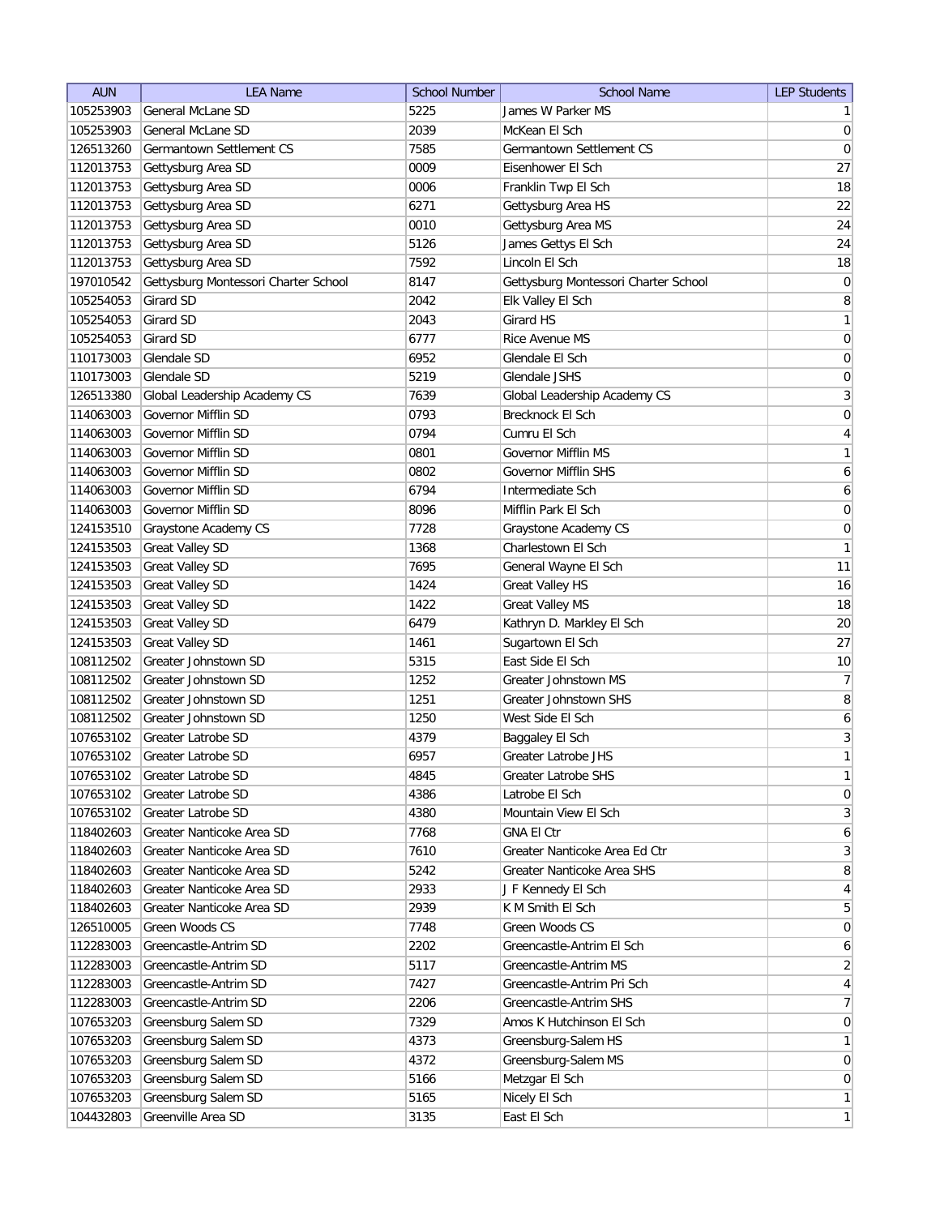| AUN | LEA Name | School Number | School Name | LEP Students |
| --- | --- | --- | --- | --- |
| 105253903 | General McLane SD | 5225 | James W Parker MS | 1 |
| 105253903 | General McLane SD | 2039 | McKean El Sch | 0 |
| 126513260 | Germantown Settlement CS | 7585 | Germantown Settlement CS | 0 |
| 112013753 | Gettysburg Area SD | 0009 | Eisenhower El Sch | 27 |
| 112013753 | Gettysburg Area SD | 0006 | Franklin Twp El Sch | 18 |
| 112013753 | Gettysburg Area SD | 6271 | Gettysburg Area HS | 22 |
| 112013753 | Gettysburg Area SD | 0010 | Gettysburg Area MS | 24 |
| 112013753 | Gettysburg Area SD | 5126 | James Gettys El Sch | 24 |
| 112013753 | Gettysburg Area SD | 7592 | Lincoln El Sch | 18 |
| 197010542 | Gettysburg Montessori Charter School | 8147 | Gettysburg Montessori Charter School | 0 |
| 105254053 | Girard SD | 2042 | Elk Valley El Sch | 8 |
| 105254053 | Girard SD | 2043 | Girard HS | 1 |
| 105254053 | Girard SD | 6777 | Rice Avenue MS | 0 |
| 110173003 | Glendale SD | 6952 | Glendale El Sch | 0 |
| 110173003 | Glendale SD | 5219 | Glendale JSHS | 0 |
| 126513380 | Global Leadership Academy CS | 7639 | Global Leadership Academy CS | 3 |
| 114063003 | Governor Mifflin SD | 0793 | Brecknock El Sch | 0 |
| 114063003 | Governor Mifflin SD | 0794 | Cumru El Sch | 4 |
| 114063003 | Governor Mifflin SD | 0801 | Governor Mifflin MS | 1 |
| 114063003 | Governor Mifflin SD | 0802 | Governor Mifflin SHS | 6 |
| 114063003 | Governor Mifflin SD | 6794 | Intermediate Sch | 6 |
| 114063003 | Governor Mifflin SD | 8096 | Mifflin Park El Sch | 0 |
| 124153510 | Graystone Academy CS | 7728 | Graystone Academy CS | 0 |
| 124153503 | Great Valley SD | 1368 | Charlestown El Sch | 1 |
| 124153503 | Great Valley SD | 7695 | General Wayne El Sch | 11 |
| 124153503 | Great Valley SD | 1424 | Great Valley HS | 16 |
| 124153503 | Great Valley SD | 1422 | Great Valley MS | 18 |
| 124153503 | Great Valley SD | 6479 | Kathryn D. Markley El Sch | 20 |
| 124153503 | Great Valley SD | 1461 | Sugartown El Sch | 27 |
| 108112502 | Greater Johnstown SD | 5315 | East Side El Sch | 10 |
| 108112502 | Greater Johnstown SD | 1252 | Greater Johnstown MS | 7 |
| 108112502 | Greater Johnstown SD | 1251 | Greater Johnstown SHS | 8 |
| 108112502 | Greater Johnstown SD | 1250 | West Side El Sch | 6 |
| 107653102 | Greater Latrobe SD | 4379 | Baggaley El Sch | 3 |
| 107653102 | Greater Latrobe SD | 6957 | Greater Latrobe JHS | 1 |
| 107653102 | Greater Latrobe SD | 4845 | Greater Latrobe SHS | 1 |
| 107653102 | Greater Latrobe SD | 4386 | Latrobe El Sch | 0 |
| 107653102 | Greater Latrobe SD | 4380 | Mountain View El Sch | 3 |
| 118402603 | Greater Nanticoke Area SD | 7768 | GNA El Ctr | 6 |
| 118402603 | Greater Nanticoke Area SD | 7610 | Greater Nanticoke Area Ed Ctr | 3 |
| 118402603 | Greater Nanticoke Area SD | 5242 | Greater Nanticoke Area SHS | 8 |
| 118402603 | Greater Nanticoke Area SD | 2933 | J F Kennedy El Sch | 4 |
| 118402603 | Greater Nanticoke Area SD | 2939 | K M Smith El Sch | 5 |
| 126510005 | Green Woods CS | 7748 | Green Woods CS | 0 |
| 112283003 | Greencastle-Antrim SD | 2202 | Greencastle-Antrim El Sch | 6 |
| 112283003 | Greencastle-Antrim SD | 5117 | Greencastle-Antrim MS | 2 |
| 112283003 | Greencastle-Antrim SD | 7427 | Greencastle-Antrim Pri Sch | 4 |
| 112283003 | Greencastle-Antrim SD | 2206 | Greencastle-Antrim SHS | 7 |
| 107653203 | Greensburg Salem SD | 7329 | Amos K Hutchinson El Sch | 0 |
| 107653203 | Greensburg Salem SD | 4373 | Greensburg-Salem HS | 1 |
| 107653203 | Greensburg Salem SD | 4372 | Greensburg-Salem MS | 0 |
| 107653203 | Greensburg Salem SD | 5166 | Metzgar El Sch | 0 |
| 107653203 | Greensburg Salem SD | 5165 | Nicely El Sch | 1 |
| 104432803 | Greenville Area SD | 3135 | East El Sch | 1 |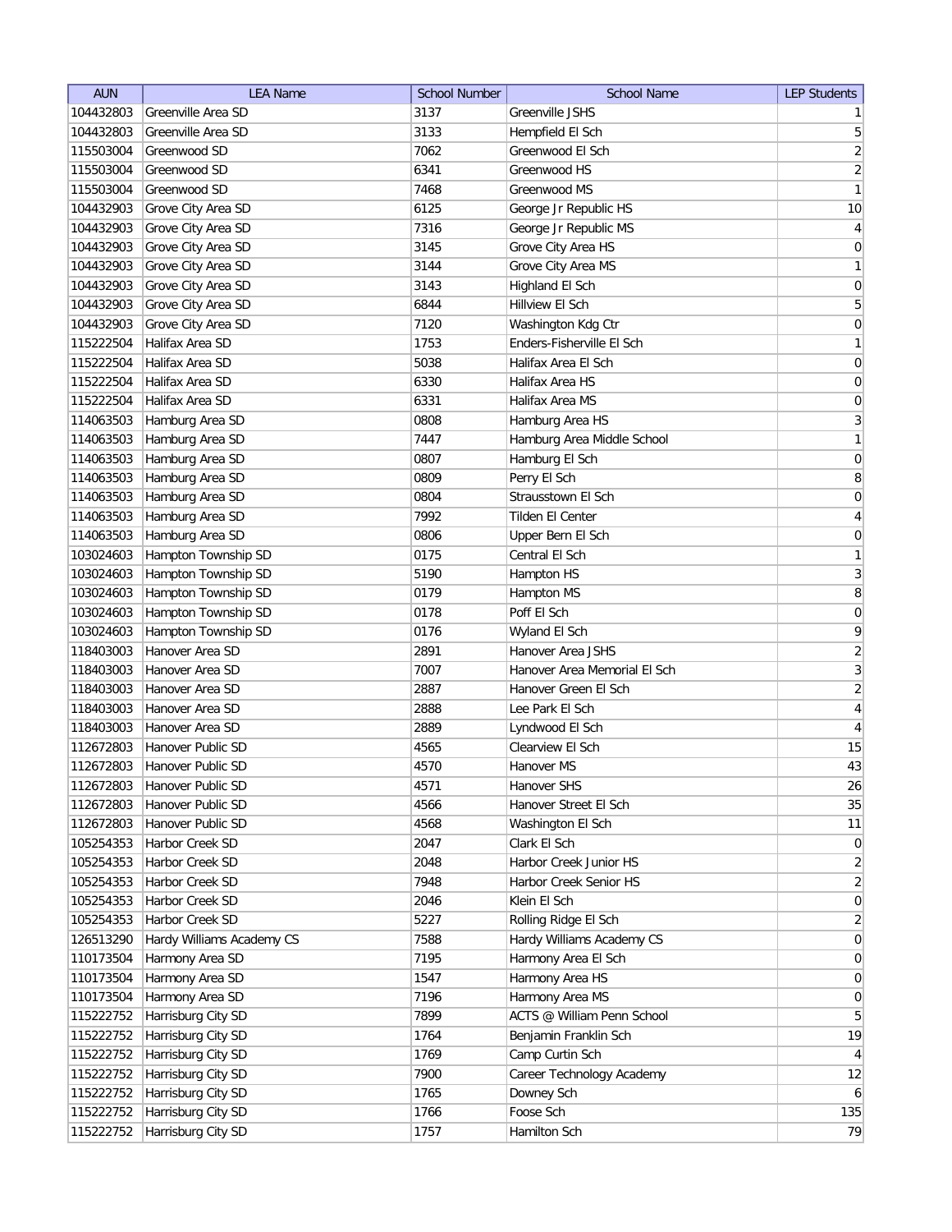| AUN | LEA Name | School Number | School Name | LEP Students |
|---|---|---|---|---|
| 104432803 | Greenville Area SD | 3137 | Greenville JSHS | 1 |
| 104432803 | Greenville Area SD | 3133 | Hempfield El Sch | 5 |
| 115503004 | Greenwood SD | 7062 | Greenwood El Sch | 2 |
| 115503004 | Greenwood SD | 6341 | Greenwood HS | 2 |
| 115503004 | Greenwood SD | 7468 | Greenwood MS | 1 |
| 104432903 | Grove City Area SD | 6125 | George Jr Republic HS | 10 |
| 104432903 | Grove City Area SD | 7316 | George Jr Republic MS | 4 |
| 104432903 | Grove City Area SD | 3145 | Grove City Area HS | 0 |
| 104432903 | Grove City Area SD | 3144 | Grove City Area MS | 1 |
| 104432903 | Grove City Area SD | 3143 | Highland El Sch | 0 |
| 104432903 | Grove City Area SD | 6844 | Hillview El Sch | 5 |
| 104432903 | Grove City Area SD | 7120 | Washington Kdg Ctr | 0 |
| 115222504 | Halifax Area SD | 1753 | Enders-Fisherville El Sch | 1 |
| 115222504 | Halifax Area SD | 5038 | Halifax Area El Sch | 0 |
| 115222504 | Halifax Area SD | 6330 | Halifax Area HS | 0 |
| 115222504 | Halifax Area SD | 6331 | Halifax Area MS | 0 |
| 114063503 | Hamburg Area SD | 0808 | Hamburg Area HS | 3 |
| 114063503 | Hamburg Area SD | 7447 | Hamburg Area Middle School | 1 |
| 114063503 | Hamburg Area SD | 0807 | Hamburg El Sch | 0 |
| 114063503 | Hamburg Area SD | 0809 | Perry El Sch | 8 |
| 114063503 | Hamburg Area SD | 0804 | Strausstown El Sch | 0 |
| 114063503 | Hamburg Area SD | 7992 | Tilden El Center | 4 |
| 114063503 | Hamburg Area SD | 0806 | Upper Bern El Sch | 0 |
| 103024603 | Hampton Township SD | 0175 | Central El Sch | 1 |
| 103024603 | Hampton Township SD | 5190 | Hampton HS | 3 |
| 103024603 | Hampton Township SD | 0179 | Hampton MS | 8 |
| 103024603 | Hampton Township SD | 0178 | Poff El Sch | 0 |
| 103024603 | Hampton Township SD | 0176 | Wyland El Sch | 9 |
| 118403003 | Hanover Area SD | 2891 | Hanover Area JSHS | 2 |
| 118403003 | Hanover Area SD | 7007 | Hanover Area Memorial El Sch | 3 |
| 118403003 | Hanover Area SD | 2887 | Hanover Green El Sch | 2 |
| 118403003 | Hanover Area SD | 2888 | Lee Park El Sch | 4 |
| 118403003 | Hanover Area SD | 2889 | Lyndwood El Sch | 4 |
| 112672803 | Hanover Public SD | 4565 | Clearview El Sch | 15 |
| 112672803 | Hanover Public SD | 4570 | Hanover MS | 43 |
| 112672803 | Hanover Public SD | 4571 | Hanover SHS | 26 |
| 112672803 | Hanover Public SD | 4566 | Hanover Street El Sch | 35 |
| 112672803 | Hanover Public SD | 4568 | Washington El Sch | 11 |
| 105254353 | Harbor Creek SD | 2047 | Clark El Sch | 0 |
| 105254353 | Harbor Creek SD | 2048 | Harbor Creek Junior HS | 2 |
| 105254353 | Harbor Creek SD | 7948 | Harbor Creek Senior HS | 2 |
| 105254353 | Harbor Creek SD | 2046 | Klein El Sch | 0 |
| 105254353 | Harbor Creek SD | 5227 | Rolling Ridge El Sch | 2 |
| 126513290 | Hardy Williams Academy CS | 7588 | Hardy Williams Academy CS | 0 |
| 110173504 | Harmony Area SD | 7195 | Harmony Area El Sch | 0 |
| 110173504 | Harmony Area SD | 1547 | Harmony Area HS | 0 |
| 110173504 | Harmony Area SD | 7196 | Harmony Area MS | 0 |
| 115222752 | Harrisburg City SD | 7899 | ACTS @ William Penn School | 5 |
| 115222752 | Harrisburg City SD | 1764 | Benjamin Franklin Sch | 19 |
| 115222752 | Harrisburg City SD | 1769 | Camp Curtin Sch | 4 |
| 115222752 | Harrisburg City SD | 7900 | Career Technology Academy | 12 |
| 115222752 | Harrisburg City SD | 1765 | Downey Sch | 6 |
| 115222752 | Harrisburg City SD | 1766 | Foose Sch | 135 |
| 115222752 | Harrisburg City SD | 1757 | Hamilton Sch | 79 |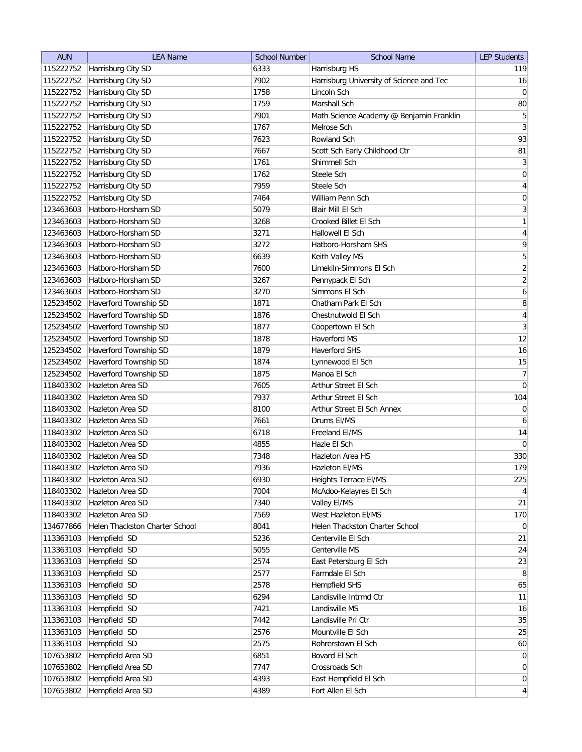| AUN | LEA Name | School Number | School Name | LEP Students |
|---|---|---|---|---|
| 115222752 | Harrisburg City SD | 6333 | Harrisburg HS | 119 |
| 115222752 | Harrisburg City SD | 7902 | Harrisburg University of Science and Tec | 16 |
| 115222752 | Harrisburg City SD | 1758 | Lincoln Sch | 0 |
| 115222752 | Harrisburg City SD | 1759 | Marshall Sch | 80 |
| 115222752 | Harrisburg City SD | 7901 | Math Science Academy @ Benjamin Franklin | 5 |
| 115222752 | Harrisburg City SD | 1767 | Melrose Sch | 3 |
| 115222752 | Harrisburg City SD | 7623 | Rowland Sch | 93 |
| 115222752 | Harrisburg City SD | 7667 | Scott Sch Early Childhood Ctr | 81 |
| 115222752 | Harrisburg City SD | 1761 | Shimmell Sch | 3 |
| 115222752 | Harrisburg City SD | 1762 | Steele Sch | 0 |
| 115222752 | Harrisburg City SD | 7959 | Steele Sch | 4 |
| 115222752 | Harrisburg City SD | 7464 | William Penn Sch | 0 |
| 123463603 | Hatboro-Horsham SD | 5079 | Blair Mill El Sch | 3 |
| 123463603 | Hatboro-Horsham SD | 3268 | Crooked Billet El Sch | 1 |
| 123463603 | Hatboro-Horsham SD | 3271 | Hallowell El Sch | 4 |
| 123463603 | Hatboro-Horsham SD | 3272 | Hatboro-Horsham SHS | 9 |
| 123463603 | Hatboro-Horsham SD | 6639 | Keith Valley MS | 5 |
| 123463603 | Hatboro-Horsham SD | 7600 | Limekiln-Simmons El Sch | 2 |
| 123463603 | Hatboro-Horsham SD | 3267 | Pennypack El Sch | 2 |
| 123463603 | Hatboro-Horsham SD | 3270 | Simmons El Sch | 6 |
| 125234502 | Haverford Township SD | 1871 | Chatham Park El Sch | 8 |
| 125234502 | Haverford Township SD | 1876 | Chestnutwold El Sch | 4 |
| 125234502 | Haverford Township SD | 1877 | Coopertown El Sch | 3 |
| 125234502 | Haverford Township SD | 1878 | Haverford MS | 12 |
| 125234502 | Haverford Township SD | 1879 | Haverford SHS | 16 |
| 125234502 | Haverford Township SD | 1874 | Lynnewood El Sch | 15 |
| 125234502 | Haverford Township SD | 1875 | Manoa El Sch | 7 |
| 118403302 | Hazleton Area SD | 7605 | Arthur Street El Sch | 0 |
| 118403302 | Hazleton Area SD | 7937 | Arthur Street El Sch | 104 |
| 118403302 | Hazleton Area SD | 8100 | Arthur Street El Sch Annex | 0 |
| 118403302 | Hazleton Area SD | 7661 | Drums El/MS | 6 |
| 118403302 | Hazleton Area SD | 6718 | Freeland El/MS | 14 |
| 118403302 | Hazleton Area SD | 4855 | Hazle El Sch | 0 |
| 118403302 | Hazleton Area SD | 7348 | Hazleton Area HS | 330 |
| 118403302 | Hazleton Area SD | 7936 | Hazleton El/MS | 179 |
| 118403302 | Hazleton Area SD | 6930 | Heights Terrace El/MS | 225 |
| 118403302 | Hazleton Area SD | 7004 | McAdoo-Kelayres El Sch | 4 |
| 118403302 | Hazleton Area SD | 7340 | Valley El/MS | 21 |
| 118403302 | Hazleton Area SD | 7569 | West Hazleton El/MS | 170 |
| 134677866 | Helen Thackston Charter School | 8041 | Helen Thackston Charter School | 0 |
| 113363103 | Hempfield SD | 5236 | Centerville El Sch | 21 |
| 113363103 | Hempfield SD | 5055 | Centerville MS | 24 |
| 113363103 | Hempfield SD | 2574 | East Petersburg El Sch | 23 |
| 113363103 | Hempfield SD | 2577 | Farmdale El Sch | 8 |
| 113363103 | Hempfield SD | 2578 | Hempfield SHS | 65 |
| 113363103 | Hempfield SD | 6294 | Landisville Intrmd Ctr | 11 |
| 113363103 | Hempfield SD | 7421 | Landisville MS | 16 |
| 113363103 | Hempfield SD | 7442 | Landisville Pri Ctr | 35 |
| 113363103 | Hempfield SD | 2576 | Mountville El Sch | 25 |
| 113363103 | Hempfield SD | 2575 | Rohrerstown El Sch | 60 |
| 107653802 | Hempfield Area SD | 6851 | Bovard El Sch | 0 |
| 107653802 | Hempfield Area SD | 7747 | Crossroads Sch | 0 |
| 107653802 | Hempfield Area SD | 4393 | East Hempfield El Sch | 0 |
| 107653802 | Hempfield Area SD | 4389 | Fort Allen El Sch | 4 |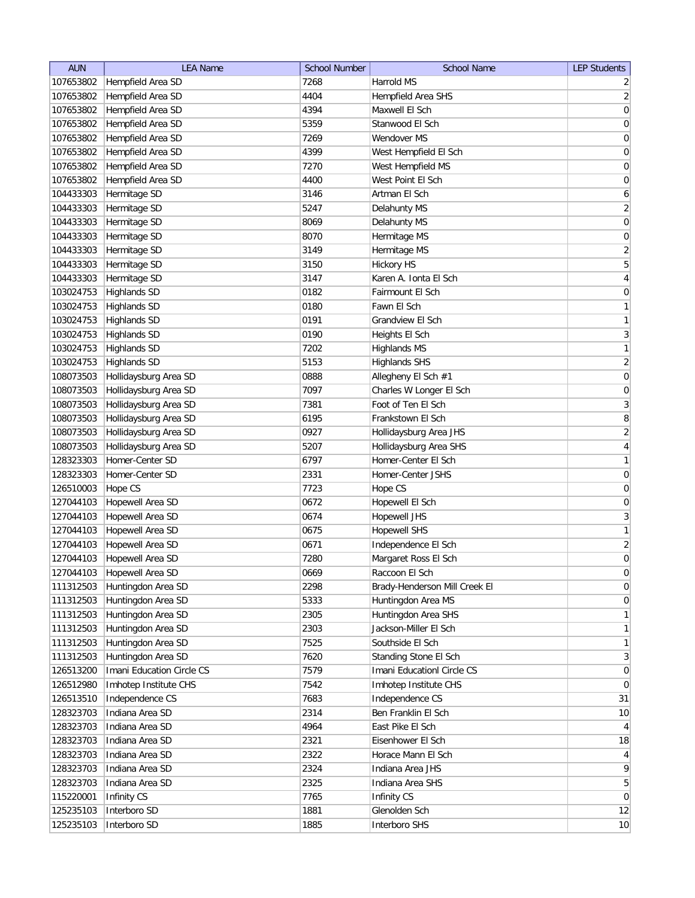| AUN | LEA Name | School Number | School Name | LEP Students |
|---|---|---|---|---|
| 107653802 | Hempfield Area SD | 7268 | Harrold MS | 2 |
| 107653802 | Hempfield Area SD | 4404 | Hempfield Area SHS | 2 |
| 107653802 | Hempfield Area SD | 4394 | Maxwell El Sch | 0 |
| 107653802 | Hempfield Area SD | 5359 | Stanwood El Sch | 0 |
| 107653802 | Hempfield Area SD | 7269 | Wendover MS | 0 |
| 107653802 | Hempfield Area SD | 4399 | West Hempfield El Sch | 0 |
| 107653802 | Hempfield Area SD | 7270 | West Hempfield MS | 0 |
| 107653802 | Hempfield Area SD | 4400 | West Point El Sch | 0 |
| 104433303 | Hermitage SD | 3146 | Artman El Sch | 6 |
| 104433303 | Hermitage SD | 5247 | Delahunty MS | 2 |
| 104433303 | Hermitage SD | 8069 | Delahunty MS | 0 |
| 104433303 | Hermitage SD | 8070 | Hermitage MS | 0 |
| 104433303 | Hermitage SD | 3149 | Hermitage MS | 2 |
| 104433303 | Hermitage SD | 3150 | Hickory HS | 5 |
| 104433303 | Hermitage SD | 3147 | Karen A. Ionta El Sch | 4 |
| 103024753 | Highlands SD | 0182 | Fairmount El Sch | 0 |
| 103024753 | Highlands SD | 0180 | Fawn El Sch | 1 |
| 103024753 | Highlands SD | 0191 | Grandview El Sch | 1 |
| 103024753 | Highlands SD | 0190 | Heights El Sch | 3 |
| 103024753 | Highlands SD | 7202 | Highlands MS | 1 |
| 103024753 | Highlands SD | 5153 | Highlands SHS | 2 |
| 108073503 | Hollidaysburg Area SD | 0888 | Allegheny El Sch #1 | 0 |
| 108073503 | Hollidaysburg Area SD | 7097 | Charles W Longer El Sch | 0 |
| 108073503 | Hollidaysburg Area SD | 7381 | Foot of Ten El Sch | 3 |
| 108073503 | Hollidaysburg Area SD | 6195 | Frankstown El Sch | 8 |
| 108073503 | Hollidaysburg Area SD | 0927 | Hollidaysburg Area JHS | 2 |
| 108073503 | Hollidaysburg Area SD | 5207 | Hollidaysburg Area SHS | 4 |
| 128323303 | Homer-Center SD | 6797 | Homer-Center El Sch | 1 |
| 128323303 | Homer-Center SD | 2331 | Homer-Center JSHS | 0 |
| 126510003 | Hope CS | 7723 | Hope CS | 0 |
| 127044103 | Hopewell Area SD | 0672 | Hopewell El Sch | 0 |
| 127044103 | Hopewell Area SD | 0674 | Hopewell JHS | 3 |
| 127044103 | Hopewell Area SD | 0675 | Hopewell SHS | 1 |
| 127044103 | Hopewell Area SD | 0671 | Independence El Sch | 2 |
| 127044103 | Hopewell Area SD | 7280 | Margaret Ross El Sch | 0 |
| 127044103 | Hopewell Area SD | 0669 | Raccoon El Sch | 0 |
| 111312503 | Huntingdon Area SD | 2298 | Brady-Henderson Mill Creek El | 0 |
| 111312503 | Huntingdon Area SD | 5333 | Huntingdon Area MS | 0 |
| 111312503 | Huntingdon Area SD | 2305 | Huntingdon Area SHS | 1 |
| 111312503 | Huntingdon Area SD | 2303 | Jackson-Miller El Sch | 1 |
| 111312503 | Huntingdon Area SD | 7525 | Southside El Sch | 1 |
| 111312503 | Huntingdon Area SD | 7620 | Standing Stone El Sch | 3 |
| 126513200 | Imani Education Circle CS | 7579 | Imani Educationl Circle CS | 0 |
| 126512980 | Imhotep Institute CHS | 7542 | Imhotep Institute CHS | 0 |
| 126513510 | Independence CS | 7683 | Independence CS | 31 |
| 128323703 | Indiana Area SD | 2314 | Ben Franklin El Sch | 10 |
| 128323703 | Indiana Area SD | 4964 | East Pike El Sch | 4 |
| 128323703 | Indiana Area SD | 2321 | Eisenhower El Sch | 18 |
| 128323703 | Indiana Area SD | 2322 | Horace Mann El Sch | 4 |
| 128323703 | Indiana Area SD | 2324 | Indiana Area JHS | 9 |
| 128323703 | Indiana Area SD | 2325 | Indiana Area SHS | 5 |
| 115220001 | Infinity CS | 7765 | Infinity CS | 0 |
| 125235103 | Interboro SD | 1881 | Glenolden Sch | 12 |
| 125235103 | Interboro SD | 1885 | Interboro SHS | 10 |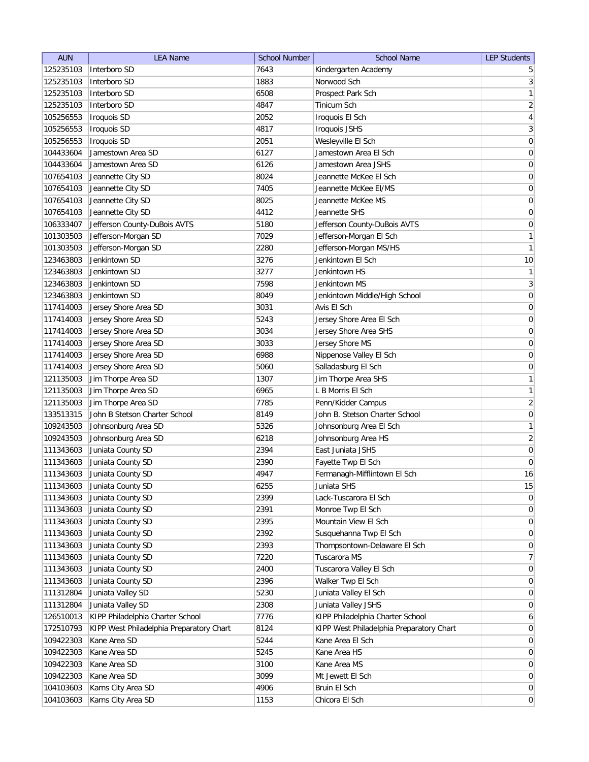| AUN | LEA Name | School Number | School Name | LEP Students |
|---|---|---|---|---|
| 125235103 | Interboro SD | 7643 | Kindergarten Academy | 5 |
| 125235103 | Interboro SD | 1883 | Norwood Sch | 3 |
| 125235103 | Interboro SD | 6508 | Prospect Park Sch | 1 |
| 125235103 | Interboro SD | 4847 | Tinicum Sch | 2 |
| 105256553 | Iroquois SD | 2052 | Iroquois El Sch | 4 |
| 105256553 | Iroquois SD | 4817 | Iroquois JSHS | 3 |
| 105256553 | Iroquois SD | 2051 | Wesleyville El Sch | 0 |
| 104433604 | Jamestown Area SD | 6127 | Jamestown Area El Sch | 0 |
| 104433604 | Jamestown Area SD | 6126 | Jamestown Area JSHS | 0 |
| 107654103 | Jeannette City SD | 8024 | Jeannette McKee El Sch | 0 |
| 107654103 | Jeannette City SD | 7405 | Jeannette McKee El/MS | 0 |
| 107654103 | Jeannette City SD | 8025 | Jeannette McKee MS | 0 |
| 107654103 | Jeannette City SD | 4412 | Jeannette SHS | 0 |
| 106333407 | Jefferson County-DuBois AVTS | 5180 | Jefferson County-DuBois AVTS | 0 |
| 101303503 | Jefferson-Morgan SD | 7029 | Jefferson-Morgan El Sch | 1 |
| 101303503 | Jefferson-Morgan SD | 2280 | Jefferson-Morgan MS/HS | 1 |
| 123463803 | Jenkintown SD | 3276 | Jenkintown El Sch | 10 |
| 123463803 | Jenkintown SD | 3277 | Jenkintown HS | 1 |
| 123463803 | Jenkintown SD | 7598 | Jenkintown MS | 3 |
| 123463803 | Jenkintown SD | 8049 | Jenkintown Middle/High School | 0 |
| 117414003 | Jersey Shore Area SD | 3031 | Avis El Sch | 0 |
| 117414003 | Jersey Shore Area SD | 5243 | Jersey Shore Area El Sch | 0 |
| 117414003 | Jersey Shore Area SD | 3034 | Jersey Shore Area SHS | 0 |
| 117414003 | Jersey Shore Area SD | 3033 | Jersey Shore MS | 0 |
| 117414003 | Jersey Shore Area SD | 6988 | Nippenose Valley El Sch | 0 |
| 117414003 | Jersey Shore Area SD | 5060 | Salladasburg El Sch | 0 |
| 121135003 | Jim Thorpe Area SD | 1307 | Jim Thorpe Area SHS | 1 |
| 121135003 | Jim Thorpe Area SD | 6965 | L B Morris El Sch | 1 |
| 121135003 | Jim Thorpe Area SD | 7785 | Penn/Kidder Campus | 2 |
| 133513315 | John B Stetson Charter School | 8149 | John B. Stetson Charter School | 0 |
| 109243503 | Johnsonburg Area SD | 5326 | Johnsonburg Area El Sch | 1 |
| 109243503 | Johnsonburg Area SD | 6218 | Johnsonburg Area HS | 2 |
| 111343603 | Juniata County SD | 2394 | East Juniata JSHS | 0 |
| 111343603 | Juniata County SD | 2390 | Fayette Twp El Sch | 0 |
| 111343603 | Juniata County SD | 4947 | Fermanagh-Mifflintown El Sch | 16 |
| 111343603 | Juniata County SD | 6255 | Juniata SHS | 15 |
| 111343603 | Juniata County SD | 2399 | Lack-Tuscarora El Sch | 0 |
| 111343603 | Juniata County SD | 2391 | Monroe Twp El Sch | 0 |
| 111343603 | Juniata County SD | 2395 | Mountain View El Sch | 0 |
| 111343603 | Juniata County SD | 2392 | Susquehanna Twp El Sch | 0 |
| 111343603 | Juniata County SD | 2393 | Thompsontown-Delaware El Sch | 0 |
| 111343603 | Juniata County SD | 7220 | Tuscarora MS | 7 |
| 111343603 | Juniata County SD | 2400 | Tuscarora Valley El Sch | 0 |
| 111343603 | Juniata County SD | 2396 | Walker Twp El Sch | 0 |
| 111312804 | Juniata Valley SD | 5230 | Juniata Valley El Sch | 0 |
| 111312804 | Juniata Valley SD | 2308 | Juniata Valley JSHS | 0 |
| 126510013 | KIPP Philadelphia Charter School | 7776 | KIPP Philadelphia Charter School | 6 |
| 172510793 | KIPP West Philadelphia Preparatory Chart | 8124 | KIPP West Philadelphia Preparatory Chart | 0 |
| 109422303 | Kane Area SD | 5244 | Kane Area El Sch | 0 |
| 109422303 | Kane Area SD | 5245 | Kane Area HS | 0 |
| 109422303 | Kane Area SD | 3100 | Kane Area MS | 0 |
| 109422303 | Kane Area SD | 3099 | Mt Jewett El Sch | 0 |
| 104103603 | Karns City Area SD | 4906 | Bruin El Sch | 0 |
| 104103603 | Karns City Area SD | 1153 | Chicora El Sch | 0 |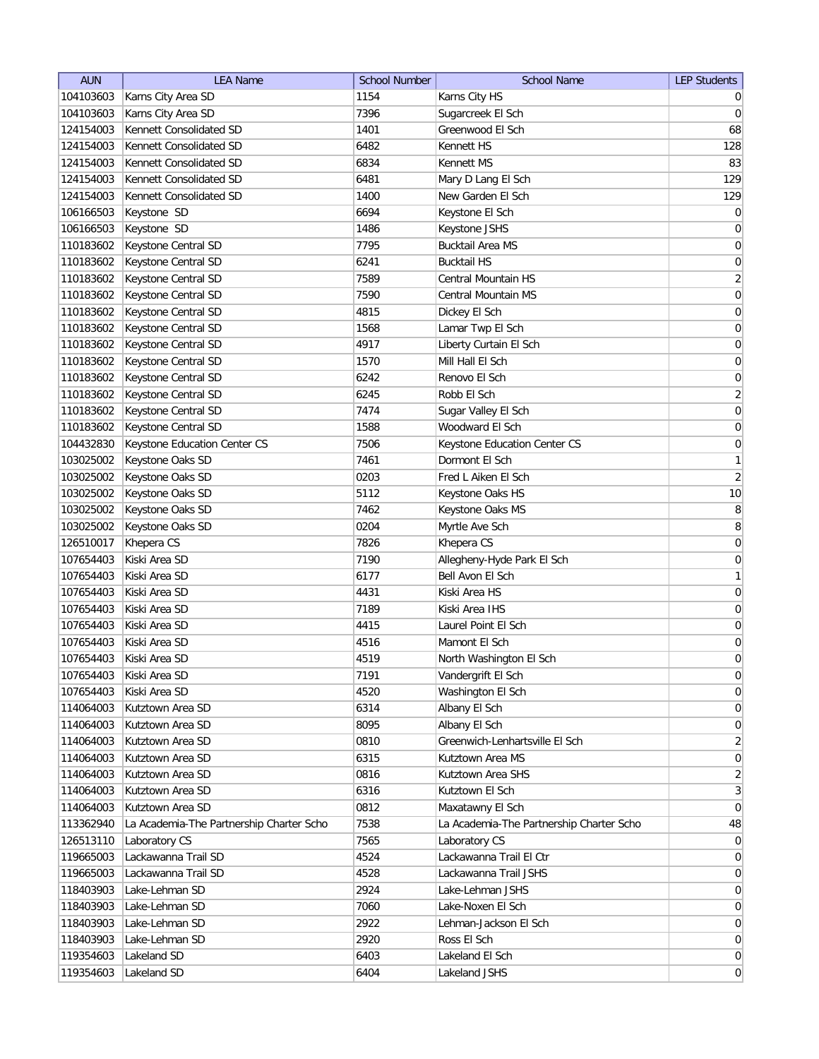| AUN | LEA Name | School Number | School Name | LEP Students |
|---|---|---|---|---|
| 104103603 | Karns City Area SD | 1154 | Karns City HS | 0 |
| 104103603 | Karns City Area SD | 7396 | Sugarcreek El Sch | 0 |
| 124154003 | Kennett Consolidated SD | 1401 | Greenwood El Sch | 68 |
| 124154003 | Kennett Consolidated SD | 6482 | Kennett HS | 128 |
| 124154003 | Kennett Consolidated SD | 6834 | Kennett MS | 83 |
| 124154003 | Kennett Consolidated SD | 6481 | Mary D Lang El Sch | 129 |
| 124154003 | Kennett Consolidated SD | 1400 | New Garden El Sch | 129 |
| 106166503 | Keystone SD | 6694 | Keystone El Sch | 0 |
| 106166503 | Keystone SD | 1486 | Keystone JSHS | 0 |
| 110183602 | Keystone Central SD | 7795 | Bucktail Area MS | 0 |
| 110183602 | Keystone Central SD | 6241 | Bucktail HS | 0 |
| 110183602 | Keystone Central SD | 7589 | Central Mountain HS | 2 |
| 110183602 | Keystone Central SD | 7590 | Central Mountain MS | 0 |
| 110183602 | Keystone Central SD | 4815 | Dickey El Sch | 0 |
| 110183602 | Keystone Central SD | 1568 | Lamar Twp El Sch | 0 |
| 110183602 | Keystone Central SD | 4917 | Liberty Curtain El Sch | 0 |
| 110183602 | Keystone Central SD | 1570 | Mill Hall El Sch | 0 |
| 110183602 | Keystone Central SD | 6242 | Renovo El Sch | 0 |
| 110183602 | Keystone Central SD | 6245 | Robb El Sch | 2 |
| 110183602 | Keystone Central SD | 7474 | Sugar Valley El Sch | 0 |
| 110183602 | Keystone Central SD | 1588 | Woodward El Sch | 0 |
| 104432830 | Keystone Education Center CS | 7506 | Keystone Education Center CS | 0 |
| 103025002 | Keystone Oaks SD | 7461 | Dormont El Sch | 1 |
| 103025002 | Keystone Oaks SD | 0203 | Fred L Aiken El Sch | 2 |
| 103025002 | Keystone Oaks SD | 5112 | Keystone Oaks HS | 10 |
| 103025002 | Keystone Oaks SD | 7462 | Keystone Oaks MS | 8 |
| 103025002 | Keystone Oaks SD | 0204 | Myrtle Ave Sch | 8 |
| 126510017 | Khepera CS | 7826 | Khepera CS | 0 |
| 107654403 | Kiski Area SD | 7190 | Allegheny-Hyde Park El Sch | 0 |
| 107654403 | Kiski Area SD | 6177 | Bell Avon El Sch | 1 |
| 107654403 | Kiski Area SD | 4431 | Kiski Area HS | 0 |
| 107654403 | Kiski Area SD | 7189 | Kiski Area IHS | 0 |
| 107654403 | Kiski Area SD | 4415 | Laurel Point El Sch | 0 |
| 107654403 | Kiski Area SD | 4516 | Mamont El Sch | 0 |
| 107654403 | Kiski Area SD | 4519 | North Washington El Sch | 0 |
| 107654403 | Kiski Area SD | 7191 | Vandergrift El Sch | 0 |
| 107654403 | Kiski Area SD | 4520 | Washington El Sch | 0 |
| 114064003 | Kutztown Area SD | 6314 | Albany El Sch | 0 |
| 114064003 | Kutztown Area SD | 8095 | Albany El Sch | 0 |
| 114064003 | Kutztown Area SD | 0810 | Greenwich-Lenhartsville El Sch | 2 |
| 114064003 | Kutztown Area SD | 6315 | Kutztown Area MS | 0 |
| 114064003 | Kutztown Area SD | 0816 | Kutztown Area SHS | 2 |
| 114064003 | Kutztown Area SD | 6316 | Kutztown El Sch | 3 |
| 114064003 | Kutztown Area SD | 0812 | Maxatawny El Sch | 0 |
| 113362940 | La Academia-The Partnership Charter Scho | 7538 | La Academia-The Partnership Charter Scho | 48 |
| 126513110 | Laboratory CS | 7565 | Laboratory CS | 0 |
| 119665003 | Lackawanna Trail SD | 4524 | Lackawanna Trail El Ctr | 0 |
| 119665003 | Lackawanna Trail SD | 4528 | Lackawanna Trail JSHS | 0 |
| 118403903 | Lake-Lehman SD | 2924 | Lake-Lehman JSHS | 0 |
| 118403903 | Lake-Lehman SD | 7060 | Lake-Noxen El Sch | 0 |
| 118403903 | Lake-Lehman SD | 2922 | Lehman-Jackson El Sch | 0 |
| 118403903 | Lake-Lehman SD | 2920 | Ross El Sch | 0 |
| 119354603 | Lakeland SD | 6403 | Lakeland El Sch | 0 |
| 119354603 | Lakeland SD | 6404 | Lakeland JSHS | 0 |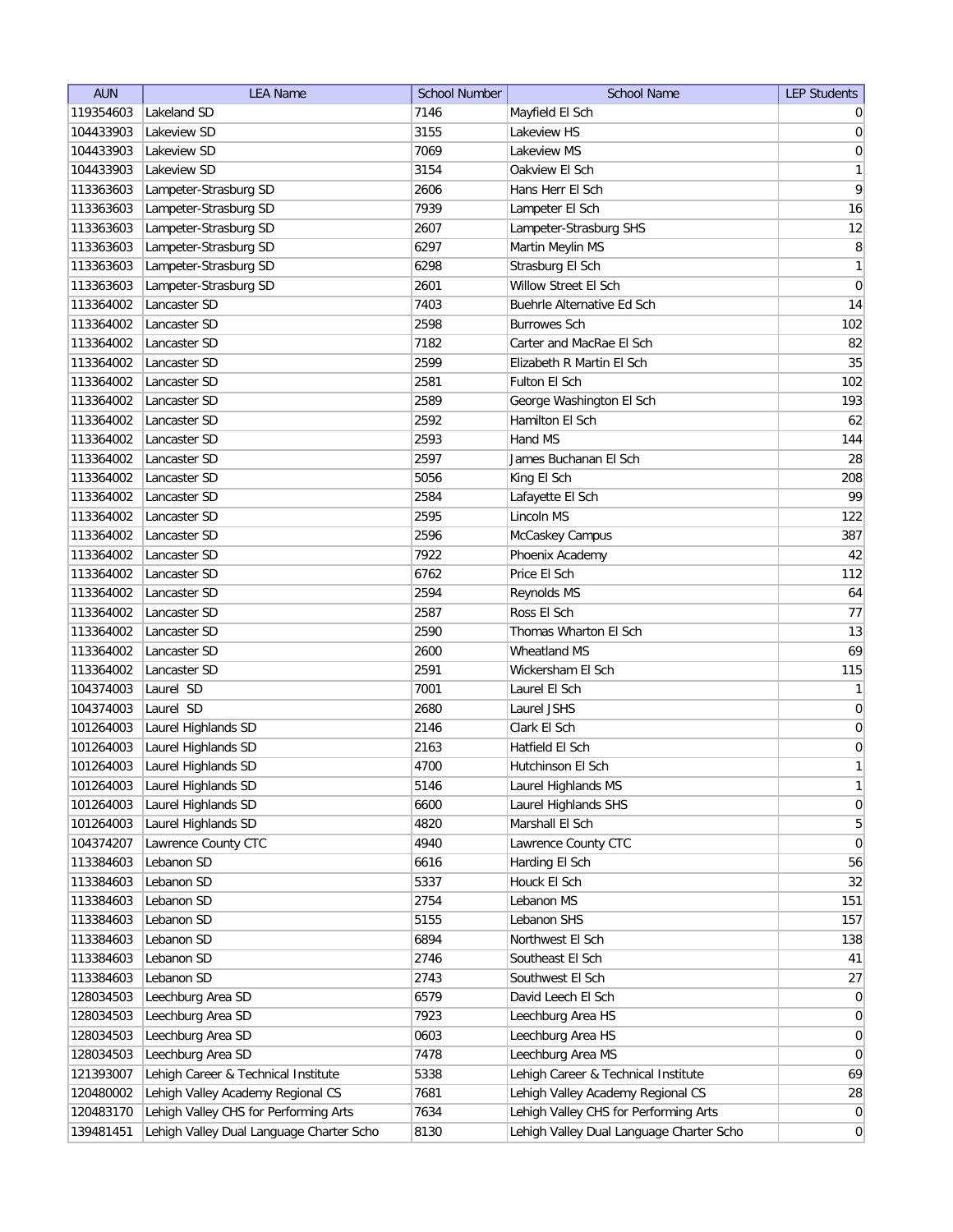| AUN | LEA Name | School Number | School Name | LEP Students |
|---|---|---|---|---|
| 119354603 | Lakeland SD | 7146 | Mayfield El Sch | 0 |
| 104433903 | Lakeview SD | 3155 | Lakeview HS | 0 |
| 104433903 | Lakeview SD | 7069 | Lakeview MS | 0 |
| 104433903 | Lakeview SD | 3154 | Oakview El Sch | 1 |
| 113363603 | Lampeter-Strasburg SD | 2606 | Hans Herr El Sch | 9 |
| 113363603 | Lampeter-Strasburg SD | 7939 | Lampeter El Sch | 16 |
| 113363603 | Lampeter-Strasburg SD | 2607 | Lampeter-Strasburg SHS | 12 |
| 113363603 | Lampeter-Strasburg SD | 6297 | Martin Meylin MS | 8 |
| 113363603 | Lampeter-Strasburg SD | 6298 | Strasburg El Sch | 1 |
| 113363603 | Lampeter-Strasburg SD | 2601 | Willow Street El Sch | 0 |
| 113364002 | Lancaster SD | 7403 | Buehrle Alternative Ed Sch | 14 |
| 113364002 | Lancaster SD | 2598 | Burrowes Sch | 102 |
| 113364002 | Lancaster SD | 7182 | Carter and MacRae El Sch | 82 |
| 113364002 | Lancaster SD | 2599 | Elizabeth R Martin El Sch | 35 |
| 113364002 | Lancaster SD | 2581 | Fulton El Sch | 102 |
| 113364002 | Lancaster SD | 2589 | George Washington El Sch | 193 |
| 113364002 | Lancaster SD | 2592 | Hamilton El Sch | 62 |
| 113364002 | Lancaster SD | 2593 | Hand MS | 144 |
| 113364002 | Lancaster SD | 2597 | James Buchanan El Sch | 28 |
| 113364002 | Lancaster SD | 5056 | King El Sch | 208 |
| 113364002 | Lancaster SD | 2584 | Lafayette El Sch | 99 |
| 113364002 | Lancaster SD | 2595 | Lincoln MS | 122 |
| 113364002 | Lancaster SD | 2596 | McCaskey Campus | 387 |
| 113364002 | Lancaster SD | 7922 | Phoenix Academy | 42 |
| 113364002 | Lancaster SD | 6762 | Price El Sch | 112 |
| 113364002 | Lancaster SD | 2594 | Reynolds MS | 64 |
| 113364002 | Lancaster SD | 2587 | Ross El Sch | 77 |
| 113364002 | Lancaster SD | 2590 | Thomas Wharton El Sch | 13 |
| 113364002 | Lancaster SD | 2600 | Wheatland MS | 69 |
| 113364002 | Lancaster SD | 2591 | Wickersham El Sch | 115 |
| 104374003 | Laurel SD | 7001 | Laurel El Sch | 1 |
| 104374003 | Laurel SD | 2680 | Laurel JSHS | 0 |
| 101264003 | Laurel Highlands SD | 2146 | Clark El Sch | 0 |
| 101264003 | Laurel Highlands SD | 2163 | Hatfield El Sch | 0 |
| 101264003 | Laurel Highlands SD | 4700 | Hutchinson El Sch | 1 |
| 101264003 | Laurel Highlands SD | 5146 | Laurel Highlands MS | 1 |
| 101264003 | Laurel Highlands SD | 6600 | Laurel Highlands SHS | 0 |
| 101264003 | Laurel Highlands SD | 4820 | Marshall El Sch | 5 |
| 104374207 | Lawrence County CTC | 4940 | Lawrence County CTC | 0 |
| 113384603 | Lebanon SD | 6616 | Harding El Sch | 56 |
| 113384603 | Lebanon SD | 5337 | Houck El Sch | 32 |
| 113384603 | Lebanon SD | 2754 | Lebanon MS | 151 |
| 113384603 | Lebanon SD | 5155 | Lebanon SHS | 157 |
| 113384603 | Lebanon SD | 6894 | Northwest El Sch | 138 |
| 113384603 | Lebanon SD | 2746 | Southeast El Sch | 41 |
| 113384603 | Lebanon SD | 2743 | Southwest El Sch | 27 |
| 128034503 | Leechburg Area SD | 6579 | David Leech El Sch | 0 |
| 128034503 | Leechburg Area SD | 7923 | Leechburg Area HS | 0 |
| 128034503 | Leechburg Area SD | 0603 | Leechburg Area HS | 0 |
| 128034503 | Leechburg Area SD | 7478 | Leechburg Area MS | 0 |
| 121393007 | Lehigh Career & Technical Institute | 5338 | Lehigh Career & Technical Institute | 69 |
| 120480002 | Lehigh Valley Academy Regional CS | 7681 | Lehigh Valley Academy Regional CS | 28 |
| 120483170 | Lehigh Valley CHS for Performing Arts | 7634 | Lehigh Valley CHS for Performing Arts | 0 |
| 139481451 | Lehigh Valley Dual Language Charter Scho | 8130 | Lehigh Valley Dual Language Charter Scho | 0 |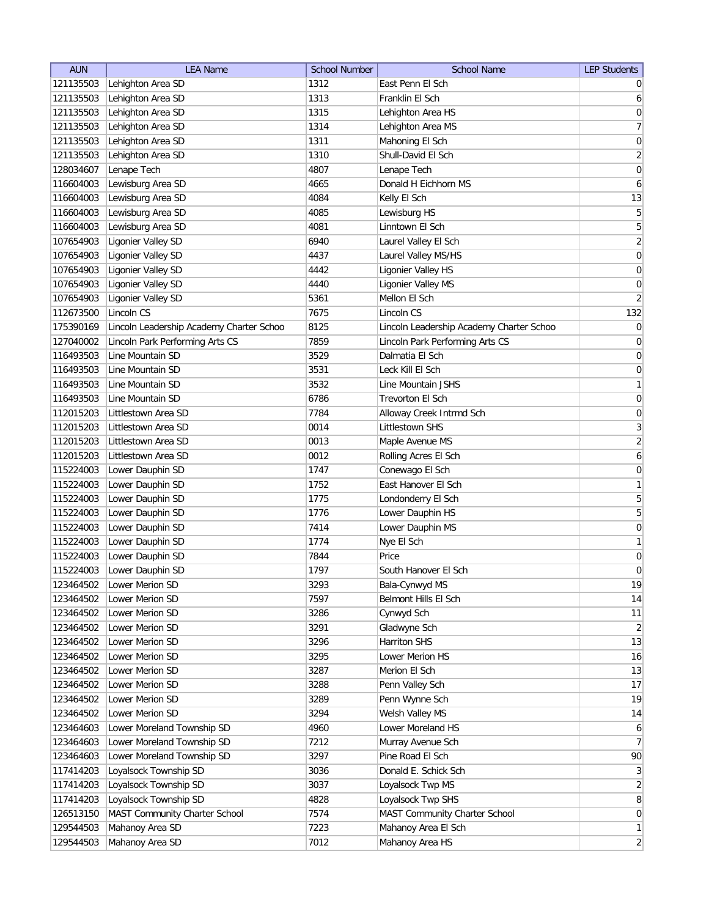| AUN | LEA Name | School Number | School Name | LEP Students |
|---|---|---|---|---|
| 121135503 | Lehighton Area SD | 1312 | East Penn El Sch | 0 |
| 121135503 | Lehighton Area SD | 1313 | Franklin El Sch | 6 |
| 121135503 | Lehighton Area SD | 1315 | Lehighton Area HS | 0 |
| 121135503 | Lehighton Area SD | 1314 | Lehighton Area MS | 7 |
| 121135503 | Lehighton Area SD | 1311 | Mahoning El Sch | 0 |
| 121135503 | Lehighton Area SD | 1310 | Shull-David El Sch | 2 |
| 128034607 | Lenape Tech | 4807 | Lenape Tech | 0 |
| 116604003 | Lewisburg Area SD | 4665 | Donald H Eichhorn MS | 6 |
| 116604003 | Lewisburg Area SD | 4084 | Kelly El Sch | 13 |
| 116604003 | Lewisburg Area SD | 4085 | Lewisburg HS | 5 |
| 116604003 | Lewisburg Area SD | 4081 | Linntown El Sch | 5 |
| 107654903 | Ligonier Valley SD | 6940 | Laurel Valley El Sch | 2 |
| 107654903 | Ligonier Valley SD | 4437 | Laurel Valley MS/HS | 0 |
| 107654903 | Ligonier Valley SD | 4442 | Ligonier Valley HS | 0 |
| 107654903 | Ligonier Valley SD | 4440 | Ligonier Valley MS | 0 |
| 107654903 | Ligonier Valley SD | 5361 | Mellon El Sch | 2 |
| 112673500 | Lincoln CS | 7675 | Lincoln CS | 132 |
| 175390169 | Lincoln Leadership Academy Charter Schoo | 8125 | Lincoln Leadership Academy Charter Schoo | 0 |
| 127040002 | Lincoln Park Performing Arts CS | 7859 | Lincoln Park Performing Arts CS | 0 |
| 116493503 | Line Mountain SD | 3529 | Dalmatia El Sch | 0 |
| 116493503 | Line Mountain SD | 3531 | Leck Kill El Sch | 0 |
| 116493503 | Line Mountain SD | 3532 | Line Mountain JSHS | 1 |
| 116493503 | Line Mountain SD | 6786 | Trevorton El Sch | 0 |
| 112015203 | Littlestown Area SD | 7784 | Alloway Creek Intrmd Sch | 0 |
| 112015203 | Littlestown Area SD | 0014 | Littlestown SHS | 3 |
| 112015203 | Littlestown Area SD | 0013 | Maple Avenue MS | 2 |
| 112015203 | Littlestown Area SD | 0012 | Rolling Acres El Sch | 6 |
| 115224003 | Lower Dauphin SD | 1747 | Conewago El Sch | 0 |
| 115224003 | Lower Dauphin SD | 1752 | East Hanover El Sch | 1 |
| 115224003 | Lower Dauphin SD | 1775 | Londonderry El Sch | 5 |
| 115224003 | Lower Dauphin SD | 1776 | Lower Dauphin HS | 5 |
| 115224003 | Lower Dauphin SD | 7414 | Lower Dauphin MS | 0 |
| 115224003 | Lower Dauphin SD | 1774 | Nye El Sch | 1 |
| 115224003 | Lower Dauphin SD | 7844 | Price | 0 |
| 115224003 | Lower Dauphin SD | 1797 | South Hanover El Sch | 0 |
| 123464502 | Lower Merion SD | 3293 | Bala-Cynwyd MS | 19 |
| 123464502 | Lower Merion SD | 7597 | Belmont Hills El Sch | 14 |
| 123464502 | Lower Merion SD | 3286 | Cynwyd Sch | 11 |
| 123464502 | Lower Merion SD | 3291 | Gladwyne Sch | 2 |
| 123464502 | Lower Merion SD | 3296 | Harriton SHS | 13 |
| 123464502 | Lower Merion SD | 3295 | Lower Merion HS | 16 |
| 123464502 | Lower Merion SD | 3287 | Merion El Sch | 13 |
| 123464502 | Lower Merion SD | 3288 | Penn Valley Sch | 17 |
| 123464502 | Lower Merion SD | 3289 | Penn Wynne Sch | 19 |
| 123464502 | Lower Merion SD | 3294 | Welsh Valley MS | 14 |
| 123464603 | Lower Moreland Township SD | 4960 | Lower Moreland HS | 6 |
| 123464603 | Lower Moreland Township SD | 7212 | Murray Avenue Sch | 7 |
| 123464603 | Lower Moreland Township SD | 3297 | Pine Road El Sch | 90 |
| 117414203 | Loyalsock Township SD | 3036 | Donald E. Schick Sch | 3 |
| 117414203 | Loyalsock Township SD | 3037 | Loyalsock Twp MS | 2 |
| 117414203 | Loyalsock Township SD | 4828 | Loyalsock Twp SHS | 8 |
| 126513150 | MAST Community Charter School | 7574 | MAST Community Charter School | 0 |
| 129544503 | Mahanoy Area SD | 7223 | Mahanoy Area El Sch | 1 |
| 129544503 | Mahanoy Area SD | 7012 | Mahanoy Area HS | 2 |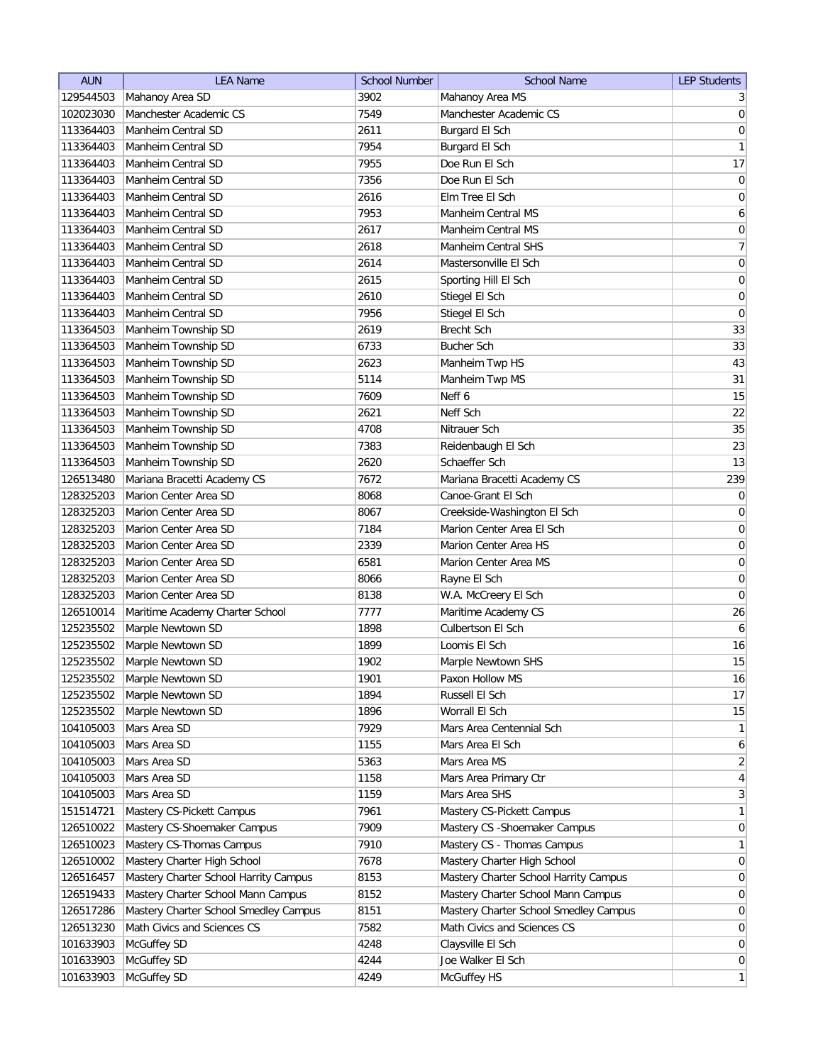| AUN | LEA Name | School Number | School Name | LEP Students |
|---|---|---|---|---|
| 129544503 | Mahanoy Area SD | 3902 | Mahanoy Area MS | 3 |
| 102023030 | Manchester Academic CS | 7549 | Manchester Academic CS | 0 |
| 113364403 | Manheim Central SD | 2611 | Burgard El Sch | 0 |
| 113364403 | Manheim Central SD | 7954 | Burgard El Sch | 1 |
| 113364403 | Manheim Central SD | 7955 | Doe Run El Sch | 17 |
| 113364403 | Manheim Central SD | 7356 | Doe Run El Sch | 0 |
| 113364403 | Manheim Central SD | 2616 | Elm Tree El Sch | 0 |
| 113364403 | Manheim Central SD | 7953 | Manheim Central MS | 6 |
| 113364403 | Manheim Central SD | 2617 | Manheim Central MS | 0 |
| 113364403 | Manheim Central SD | 2618 | Manheim Central SHS | 7 |
| 113364403 | Manheim Central SD | 2614 | Mastersonville El Sch | 0 |
| 113364403 | Manheim Central SD | 2615 | Sporting Hill El Sch | 0 |
| 113364403 | Manheim Central SD | 2610 | Stiegel El Sch | 0 |
| 113364403 | Manheim Central SD | 7956 | Stiegel El Sch | 0 |
| 113364503 | Manheim Township SD | 2619 | Brecht Sch | 33 |
| 113364503 | Manheim Township SD | 6733 | Bucher Sch | 33 |
| 113364503 | Manheim Township SD | 2623 | Manheim Twp HS | 43 |
| 113364503 | Manheim Township SD | 5114 | Manheim Twp MS | 31 |
| 113364503 | Manheim Township SD | 7609 | Neff 6 | 15 |
| 113364503 | Manheim Township SD | 2621 | Neff Sch | 22 |
| 113364503 | Manheim Township SD | 4708 | Nitrauer Sch | 35 |
| 113364503 | Manheim Township SD | 7383 | Reidenbaugh El Sch | 23 |
| 113364503 | Manheim Township SD | 2620 | Schaeffer Sch | 13 |
| 126513480 | Mariana Bracetti Academy CS | 7672 | Mariana Bracetti Academy CS | 239 |
| 128325203 | Marion Center Area SD | 8068 | Canoe-Grant El Sch | 0 |
| 128325203 | Marion Center Area SD | 8067 | Creekside-Washington El Sch | 0 |
| 128325203 | Marion Center Area SD | 7184 | Marion Center Area El Sch | 0 |
| 128325203 | Marion Center Area SD | 2339 | Marion Center Area HS | 0 |
| 128325203 | Marion Center Area SD | 6581 | Marion Center Area MS | 0 |
| 128325203 | Marion Center Area SD | 8066 | Rayne El Sch | 0 |
| 128325203 | Marion Center Area SD | 8138 | W.A. McCreery El Sch | 0 |
| 126510014 | Maritime Academy Charter School | 7777 | Maritime Academy CS | 26 |
| 125235502 | Marple Newtown SD | 1898 | Culbertson El Sch | 6 |
| 125235502 | Marple Newtown SD | 1899 | Loomis El Sch | 16 |
| 125235502 | Marple Newtown SD | 1902 | Marple Newtown SHS | 15 |
| 125235502 | Marple Newtown SD | 1901 | Paxon Hollow MS | 16 |
| 125235502 | Marple Newtown SD | 1894 | Russell El Sch | 17 |
| 125235502 | Marple Newtown SD | 1896 | Worrall El Sch | 15 |
| 104105003 | Mars Area SD | 7929 | Mars Area Centennial Sch | 1 |
| 104105003 | Mars Area SD | 1155 | Mars Area El Sch | 6 |
| 104105003 | Mars Area SD | 5363 | Mars Area MS | 2 |
| 104105003 | Mars Area SD | 1158 | Mars Area Primary Ctr | 4 |
| 104105003 | Mars Area SD | 1159 | Mars Area SHS | 3 |
| 151514721 | Mastery CS-Pickett Campus | 7961 | Mastery CS-Pickett Campus | 1 |
| 126510022 | Mastery CS-Shoemaker Campus | 7909 | Mastery CS -Shoemaker Campus | 0 |
| 126510023 | Mastery CS-Thomas Campus | 7910 | Mastery CS - Thomas Campus | 1 |
| 126510002 | Mastery Charter High School | 7678 | Mastery Charter High School | 0 |
| 126516457 | Mastery Charter School Harrity Campus | 8153 | Mastery Charter School Harrity Campus | 0 |
| 126519433 | Mastery Charter School Mann Campus | 8152 | Mastery Charter School Mann Campus | 0 |
| 126517286 | Mastery Charter School Smedley Campus | 8151 | Mastery Charter School Smedley Campus | 0 |
| 126513230 | Math Civics and Sciences CS | 7582 | Math Civics and Sciences CS | 0 |
| 101633903 | McGuffey SD | 4248 | Claysville El Sch | 0 |
| 101633903 | McGuffey SD | 4244 | Joe Walker El Sch | 0 |
| 101633903 | McGuffey SD | 4249 | McGuffey HS | 1 |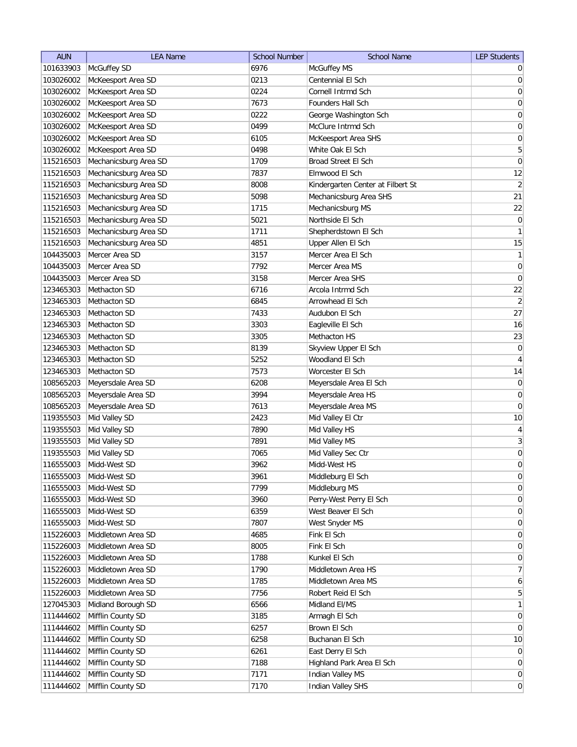| AUN | LEA Name | School Number | School Name | LEP Students |
|---|---|---|---|---|
| 101633903 | McGuffey SD | 6976 | McGuffey MS | 0 |
| 103026002 | McKeesport Area SD | 0213 | Centennial El Sch | 0 |
| 103026002 | McKeesport Area SD | 0224 | Cornell Intrmd Sch | 0 |
| 103026002 | McKeesport Area SD | 7673 | Founders Hall Sch | 0 |
| 103026002 | McKeesport Area SD | 0222 | George Washington Sch | 0 |
| 103026002 | McKeesport Area SD | 0499 | McClure Intrmd Sch | 0 |
| 103026002 | McKeesport Area SD | 6105 | McKeesport Area SHS | 0 |
| 103026002 | McKeesport Area SD | 0498 | White Oak El Sch | 5 |
| 115216503 | Mechanicsburg Area SD | 1709 | Broad Street El Sch | 0 |
| 115216503 | Mechanicsburg Area SD | 7837 | Elmwood El Sch | 12 |
| 115216503 | Mechanicsburg Area SD | 8008 | Kindergarten Center at Filbert St | 2 |
| 115216503 | Mechanicsburg Area SD | 5098 | Mechanicsburg Area SHS | 21 |
| 115216503 | Mechanicsburg Area SD | 1715 | Mechanicsburg MS | 22 |
| 115216503 | Mechanicsburg Area SD | 5021 | Northside El Sch | 0 |
| 115216503 | Mechanicsburg Area SD | 1711 | Shepherdstown El Sch | 1 |
| 115216503 | Mechanicsburg Area SD | 4851 | Upper Allen El Sch | 15 |
| 104435003 | Mercer Area SD | 3157 | Mercer Area El Sch | 1 |
| 104435003 | Mercer Area SD | 7792 | Mercer Area MS | 0 |
| 104435003 | Mercer Area SD | 3158 | Mercer Area SHS | 0 |
| 123465303 | Methacton SD | 6716 | Arcola Intrmd Sch | 22 |
| 123465303 | Methacton SD | 6845 | Arrowhead El Sch | 2 |
| 123465303 | Methacton SD | 7433 | Audubon El Sch | 27 |
| 123465303 | Methacton SD | 3303 | Eagleville El Sch | 16 |
| 123465303 | Methacton SD | 3305 | Methacton HS | 23 |
| 123465303 | Methacton SD | 8139 | Skyview Upper El Sch | 0 |
| 123465303 | Methacton SD | 5252 | Woodland El Sch | 4 |
| 123465303 | Methacton SD | 7573 | Worcester El Sch | 14 |
| 108565203 | Meyersdale Area SD | 6208 | Meyersdale Area El Sch | 0 |
| 108565203 | Meyersdale Area SD | 3994 | Meyersdale Area HS | 0 |
| 108565203 | Meyersdale Area SD | 7613 | Meyersdale Area MS | 0 |
| 119355503 | Mid Valley SD | 2423 | Mid Valley El Ctr | 10 |
| 119355503 | Mid Valley SD | 7890 | Mid Valley HS | 4 |
| 119355503 | Mid Valley SD | 7891 | Mid Valley MS | 3 |
| 119355503 | Mid Valley SD | 7065 | Mid Valley Sec Ctr | 0 |
| 116555003 | Midd-West SD | 3962 | Midd-West HS | 0 |
| 116555003 | Midd-West SD | 3961 | Middleburg El Sch | 0 |
| 116555003 | Midd-West SD | 7799 | Middleburg MS | 0 |
| 116555003 | Midd-West SD | 3960 | Perry-West Perry El Sch | 0 |
| 116555003 | Midd-West SD | 6359 | West Beaver El Sch | 0 |
| 116555003 | Midd-West SD | 7807 | West Snyder MS | 0 |
| 115226003 | Middletown Area SD | 4685 | Fink El Sch | 0 |
| 115226003 | Middletown Area SD | 8005 | Fink El Sch | 0 |
| 115226003 | Middletown Area SD | 1788 | Kunkel El Sch | 0 |
| 115226003 | Middletown Area SD | 1790 | Middletown Area HS | 7 |
| 115226003 | Middletown Area SD | 1785 | Middletown Area MS | 6 |
| 115226003 | Middletown Area SD | 7756 | Robert Reid El Sch | 5 |
| 127045303 | Midland Borough SD | 6566 | Midland El/MS | 1 |
| 111444602 | Mifflin County SD | 3185 | Armagh El Sch | 0 |
| 111444602 | Mifflin County SD | 6257 | Brown El Sch | 0 |
| 111444602 | Mifflin County SD | 6258 | Buchanan El Sch | 10 |
| 111444602 | Mifflin County SD | 6261 | East Derry El Sch | 0 |
| 111444602 | Mifflin County SD | 7188 | Highland Park Area El Sch | 0 |
| 111444602 | Mifflin County SD | 7171 | Indian Valley MS | 0 |
| 111444602 | Mifflin County SD | 7170 | Indian Valley SHS | 0 |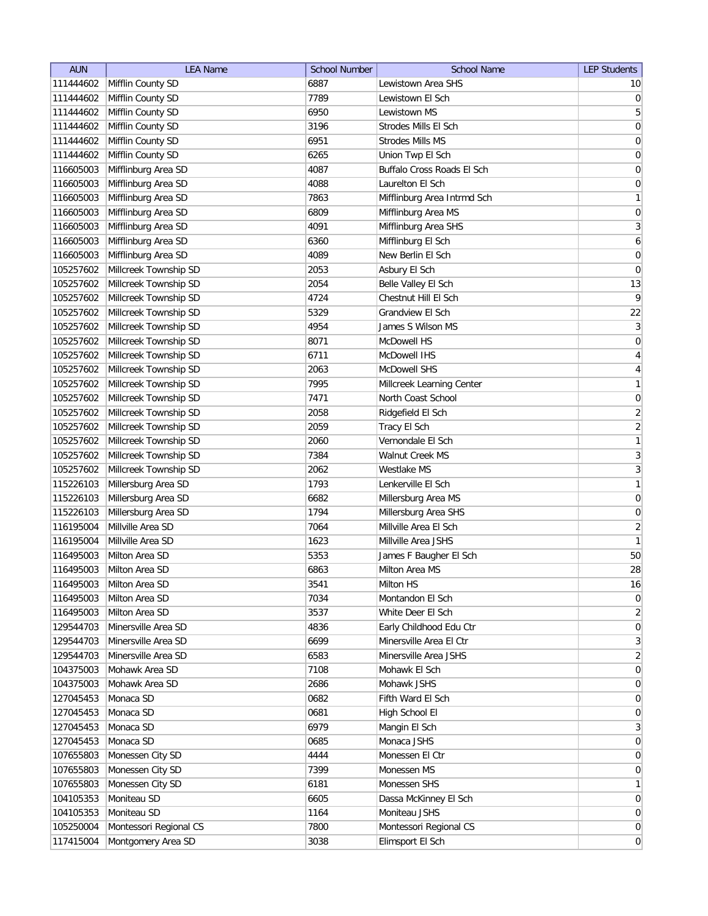| AUN | LEA Name | School Number | School Name | LEP Students |
|---|---|---|---|---|
| 111444602 | Mifflin County SD | 6887 | Lewistown Area SHS | 10 |
| 111444602 | Mifflin County SD | 7789 | Lewistown El Sch | 0 |
| 111444602 | Mifflin County SD | 6950 | Lewistown MS | 5 |
| 111444602 | Mifflin County SD | 3196 | Strodes Mills El Sch | 0 |
| 111444602 | Mifflin County SD | 6951 | Strodes Mills MS | 0 |
| 111444602 | Mifflin County SD | 6265 | Union Twp El Sch | 0 |
| 116605003 | Mifflinburg Area SD | 4087 | Buffalo Cross Roads El Sch | 0 |
| 116605003 | Mifflinburg Area SD | 4088 | Laurelton El Sch | 0 |
| 116605003 | Mifflinburg Area SD | 7863 | Mifflinburg Area Intrmd Sch | 1 |
| 116605003 | Mifflinburg Area SD | 6809 | Mifflinburg Area MS | 0 |
| 116605003 | Mifflinburg Area SD | 4091 | Mifflinburg Area SHS | 3 |
| 116605003 | Mifflinburg Area SD | 6360 | Mifflinburg El Sch | 6 |
| 116605003 | Mifflinburg Area SD | 4089 | New Berlin El Sch | 0 |
| 105257602 | Millcreek Township SD | 2053 | Asbury El Sch | 0 |
| 105257602 | Millcreek Township SD | 2054 | Belle Valley El Sch | 13 |
| 105257602 | Millcreek Township SD | 4724 | Chestnut Hill El Sch | 9 |
| 105257602 | Millcreek Township SD | 5329 | Grandview El Sch | 22 |
| 105257602 | Millcreek Township SD | 4954 | James S Wilson MS | 3 |
| 105257602 | Millcreek Township SD | 8071 | McDowell HS | 0 |
| 105257602 | Millcreek Township SD | 6711 | McDowell IHS | 4 |
| 105257602 | Millcreek Township SD | 2063 | McDowell SHS | 4 |
| 105257602 | Millcreek Township SD | 7995 | Millcreek Learning Center | 1 |
| 105257602 | Millcreek Township SD | 7471 | North Coast School | 0 |
| 105257602 | Millcreek Township SD | 2058 | Ridgefield El Sch | 2 |
| 105257602 | Millcreek Township SD | 2059 | Tracy El Sch | 2 |
| 105257602 | Millcreek Township SD | 2060 | Vernondale El Sch | 1 |
| 105257602 | Millcreek Township SD | 7384 | Walnut Creek MS | 3 |
| 105257602 | Millcreek Township SD | 2062 | Westlake MS | 3 |
| 115226103 | Millersburg Area SD | 1793 | Lenkerville El Sch | 1 |
| 115226103 | Millersburg Area SD | 6682 | Millersburg Area MS | 0 |
| 115226103 | Millersburg Area SD | 1794 | Millersburg Area SHS | 0 |
| 116195004 | Millville Area SD | 7064 | Millville Area El Sch | 2 |
| 116195004 | Millville Area SD | 1623 | Millville Area JSHS | 1 |
| 116495003 | Milton Area SD | 5353 | James F Baugher El Sch | 50 |
| 116495003 | Milton Area SD | 6863 | Milton Area MS | 28 |
| 116495003 | Milton Area SD | 3541 | Milton HS | 16 |
| 116495003 | Milton Area SD | 7034 | Montandon El Sch | 0 |
| 116495003 | Milton Area SD | 3537 | White Deer El Sch | 2 |
| 129544703 | Minersville Area SD | 4836 | Early Childhood Edu Ctr | 0 |
| 129544703 | Minersville Area SD | 6699 | Minersville Area El Ctr | 3 |
| 129544703 | Minersville Area SD | 6583 | Minersville Area JSHS | 2 |
| 104375003 | Mohawk Area SD | 7108 | Mohawk El Sch | 0 |
| 104375003 | Mohawk Area SD | 2686 | Mohawk JSHS | 0 |
| 127045453 | Monaca SD | 0682 | Fifth Ward El Sch | 0 |
| 127045453 | Monaca SD | 0681 | High School El | 0 |
| 127045453 | Monaca SD | 6979 | Mangin El Sch | 3 |
| 127045453 | Monaca SD | 0685 | Monaca JSHS | 0 |
| 107655803 | Monessen City SD | 4444 | Monessen El Ctr | 0 |
| 107655803 | Monessen City SD | 7399 | Monessen MS | 0 |
| 107655803 | Monessen City SD | 6181 | Monessen SHS | 1 |
| 104105353 | Moniteau SD | 6605 | Dassa McKinney El Sch | 0 |
| 104105353 | Moniteau SD | 1164 | Moniteau JSHS | 0 |
| 105250004 | Montessori Regional CS | 7800 | Montessori Regional CS | 0 |
| 117415004 | Montgomery Area SD | 3038 | Elimsport El Sch | 0 |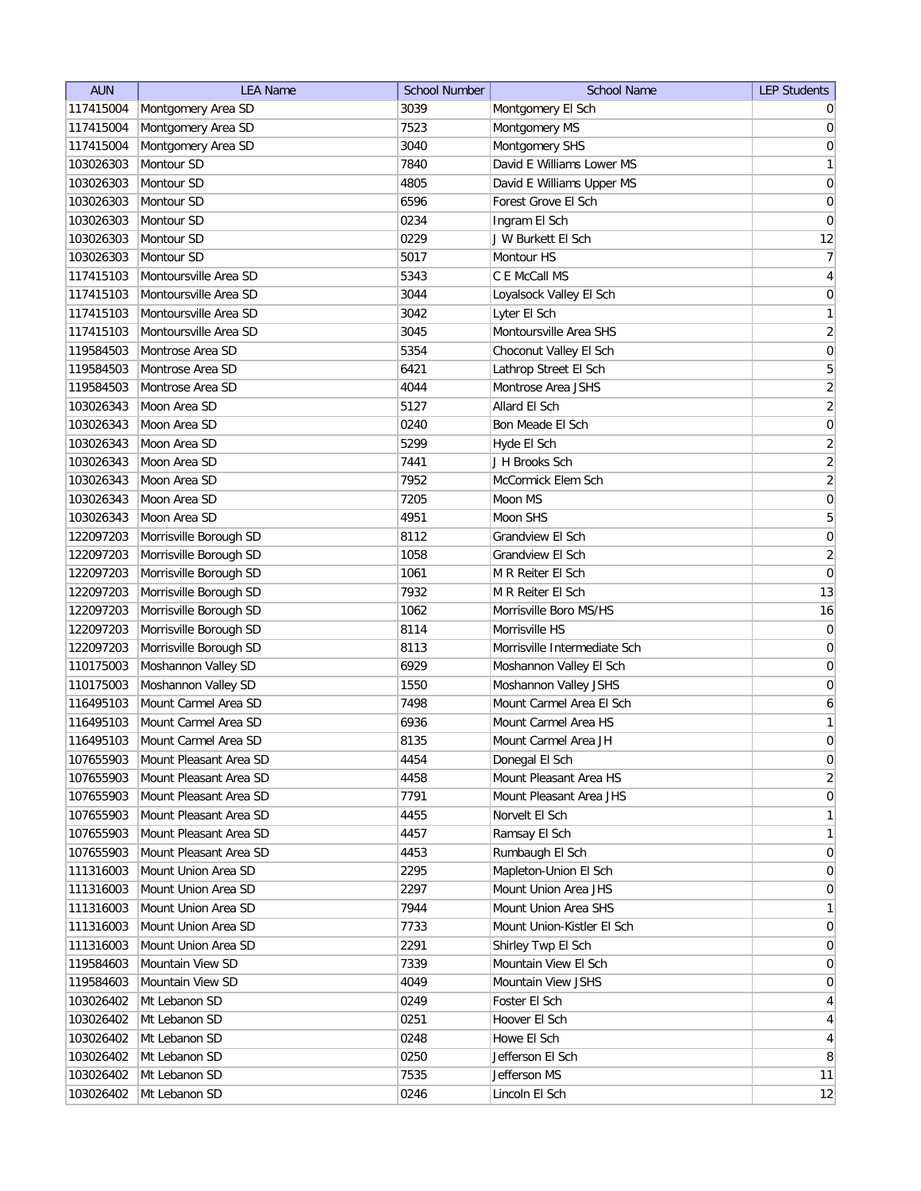| AUN | LEA Name | School Number | School Name | LEP Students |
|---|---|---|---|---|
| 117415004 | Montgomery Area SD | 3039 | Montgomery El Sch | 0 |
| 117415004 | Montgomery Area SD | 7523 | Montgomery MS | 0 |
| 117415004 | Montgomery Area SD | 3040 | Montgomery SHS | 0 |
| 103026303 | Montour SD | 7840 | David E Williams Lower MS | 1 |
| 103026303 | Montour SD | 4805 | David E Williams Upper MS | 0 |
| 103026303 | Montour SD | 6596 | Forest Grove El Sch | 0 |
| 103026303 | Montour SD | 0234 | Ingram El Sch | 0 |
| 103026303 | Montour SD | 0229 | J W Burkett El Sch | 12 |
| 103026303 | Montour SD | 5017 | Montour HS | 7 |
| 117415103 | Montoursville Area SD | 5343 | C E McCall MS | 4 |
| 117415103 | Montoursville Area SD | 3044 | Loyalsock Valley El Sch | 0 |
| 117415103 | Montoursville Area SD | 3042 | Lyter El Sch | 1 |
| 117415103 | Montoursville Area SD | 3045 | Montoursville Area SHS | 2 |
| 119584503 | Montrose Area SD | 5354 | Choconut Valley El Sch | 0 |
| 119584503 | Montrose Area SD | 6421 | Lathrop Street El Sch | 5 |
| 119584503 | Montrose Area SD | 4044 | Montrose Area JSHS | 2 |
| 103026343 | Moon Area SD | 5127 | Allard El Sch | 2 |
| 103026343 | Moon Area SD | 0240 | Bon Meade El Sch | 0 |
| 103026343 | Moon Area SD | 5299 | Hyde El Sch | 2 |
| 103026343 | Moon Area SD | 7441 | J H Brooks Sch | 2 |
| 103026343 | Moon Area SD | 7952 | McCormick Elem Sch | 2 |
| 103026343 | Moon Area SD | 7205 | Moon MS | 0 |
| 103026343 | Moon Area SD | 4951 | Moon SHS | 5 |
| 122097203 | Morrisville Borough SD | 8112 | Grandview El Sch | 0 |
| 122097203 | Morrisville Borough SD | 1058 | Grandview El Sch | 2 |
| 122097203 | Morrisville Borough SD | 1061 | M R Reiter El Sch | 0 |
| 122097203 | Morrisville Borough SD | 7932 | M R Reiter El Sch | 13 |
| 122097203 | Morrisville Borough SD | 1062 | Morrisville Boro MS/HS | 16 |
| 122097203 | Morrisville Borough SD | 8114 | Morrisville HS | 0 |
| 122097203 | Morrisville Borough SD | 8113 | Morrisville Intermediate Sch | 0 |
| 110175003 | Moshannon Valley SD | 6929 | Moshannon Valley El Sch | 0 |
| 110175003 | Moshannon Valley SD | 1550 | Moshannon Valley JSHS | 0 |
| 116495103 | Mount Carmel Area SD | 7498 | Mount Carmel Area El Sch | 6 |
| 116495103 | Mount Carmel Area SD | 6936 | Mount Carmel Area HS | 1 |
| 116495103 | Mount Carmel Area SD | 8135 | Mount Carmel Area JH | 0 |
| 107655903 | Mount Pleasant Area SD | 4454 | Donegal El Sch | 0 |
| 107655903 | Mount Pleasant Area SD | 4458 | Mount Pleasant Area HS | 2 |
| 107655903 | Mount Pleasant Area SD | 7791 | Mount Pleasant Area JHS | 0 |
| 107655903 | Mount Pleasant Area SD | 4455 | Norvelt El Sch | 1 |
| 107655903 | Mount Pleasant Area SD | 4457 | Ramsay El Sch | 1 |
| 107655903 | Mount Pleasant Area SD | 4453 | Rumbaugh El Sch | 0 |
| 111316003 | Mount Union Area SD | 2295 | Mapleton-Union El Sch | 0 |
| 111316003 | Mount Union Area SD | 2297 | Mount Union Area JHS | 0 |
| 111316003 | Mount Union Area SD | 7944 | Mount Union Area SHS | 1 |
| 111316003 | Mount Union Area SD | 7733 | Mount Union-Kistler El Sch | 0 |
| 111316003 | Mount Union Area SD | 2291 | Shirley Twp El Sch | 0 |
| 119584603 | Mountain View SD | 7339 | Mountain View El Sch | 0 |
| 119584603 | Mountain View SD | 4049 | Mountain View JSHS | 0 |
| 103026402 | Mt Lebanon SD | 0249 | Foster El Sch | 4 |
| 103026402 | Mt Lebanon SD | 0251 | Hoover El Sch | 4 |
| 103026402 | Mt Lebanon SD | 0248 | Howe El Sch | 4 |
| 103026402 | Mt Lebanon SD | 0250 | Jefferson El Sch | 8 |
| 103026402 | Mt Lebanon SD | 7535 | Jefferson MS | 11 |
| 103026402 | Mt Lebanon SD | 0246 | Lincoln El Sch | 12 |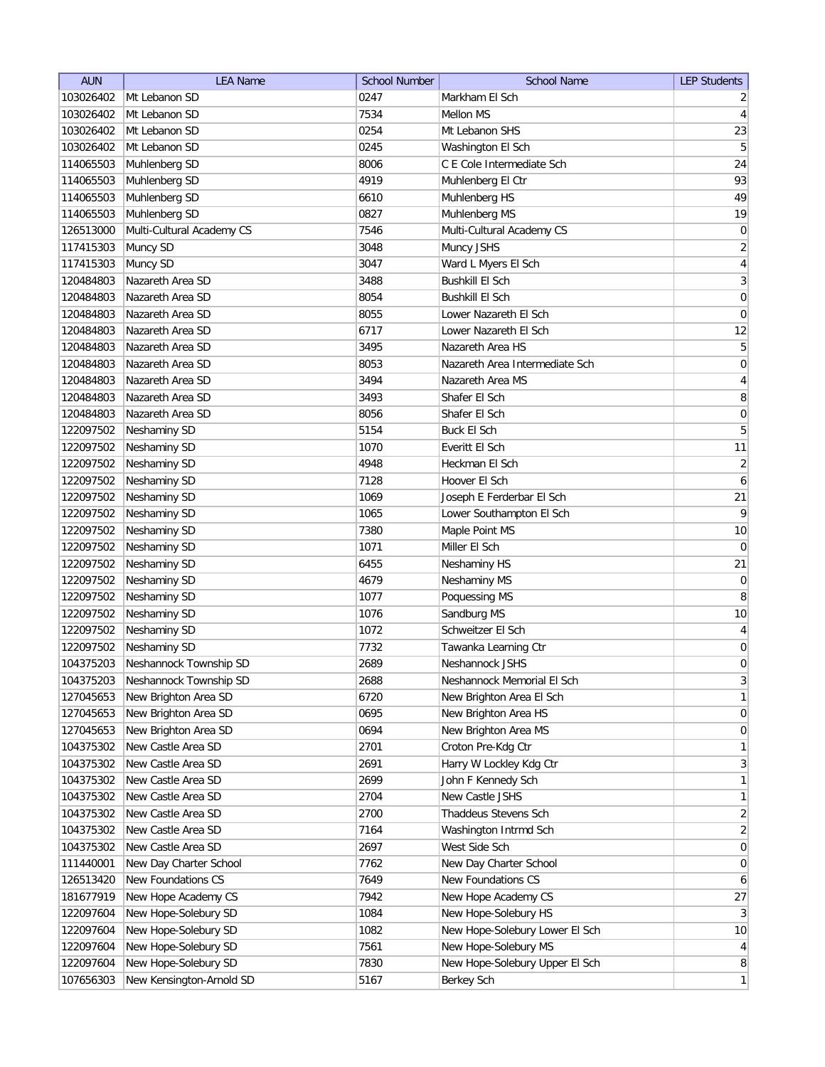| AUN | LEA Name | School Number | School Name | LEP Students |
|---|---|---|---|---|
| 103026402 | Mt Lebanon SD | 0247 | Markham El Sch | 2 |
| 103026402 | Mt Lebanon SD | 7534 | Mellon MS | 4 |
| 103026402 | Mt Lebanon SD | 0254 | Mt Lebanon SHS | 23 |
| 103026402 | Mt Lebanon SD | 0245 | Washington El Sch | 5 |
| 114065503 | Muhlenberg SD | 8006 | C E Cole Intermediate Sch | 24 |
| 114065503 | Muhlenberg SD | 4919 | Muhlenberg El Ctr | 93 |
| 114065503 | Muhlenberg SD | 6610 | Muhlenberg HS | 49 |
| 114065503 | Muhlenberg SD | 0827 | Muhlenberg MS | 19 |
| 126513000 | Multi-Cultural Academy CS | 7546 | Multi-Cultural Academy CS | 0 |
| 117415303 | Muncy SD | 3048 | Muncy JSHS | 2 |
| 117415303 | Muncy SD | 3047 | Ward L Myers El Sch | 4 |
| 120484803 | Nazareth Area SD | 3488 | Bushkill El Sch | 3 |
| 120484803 | Nazareth Area SD | 8054 | Bushkill El Sch | 0 |
| 120484803 | Nazareth Area SD | 8055 | Lower Nazareth El Sch | 0 |
| 120484803 | Nazareth Area SD | 6717 | Lower Nazareth El Sch | 12 |
| 120484803 | Nazareth Area SD | 3495 | Nazareth Area HS | 5 |
| 120484803 | Nazareth Area SD | 8053 | Nazareth Area Intermediate Sch | 0 |
| 120484803 | Nazareth Area SD | 3494 | Nazareth Area MS | 4 |
| 120484803 | Nazareth Area SD | 3493 | Shafer El Sch | 8 |
| 120484803 | Nazareth Area SD | 8056 | Shafer El Sch | 0 |
| 122097502 | Neshaminy SD | 5154 | Buck El Sch | 5 |
| 122097502 | Neshaminy SD | 1070 | Everitt El Sch | 11 |
| 122097502 | Neshaminy SD | 4948 | Heckman El Sch | 2 |
| 122097502 | Neshaminy SD | 7128 | Hoover El Sch | 6 |
| 122097502 | Neshaminy SD | 1069 | Joseph E Ferderbar El Sch | 21 |
| 122097502 | Neshaminy SD | 1065 | Lower Southampton El Sch | 9 |
| 122097502 | Neshaminy SD | 7380 | Maple Point MS | 10 |
| 122097502 | Neshaminy SD | 1071 | Miller El Sch | 0 |
| 122097502 | Neshaminy SD | 6455 | Neshaminy HS | 21 |
| 122097502 | Neshaminy SD | 4679 | Neshaminy MS | 0 |
| 122097502 | Neshaminy SD | 1077 | Poquessing MS | 8 |
| 122097502 | Neshaminy SD | 1076 | Sandburg MS | 10 |
| 122097502 | Neshaminy SD | 1072 | Schweitzer El Sch | 4 |
| 122097502 | Neshaminy SD | 7732 | Tawanka Learning Ctr | 0 |
| 104375203 | Neshannock Township SD | 2689 | Neshannock JSHS | 0 |
| 104375203 | Neshannock Township SD | 2688 | Neshannock Memorial El Sch | 3 |
| 127045653 | New Brighton Area SD | 6720 | New Brighton Area El Sch | 1 |
| 127045653 | New Brighton Area SD | 0695 | New Brighton Area HS | 0 |
| 127045653 | New Brighton Area SD | 0694 | New Brighton Area MS | 0 |
| 104375302 | New Castle Area SD | 2701 | Croton Pre-Kdg Ctr | 1 |
| 104375302 | New Castle Area SD | 2691 | Harry W Lockley Kdg Ctr | 3 |
| 104375302 | New Castle Area SD | 2699 | John F Kennedy Sch | 1 |
| 104375302 | New Castle Area SD | 2704 | New Castle JSHS | 1 |
| 104375302 | New Castle Area SD | 2700 | Thaddeus Stevens Sch | 2 |
| 104375302 | New Castle Area SD | 7164 | Washington Intrmd Sch | 2 |
| 104375302 | New Castle Area SD | 2697 | West Side Sch | 0 |
| 111440001 | New Day Charter School | 7762 | New Day Charter School | 0 |
| 126513420 | New Foundations CS | 7649 | New Foundations CS | 6 |
| 181677919 | New Hope Academy CS | 7942 | New Hope Academy CS | 27 |
| 122097604 | New Hope-Solebury SD | 1084 | New Hope-Solebury HS | 3 |
| 122097604 | New Hope-Solebury SD | 1082 | New Hope-Solebury Lower El Sch | 10 |
| 122097604 | New Hope-Solebury SD | 7561 | New Hope-Solebury MS | 4 |
| 122097604 | New Hope-Solebury SD | 7830 | New Hope-Solebury Upper El Sch | 8 |
| 107656303 | New Kensington-Arnold SD | 5167 | Berkey Sch | 1 |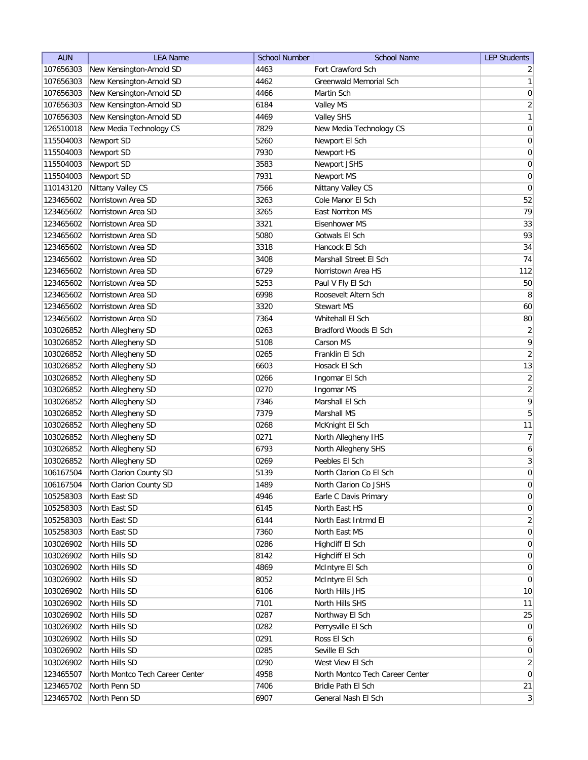| AUN | LEA Name | School Number | School Name | LEP Students |
| --- | --- | --- | --- | --- |
| 107656303 | New Kensington-Arnold SD | 4463 | Fort Crawford Sch | 2 |
| 107656303 | New Kensington-Arnold SD | 4462 | Greenwald Memorial Sch | 1 |
| 107656303 | New Kensington-Arnold SD | 4466 | Martin Sch | 0 |
| 107656303 | New Kensington-Arnold SD | 6184 | Valley MS | 2 |
| 107656303 | New Kensington-Arnold SD | 4469 | Valley SHS | 1 |
| 126510018 | New Media Technology CS | 7829 | New Media Technology CS | 0 |
| 115504003 | Newport SD | 5260 | Newport El Sch | 0 |
| 115504003 | Newport SD | 7930 | Newport HS | 0 |
| 115504003 | Newport SD | 3583 | Newport JSHS | 0 |
| 115504003 | Newport SD | 7931 | Newport MS | 0 |
| 110143120 | Nittany Valley CS | 7566 | Nittany Valley CS | 0 |
| 123465602 | Norristown Area SD | 3263 | Cole Manor El Sch | 52 |
| 123465602 | Norristown Area SD | 3265 | East Norriton MS | 79 |
| 123465602 | Norristown Area SD | 3321 | Eisenhower MS | 33 |
| 123465602 | Norristown Area SD | 5080 | Gotwals El Sch | 93 |
| 123465602 | Norristown Area SD | 3318 | Hancock El Sch | 34 |
| 123465602 | Norristown Area SD | 3408 | Marshall Street El Sch | 74 |
| 123465602 | Norristown Area SD | 6729 | Norristown Area HS | 112 |
| 123465602 | Norristown Area SD | 5253 | Paul V Fly El Sch | 50 |
| 123465602 | Norristown Area SD | 6998 | Roosevelt Altern Sch | 8 |
| 123465602 | Norristown Area SD | 3320 | Stewart MS | 60 |
| 123465602 | Norristown Area SD | 7364 | Whitehall El Sch | 80 |
| 103026852 | North Allegheny SD | 0263 | Bradford Woods El Sch | 2 |
| 103026852 | North Allegheny SD | 5108 | Carson MS | 9 |
| 103026852 | North Allegheny SD | 0265 | Franklin El Sch | 2 |
| 103026852 | North Allegheny SD | 6603 | Hosack El Sch | 13 |
| 103026852 | North Allegheny SD | 0266 | Ingomar El Sch | 2 |
| 103026852 | North Allegheny SD | 0270 | Ingomar MS | 2 |
| 103026852 | North Allegheny SD | 7346 | Marshall El Sch | 9 |
| 103026852 | North Allegheny SD | 7379 | Marshall MS | 5 |
| 103026852 | North Allegheny SD | 0268 | McKnight El Sch | 11 |
| 103026852 | North Allegheny SD | 0271 | North Allegheny IHS | 7 |
| 103026852 | North Allegheny SD | 6793 | North Allegheny SHS | 6 |
| 103026852 | North Allegheny SD | 0269 | Peebles El Sch | 3 |
| 106167504 | North Clarion County SD | 5139 | North Clarion Co El Sch | 0 |
| 106167504 | North Clarion County SD | 1489 | North Clarion Co JSHS | 0 |
| 105258303 | North East SD | 4946 | Earle C Davis Primary | 0 |
| 105258303 | North East SD | 6145 | North East HS | 0 |
| 105258303 | North East SD | 6144 | North East Intrmd El | 2 |
| 105258303 | North East SD | 7360 | North East MS | 0 |
| 103026902 | North Hills SD | 0286 | Highcliff El Sch | 0 |
| 103026902 | North Hills SD | 8142 | Highcliff El Sch | 0 |
| 103026902 | North Hills SD | 4869 | McIntyre El Sch | 0 |
| 103026902 | North Hills SD | 8052 | McIntyre El Sch | 0 |
| 103026902 | North Hills SD | 6106 | North Hills JHS | 10 |
| 103026902 | North Hills SD | 7101 | North Hills SHS | 11 |
| 103026902 | North Hills SD | 0287 | Northway El Sch | 25 |
| 103026902 | North Hills SD | 0282 | Perrysville El Sch | 0 |
| 103026902 | North Hills SD | 0291 | Ross El Sch | 6 |
| 103026902 | North Hills SD | 0285 | Seville El Sch | 0 |
| 103026902 | North Hills SD | 0290 | West View El Sch | 2 |
| 123465507 | North Montco Tech Career Center | 4958 | North Montco Tech Career Center | 0 |
| 123465702 | North Penn SD | 7406 | Bridle Path El Sch | 21 |
| 123465702 | North Penn SD | 6907 | General Nash El Sch | 3 |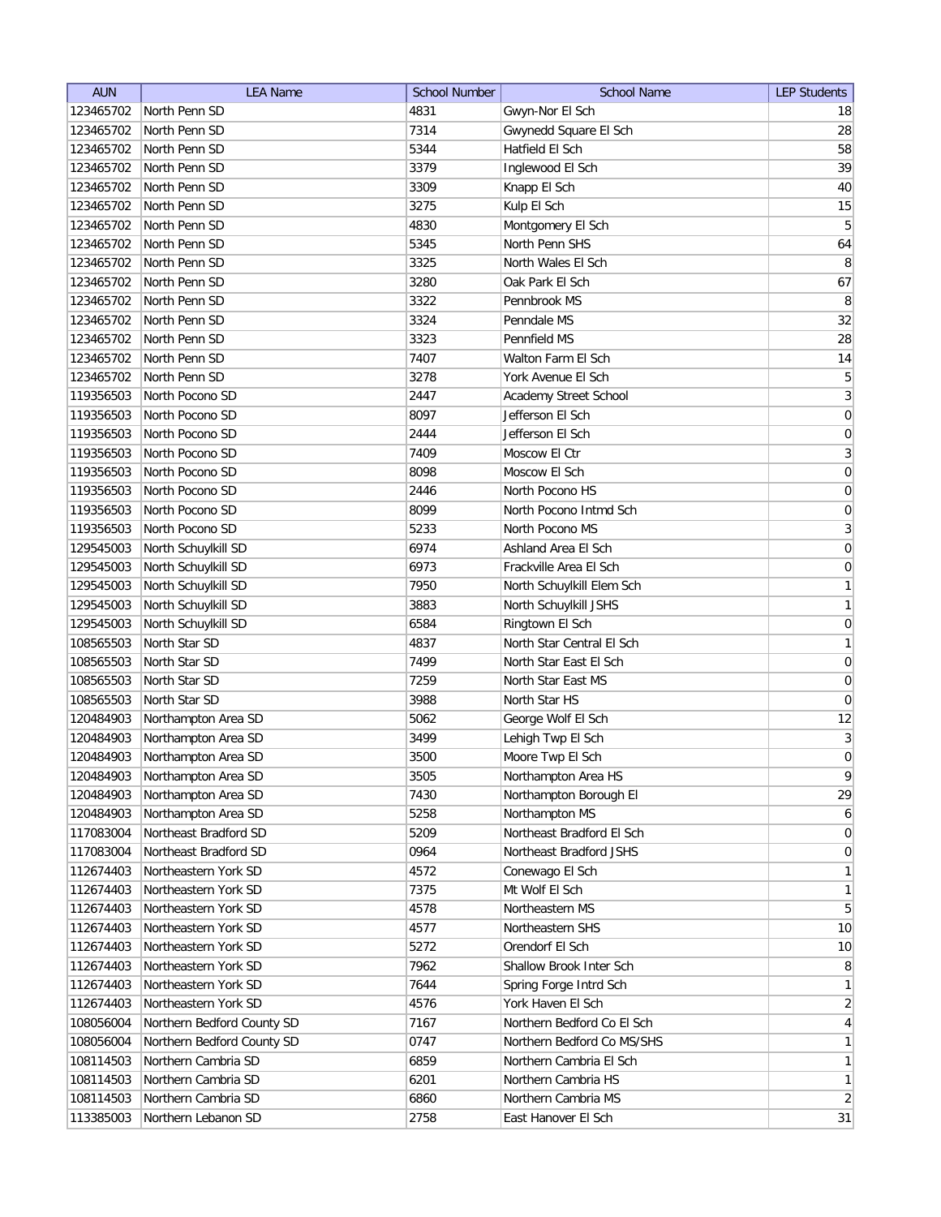| AUN | LEA Name | School Number | School Name | LEP Students |
|---|---|---|---|---|
| 123465702 | North Penn SD | 4831 | Gwyn-Nor El Sch | 18 |
| 123465702 | North Penn SD | 7314 | Gwynedd Square El Sch | 28 |
| 123465702 | North Penn SD | 5344 | Hatfield El Sch | 58 |
| 123465702 | North Penn SD | 3379 | Inglewood El Sch | 39 |
| 123465702 | North Penn SD | 3309 | Knapp El Sch | 40 |
| 123465702 | North Penn SD | 3275 | Kulp El Sch | 15 |
| 123465702 | North Penn SD | 4830 | Montgomery El Sch | 5 |
| 123465702 | North Penn SD | 5345 | North Penn SHS | 64 |
| 123465702 | North Penn SD | 3325 | North Wales El Sch | 8 |
| 123465702 | North Penn SD | 3280 | Oak Park El Sch | 67 |
| 123465702 | North Penn SD | 3322 | Pennbrook MS | 8 |
| 123465702 | North Penn SD | 3324 | Penndale MS | 32 |
| 123465702 | North Penn SD | 3323 | Pennfield MS | 28 |
| 123465702 | North Penn SD | 7407 | Walton Farm El Sch | 14 |
| 123465702 | North Penn SD | 3278 | York Avenue El Sch | 5 |
| 119356503 | North Pocono SD | 2447 | Academy Street School | 3 |
| 119356503 | North Pocono SD | 8097 | Jefferson El Sch | 0 |
| 119356503 | North Pocono SD | 2444 | Jefferson El Sch | 0 |
| 119356503 | North Pocono SD | 7409 | Moscow El Ctr | 3 |
| 119356503 | North Pocono SD | 8098 | Moscow El Sch | 0 |
| 119356503 | North Pocono SD | 2446 | North Pocono HS | 0 |
| 119356503 | North Pocono SD | 8099 | North Pocono Intmd Sch | 0 |
| 119356503 | North Pocono SD | 5233 | North Pocono MS | 3 |
| 129545003 | North Schuylkill SD | 6974 | Ashland Area El Sch | 0 |
| 129545003 | North Schuylkill SD | 6973 | Frackville Area El Sch | 0 |
| 129545003 | North Schuylkill SD | 7950 | North Schuylkill Elem Sch | 1 |
| 129545003 | North Schuylkill SD | 3883 | North Schuylkill JSHS | 1 |
| 129545003 | North Schuylkill SD | 6584 | Ringtown El Sch | 0 |
| 108565503 | North Star SD | 4837 | North Star Central El Sch | 1 |
| 108565503 | North Star SD | 7499 | North Star East El Sch | 0 |
| 108565503 | North Star SD | 7259 | North Star East MS | 0 |
| 108565503 | North Star SD | 3988 | North Star HS | 0 |
| 120484903 | Northampton Area SD | 5062 | George Wolf El Sch | 12 |
| 120484903 | Northampton Area SD | 3499 | Lehigh Twp El Sch | 3 |
| 120484903 | Northampton Area SD | 3500 | Moore Twp El Sch | 0 |
| 120484903 | Northampton Area SD | 3505 | Northampton Area HS | 9 |
| 120484903 | Northampton Area SD | 7430 | Northampton Borough El | 29 |
| 120484903 | Northampton Area SD | 5258 | Northampton MS | 6 |
| 117083004 | Northeast Bradford SD | 5209 | Northeast Bradford El Sch | 0 |
| 117083004 | Northeast Bradford SD | 0964 | Northeast Bradford JSHS | 0 |
| 112674403 | Northeastern York SD | 4572 | Conewago El Sch | 1 |
| 112674403 | Northeastern York SD | 7375 | Mt Wolf El Sch | 1 |
| 112674403 | Northeastern York SD | 4578 | Northeastern MS | 5 |
| 112674403 | Northeastern York SD | 4577 | Northeastern SHS | 10 |
| 112674403 | Northeastern York SD | 5272 | Orendorf El Sch | 10 |
| 112674403 | Northeastern York SD | 7962 | Shallow Brook Inter Sch | 8 |
| 112674403 | Northeastern York SD | 7644 | Spring Forge Intrd Sch | 1 |
| 112674403 | Northeastern York SD | 4576 | York Haven El Sch | 2 |
| 108056004 | Northern Bedford County SD | 7167 | Northern Bedford Co El Sch | 4 |
| 108056004 | Northern Bedford County SD | 0747 | Northern Bedford Co MS/SHS | 1 |
| 108114503 | Northern Cambria SD | 6859 | Northern Cambria El Sch | 1 |
| 108114503 | Northern Cambria SD | 6201 | Northern Cambria HS | 1 |
| 108114503 | Northern Cambria SD | 6860 | Northern Cambria MS | 2 |
| 113385003 | Northern Lebanon SD | 2758 | East Hanover El Sch | 31 |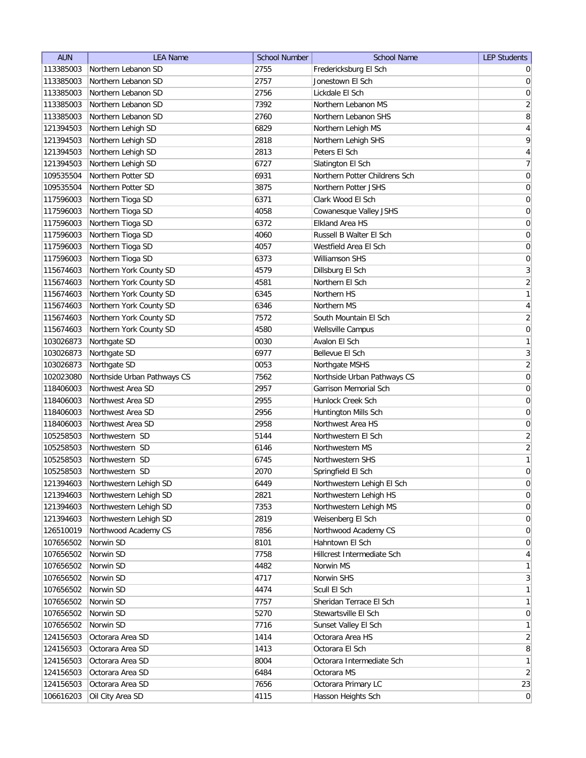| AUN | LEA Name | School Number | School Name | LEP Students |
|---|---|---|---|---|
| 113385003 | Northern Lebanon SD | 2755 | Fredericksburg El Sch | 0 |
| 113385003 | Northern Lebanon SD | 2757 | Jonestown El Sch | 0 |
| 113385003 | Northern Lebanon SD | 2756 | Lickdale El Sch | 0 |
| 113385003 | Northern Lebanon SD | 7392 | Northern Lebanon MS | 2 |
| 113385003 | Northern Lebanon SD | 2760 | Northern Lebanon SHS | 8 |
| 121394503 | Northern Lehigh SD | 6829 | Northern Lehigh MS | 4 |
| 121394503 | Northern Lehigh SD | 2818 | Northern Lehigh SHS | 9 |
| 121394503 | Northern Lehigh SD | 2813 | Peters El Sch | 4 |
| 121394503 | Northern Lehigh SD | 6727 | Slatington El Sch | 7 |
| 109535504 | Northern Potter SD | 6931 | Northern Potter Childrens Sch | 0 |
| 109535504 | Northern Potter SD | 3875 | Northern Potter JSHS | 0 |
| 117596003 | Northern Tioga SD | 6371 | Clark Wood El Sch | 0 |
| 117596003 | Northern Tioga SD | 4058 | Cowanesque Valley JSHS | 0 |
| 117596003 | Northern Tioga SD | 6372 | Elkland Area HS | 0 |
| 117596003 | Northern Tioga SD | 4060 | Russell B Walter El Sch | 0 |
| 117596003 | Northern Tioga SD | 4057 | Westfield Area El Sch | 0 |
| 117596003 | Northern Tioga SD | 6373 | Williamson SHS | 0 |
| 115674603 | Northern York County SD | 4579 | Dillsburg El Sch | 3 |
| 115674603 | Northern York County SD | 4581 | Northern El Sch | 2 |
| 115674603 | Northern York County SD | 6345 | Northern HS | 1 |
| 115674603 | Northern York County SD | 6346 | Northern MS | 4 |
| 115674603 | Northern York County SD | 7572 | South Mountain El Sch | 2 |
| 115674603 | Northern York County SD | 4580 | Wellsville Campus | 0 |
| 103026873 | Northgate SD | 0030 | Avalon El Sch | 1 |
| 103026873 | Northgate SD | 6977 | Bellevue El Sch | 3 |
| 103026873 | Northgate SD | 0053 | Northgate MSHS | 2 |
| 102023080 | Northside Urban Pathways CS | 7562 | Northside Urban Pathways CS | 0 |
| 118406003 | Northwest Area SD | 2957 | Garrison Memorial Sch | 0 |
| 118406003 | Northwest Area SD | 2955 | Hunlock Creek Sch | 0 |
| 118406003 | Northwest Area SD | 2956 | Huntington Mills Sch | 0 |
| 118406003 | Northwest Area SD | 2958 | Northwest Area HS | 0 |
| 105258503 | Northwestern SD | 5144 | Northwestern El Sch | 2 |
| 105258503 | Northwestern SD | 6146 | Northwestern MS | 2 |
| 105258503 | Northwestern SD | 6745 | Northwestern SHS | 1 |
| 105258503 | Northwestern SD | 2070 | Springfield El Sch | 0 |
| 121394603 | Northwestern Lehigh SD | 6449 | Northwestern Lehigh El Sch | 0 |
| 121394603 | Northwestern Lehigh SD | 2821 | Northwestern Lehigh HS | 0 |
| 121394603 | Northwestern Lehigh SD | 7353 | Northwestern Lehigh MS | 0 |
| 121394603 | Northwestern Lehigh SD | 2819 | Weisenberg El Sch | 0 |
| 126510019 | Northwood Academy CS | 7856 | Northwood Academy CS | 0 |
| 107656502 | Norwin SD | 8101 | Hahntown El Sch | 0 |
| 107656502 | Norwin SD | 7758 | Hillcrest Intermediate Sch | 4 |
| 107656502 | Norwin SD | 4482 | Norwin MS | 1 |
| 107656502 | Norwin SD | 4717 | Norwin SHS | 3 |
| 107656502 | Norwin SD | 4474 | Scull El Sch | 1 |
| 107656502 | Norwin SD | 7757 | Sheridan Terrace El Sch | 1 |
| 107656502 | Norwin SD | 5270 | Stewartsville El Sch | 0 |
| 107656502 | Norwin SD | 7716 | Sunset Valley El Sch | 1 |
| 124156503 | Octorara Area SD | 1414 | Octorara Area HS | 2 |
| 124156503 | Octorara Area SD | 1413 | Octorara El Sch | 8 |
| 124156503 | Octorara Area SD | 8004 | Octorara Intermediate Sch | 1 |
| 124156503 | Octorara Area SD | 6484 | Octorara MS | 2 |
| 124156503 | Octorara Area SD | 7656 | Octorara Primary LC | 23 |
| 106616203 | Oil City Area SD | 4115 | Hasson Heights Sch | 0 |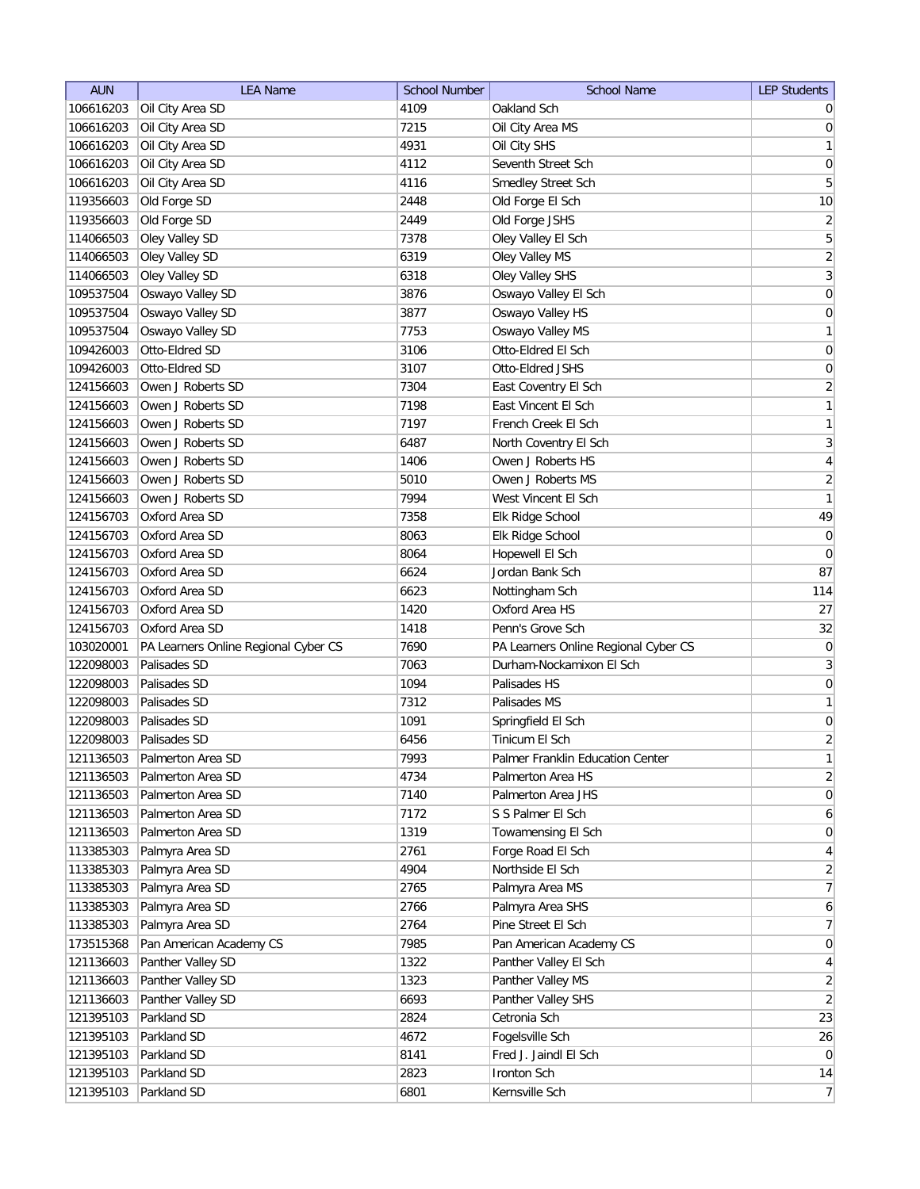| AUN | LEA Name | School Number | School Name | LEP Students |
|---|---|---|---|---|
| 106616203 | Oil City Area SD | 4109 | Oakland Sch | 0 |
| 106616203 | Oil City Area SD | 7215 | Oil City Area MS | 0 |
| 106616203 | Oil City Area SD | 4931 | Oil City SHS | 1 |
| 106616203 | Oil City Area SD | 4112 | Seventh Street Sch | 0 |
| 106616203 | Oil City Area SD | 4116 | Smedley Street Sch | 5 |
| 119356603 | Old Forge SD | 2448 | Old Forge El Sch | 10 |
| 119356603 | Old Forge SD | 2449 | Old Forge JSHS | 2 |
| 114066503 | Oley Valley SD | 7378 | Oley Valley El Sch | 5 |
| 114066503 | Oley Valley SD | 6319 | Oley Valley MS | 2 |
| 114066503 | Oley Valley SD | 6318 | Oley Valley SHS | 3 |
| 109537504 | Oswayo Valley SD | 3876 | Oswayo Valley El Sch | 0 |
| 109537504 | Oswayo Valley SD | 3877 | Oswayo Valley HS | 0 |
| 109537504 | Oswayo Valley SD | 7753 | Oswayo Valley MS | 1 |
| 109426003 | Otto-Eldred SD | 3106 | Otto-Eldred El Sch | 0 |
| 109426003 | Otto-Eldred SD | 3107 | Otto-Eldred JSHS | 0 |
| 124156603 | Owen J Roberts SD | 7304 | East Coventry El Sch | 2 |
| 124156603 | Owen J Roberts SD | 7198 | East Vincent El Sch | 1 |
| 124156603 | Owen J Roberts SD | 7197 | French Creek El Sch | 1 |
| 124156603 | Owen J Roberts SD | 6487 | North Coventry El Sch | 3 |
| 124156603 | Owen J Roberts SD | 1406 | Owen J Roberts HS | 4 |
| 124156603 | Owen J Roberts SD | 5010 | Owen J Roberts MS | 2 |
| 124156603 | Owen J Roberts SD | 7994 | West Vincent El Sch | 1 |
| 124156703 | Oxford Area SD | 7358 | Elk Ridge School | 49 |
| 124156703 | Oxford Area SD | 8063 | Elk Ridge School | 0 |
| 124156703 | Oxford Area SD | 8064 | Hopewell El Sch | 0 |
| 124156703 | Oxford Area SD | 6624 | Jordan Bank Sch | 87 |
| 124156703 | Oxford Area SD | 6623 | Nottingham Sch | 114 |
| 124156703 | Oxford Area SD | 1420 | Oxford Area HS | 27 |
| 124156703 | Oxford Area SD | 1418 | Penn's Grove Sch | 32 |
| 103020001 | PA Learners Online Regional Cyber CS | 7690 | PA Learners Online Regional Cyber CS | 0 |
| 122098003 | Palisades SD | 7063 | Durham-Nockamixon El Sch | 3 |
| 122098003 | Palisades SD | 1094 | Palisades HS | 0 |
| 122098003 | Palisades SD | 7312 | Palisades MS | 1 |
| 122098003 | Palisades SD | 1091 | Springfield El Sch | 0 |
| 122098003 | Palisades SD | 6456 | Tinicum El Sch | 2 |
| 121136503 | Palmerton Area SD | 7993 | Palmer Franklin Education Center | 1 |
| 121136503 | Palmerton Area SD | 4734 | Palmerton Area HS | 2 |
| 121136503 | Palmerton Area SD | 7140 | Palmerton Area JHS | 0 |
| 121136503 | Palmerton Area SD | 7172 | S S Palmer El Sch | 6 |
| 121136503 | Palmerton Area SD | 1319 | Towamensing El Sch | 0 |
| 113385303 | Palmyra Area SD | 2761 | Forge Road El Sch | 4 |
| 113385303 | Palmyra Area SD | 4904 | Northside El Sch | 2 |
| 113385303 | Palmyra Area SD | 2765 | Palmyra Area MS | 7 |
| 113385303 | Palmyra Area SD | 2766 | Palmyra Area SHS | 6 |
| 113385303 | Palmyra Area SD | 2764 | Pine Street El Sch | 7 |
| 173515368 | Pan American Academy CS | 7985 | Pan American Academy CS | 0 |
| 121136603 | Panther Valley SD | 1322 | Panther Valley El Sch | 4 |
| 121136603 | Panther Valley SD | 1323 | Panther Valley MS | 2 |
| 121136603 | Panther Valley SD | 6693 | Panther Valley SHS | 2 |
| 121395103 | Parkland SD | 2824 | Cetronia Sch | 23 |
| 121395103 | Parkland SD | 4672 | Fogelsville Sch | 26 |
| 121395103 | Parkland SD | 8141 | Fred J. Jaindl El Sch | 0 |
| 121395103 | Parkland SD | 2823 | Ironton Sch | 14 |
| 121395103 | Parkland SD | 6801 | Kernsville Sch | 7 |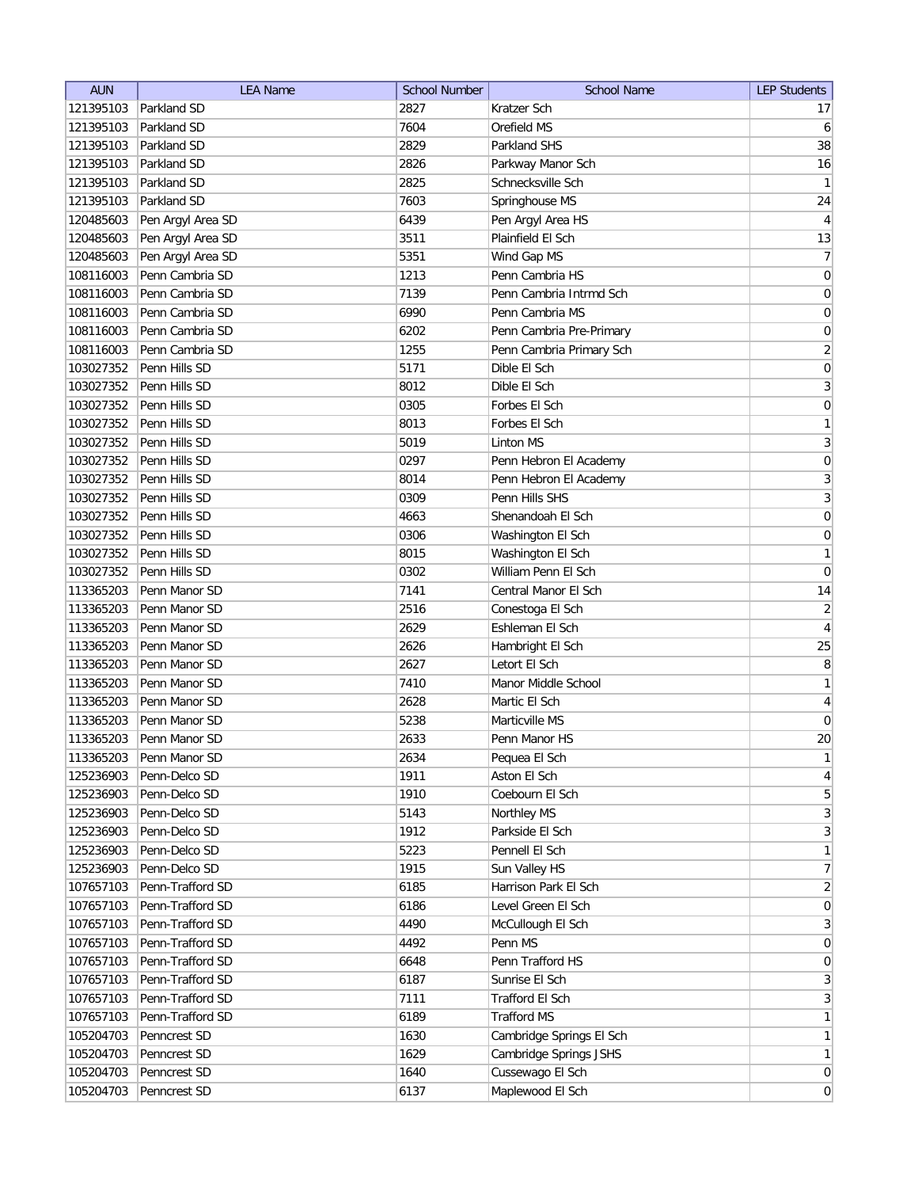| AUN | LEA Name | School Number | School Name | LEP Students |
|---|---|---|---|---|
| 121395103 | Parkland SD | 2827 | Kratzer Sch | 17 |
| 121395103 | Parkland SD | 7604 | Orefield MS | 6 |
| 121395103 | Parkland SD | 2829 | Parkland SHS | 38 |
| 121395103 | Parkland SD | 2826 | Parkway Manor Sch | 16 |
| 121395103 | Parkland SD | 2825 | Schnecksville Sch | 1 |
| 121395103 | Parkland SD | 7603 | Springhouse MS | 24 |
| 120485603 | Pen Argyl Area SD | 6439 | Pen Argyl Area HS | 4 |
| 120485603 | Pen Argyl Area SD | 3511 | Plainfield El Sch | 13 |
| 120485603 | Pen Argyl Area SD | 5351 | Wind Gap MS | 7 |
| 108116003 | Penn Cambria SD | 1213 | Penn Cambria HS | 0 |
| 108116003 | Penn Cambria SD | 7139 | Penn Cambria Intrmd Sch | 0 |
| 108116003 | Penn Cambria SD | 6990 | Penn Cambria MS | 0 |
| 108116003 | Penn Cambria SD | 6202 | Penn Cambria Pre-Primary | 0 |
| 108116003 | Penn Cambria SD | 1255 | Penn Cambria Primary Sch | 2 |
| 103027352 | Penn Hills SD | 5171 | Dible El Sch | 0 |
| 103027352 | Penn Hills SD | 8012 | Dible El Sch | 3 |
| 103027352 | Penn Hills SD | 0305 | Forbes El Sch | 0 |
| 103027352 | Penn Hills SD | 8013 | Forbes El Sch | 1 |
| 103027352 | Penn Hills SD | 5019 | Linton MS | 3 |
| 103027352 | Penn Hills SD | 0297 | Penn Hebron El Academy | 0 |
| 103027352 | Penn Hills SD | 8014 | Penn Hebron El Academy | 3 |
| 103027352 | Penn Hills SD | 0309 | Penn Hills SHS | 3 |
| 103027352 | Penn Hills SD | 4663 | Shenandoah El Sch | 0 |
| 103027352 | Penn Hills SD | 0306 | Washington El Sch | 0 |
| 103027352 | Penn Hills SD | 8015 | Washington El Sch | 1 |
| 103027352 | Penn Hills SD | 0302 | William Penn El Sch | 0 |
| 113365203 | Penn Manor SD | 7141 | Central Manor El Sch | 14 |
| 113365203 | Penn Manor SD | 2516 | Conestoga El Sch | 2 |
| 113365203 | Penn Manor SD | 2629 | Eshleman El Sch | 4 |
| 113365203 | Penn Manor SD | 2626 | Hambright El Sch | 25 |
| 113365203 | Penn Manor SD | 2627 | Letort El Sch | 8 |
| 113365203 | Penn Manor SD | 7410 | Manor Middle School | 1 |
| 113365203 | Penn Manor SD | 2628 | Martic El Sch | 4 |
| 113365203 | Penn Manor SD | 5238 | Marticville MS | 0 |
| 113365203 | Penn Manor SD | 2633 | Penn Manor HS | 20 |
| 113365203 | Penn Manor SD | 2634 | Pequea El Sch | 1 |
| 125236903 | Penn-Delco SD | 1911 | Aston El Sch | 4 |
| 125236903 | Penn-Delco SD | 1910 | Coebourn El Sch | 5 |
| 125236903 | Penn-Delco SD | 5143 | Northley MS | 3 |
| 125236903 | Penn-Delco SD | 1912 | Parkside El Sch | 3 |
| 125236903 | Penn-Delco SD | 5223 | Pennell El Sch | 1 |
| 125236903 | Penn-Delco SD | 1915 | Sun Valley HS | 7 |
| 107657103 | Penn-Trafford SD | 6185 | Harrison Park El Sch | 2 |
| 107657103 | Penn-Trafford SD | 6186 | Level Green El Sch | 0 |
| 107657103 | Penn-Trafford SD | 4490 | McCullough El Sch | 3 |
| 107657103 | Penn-Trafford SD | 4492 | Penn MS | 0 |
| 107657103 | Penn-Trafford SD | 6648 | Penn Trafford HS | 0 |
| 107657103 | Penn-Trafford SD | 6187 | Sunrise El Sch | 3 |
| 107657103 | Penn-Trafford SD | 7111 | Trafford El Sch | 3 |
| 107657103 | Penn-Trafford SD | 6189 | Trafford MS | 1 |
| 105204703 | Penncrest SD | 1630 | Cambridge Springs El Sch | 1 |
| 105204703 | Penncrest SD | 1629 | Cambridge Springs JSHS | 1 |
| 105204703 | Penncrest SD | 1640 | Cussewago El Sch | 0 |
| 105204703 | Penncrest SD | 6137 | Maplewood El Sch | 0 |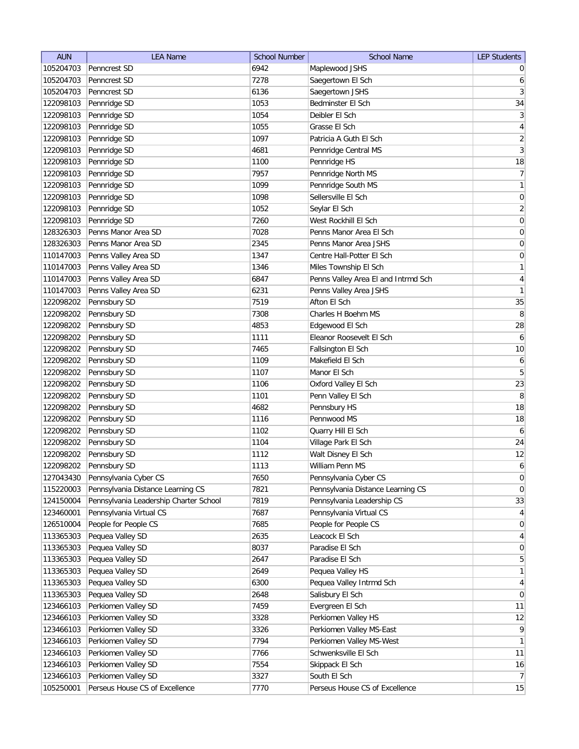| AUN | LEA Name | School Number | School Name | LEP Students |
|---|---|---|---|---|
| 105204703 | Penncrest SD | 6942 | Maplewood JSHS | 0 |
| 105204703 | Penncrest SD | 7278 | Saegertown El Sch | 6 |
| 105204703 | Penncrest SD | 6136 | Saegertown JSHS | 3 |
| 122098103 | Pennridge SD | 1053 | Bedminster El Sch | 34 |
| 122098103 | Pennridge SD | 1054 | Deibler El Sch | 3 |
| 122098103 | Pennridge SD | 1055 | Grasse El Sch | 4 |
| 122098103 | Pennridge SD | 1097 | Patricia A Guth El Sch | 2 |
| 122098103 | Pennridge SD | 4681 | Pennridge Central MS | 3 |
| 122098103 | Pennridge SD | 1100 | Pennridge HS | 18 |
| 122098103 | Pennridge SD | 7957 | Pennridge North MS | 7 |
| 122098103 | Pennridge SD | 1099 | Pennridge South MS | 1 |
| 122098103 | Pennridge SD | 1098 | Sellersville El Sch | 0 |
| 122098103 | Pennridge SD | 1052 | Seylar El Sch | 2 |
| 122098103 | Pennridge SD | 7260 | West Rockhill El Sch | 0 |
| 128326303 | Penns Manor Area SD | 7028 | Penns Manor Area El Sch | 0 |
| 128326303 | Penns Manor Area SD | 2345 | Penns Manor Area JSHS | 0 |
| 110147003 | Penns Valley Area SD | 1347 | Centre Hall-Potter El Sch | 0 |
| 110147003 | Penns Valley Area SD | 1346 | Miles Township El Sch | 1 |
| 110147003 | Penns Valley Area SD | 6847 | Penns Valley Area El and Intrmd Sch | 4 |
| 110147003 | Penns Valley Area SD | 6231 | Penns Valley Area JSHS | 1 |
| 122098202 | Pennsbury SD | 7519 | Afton El Sch | 35 |
| 122098202 | Pennsbury SD | 7308 | Charles H Boehm MS | 8 |
| 122098202 | Pennsbury SD | 4853 | Edgewood El Sch | 28 |
| 122098202 | Pennsbury SD | 1111 | Eleanor Roosevelt El Sch | 6 |
| 122098202 | Pennsbury SD | 7465 | Fallsington El Sch | 10 |
| 122098202 | Pennsbury SD | 1109 | Makefield El Sch | 6 |
| 122098202 | Pennsbury SD | 1107 | Manor El Sch | 5 |
| 122098202 | Pennsbury SD | 1106 | Oxford Valley El Sch | 23 |
| 122098202 | Pennsbury SD | 1101 | Penn Valley El Sch | 8 |
| 122098202 | Pennsbury SD | 4682 | Pennsbury HS | 18 |
| 122098202 | Pennsbury SD | 1116 | Pennwood MS | 18 |
| 122098202 | Pennsbury SD | 1102 | Quarry Hill El Sch | 6 |
| 122098202 | Pennsbury SD | 1104 | Village Park El Sch | 24 |
| 122098202 | Pennsbury SD | 1112 | Walt Disney El Sch | 12 |
| 122098202 | Pennsbury SD | 1113 | William Penn MS | 6 |
| 127043430 | Pennsylvania Cyber CS | 7650 | Pennsylvania Cyber CS | 0 |
| 115220003 | Pennsylvania Distance Learning CS | 7821 | Pennsylvania Distance Learning CS | 0 |
| 124150004 | Pennsylvania Leadership Charter School | 7819 | Pennsylvania Leadership CS | 33 |
| 123460001 | Pennsylvania Virtual CS | 7687 | Pennsylvania Virtual CS | 4 |
| 126510004 | People for People CS | 7685 | People for People CS | 0 |
| 113365303 | Pequea Valley SD | 2635 | Leacock El Sch | 4 |
| 113365303 | Pequea Valley SD | 8037 | Paradise El Sch | 0 |
| 113365303 | Pequea Valley SD | 2647 | Paradise El Sch | 5 |
| 113365303 | Pequea Valley SD | 2649 | Pequea Valley HS | 1 |
| 113365303 | Pequea Valley SD | 6300 | Pequea Valley Intrmd Sch | 4 |
| 113365303 | Pequea Valley SD | 2648 | Salisbury El Sch | 0 |
| 123466103 | Perkiomen Valley SD | 7459 | Evergreen El Sch | 11 |
| 123466103 | Perkiomen Valley SD | 3328 | Perkiomen Valley HS | 12 |
| 123466103 | Perkiomen Valley SD | 3326 | Perkiomen Valley MS-East | 9 |
| 123466103 | Perkiomen Valley SD | 7794 | Perkiomen Valley MS-West | 1 |
| 123466103 | Perkiomen Valley SD | 7766 | Schwenksville El Sch | 11 |
| 123466103 | Perkiomen Valley SD | 7554 | Skippack El Sch | 16 |
| 123466103 | Perkiomen Valley SD | 3327 | South El Sch | 7 |
| 105250001 | Perseus House CS of Excellence | 7770 | Perseus House CS of Excellence | 15 |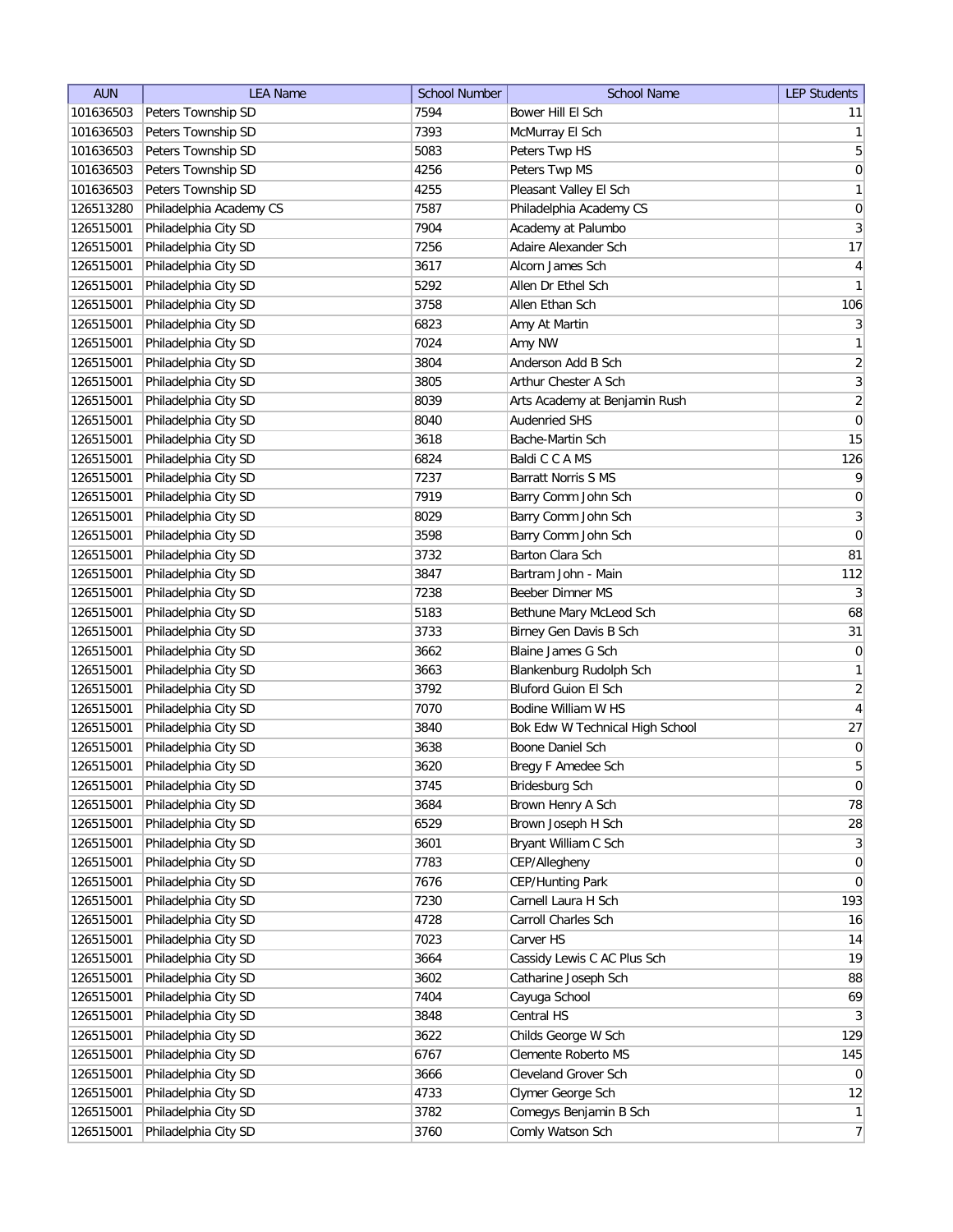| AUN | LEA Name | School Number | School Name | LEP Students |
|---|---|---|---|---|
| 101636503 | Peters Township SD | 7594 | Bower Hill El Sch | 11 |
| 101636503 | Peters Township SD | 7393 | McMurray El Sch | 1 |
| 101636503 | Peters Township SD | 5083 | Peters Twp HS | 5 |
| 101636503 | Peters Township SD | 4256 | Peters Twp MS | 0 |
| 101636503 | Peters Township SD | 4255 | Pleasant Valley El Sch | 1 |
| 126513280 | Philadelphia Academy CS | 7587 | Philadelphia Academy CS | 0 |
| 126515001 | Philadelphia City SD | 7904 | Academy at Palumbo | 3 |
| 126515001 | Philadelphia City SD | 7256 | Adaire Alexander Sch | 17 |
| 126515001 | Philadelphia City SD | 3617 | Alcorn James Sch | 4 |
| 126515001 | Philadelphia City SD | 5292 | Allen Dr Ethel Sch | 1 |
| 126515001 | Philadelphia City SD | 3758 | Allen Ethan Sch | 106 |
| 126515001 | Philadelphia City SD | 6823 | Amy At Martin | 3 |
| 126515001 | Philadelphia City SD | 7024 | Amy NW | 1 |
| 126515001 | Philadelphia City SD | 3804 | Anderson Add B Sch | 2 |
| 126515001 | Philadelphia City SD | 3805 | Arthur Chester A Sch | 3 |
| 126515001 | Philadelphia City SD | 8039 | Arts Academy at Benjamin Rush | 2 |
| 126515001 | Philadelphia City SD | 8040 | Audenried SHS | 0 |
| 126515001 | Philadelphia City SD | 3618 | Bache-Martin Sch | 15 |
| 126515001 | Philadelphia City SD | 6824 | Baldi C C A MS | 126 |
| 126515001 | Philadelphia City SD | 7237 | Barratt Norris S MS | 9 |
| 126515001 | Philadelphia City SD | 7919 | Barry Comm John Sch | 0 |
| 126515001 | Philadelphia City SD | 8029 | Barry Comm John Sch | 3 |
| 126515001 | Philadelphia City SD | 3598 | Barry Comm John Sch | 0 |
| 126515001 | Philadelphia City SD | 3732 | Barton Clara Sch | 81 |
| 126515001 | Philadelphia City SD | 3847 | Bartram John - Main | 112 |
| 126515001 | Philadelphia City SD | 7238 | Beeber Dimner MS | 3 |
| 126515001 | Philadelphia City SD | 5183 | Bethune Mary McLeod Sch | 68 |
| 126515001 | Philadelphia City SD | 3733 | Birney Gen Davis B Sch | 31 |
| 126515001 | Philadelphia City SD | 3662 | Blaine James G Sch | 0 |
| 126515001 | Philadelphia City SD | 3663 | Blankenburg Rudolph Sch | 1 |
| 126515001 | Philadelphia City SD | 3792 | Bluford Guion El Sch | 2 |
| 126515001 | Philadelphia City SD | 7070 | Bodine William W HS | 4 |
| 126515001 | Philadelphia City SD | 3840 | Bok Edw W Technical High School | 27 |
| 126515001 | Philadelphia City SD | 3638 | Boone Daniel Sch | 0 |
| 126515001 | Philadelphia City SD | 3620 | Bregy F Amedee Sch | 5 |
| 126515001 | Philadelphia City SD | 3745 | Bridesburg Sch | 0 |
| 126515001 | Philadelphia City SD | 3684 | Brown Henry A Sch | 78 |
| 126515001 | Philadelphia City SD | 6529 | Brown Joseph H Sch | 28 |
| 126515001 | Philadelphia City SD | 3601 | Bryant William C Sch | 3 |
| 126515001 | Philadelphia City SD | 7783 | CEP/Allegheny | 0 |
| 126515001 | Philadelphia City SD | 7676 | CEP/Hunting Park | 0 |
| 126515001 | Philadelphia City SD | 7230 | Carnell Laura H Sch | 193 |
| 126515001 | Philadelphia City SD | 4728 | Carroll Charles Sch | 16 |
| 126515001 | Philadelphia City SD | 7023 | Carver HS | 14 |
| 126515001 | Philadelphia City SD | 3664 | Cassidy Lewis C AC Plus Sch | 19 |
| 126515001 | Philadelphia City SD | 3602 | Catharine Joseph Sch | 88 |
| 126515001 | Philadelphia City SD | 7404 | Cayuga School | 69 |
| 126515001 | Philadelphia City SD | 3848 | Central HS | 3 |
| 126515001 | Philadelphia City SD | 3622 | Childs George W Sch | 129 |
| 126515001 | Philadelphia City SD | 6767 | Clemente Roberto MS | 145 |
| 126515001 | Philadelphia City SD | 3666 | Cleveland Grover Sch | 0 |
| 126515001 | Philadelphia City SD | 4733 | Clymer George Sch | 12 |
| 126515001 | Philadelphia City SD | 3782 | Comegys Benjamin B Sch | 1 |
| 126515001 | Philadelphia City SD | 3760 | Comly Watson Sch | 7 |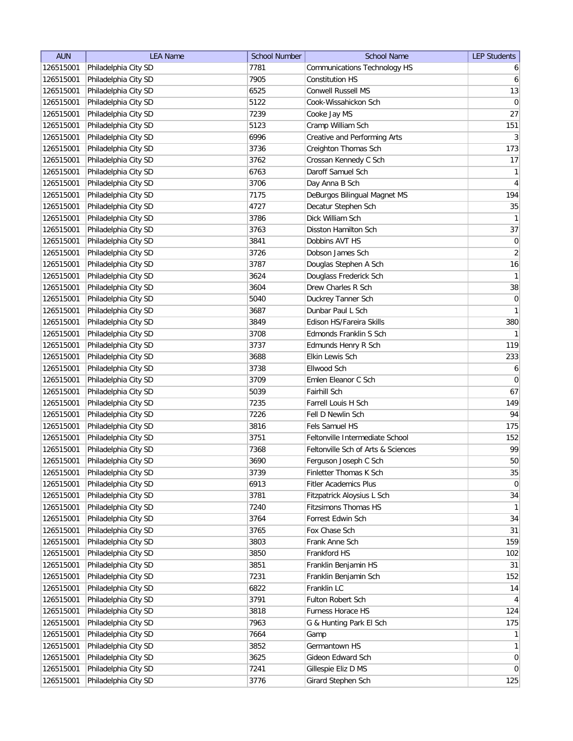| AUN | LEA Name | School Number | School Name | LEP Students |
|---|---|---|---|---|
| 126515001 | Philadelphia City SD | 7781 | Communications Technology HS | 6 |
| 126515001 | Philadelphia City SD | 7905 | Constitution HS | 6 |
| 126515001 | Philadelphia City SD | 6525 | Conwell Russell MS | 13 |
| 126515001 | Philadelphia City SD | 5122 | Cook-Wissahickon Sch | 0 |
| 126515001 | Philadelphia City SD | 7239 | Cooke Jay MS | 27 |
| 126515001 | Philadelphia City SD | 5123 | Cramp William Sch | 151 |
| 126515001 | Philadelphia City SD | 6996 | Creative and Performing Arts | 3 |
| 126515001 | Philadelphia City SD | 3736 | Creighton Thomas Sch | 173 |
| 126515001 | Philadelphia City SD | 3762 | Crossan Kennedy C Sch | 17 |
| 126515001 | Philadelphia City SD | 6763 | Daroff Samuel Sch | 1 |
| 126515001 | Philadelphia City SD | 3706 | Day Anna B Sch | 4 |
| 126515001 | Philadelphia City SD | 7175 | DeBurgos Bilingual Magnet MS | 194 |
| 126515001 | Philadelphia City SD | 4727 | Decatur Stephen Sch | 35 |
| 126515001 | Philadelphia City SD | 3786 | Dick William Sch | 1 |
| 126515001 | Philadelphia City SD | 3763 | Disston Hamilton Sch | 37 |
| 126515001 | Philadelphia City SD | 3841 | Dobbins AVT HS | 0 |
| 126515001 | Philadelphia City SD | 3726 | Dobson James Sch | 2 |
| 126515001 | Philadelphia City SD | 3787 | Douglas Stephen A Sch | 16 |
| 126515001 | Philadelphia City SD | 3624 | Douglass Frederick Sch | 1 |
| 126515001 | Philadelphia City SD | 3604 | Drew Charles R Sch | 38 |
| 126515001 | Philadelphia City SD | 5040 | Duckrey Tanner Sch | 0 |
| 126515001 | Philadelphia City SD | 3687 | Dunbar Paul L Sch | 1 |
| 126515001 | Philadelphia City SD | 3849 | Edison HS/Fareira Skills | 380 |
| 126515001 | Philadelphia City SD | 3708 | Edmonds Franklin S Sch | 1 |
| 126515001 | Philadelphia City SD | 3737 | Edmunds Henry R Sch | 119 |
| 126515001 | Philadelphia City SD | 3688 | Elkin Lewis Sch | 233 |
| 126515001 | Philadelphia City SD | 3738 | Ellwood Sch | 6 |
| 126515001 | Philadelphia City SD | 3709 | Emlen Eleanor C Sch | 0 |
| 126515001 | Philadelphia City SD | 5039 | Fairhill Sch | 67 |
| 126515001 | Philadelphia City SD | 7235 | Farrell Louis H Sch | 149 |
| 126515001 | Philadelphia City SD | 7226 | Fell D Newlin Sch | 94 |
| 126515001 | Philadelphia City SD | 3816 | Fels Samuel HS | 175 |
| 126515001 | Philadelphia City SD | 3751 | Feltonville Intermediate School | 152 |
| 126515001 | Philadelphia City SD | 7368 | Feltonville Sch of Arts & Sciences | 99 |
| 126515001 | Philadelphia City SD | 3690 | Ferguson Joseph C Sch | 50 |
| 126515001 | Philadelphia City SD | 3739 | Finletter Thomas K Sch | 35 |
| 126515001 | Philadelphia City SD | 6913 | Fitler Academics Plus | 0 |
| 126515001 | Philadelphia City SD | 3781 | Fitzpatrick Aloysius L Sch | 34 |
| 126515001 | Philadelphia City SD | 7240 | Fitzsimons Thomas HS | 1 |
| 126515001 | Philadelphia City SD | 3764 | Forrest Edwin Sch | 34 |
| 126515001 | Philadelphia City SD | 3765 | Fox Chase Sch | 31 |
| 126515001 | Philadelphia City SD | 3803 | Frank Anne Sch | 159 |
| 126515001 | Philadelphia City SD | 3850 | Frankford HS | 102 |
| 126515001 | Philadelphia City SD | 3851 | Franklin Benjamin HS | 31 |
| 126515001 | Philadelphia City SD | 7231 | Franklin Benjamin Sch | 152 |
| 126515001 | Philadelphia City SD | 6822 | Franklin LC | 14 |
| 126515001 | Philadelphia City SD | 3791 | Fulton Robert Sch | 4 |
| 126515001 | Philadelphia City SD | 3818 | Furness Horace HS | 124 |
| 126515001 | Philadelphia City SD | 7963 | G & Hunting Park El Sch | 175 |
| 126515001 | Philadelphia City SD | 7664 | Gamp | 1 |
| 126515001 | Philadelphia City SD | 3852 | Germantown HS | 1 |
| 126515001 | Philadelphia City SD | 3625 | Gideon Edward Sch | 0 |
| 126515001 | Philadelphia City SD | 7241 | Gillespie Eliz D MS | 0 |
| 126515001 | Philadelphia City SD | 3776 | Girard Stephen Sch | 125 |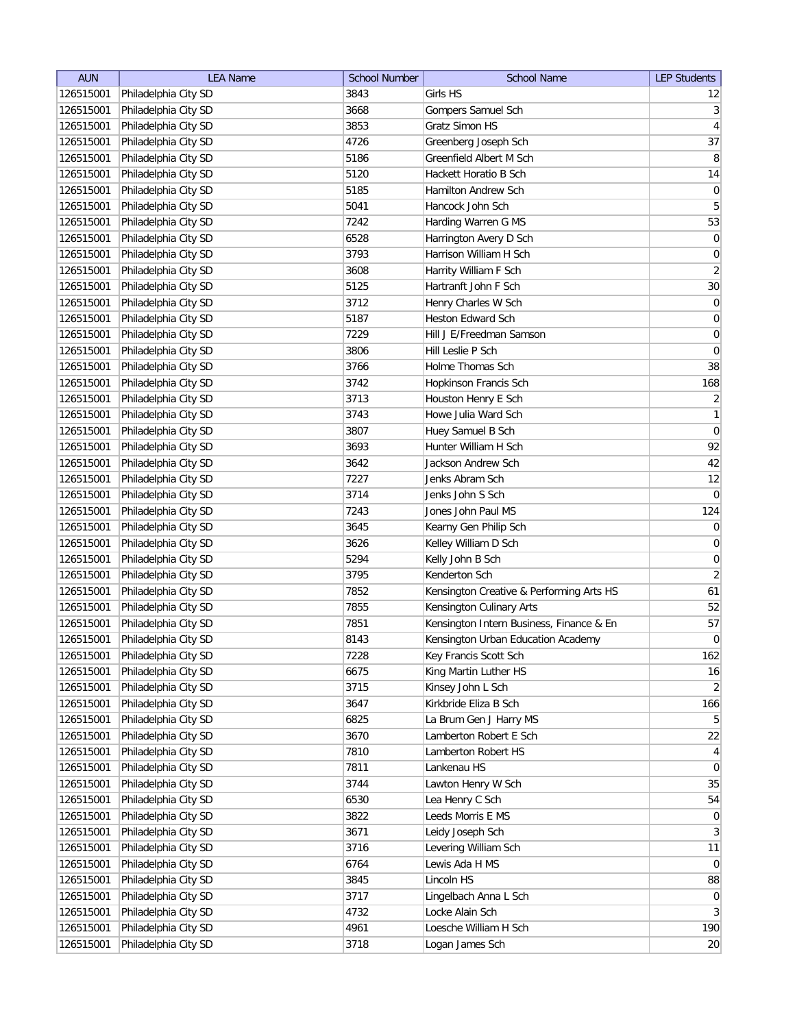| AUN | LEA Name | School Number | School Name | LEP Students |
|---|---|---|---|---|
| 126515001 | Philadelphia City SD | 3843 | Girls HS | 12 |
| 126515001 | Philadelphia City SD | 3668 | Gompers Samuel Sch | 3 |
| 126515001 | Philadelphia City SD | 3853 | Gratz Simon HS | 4 |
| 126515001 | Philadelphia City SD | 4726 | Greenberg Joseph Sch | 37 |
| 126515001 | Philadelphia City SD | 5186 | Greenfield Albert M Sch | 8 |
| 126515001 | Philadelphia City SD | 5120 | Hackett Horatio B Sch | 14 |
| 126515001 | Philadelphia City SD | 5185 | Hamilton Andrew Sch | 0 |
| 126515001 | Philadelphia City SD | 5041 | Hancock John Sch | 5 |
| 126515001 | Philadelphia City SD | 7242 | Harding Warren G MS | 53 |
| 126515001 | Philadelphia City SD | 6528 | Harrington Avery D Sch | 0 |
| 126515001 | Philadelphia City SD | 3793 | Harrison William H Sch | 0 |
| 126515001 | Philadelphia City SD | 3608 | Harrity William F Sch | 2 |
| 126515001 | Philadelphia City SD | 5125 | Hartranft John F Sch | 30 |
| 126515001 | Philadelphia City SD | 3712 | Henry Charles W Sch | 0 |
| 126515001 | Philadelphia City SD | 5187 | Heston Edward Sch | 0 |
| 126515001 | Philadelphia City SD | 7229 | Hill J E/Freedman Samson | 0 |
| 126515001 | Philadelphia City SD | 3806 | Hill Leslie P Sch | 0 |
| 126515001 | Philadelphia City SD | 3766 | Holme Thomas Sch | 38 |
| 126515001 | Philadelphia City SD | 3742 | Hopkinson Francis Sch | 168 |
| 126515001 | Philadelphia City SD | 3713 | Houston Henry E Sch | 2 |
| 126515001 | Philadelphia City SD | 3743 | Howe Julia Ward Sch | 1 |
| 126515001 | Philadelphia City SD | 3807 | Huey Samuel B Sch | 0 |
| 126515001 | Philadelphia City SD | 3693 | Hunter William H Sch | 92 |
| 126515001 | Philadelphia City SD | 3642 | Jackson Andrew Sch | 42 |
| 126515001 | Philadelphia City SD | 7227 | Jenks Abram Sch | 12 |
| 126515001 | Philadelphia City SD | 3714 | Jenks John S Sch | 0 |
| 126515001 | Philadelphia City SD | 7243 | Jones John Paul MS | 124 |
| 126515001 | Philadelphia City SD | 3645 | Kearny Gen Philip Sch | 0 |
| 126515001 | Philadelphia City SD | 3626 | Kelley William D Sch | 0 |
| 126515001 | Philadelphia City SD | 5294 | Kelly John B Sch | 0 |
| 126515001 | Philadelphia City SD | 3795 | Kenderton Sch | 2 |
| 126515001 | Philadelphia City SD | 7852 | Kensington Creative & Performing Arts HS | 61 |
| 126515001 | Philadelphia City SD | 7855 | Kensington Culinary Arts | 52 |
| 126515001 | Philadelphia City SD | 7851 | Kensington Intern Business, Finance & En | 57 |
| 126515001 | Philadelphia City SD | 8143 | Kensington Urban Education Academy | 0 |
| 126515001 | Philadelphia City SD | 7228 | Key Francis Scott Sch | 162 |
| 126515001 | Philadelphia City SD | 6675 | King Martin Luther HS | 16 |
| 126515001 | Philadelphia City SD | 3715 | Kinsey John L Sch | 2 |
| 126515001 | Philadelphia City SD | 3647 | Kirkbride Eliza B Sch | 166 |
| 126515001 | Philadelphia City SD | 6825 | La Brum Gen J Harry MS | 5 |
| 126515001 | Philadelphia City SD | 3670 | Lamberton Robert E Sch | 22 |
| 126515001 | Philadelphia City SD | 7810 | Lamberton Robert HS | 4 |
| 126515001 | Philadelphia City SD | 7811 | Lankenau HS | 0 |
| 126515001 | Philadelphia City SD | 3744 | Lawton Henry W Sch | 35 |
| 126515001 | Philadelphia City SD | 6530 | Lea Henry C Sch | 54 |
| 126515001 | Philadelphia City SD | 3822 | Leeds Morris E MS | 0 |
| 126515001 | Philadelphia City SD | 3671 | Leidy Joseph Sch | 3 |
| 126515001 | Philadelphia City SD | 3716 | Levering William Sch | 11 |
| 126515001 | Philadelphia City SD | 6764 | Lewis Ada H MS | 0 |
| 126515001 | Philadelphia City SD | 3845 | Lincoln HS | 88 |
| 126515001 | Philadelphia City SD | 3717 | Lingelbach Anna L Sch | 0 |
| 126515001 | Philadelphia City SD | 4732 | Locke Alain Sch | 3 |
| 126515001 | Philadelphia City SD | 4961 | Loesche William H Sch | 190 |
| 126515001 | Philadelphia City SD | 3718 | Logan James Sch | 20 |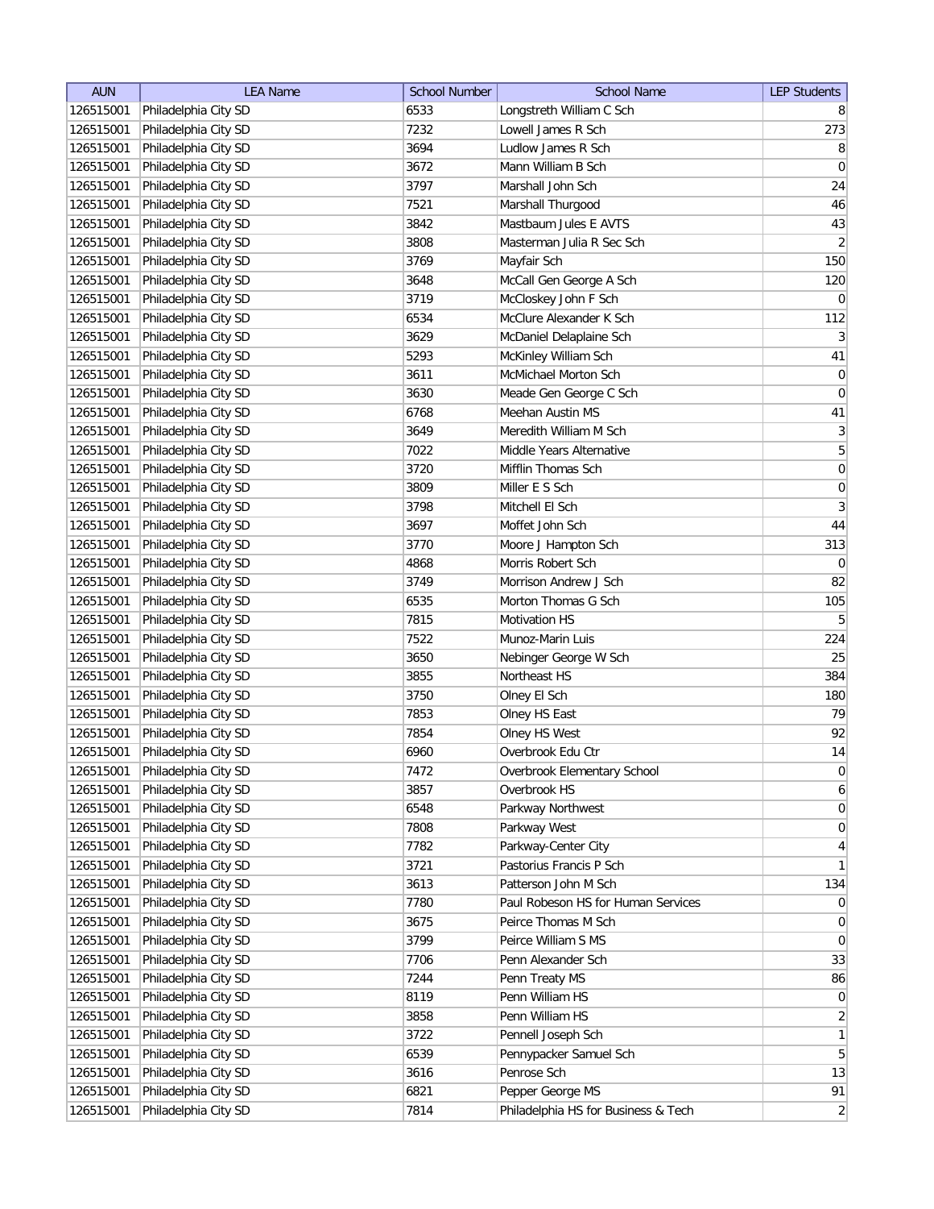| AUN | LEA Name | School Number | School Name | LEP Students |
|---|---|---|---|---|
| 126515001 | Philadelphia City SD | 6533 | Longstreth William C Sch | 8 |
| 126515001 | Philadelphia City SD | 7232 | Lowell James R Sch | 273 |
| 126515001 | Philadelphia City SD | 3694 | Ludlow James R Sch | 8 |
| 126515001 | Philadelphia City SD | 3672 | Mann William B Sch | 0 |
| 126515001 | Philadelphia City SD | 3797 | Marshall John Sch | 24 |
| 126515001 | Philadelphia City SD | 7521 | Marshall Thurgood | 46 |
| 126515001 | Philadelphia City SD | 3842 | Mastbaum Jules E AVTS | 43 |
| 126515001 | Philadelphia City SD | 3808 | Masterman Julia R Sec Sch | 2 |
| 126515001 | Philadelphia City SD | 3769 | Mayfair Sch | 150 |
| 126515001 | Philadelphia City SD | 3648 | McCall Gen George A Sch | 120 |
| 126515001 | Philadelphia City SD | 3719 | McCloskey John F Sch | 0 |
| 126515001 | Philadelphia City SD | 6534 | McClure Alexander K Sch | 112 |
| 126515001 | Philadelphia City SD | 3629 | McDaniel Delaplaine Sch | 3 |
| 126515001 | Philadelphia City SD | 5293 | McKinley William Sch | 41 |
| 126515001 | Philadelphia City SD | 3611 | McMichael Morton Sch | 0 |
| 126515001 | Philadelphia City SD | 3630 | Meade Gen George C Sch | 0 |
| 126515001 | Philadelphia City SD | 6768 | Meehan Austin MS | 41 |
| 126515001 | Philadelphia City SD | 3649 | Meredith William M Sch | 3 |
| 126515001 | Philadelphia City SD | 7022 | Middle Years Alternative | 5 |
| 126515001 | Philadelphia City SD | 3720 | Mifflin Thomas Sch | 0 |
| 126515001 | Philadelphia City SD | 3809 | Miller E S Sch | 0 |
| 126515001 | Philadelphia City SD | 3798 | Mitchell El Sch | 3 |
| 126515001 | Philadelphia City SD | 3697 | Moffet John Sch | 44 |
| 126515001 | Philadelphia City SD | 3770 | Moore J Hampton Sch | 313 |
| 126515001 | Philadelphia City SD | 4868 | Morris Robert Sch | 0 |
| 126515001 | Philadelphia City SD | 3749 | Morrison Andrew J Sch | 82 |
| 126515001 | Philadelphia City SD | 6535 | Morton Thomas G Sch | 105 |
| 126515001 | Philadelphia City SD | 7815 | Motivation HS | 5 |
| 126515001 | Philadelphia City SD | 7522 | Munoz-Marin Luis | 224 |
| 126515001 | Philadelphia City SD | 3650 | Nebinger George W Sch | 25 |
| 126515001 | Philadelphia City SD | 3855 | Northeast HS | 384 |
| 126515001 | Philadelphia City SD | 3750 | Olney El Sch | 180 |
| 126515001 | Philadelphia City SD | 7853 | Olney HS East | 79 |
| 126515001 | Philadelphia City SD | 7854 | Olney HS West | 92 |
| 126515001 | Philadelphia City SD | 6960 | Overbrook Edu Ctr | 14 |
| 126515001 | Philadelphia City SD | 7472 | Overbrook Elementary School | 0 |
| 126515001 | Philadelphia City SD | 3857 | Overbrook HS | 6 |
| 126515001 | Philadelphia City SD | 6548 | Parkway Northwest | 0 |
| 126515001 | Philadelphia City SD | 7808 | Parkway West | 0 |
| 126515001 | Philadelphia City SD | 7782 | Parkway-Center City | 4 |
| 126515001 | Philadelphia City SD | 3721 | Pastorius Francis P Sch | 1 |
| 126515001 | Philadelphia City SD | 3613 | Patterson John M Sch | 134 |
| 126515001 | Philadelphia City SD | 7780 | Paul Robeson HS for Human Services | 0 |
| 126515001 | Philadelphia City SD | 3675 | Peirce Thomas M Sch | 0 |
| 126515001 | Philadelphia City SD | 3799 | Peirce William S MS | 0 |
| 126515001 | Philadelphia City SD | 7706 | Penn Alexander Sch | 33 |
| 126515001 | Philadelphia City SD | 7244 | Penn Treaty MS | 86 |
| 126515001 | Philadelphia City SD | 8119 | Penn William HS | 0 |
| 126515001 | Philadelphia City SD | 3858 | Penn William HS | 2 |
| 126515001 | Philadelphia City SD | 3722 | Pennell Joseph Sch | 1 |
| 126515001 | Philadelphia City SD | 6539 | Pennypacker Samuel Sch | 5 |
| 126515001 | Philadelphia City SD | 3616 | Penrose Sch | 13 |
| 126515001 | Philadelphia City SD | 6821 | Pepper George MS | 91 |
| 126515001 | Philadelphia City SD | 7814 | Philadelphia HS for Business & Tech | 2 |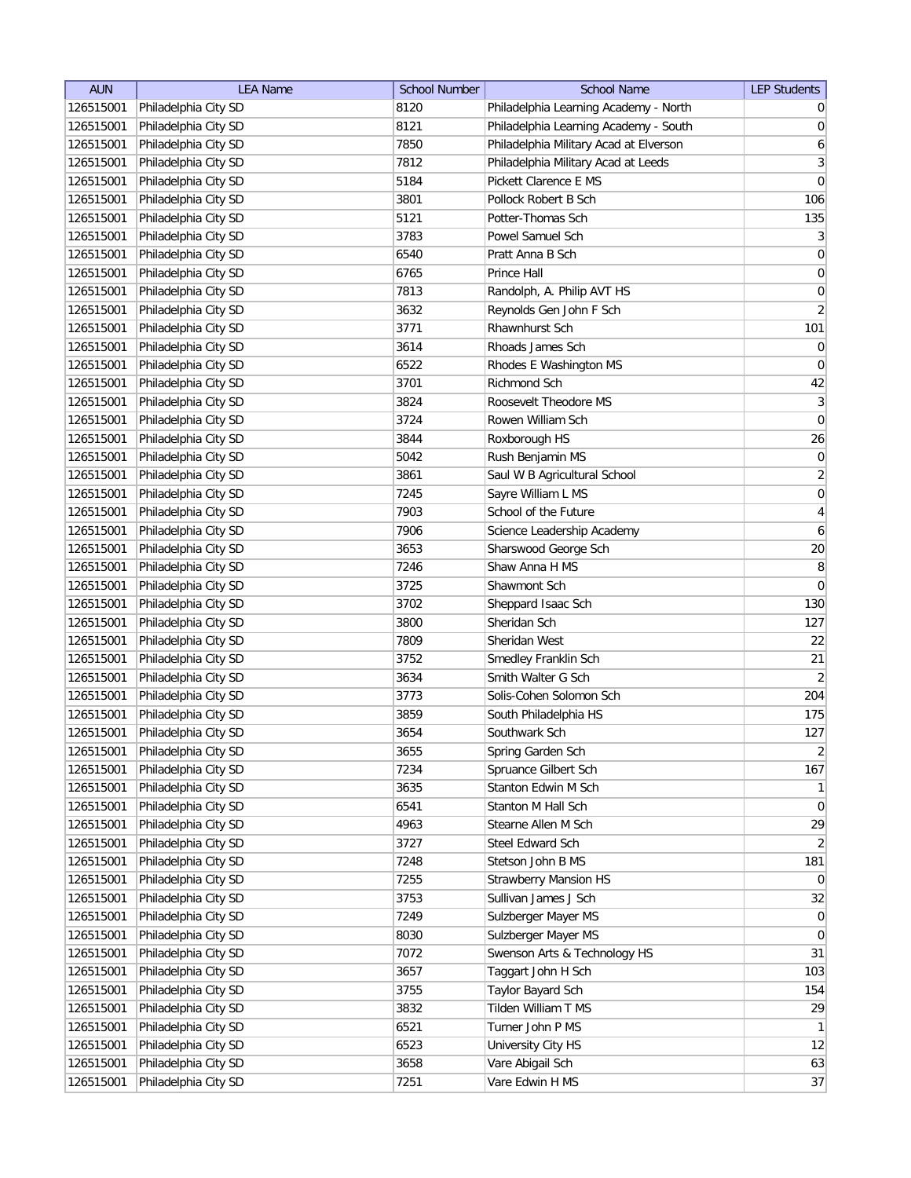| AUN | LEA Name | School Number | School Name | LEP Students |
|---|---|---|---|---|
| 126515001 | Philadelphia City SD | 8120 | Philadelphia Learning Academy - North | 0 |
| 126515001 | Philadelphia City SD | 8121 | Philadelphia Learning Academy - South | 0 |
| 126515001 | Philadelphia City SD | 7850 | Philadelphia Military Acad at Elverson | 6 |
| 126515001 | Philadelphia City SD | 7812 | Philadelphia Military Acad at Leeds | 3 |
| 126515001 | Philadelphia City SD | 5184 | Pickett Clarence E MS | 0 |
| 126515001 | Philadelphia City SD | 3801 | Pollock Robert B Sch | 106 |
| 126515001 | Philadelphia City SD | 5121 | Potter-Thomas Sch | 135 |
| 126515001 | Philadelphia City SD | 3783 | Powel Samuel Sch | 3 |
| 126515001 | Philadelphia City SD | 6540 | Pratt Anna B Sch | 0 |
| 126515001 | Philadelphia City SD | 6765 | Prince Hall | 0 |
| 126515001 | Philadelphia City SD | 7813 | Randolph, A. Philip AVT HS | 0 |
| 126515001 | Philadelphia City SD | 3632 | Reynolds Gen John F Sch | 2 |
| 126515001 | Philadelphia City SD | 3771 | Rhawnhurst Sch | 101 |
| 126515001 | Philadelphia City SD | 3614 | Rhoads James Sch | 0 |
| 126515001 | Philadelphia City SD | 6522 | Rhodes E Washington MS | 0 |
| 126515001 | Philadelphia City SD | 3701 | Richmond Sch | 42 |
| 126515001 | Philadelphia City SD | 3824 | Roosevelt Theodore MS | 3 |
| 126515001 | Philadelphia City SD | 3724 | Rowen William Sch | 0 |
| 126515001 | Philadelphia City SD | 3844 | Roxborough HS | 26 |
| 126515001 | Philadelphia City SD | 5042 | Rush Benjamin MS | 0 |
| 126515001 | Philadelphia City SD | 3861 | Saul W B Agricultural School | 2 |
| 126515001 | Philadelphia City SD | 7245 | Sayre William L MS | 0 |
| 126515001 | Philadelphia City SD | 7903 | School of the Future | 4 |
| 126515001 | Philadelphia City SD | 7906 | Science Leadership Academy | 6 |
| 126515001 | Philadelphia City SD | 3653 | Sharswood George Sch | 20 |
| 126515001 | Philadelphia City SD | 7246 | Shaw Anna H MS | 8 |
| 126515001 | Philadelphia City SD | 3725 | Shawmont Sch | 0 |
| 126515001 | Philadelphia City SD | 3702 | Sheppard Isaac Sch | 130 |
| 126515001 | Philadelphia City SD | 3800 | Sheridan Sch | 127 |
| 126515001 | Philadelphia City SD | 7809 | Sheridan West | 22 |
| 126515001 | Philadelphia City SD | 3752 | Smedley Franklin Sch | 21 |
| 126515001 | Philadelphia City SD | 3634 | Smith Walter G Sch | 2 |
| 126515001 | Philadelphia City SD | 3773 | Solis-Cohen Solomon Sch | 204 |
| 126515001 | Philadelphia City SD | 3859 | South Philadelphia HS | 175 |
| 126515001 | Philadelphia City SD | 3654 | Southwark Sch | 127 |
| 126515001 | Philadelphia City SD | 3655 | Spring Garden Sch | 2 |
| 126515001 | Philadelphia City SD | 7234 | Spruance Gilbert Sch | 167 |
| 126515001 | Philadelphia City SD | 3635 | Stanton Edwin M Sch | 1 |
| 126515001 | Philadelphia City SD | 6541 | Stanton M Hall Sch | 0 |
| 126515001 | Philadelphia City SD | 4963 | Stearne Allen M Sch | 29 |
| 126515001 | Philadelphia City SD | 3727 | Steel Edward Sch | 2 |
| 126515001 | Philadelphia City SD | 7248 | Stetson John B MS | 181 |
| 126515001 | Philadelphia City SD | 7255 | Strawberry Mansion HS | 0 |
| 126515001 | Philadelphia City SD | 3753 | Sullivan James J Sch | 32 |
| 126515001 | Philadelphia City SD | 7249 | Sulzberger Mayer MS | 0 |
| 126515001 | Philadelphia City SD | 8030 | Sulzberger Mayer MS | 0 |
| 126515001 | Philadelphia City SD | 7072 | Swenson Arts & Technology HS | 31 |
| 126515001 | Philadelphia City SD | 3657 | Taggart John H Sch | 103 |
| 126515001 | Philadelphia City SD | 3755 | Taylor Bayard Sch | 154 |
| 126515001 | Philadelphia City SD | 3832 | Tilden William T MS | 29 |
| 126515001 | Philadelphia City SD | 6521 | Turner John P MS | 1 |
| 126515001 | Philadelphia City SD | 6523 | University City HS | 12 |
| 126515001 | Philadelphia City SD | 3658 | Vare Abigail Sch | 63 |
| 126515001 | Philadelphia City SD | 7251 | Vare Edwin H MS | 37 |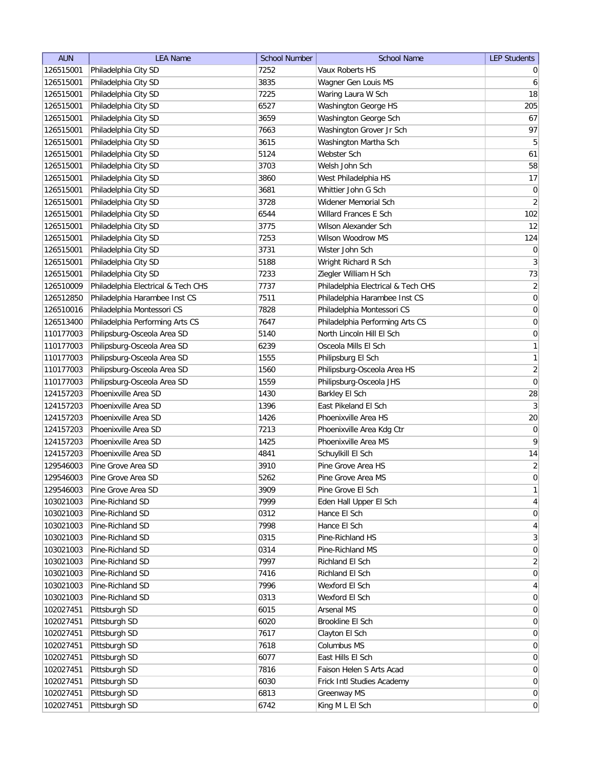| AUN | LEA Name | School Number | School Name | LEP Students |
|---|---|---|---|---|
| 126515001 | Philadelphia City SD | 7252 | Vaux Roberts HS | 0 |
| 126515001 | Philadelphia City SD | 3835 | Wagner Gen Louis MS | 6 |
| 126515001 | Philadelphia City SD | 7225 | Waring Laura W Sch | 18 |
| 126515001 | Philadelphia City SD | 6527 | Washington George HS | 205 |
| 126515001 | Philadelphia City SD | 3659 | Washington George Sch | 67 |
| 126515001 | Philadelphia City SD | 7663 | Washington Grover Jr Sch | 97 |
| 126515001 | Philadelphia City SD | 3615 | Washington Martha Sch | 5 |
| 126515001 | Philadelphia City SD | 5124 | Webster Sch | 61 |
| 126515001 | Philadelphia City SD | 3703 | Welsh John Sch | 58 |
| 126515001 | Philadelphia City SD | 3860 | West Philadelphia HS | 17 |
| 126515001 | Philadelphia City SD | 3681 | Whittier John G Sch | 0 |
| 126515001 | Philadelphia City SD | 3728 | Widener Memorial Sch | 2 |
| 126515001 | Philadelphia City SD | 6544 | Willard Frances E Sch | 102 |
| 126515001 | Philadelphia City SD | 3775 | Wilson Alexander Sch | 12 |
| 126515001 | Philadelphia City SD | 7253 | Wilson Woodrow MS | 124 |
| 126515001 | Philadelphia City SD | 3731 | Wister John Sch | 0 |
| 126515001 | Philadelphia City SD | 5188 | Wright Richard R Sch | 3 |
| 126515001 | Philadelphia City SD | 7233 | Ziegler William H Sch | 73 |
| 126510009 | Philadelphia Electrical & Tech CHS | 7737 | Philadelphia Electrical & Tech CHS | 2 |
| 126512850 | Philadelphia Harambee Inst CS | 7511 | Philadelphia Harambee Inst CS | 0 |
| 126510016 | Philadelphia Montessori CS | 7828 | Philadelphia Montessori CS | 0 |
| 126513400 | Philadelphia Performing Arts CS | 7647 | Philadelphia Performing Arts CS | 0 |
| 110177003 | Philipsburg-Osceola Area SD | 5140 | North Lincoln Hill El Sch | 0 |
| 110177003 | Philipsburg-Osceola Area SD | 6239 | Osceola Mills El Sch | 1 |
| 110177003 | Philipsburg-Osceola Area SD | 1555 | Philipsburg El Sch | 1 |
| 110177003 | Philipsburg-Osceola Area SD | 1560 | Philipsburg-Osceola Area HS | 2 |
| 110177003 | Philipsburg-Osceola Area SD | 1559 | Philipsburg-Osceola JHS | 0 |
| 124157203 | Phoenixville Area SD | 1430 | Barkley El Sch | 28 |
| 124157203 | Phoenixville Area SD | 1396 | East Pikeland El Sch | 3 |
| 124157203 | Phoenixville Area SD | 1426 | Phoenixville Area HS | 20 |
| 124157203 | Phoenixville Area SD | 7213 | Phoenixville Area Kdg Ctr | 0 |
| 124157203 | Phoenixville Area SD | 1425 | Phoenixville Area MS | 9 |
| 124157203 | Phoenixville Area SD | 4841 | Schuylkill El Sch | 14 |
| 129546003 | Pine Grove Area SD | 3910 | Pine Grove Area HS | 2 |
| 129546003 | Pine Grove Area SD | 5262 | Pine Grove Area MS | 0 |
| 129546003 | Pine Grove Area SD | 3909 | Pine Grove El Sch | 1 |
| 103021003 | Pine-Richland SD | 7999 | Eden Hall Upper El Sch | 4 |
| 103021003 | Pine-Richland SD | 0312 | Hance El Sch | 0 |
| 103021003 | Pine-Richland SD | 7998 | Hance El Sch | 4 |
| 103021003 | Pine-Richland SD | 0315 | Pine-Richland HS | 3 |
| 103021003 | Pine-Richland SD | 0314 | Pine-Richland MS | 0 |
| 103021003 | Pine-Richland SD | 7997 | Richland El Sch | 2 |
| 103021003 | Pine-Richland SD | 7416 | Richland El Sch | 0 |
| 103021003 | Pine-Richland SD | 7996 | Wexford El Sch | 4 |
| 103021003 | Pine-Richland SD | 0313 | Wexford El Sch | 0 |
| 102027451 | Pittsburgh SD | 6015 | Arsenal MS | 0 |
| 102027451 | Pittsburgh SD | 6020 | Brookline El Sch | 0 |
| 102027451 | Pittsburgh SD | 7617 | Clayton El Sch | 0 |
| 102027451 | Pittsburgh SD | 7618 | Columbus MS | 0 |
| 102027451 | Pittsburgh SD | 6077 | East Hills El Sch | 0 |
| 102027451 | Pittsburgh SD | 7816 | Faison Helen S Arts Acad | 0 |
| 102027451 | Pittsburgh SD | 6030 | Frick Intl Studies Academy | 0 |
| 102027451 | Pittsburgh SD | 6813 | Greenway MS | 0 |
| 102027451 | Pittsburgh SD | 6742 | King M L El Sch | 0 |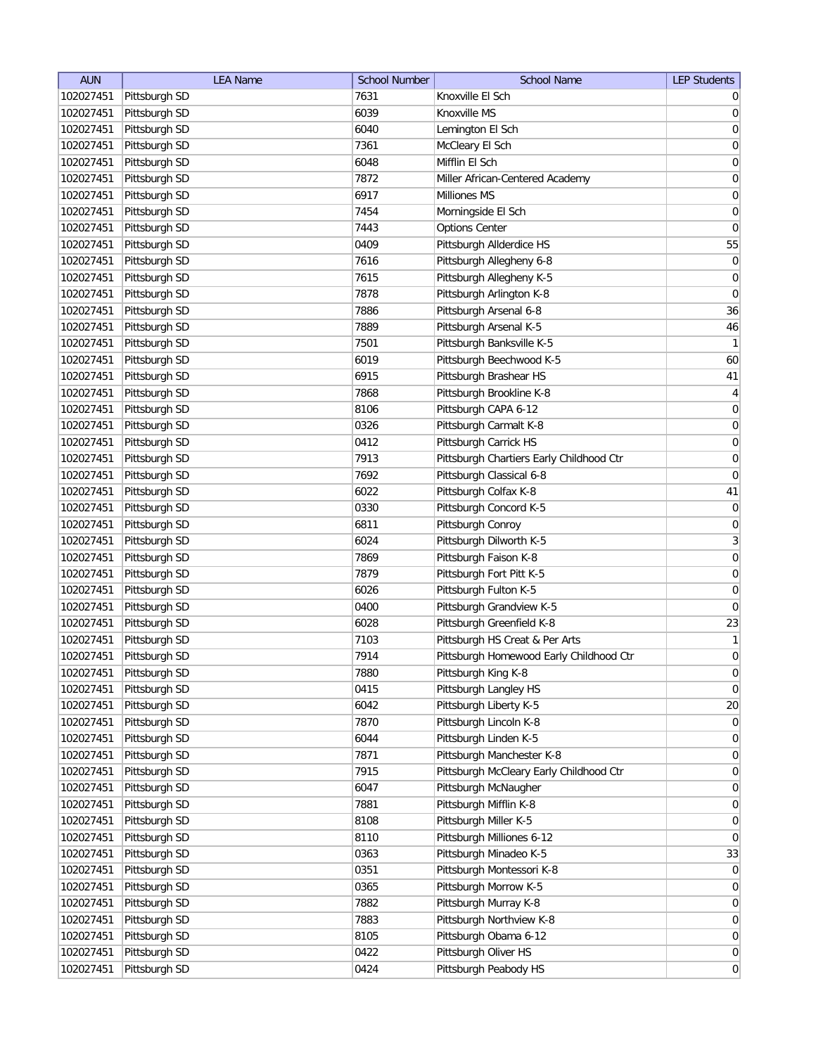| AUN | LEA Name | School Number | School Name | LEP Students |
| --- | --- | --- | --- | --- |
| 102027451 | Pittsburgh SD | 7631 | Knoxville El Sch | 0 |
| 102027451 | Pittsburgh SD | 6039 | Knoxville MS | 0 |
| 102027451 | Pittsburgh SD | 6040 | Lemington El Sch | 0 |
| 102027451 | Pittsburgh SD | 7361 | McCleary El Sch | 0 |
| 102027451 | Pittsburgh SD | 6048 | Mifflin El Sch | 0 |
| 102027451 | Pittsburgh SD | 7872 | Miller African-Centered Academy | 0 |
| 102027451 | Pittsburgh SD | 6917 | Milliones MS | 0 |
| 102027451 | Pittsburgh SD | 7454 | Morningside El Sch | 0 |
| 102027451 | Pittsburgh SD | 7443 | Options Center | 0 |
| 102027451 | Pittsburgh SD | 0409 | Pittsburgh Allderdice HS | 55 |
| 102027451 | Pittsburgh SD | 7616 | Pittsburgh Allegheny 6-8 | 0 |
| 102027451 | Pittsburgh SD | 7615 | Pittsburgh Allegheny K-5 | 0 |
| 102027451 | Pittsburgh SD | 7878 | Pittsburgh Arlington K-8 | 0 |
| 102027451 | Pittsburgh SD | 7886 | Pittsburgh Arsenal 6-8 | 36 |
| 102027451 | Pittsburgh SD | 7889 | Pittsburgh Arsenal K-5 | 46 |
| 102027451 | Pittsburgh SD | 7501 | Pittsburgh Banksville K-5 | 1 |
| 102027451 | Pittsburgh SD | 6019 | Pittsburgh Beechwood K-5 | 60 |
| 102027451 | Pittsburgh SD | 6915 | Pittsburgh Brashear HS | 41 |
| 102027451 | Pittsburgh SD | 7868 | Pittsburgh Brookline K-8 | 4 |
| 102027451 | Pittsburgh SD | 8106 | Pittsburgh CAPA 6-12 | 0 |
| 102027451 | Pittsburgh SD | 0326 | Pittsburgh Carmalt K-8 | 0 |
| 102027451 | Pittsburgh SD | 0412 | Pittsburgh Carrick HS | 0 |
| 102027451 | Pittsburgh SD | 7913 | Pittsburgh Chartiers Early Childhood Ctr | 0 |
| 102027451 | Pittsburgh SD | 7692 | Pittsburgh Classical 6-8 | 0 |
| 102027451 | Pittsburgh SD | 6022 | Pittsburgh Colfax K-8 | 41 |
| 102027451 | Pittsburgh SD | 0330 | Pittsburgh Concord K-5 | 0 |
| 102027451 | Pittsburgh SD | 6811 | Pittsburgh Conroy | 0 |
| 102027451 | Pittsburgh SD | 6024 | Pittsburgh Dilworth K-5 | 3 |
| 102027451 | Pittsburgh SD | 7869 | Pittsburgh Faison K-8 | 0 |
| 102027451 | Pittsburgh SD | 7879 | Pittsburgh Fort Pitt K-5 | 0 |
| 102027451 | Pittsburgh SD | 6026 | Pittsburgh Fulton K-5 | 0 |
| 102027451 | Pittsburgh SD | 0400 | Pittsburgh Grandview K-5 | 0 |
| 102027451 | Pittsburgh SD | 6028 | Pittsburgh Greenfield K-8 | 23 |
| 102027451 | Pittsburgh SD | 7103 | Pittsburgh HS Creat & Per Arts | 1 |
| 102027451 | Pittsburgh SD | 7914 | Pittsburgh Homewood Early Childhood Ctr | 0 |
| 102027451 | Pittsburgh SD | 7880 | Pittsburgh King K-8 | 0 |
| 102027451 | Pittsburgh SD | 0415 | Pittsburgh Langley HS | 0 |
| 102027451 | Pittsburgh SD | 6042 | Pittsburgh Liberty K-5 | 20 |
| 102027451 | Pittsburgh SD | 7870 | Pittsburgh Lincoln K-8 | 0 |
| 102027451 | Pittsburgh SD | 6044 | Pittsburgh Linden K-5 | 0 |
| 102027451 | Pittsburgh SD | 7871 | Pittsburgh Manchester K-8 | 0 |
| 102027451 | Pittsburgh SD | 7915 | Pittsburgh McCleary Early Childhood Ctr | 0 |
| 102027451 | Pittsburgh SD | 6047 | Pittsburgh McNaugher | 0 |
| 102027451 | Pittsburgh SD | 7881 | Pittsburgh Mifflin K-8 | 0 |
| 102027451 | Pittsburgh SD | 8108 | Pittsburgh Miller K-5 | 0 |
| 102027451 | Pittsburgh SD | 8110 | Pittsburgh Milliones 6-12 | 0 |
| 102027451 | Pittsburgh SD | 0363 | Pittsburgh Minadeo K-5 | 33 |
| 102027451 | Pittsburgh SD | 0351 | Pittsburgh Montessori K-8 | 0 |
| 102027451 | Pittsburgh SD | 0365 | Pittsburgh Morrow K-5 | 0 |
| 102027451 | Pittsburgh SD | 7882 | Pittsburgh Murray K-8 | 0 |
| 102027451 | Pittsburgh SD | 7883 | Pittsburgh Northview K-8 | 0 |
| 102027451 | Pittsburgh SD | 8105 | Pittsburgh Obama 6-12 | 0 |
| 102027451 | Pittsburgh SD | 0422 | Pittsburgh Oliver HS | 0 |
| 102027451 | Pittsburgh SD | 0424 | Pittsburgh Peabody HS | 0 |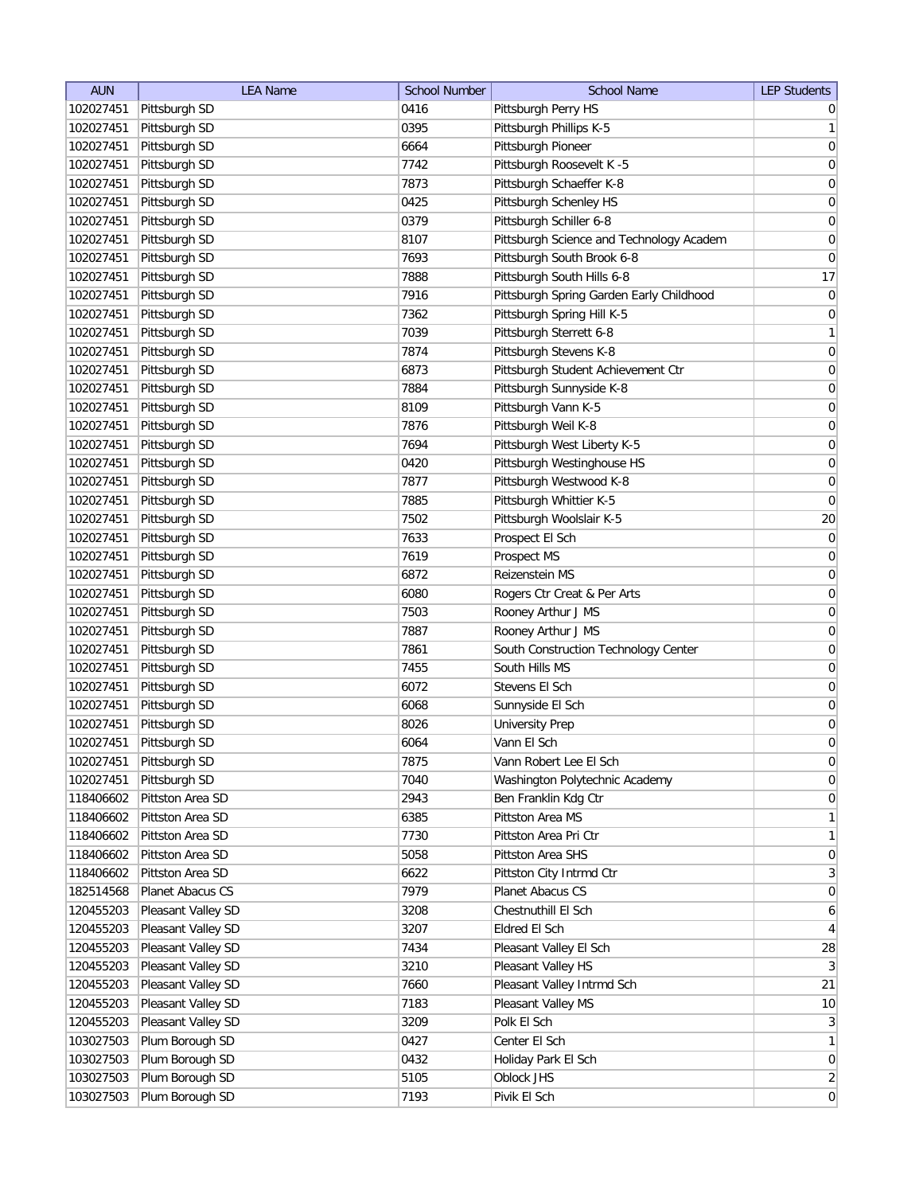| AUN | LEA Name | School Number | School Name | LEP Students |
|---|---|---|---|---|
| 102027451 | Pittsburgh SD | 0416 | Pittsburgh Perry HS | 0 |
| 102027451 | Pittsburgh SD | 0395 | Pittsburgh Phillips K-5 | 1 |
| 102027451 | Pittsburgh SD | 6664 | Pittsburgh Pioneer | 0 |
| 102027451 | Pittsburgh SD | 7742 | Pittsburgh Roosevelt K -5 | 0 |
| 102027451 | Pittsburgh SD | 7873 | Pittsburgh Schaeffer K-8 | 0 |
| 102027451 | Pittsburgh SD | 0425 | Pittsburgh Schenley HS | 0 |
| 102027451 | Pittsburgh SD | 0379 | Pittsburgh Schiller 6-8 | 0 |
| 102027451 | Pittsburgh SD | 8107 | Pittsburgh Science and Technology Academ | 0 |
| 102027451 | Pittsburgh SD | 7693 | Pittsburgh South Brook 6-8 | 0 |
| 102027451 | Pittsburgh SD | 7888 | Pittsburgh South Hills 6-8 | 17 |
| 102027451 | Pittsburgh SD | 7916 | Pittsburgh Spring Garden Early Childhood | 0 |
| 102027451 | Pittsburgh SD | 7362 | Pittsburgh Spring Hill K-5 | 0 |
| 102027451 | Pittsburgh SD | 7039 | Pittsburgh Sterrett 6-8 | 1 |
| 102027451 | Pittsburgh SD | 7874 | Pittsburgh Stevens K-8 | 0 |
| 102027451 | Pittsburgh SD | 6873 | Pittsburgh Student Achievement Ctr | 0 |
| 102027451 | Pittsburgh SD | 7884 | Pittsburgh Sunnyside K-8 | 0 |
| 102027451 | Pittsburgh SD | 8109 | Pittsburgh Vann K-5 | 0 |
| 102027451 | Pittsburgh SD | 7876 | Pittsburgh Weil K-8 | 0 |
| 102027451 | Pittsburgh SD | 7694 | Pittsburgh West Liberty K-5 | 0 |
| 102027451 | Pittsburgh SD | 0420 | Pittsburgh Westinghouse HS | 0 |
| 102027451 | Pittsburgh SD | 7877 | Pittsburgh Westwood K-8 | 0 |
| 102027451 | Pittsburgh SD | 7885 | Pittsburgh Whittier K-5 | 0 |
| 102027451 | Pittsburgh SD | 7502 | Pittsburgh Woolslair K-5 | 20 |
| 102027451 | Pittsburgh SD | 7633 | Prospect El Sch | 0 |
| 102027451 | Pittsburgh SD | 7619 | Prospect MS | 0 |
| 102027451 | Pittsburgh SD | 6872 | Reizenstein MS | 0 |
| 102027451 | Pittsburgh SD | 6080 | Rogers Ctr Creat & Per Arts | 0 |
| 102027451 | Pittsburgh SD | 7503 | Rooney Arthur J MS | 0 |
| 102027451 | Pittsburgh SD | 7887 | Rooney Arthur J MS | 0 |
| 102027451 | Pittsburgh SD | 7861 | South Construction Technology Center | 0 |
| 102027451 | Pittsburgh SD | 7455 | South Hills MS | 0 |
| 102027451 | Pittsburgh SD | 6072 | Stevens El Sch | 0 |
| 102027451 | Pittsburgh SD | 6068 | Sunnyside El Sch | 0 |
| 102027451 | Pittsburgh SD | 8026 | University Prep | 0 |
| 102027451 | Pittsburgh SD | 6064 | Vann El Sch | 0 |
| 102027451 | Pittsburgh SD | 7875 | Vann Robert Lee El Sch | 0 |
| 102027451 | Pittsburgh SD | 7040 | Washington Polytechnic Academy | 0 |
| 118406602 | Pittston Area SD | 2943 | Ben Franklin Kdg Ctr | 0 |
| 118406602 | Pittston Area SD | 6385 | Pittston Area MS | 1 |
| 118406602 | Pittston Area SD | 7730 | Pittston Area Pri Ctr | 1 |
| 118406602 | Pittston Area SD | 5058 | Pittston Area SHS | 0 |
| 118406602 | Pittston Area SD | 6622 | Pittston City Intrmd Ctr | 3 |
| 182514568 | Planet Abacus CS | 7979 | Planet Abacus CS | 0 |
| 120455203 | Pleasant Valley SD | 3208 | Chestnuthill El Sch | 6 |
| 120455203 | Pleasant Valley SD | 3207 | Eldred El Sch | 4 |
| 120455203 | Pleasant Valley SD | 7434 | Pleasant Valley El Sch | 28 |
| 120455203 | Pleasant Valley SD | 3210 | Pleasant Valley HS | 3 |
| 120455203 | Pleasant Valley SD | 7660 | Pleasant Valley Intrmd Sch | 21 |
| 120455203 | Pleasant Valley SD | 7183 | Pleasant Valley MS | 10 |
| 120455203 | Pleasant Valley SD | 3209 | Polk El Sch | 3 |
| 103027503 | Plum Borough SD | 0427 | Center El Sch | 1 |
| 103027503 | Plum Borough SD | 0432 | Holiday Park El Sch | 0 |
| 103027503 | Plum Borough SD | 5105 | Oblock JHS | 2 |
| 103027503 | Plum Borough SD | 7193 | Pivik El Sch | 0 |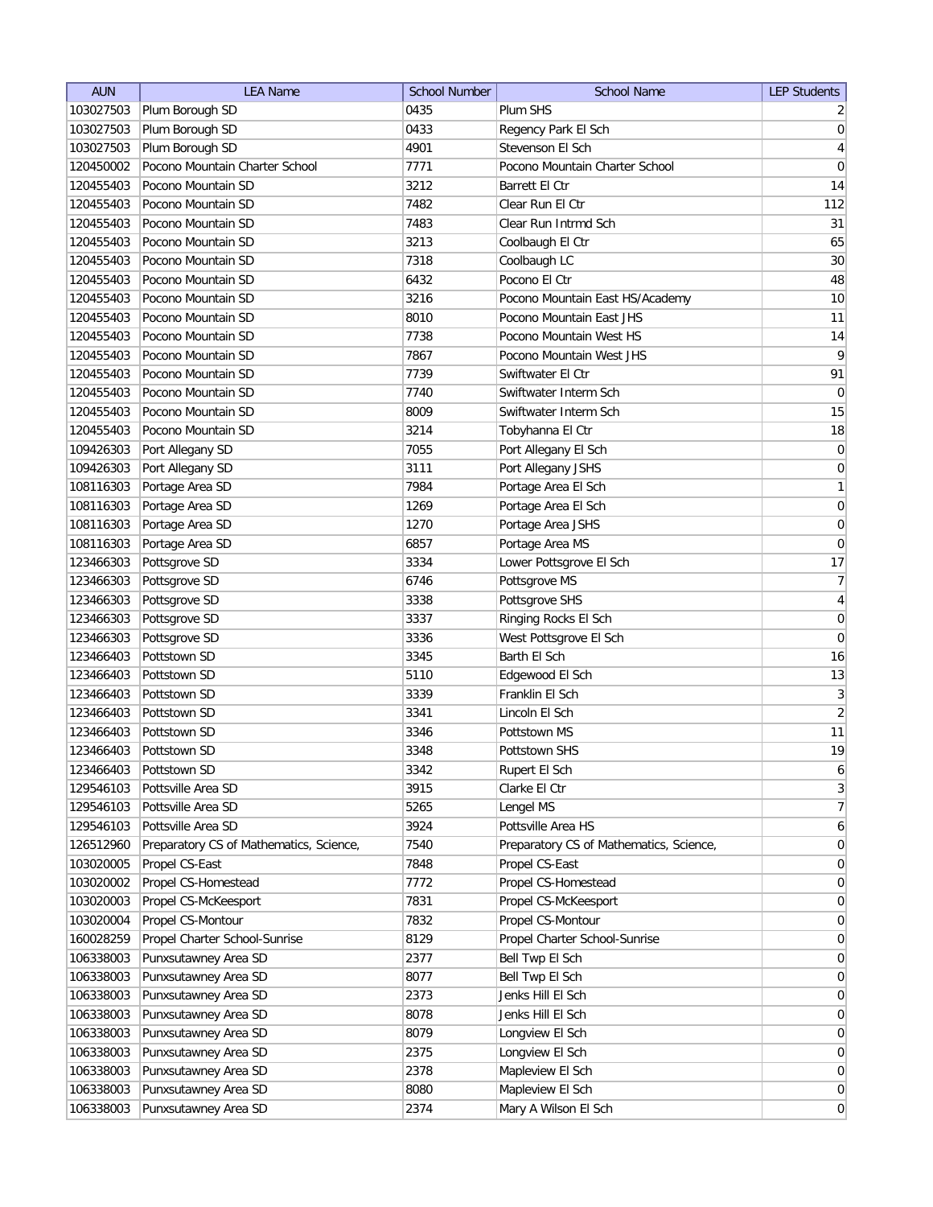| AUN | LEA Name | School Number | School Name | LEP Students |
| --- | --- | --- | --- | --- |
| 103027503 | Plum Borough SD | 0435 | Plum SHS | 2 |
| 103027503 | Plum Borough SD | 0433 | Regency Park El Sch | 0 |
| 103027503 | Plum Borough SD | 4901 | Stevenson El Sch | 4 |
| 120450002 | Pocono Mountain Charter School | 7771 | Pocono Mountain Charter School | 0 |
| 120455403 | Pocono Mountain SD | 3212 | Barrett El Ctr | 14 |
| 120455403 | Pocono Mountain SD | 7482 | Clear Run El Ctr | 112 |
| 120455403 | Pocono Mountain SD | 7483 | Clear Run Intrmd Sch | 31 |
| 120455403 | Pocono Mountain SD | 3213 | Coolbaugh El Ctr | 65 |
| 120455403 | Pocono Mountain SD | 7318 | Coolbaugh LC | 30 |
| 120455403 | Pocono Mountain SD | 6432 | Pocono El Ctr | 48 |
| 120455403 | Pocono Mountain SD | 3216 | Pocono Mountain East HS/Academy | 10 |
| 120455403 | Pocono Mountain SD | 8010 | Pocono Mountain East JHS | 11 |
| 120455403 | Pocono Mountain SD | 7738 | Pocono Mountain West HS | 14 |
| 120455403 | Pocono Mountain SD | 7867 | Pocono Mountain West JHS | 9 |
| 120455403 | Pocono Mountain SD | 7739 | Swiftwater El Ctr | 91 |
| 120455403 | Pocono Mountain SD | 7740 | Swiftwater Interm Sch | 0 |
| 120455403 | Pocono Mountain SD | 8009 | Swiftwater Interm Sch | 15 |
| 120455403 | Pocono Mountain SD | 3214 | Tobyhanna El Ctr | 18 |
| 109426303 | Port Allegany SD | 7055 | Port Allegany El Sch | 0 |
| 109426303 | Port Allegany SD | 3111 | Port Allegany JSHS | 0 |
| 108116303 | Portage Area SD | 7984 | Portage Area El Sch | 1 |
| 108116303 | Portage Area SD | 1269 | Portage Area El Sch | 0 |
| 108116303 | Portage Area SD | 1270 | Portage Area JSHS | 0 |
| 108116303 | Portage Area SD | 6857 | Portage Area MS | 0 |
| 123466303 | Pottsgrove SD | 3334 | Lower Pottsgrove El Sch | 17 |
| 123466303 | Pottsgrove SD | 6746 | Pottsgrove MS | 7 |
| 123466303 | Pottsgrove SD | 3338 | Pottsgrove SHS | 4 |
| 123466303 | Pottsgrove SD | 3337 | Ringing Rocks El Sch | 0 |
| 123466303 | Pottsgrove SD | 3336 | West Pottsgrove El Sch | 0 |
| 123466403 | Pottstown SD | 3345 | Barth El Sch | 16 |
| 123466403 | Pottstown SD | 5110 | Edgewood El Sch | 13 |
| 123466403 | Pottstown SD | 3339 | Franklin El Sch | 3 |
| 123466403 | Pottstown SD | 3341 | Lincoln El Sch | 2 |
| 123466403 | Pottstown SD | 3346 | Pottstown MS | 11 |
| 123466403 | Pottstown SD | 3348 | Pottstown SHS | 19 |
| 123466403 | Pottstown SD | 3342 | Rupert El Sch | 6 |
| 129546103 | Pottsville Area SD | 3915 | Clarke El Ctr | 3 |
| 129546103 | Pottsville Area SD | 5265 | Lengel MS | 7 |
| 129546103 | Pottsville Area SD | 3924 | Pottsville Area HS | 6 |
| 126512960 | Preparatory CS of Mathematics, Science, | 7540 | Preparatory CS of Mathematics, Science, | 0 |
| 103020005 | Propel CS-East | 7848 | Propel CS-East | 0 |
| 103020002 | Propel CS-Homestead | 7772 | Propel CS-Homestead | 0 |
| 103020003 | Propel CS-McKeesport | 7831 | Propel CS-McKeesport | 0 |
| 103020004 | Propel CS-Montour | 7832 | Propel CS-Montour | 0 |
| 160028259 | Propel Charter School-Sunrise | 8129 | Propel Charter School-Sunrise | 0 |
| 106338003 | Punxsutawney Area SD | 2377 | Bell Twp El Sch | 0 |
| 106338003 | Punxsutawney Area SD | 8077 | Bell Twp El Sch | 0 |
| 106338003 | Punxsutawney Area SD | 2373 | Jenks Hill El Sch | 0 |
| 106338003 | Punxsutawney Area SD | 8078 | Jenks Hill El Sch | 0 |
| 106338003 | Punxsutawney Area SD | 8079 | Longview El Sch | 0 |
| 106338003 | Punxsutawney Area SD | 2375 | Longview El Sch | 0 |
| 106338003 | Punxsutawney Area SD | 2378 | Mapleview El Sch | 0 |
| 106338003 | Punxsutawney Area SD | 8080 | Mapleview El Sch | 0 |
| 106338003 | Punxsutawney Area SD | 2374 | Mary A Wilson El Sch | 0 |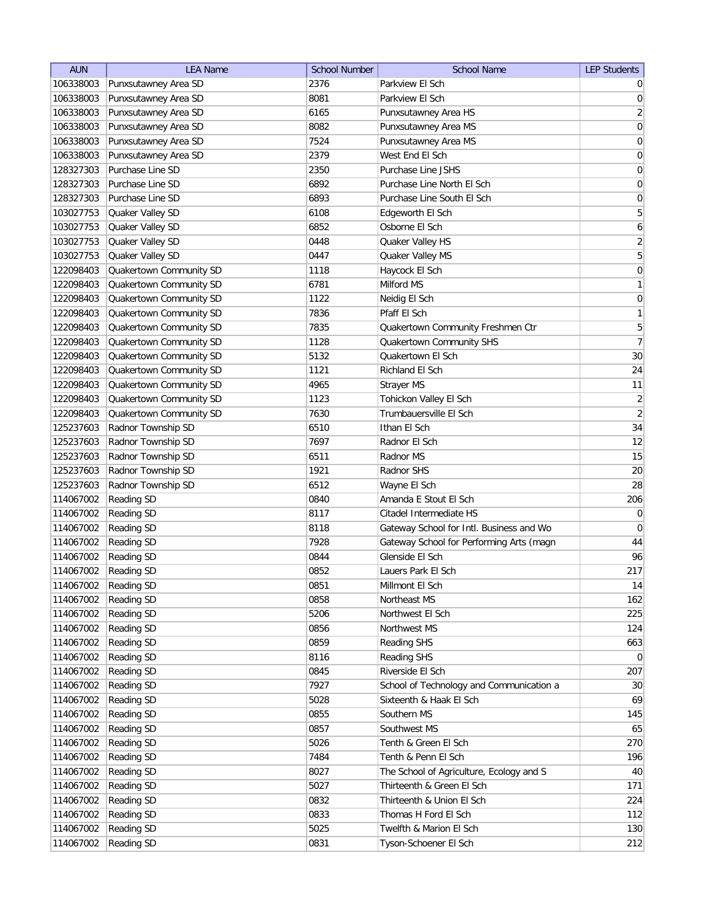| AUN | LEA Name | School Number | School Name | LEP Students |
| --- | --- | --- | --- | --- |
| 106338003 | Punxsutawney Area SD | 2376 | Parkview El Sch | 0 |
| 106338003 | Punxsutawney Area SD | 8081 | Parkview El Sch | 0 |
| 106338003 | Punxsutawney Area SD | 6165 | Punxsutawney Area HS | 2 |
| 106338003 | Punxsutawney Area SD | 8082 | Punxsutawney Area MS | 0 |
| 106338003 | Punxsutawney Area SD | 7524 | Punxsutawney Area MS | 0 |
| 106338003 | Punxsutawney Area SD | 2379 | West End El Sch | 0 |
| 128327303 | Purchase Line SD | 2350 | Purchase Line JSHS | 0 |
| 128327303 | Purchase Line SD | 6892 | Purchase Line North El Sch | 0 |
| 128327303 | Purchase Line SD | 6893 | Purchase Line South El Sch | 0 |
| 103027753 | Quaker Valley SD | 6108 | Edgeworth El Sch | 5 |
| 103027753 | Quaker Valley SD | 6852 | Osborne El Sch | 6 |
| 103027753 | Quaker Valley SD | 0448 | Quaker Valley HS | 2 |
| 103027753 | Quaker Valley SD | 0447 | Quaker Valley MS | 5 |
| 122098403 | Quakertown Community SD | 1118 | Haycock El Sch | 0 |
| 122098403 | Quakertown Community SD | 6781 | Milford MS | 1 |
| 122098403 | Quakertown Community SD | 1122 | Neidig El Sch | 0 |
| 122098403 | Quakertown Community SD | 7836 | Pfaff El Sch | 1 |
| 122098403 | Quakertown Community SD | 7835 | Quakertown Community Freshmen Ctr | 5 |
| 122098403 | Quakertown Community SD | 1128 | Quakertown Community SHS | 7 |
| 122098403 | Quakertown Community SD | 5132 | Quakertown El Sch | 30 |
| 122098403 | Quakertown Community SD | 1121 | Richland El Sch | 24 |
| 122098403 | Quakertown Community SD | 4965 | Strayer MS | 11 |
| 122098403 | Quakertown Community SD | 1123 | Tohickon Valley El Sch | 2 |
| 122098403 | Quakertown Community SD | 7630 | Trumbauersville El Sch | 2 |
| 125237603 | Radnor Township SD | 6510 | Ithan El Sch | 34 |
| 125237603 | Radnor Township SD | 7697 | Radnor El Sch | 12 |
| 125237603 | Radnor Township SD | 6511 | Radnor MS | 15 |
| 125237603 | Radnor Township SD | 1921 | Radnor SHS | 20 |
| 125237603 | Radnor Township SD | 6512 | Wayne El Sch | 28 |
| 114067002 | Reading SD | 0840 | Amanda E Stout El Sch | 206 |
| 114067002 | Reading SD | 8117 | Citadel Intermediate HS | 0 |
| 114067002 | Reading SD | 8118 | Gateway School for Intl. Business and Wo | 0 |
| 114067002 | Reading SD | 7928 | Gateway School for Performing Arts (magn | 44 |
| 114067002 | Reading SD | 0844 | Glenside El Sch | 96 |
| 114067002 | Reading SD | 0852 | Lauers Park El Sch | 217 |
| 114067002 | Reading SD | 0851 | Millmont El Sch | 14 |
| 114067002 | Reading SD | 0858 | Northeast MS | 162 |
| 114067002 | Reading SD | 5206 | Northwest El Sch | 225 |
| 114067002 | Reading SD | 0856 | Northwest MS | 124 |
| 114067002 | Reading SD | 0859 | Reading SHS | 663 |
| 114067002 | Reading SD | 8116 | Reading SHS | 0 |
| 114067002 | Reading SD | 0845 | Riverside El Sch | 207 |
| 114067002 | Reading SD | 7927 | School of Technology and Communication a | 30 |
| 114067002 | Reading SD | 5028 | Sixteenth & Haak El Sch | 69 |
| 114067002 | Reading SD | 0855 | Southern MS | 145 |
| 114067002 | Reading SD | 0857 | Southwest MS | 65 |
| 114067002 | Reading SD | 5026 | Tenth & Green El Sch | 270 |
| 114067002 | Reading SD | 7484 | Tenth & Penn El Sch | 196 |
| 114067002 | Reading SD | 8027 | The School of Agriculture, Ecology and S | 40 |
| 114067002 | Reading SD | 5027 | Thirteenth & Green El Sch | 171 |
| 114067002 | Reading SD | 0832 | Thirteenth & Union El Sch | 224 |
| 114067002 | Reading SD | 0833 | Thomas H Ford El Sch | 112 |
| 114067002 | Reading SD | 5025 | Twelfth & Marion El Sch | 130 |
| 114067002 | Reading SD | 0831 | Tyson-Schoener El Sch | 212 |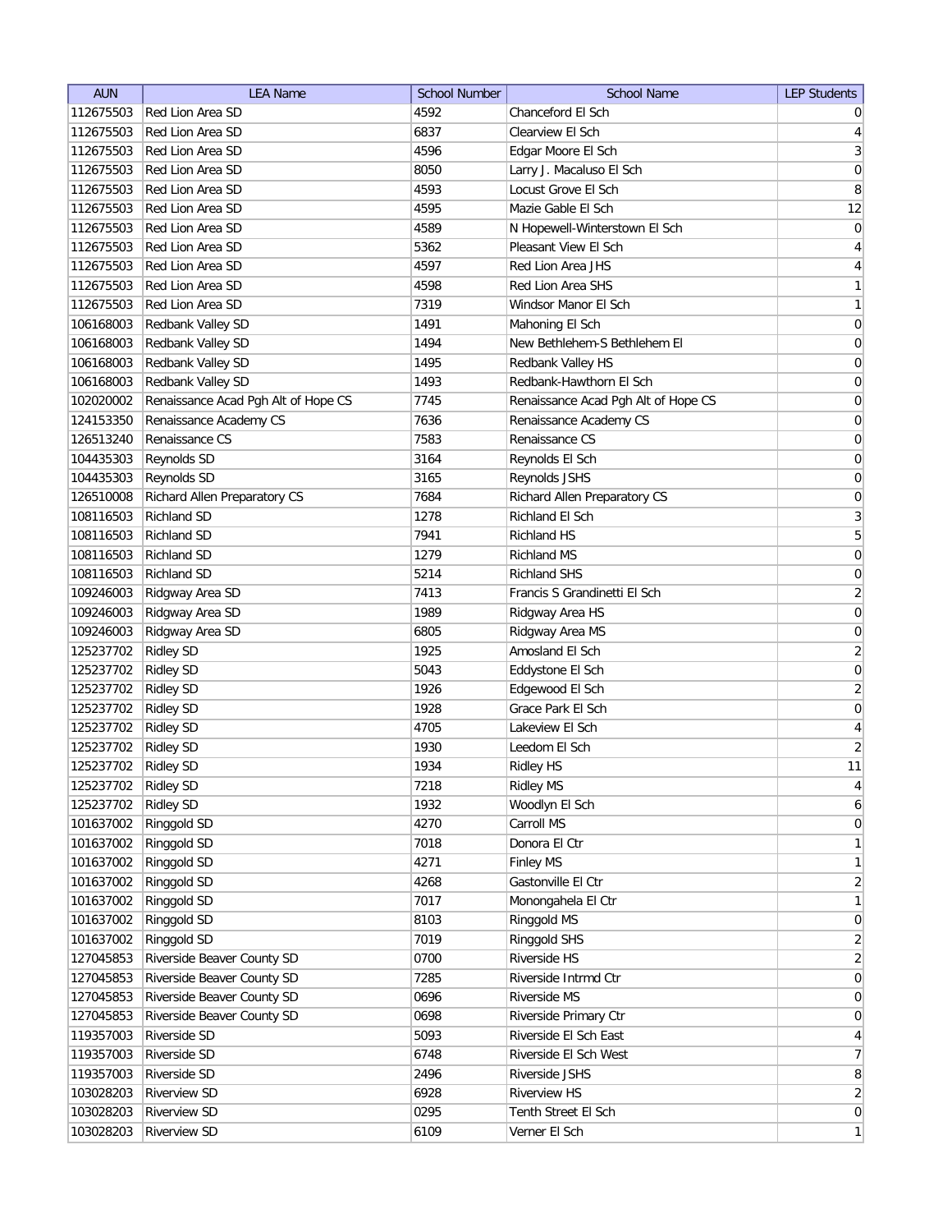| AUN | LEA Name | School Number | School Name | LEP Students |
|---|---|---|---|---|
| 112675503 | Red Lion Area SD | 4592 | Chanceford El Sch | 0 |
| 112675503 | Red Lion Area SD | 6837 | Clearview El Sch | 4 |
| 112675503 | Red Lion Area SD | 4596 | Edgar Moore El Sch | 3 |
| 112675503 | Red Lion Area SD | 8050 | Larry J. Macaluso El Sch | 0 |
| 112675503 | Red Lion Area SD | 4593 | Locust Grove El Sch | 8 |
| 112675503 | Red Lion Area SD | 4595 | Mazie Gable El Sch | 12 |
| 112675503 | Red Lion Area SD | 4589 | N Hopewell-Winterstown El Sch | 0 |
| 112675503 | Red Lion Area SD | 5362 | Pleasant View El Sch | 4 |
| 112675503 | Red Lion Area SD | 4597 | Red Lion Area JHS | 4 |
| 112675503 | Red Lion Area SD | 4598 | Red Lion Area SHS | 1 |
| 112675503 | Red Lion Area SD | 7319 | Windsor Manor El Sch | 1 |
| 106168003 | Redbank Valley SD | 1491 | Mahoning El Sch | 0 |
| 106168003 | Redbank Valley SD | 1494 | New Bethlehem-S Bethlehem El | 0 |
| 106168003 | Redbank Valley SD | 1495 | Redbank Valley HS | 0 |
| 106168003 | Redbank Valley SD | 1493 | Redbank-Hawthorn El Sch | 0 |
| 102020002 | Renaissance Acad Pgh Alt of Hope CS | 7745 | Renaissance Acad Pgh Alt of Hope CS | 0 |
| 124153350 | Renaissance Academy CS | 7636 | Renaissance Academy CS | 0 |
| 126513240 | Renaissance CS | 7583 | Renaissance CS | 0 |
| 104435303 | Reynolds SD | 3164 | Reynolds El Sch | 0 |
| 104435303 | Reynolds SD | 3165 | Reynolds JSHS | 0 |
| 126510008 | Richard Allen Preparatory CS | 7684 | Richard Allen Preparatory CS | 0 |
| 108116503 | Richland SD | 1278 | Richland El Sch | 3 |
| 108116503 | Richland SD | 7941 | Richland HS | 5 |
| 108116503 | Richland SD | 1279 | Richland MS | 0 |
| 108116503 | Richland SD | 5214 | Richland SHS | 0 |
| 109246003 | Ridgway Area SD | 7413 | Francis S Grandinetti El Sch | 2 |
| 109246003 | Ridgway Area SD | 1989 | Ridgway Area HS | 0 |
| 109246003 | Ridgway Area SD | 6805 | Ridgway Area MS | 0 |
| 125237702 | Ridley SD | 1925 | Amosland El Sch | 2 |
| 125237702 | Ridley SD | 5043 | Eddystone El Sch | 0 |
| 125237702 | Ridley SD | 1926 | Edgewood El Sch | 2 |
| 125237702 | Ridley SD | 1928 | Grace Park El Sch | 0 |
| 125237702 | Ridley SD | 4705 | Lakeview El Sch | 4 |
| 125237702 | Ridley SD | 1930 | Leedom El Sch | 2 |
| 125237702 | Ridley SD | 1934 | Ridley HS | 11 |
| 125237702 | Ridley SD | 7218 | Ridley MS | 4 |
| 125237702 | Ridley SD | 1932 | Woodlyn El Sch | 6 |
| 101637002 | Ringgold SD | 4270 | Carroll MS | 0 |
| 101637002 | Ringgold SD | 7018 | Donora El Ctr | 1 |
| 101637002 | Ringgold SD | 4271 | Finley MS | 1 |
| 101637002 | Ringgold SD | 4268 | Gastonville El Ctr | 2 |
| 101637002 | Ringgold SD | 7017 | Monongahela El Ctr | 1 |
| 101637002 | Ringgold SD | 8103 | Ringgold MS | 0 |
| 101637002 | Ringgold SD | 7019 | Ringgold SHS | 2 |
| 127045853 | Riverside Beaver County SD | 0700 | Riverside HS | 2 |
| 127045853 | Riverside Beaver County SD | 7285 | Riverside Intrmd Ctr | 0 |
| 127045853 | Riverside Beaver County SD | 0696 | Riverside MS | 0 |
| 127045853 | Riverside Beaver County SD | 0698 | Riverside Primary Ctr | 0 |
| 119357003 | Riverside SD | 5093 | Riverside El Sch East | 4 |
| 119357003 | Riverside SD | 6748 | Riverside El Sch West | 7 |
| 119357003 | Riverside SD | 2496 | Riverside JSHS | 8 |
| 103028203 | Riverview SD | 6928 | Riverview HS | 2 |
| 103028203 | Riverview SD | 0295 | Tenth Street El Sch | 0 |
| 103028203 | Riverview SD | 6109 | Verner El Sch | 1 |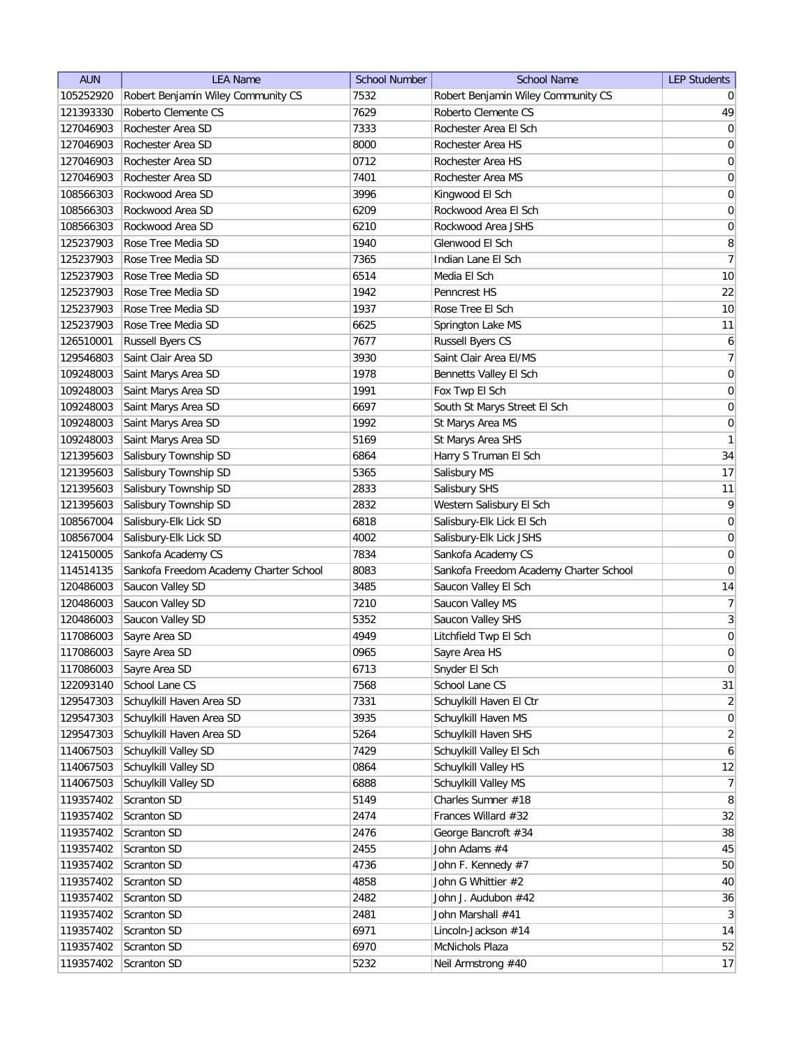| AUN | LEA Name | School Number | School Name | LEP Students |
|---|---|---|---|---|
| 105252920 | Robert Benjamin Wiley Community CS | 7532 | Robert Benjamin Wiley Community CS | 0 |
| 121393330 | Roberto Clemente CS | 7629 | Roberto Clemente CS | 49 |
| 127046903 | Rochester Area SD | 7333 | Rochester Area El Sch | 0 |
| 127046903 | Rochester Area SD | 8000 | Rochester Area HS | 0 |
| 127046903 | Rochester Area SD | 0712 | Rochester Area HS | 0 |
| 127046903 | Rochester Area SD | 7401 | Rochester Area MS | 0 |
| 108566303 | Rockwood Area SD | 3996 | Kingwood El Sch | 0 |
| 108566303 | Rockwood Area SD | 6209 | Rockwood Area El Sch | 0 |
| 108566303 | Rockwood Area SD | 6210 | Rockwood Area JSHS | 0 |
| 125237903 | Rose Tree Media SD | 1940 | Glenwood El Sch | 8 |
| 125237903 | Rose Tree Media SD | 7365 | Indian Lane El Sch | 7 |
| 125237903 | Rose Tree Media SD | 6514 | Media El Sch | 10 |
| 125237903 | Rose Tree Media SD | 1942 | Penncrest HS | 22 |
| 125237903 | Rose Tree Media SD | 1937 | Rose Tree El Sch | 10 |
| 125237903 | Rose Tree Media SD | 6625 | Springton Lake MS | 11 |
| 126510001 | Russell Byers CS | 7677 | Russell Byers CS | 6 |
| 129546803 | Saint Clair Area SD | 3930 | Saint Clair Area El/MS | 7 |
| 109248003 | Saint Marys Area SD | 1978 | Bennetts Valley El Sch | 0 |
| 109248003 | Saint Marys Area SD | 1991 | Fox Twp El Sch | 0 |
| 109248003 | Saint Marys Area SD | 6697 | South St Marys Street El Sch | 0 |
| 109248003 | Saint Marys Area SD | 1992 | St Marys Area MS | 0 |
| 109248003 | Saint Marys Area SD | 5169 | St Marys Area SHS | 1 |
| 121395603 | Salisbury Township SD | 6864 | Harry S Truman El Sch | 34 |
| 121395603 | Salisbury Township SD | 5365 | Salisbury MS | 17 |
| 121395603 | Salisbury Township SD | 2833 | Salisbury SHS | 11 |
| 121395603 | Salisbury Township SD | 2832 | Western Salisbury El Sch | 9 |
| 108567004 | Salisbury-Elk Lick SD | 6818 | Salisbury-Elk Lick El Sch | 0 |
| 108567004 | Salisbury-Elk Lick SD | 4002 | Salisbury-Elk Lick JSHS | 0 |
| 124150005 | Sankofa Academy CS | 7834 | Sankofa Academy CS | 0 |
| 114514135 | Sankofa Freedom Academy Charter School | 8083 | Sankofa Freedom Academy Charter School | 0 |
| 120486003 | Saucon Valley SD | 3485 | Saucon Valley El Sch | 14 |
| 120486003 | Saucon Valley SD | 7210 | Saucon Valley MS | 7 |
| 120486003 | Saucon Valley SD | 5352 | Saucon Valley SHS | 3 |
| 117086003 | Sayre Area SD | 4949 | Litchfield Twp El Sch | 0 |
| 117086003 | Sayre Area SD | 0965 | Sayre Area HS | 0 |
| 117086003 | Sayre Area SD | 6713 | Snyder El Sch | 0 |
| 122093140 | School Lane CS | 7568 | School Lane CS | 31 |
| 129547303 | Schuylkill Haven Area SD | 7331 | Schuylkill Haven El Ctr | 2 |
| 129547303 | Schuylkill Haven Area SD | 3935 | Schuylkill Haven MS | 0 |
| 129547303 | Schuylkill Haven Area SD | 5264 | Schuylkill Haven SHS | 2 |
| 114067503 | Schuylkill Valley SD | 7429 | Schuylkill Valley El Sch | 6 |
| 114067503 | Schuylkill Valley SD | 0864 | Schuylkill Valley HS | 12 |
| 114067503 | Schuylkill Valley SD | 6888 | Schuylkill Valley MS | 7 |
| 119357402 | Scranton SD | 5149 | Charles Sumner #18 | 8 |
| 119357402 | Scranton SD | 2474 | Frances Willard #32 | 32 |
| 119357402 | Scranton SD | 2476 | George Bancroft #34 | 38 |
| 119357402 | Scranton SD | 2455 | John Adams #4 | 45 |
| 119357402 | Scranton SD | 4736 | John F. Kennedy #7 | 50 |
| 119357402 | Scranton SD | 4858 | John G Whittier #2 | 40 |
| 119357402 | Scranton SD | 2482 | John J. Audubon #42 | 36 |
| 119357402 | Scranton SD | 2481 | John Marshall #41 | 3 |
| 119357402 | Scranton SD | 6971 | Lincoln-Jackson #14 | 14 |
| 119357402 | Scranton SD | 6970 | McNichols Plaza | 52 |
| 119357402 | Scranton SD | 5232 | Neil Armstrong #40 | 17 |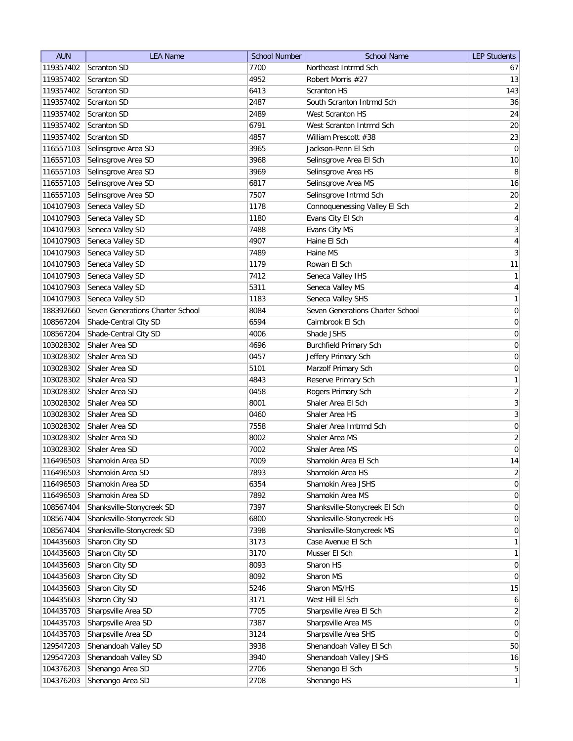| AUN | LEA Name | School Number | School Name | LEP Students |
|---|---|---|---|---|
| 119357402 | Scranton SD | 7700 | Northeast Intrmd Sch | 67 |
| 119357402 | Scranton SD | 4952 | Robert Morris #27 | 13 |
| 119357402 | Scranton SD | 6413 | Scranton HS | 143 |
| 119357402 | Scranton SD | 2487 | South Scranton Intrmd Sch | 36 |
| 119357402 | Scranton SD | 2489 | West Scranton HS | 24 |
| 119357402 | Scranton SD | 6791 | West Scranton Intrmd Sch | 20 |
| 119357402 | Scranton SD | 4857 | William Prescott #38 | 23 |
| 116557103 | Selinsgrove Area SD | 3965 | Jackson-Penn El Sch | 0 |
| 116557103 | Selinsgrove Area SD | 3968 | Selinsgrove Area El Sch | 10 |
| 116557103 | Selinsgrove Area SD | 3969 | Selinsgrove Area HS | 8 |
| 116557103 | Selinsgrove Area SD | 6817 | Selinsgrove Area MS | 16 |
| 116557103 | Selinsgrove Area SD | 7507 | Selinsgrove Intrmd Sch | 20 |
| 104107903 | Seneca Valley SD | 1178 | Connoquenessing Valley El Sch | 2 |
| 104107903 | Seneca Valley SD | 1180 | Evans City El Sch | 4 |
| 104107903 | Seneca Valley SD | 7488 | Evans City MS | 3 |
| 104107903 | Seneca Valley SD | 4907 | Haine El Sch | 4 |
| 104107903 | Seneca Valley SD | 7489 | Haine MS | 3 |
| 104107903 | Seneca Valley SD | 1179 | Rowan El Sch | 11 |
| 104107903 | Seneca Valley SD | 7412 | Seneca Valley IHS | 1 |
| 104107903 | Seneca Valley SD | 5311 | Seneca Valley MS | 4 |
| 104107903 | Seneca Valley SD | 1183 | Seneca Valley SHS | 1 |
| 188392660 | Seven Generations Charter School | 8084 | Seven Generations Charter School | 0 |
| 108567204 | Shade-Central City SD | 6594 | Cairnbrook El Sch | 0 |
| 108567204 | Shade-Central City SD | 4006 | Shade JSHS | 0 |
| 103028302 | Shaler Area SD | 4696 | Burchfield Primary Sch | 0 |
| 103028302 | Shaler Area SD | 0457 | Jeffery Primary Sch | 0 |
| 103028302 | Shaler Area SD | 5101 | Marzolf Primary Sch | 0 |
| 103028302 | Shaler Area SD | 4843 | Reserve Primary Sch | 1 |
| 103028302 | Shaler Area SD | 0458 | Rogers Primary Sch | 2 |
| 103028302 | Shaler Area SD | 8001 | Shaler Area El Sch | 3 |
| 103028302 | Shaler Area SD | 0460 | Shaler Area HS | 3 |
| 103028302 | Shaler Area SD | 7558 | Shaler Area Imtrmd Sch | 0 |
| 103028302 | Shaler Area SD | 8002 | Shaler Area MS | 2 |
| 103028302 | Shaler Area SD | 7002 | Shaler Area MS | 0 |
| 116496503 | Shamokin Area SD | 7009 | Shamokin Area El Sch | 14 |
| 116496503 | Shamokin Area SD | 7893 | Shamokin Area HS | 2 |
| 116496503 | Shamokin Area SD | 6354 | Shamokin Area JSHS | 0 |
| 116496503 | Shamokin Area SD | 7892 | Shamokin Area MS | 0 |
| 108567404 | Shanksville-Stonycreek SD | 7397 | Shanksville-Stonycreek El Sch | 0 |
| 108567404 | Shanksville-Stonycreek SD | 6800 | Shanksville-Stonycreek HS | 0 |
| 108567404 | Shanksville-Stonycreek SD | 7398 | Shanksville-Stonycreek MS | 0 |
| 104435603 | Sharon City SD | 3173 | Case Avenue El Sch | 1 |
| 104435603 | Sharon City SD | 3170 | Musser El Sch | 1 |
| 104435603 | Sharon City SD | 8093 | Sharon HS | 0 |
| 104435603 | Sharon City SD | 8092 | Sharon MS | 0 |
| 104435603 | Sharon City SD | 5246 | Sharon MS/HS | 15 |
| 104435603 | Sharon City SD | 3171 | West Hill El Sch | 6 |
| 104435703 | Sharpsville Area SD | 7705 | Sharpsville Area El Sch | 2 |
| 104435703 | Sharpsville Area SD | 7387 | Sharpsville Area MS | 0 |
| 104435703 | Sharpsville Area SD | 3124 | Sharpsville Area SHS | 0 |
| 129547203 | Shenandoah Valley SD | 3938 | Shenandoah Valley El Sch | 50 |
| 129547203 | Shenandoah Valley SD | 3940 | Shenandoah Valley JSHS | 16 |
| 104376203 | Shenango Area SD | 2706 | Shenango El Sch | 5 |
| 104376203 | Shenango Area SD | 2708 | Shenango HS | 1 |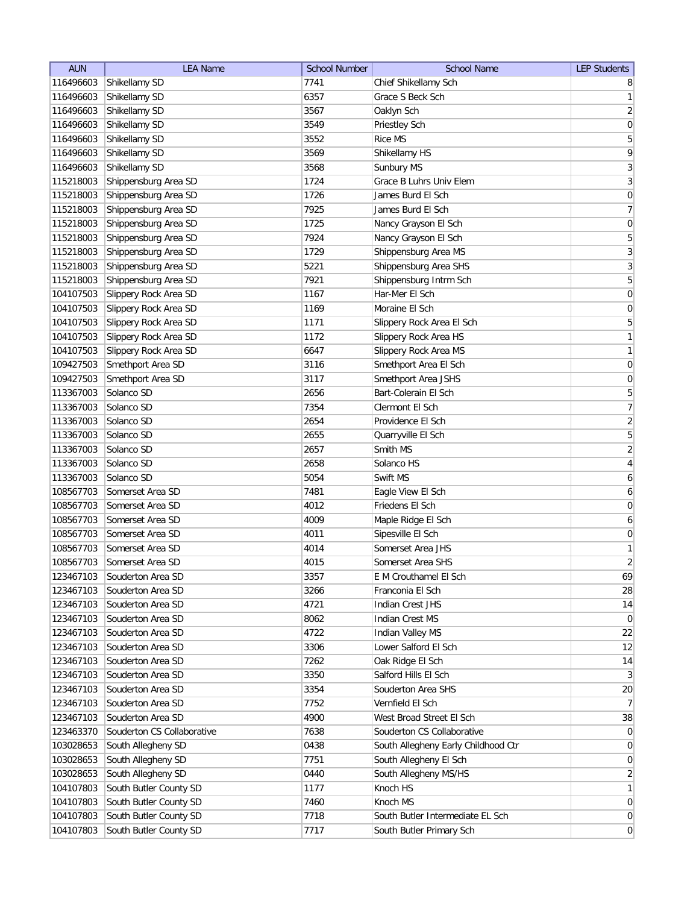| AUN | LEA Name | School Number | School Name | LEP Students |
|---|---|---|---|---|
| 116496603 | Shikellamy SD | 7741 | Chief Shikellamy Sch | 8 |
| 116496603 | Shikellamy SD | 6357 | Grace S Beck Sch | 1 |
| 116496603 | Shikellamy SD | 3567 | Oaklyn Sch | 2 |
| 116496603 | Shikellamy SD | 3549 | Priestley Sch | 0 |
| 116496603 | Shikellamy SD | 3552 | Rice MS | 5 |
| 116496603 | Shikellamy SD | 3569 | Shikellamy HS | 9 |
| 116496603 | Shikellamy SD | 3568 | Sunbury MS | 3 |
| 115218003 | Shippensburg Area SD | 1724 | Grace B Luhrs Univ Elem | 3 |
| 115218003 | Shippensburg Area SD | 1726 | James Burd El Sch | 0 |
| 115218003 | Shippensburg Area SD | 7925 | James Burd El Sch | 7 |
| 115218003 | Shippensburg Area SD | 1725 | Nancy Grayson El Sch | 0 |
| 115218003 | Shippensburg Area SD | 7924 | Nancy Grayson El Sch | 5 |
| 115218003 | Shippensburg Area SD | 1729 | Shippensburg Area MS | 3 |
| 115218003 | Shippensburg Area SD | 5221 | Shippensburg Area SHS | 3 |
| 115218003 | Shippensburg Area SD | 7921 | Shippensburg Intrm Sch | 5 |
| 104107503 | Slippery Rock Area SD | 1167 | Har-Mer El Sch | 0 |
| 104107503 | Slippery Rock Area SD | 1169 | Moraine El Sch | 0 |
| 104107503 | Slippery Rock Area SD | 1171 | Slippery Rock Area El Sch | 5 |
| 104107503 | Slippery Rock Area SD | 1172 | Slippery Rock Area HS | 1 |
| 104107503 | Slippery Rock Area SD | 6647 | Slippery Rock Area MS | 1 |
| 109427503 | Smethport Area SD | 3116 | Smethport Area El Sch | 0 |
| 109427503 | Smethport Area SD | 3117 | Smethport Area JSHS | 0 |
| 113367003 | Solanco SD | 2656 | Bart-Colerain El Sch | 5 |
| 113367003 | Solanco SD | 7354 | Clermont El Sch | 7 |
| 113367003 | Solanco SD | 2654 | Providence El Sch | 2 |
| 113367003 | Solanco SD | 2655 | Quarryville El Sch | 5 |
| 113367003 | Solanco SD | 2657 | Smith MS | 2 |
| 113367003 | Solanco SD | 2658 | Solanco HS | 4 |
| 113367003 | Solanco SD | 5054 | Swift MS | 6 |
| 108567703 | Somerset Area SD | 7481 | Eagle View El Sch | 6 |
| 108567703 | Somerset Area SD | 4012 | Friedens El Sch | 0 |
| 108567703 | Somerset Area SD | 4009 | Maple Ridge El Sch | 6 |
| 108567703 | Somerset Area SD | 4011 | Sipesville El Sch | 0 |
| 108567703 | Somerset Area SD | 4014 | Somerset Area JHS | 1 |
| 108567703 | Somerset Area SD | 4015 | Somerset Area SHS | 2 |
| 123467103 | Souderton Area SD | 3357 | E M Crouthamel El Sch | 69 |
| 123467103 | Souderton Area SD | 3266 | Franconia El Sch | 28 |
| 123467103 | Souderton Area SD | 4721 | Indian Crest JHS | 14 |
| 123467103 | Souderton Area SD | 8062 | Indian Crest MS | 0 |
| 123467103 | Souderton Area SD | 4722 | Indian Valley MS | 22 |
| 123467103 | Souderton Area SD | 3306 | Lower Salford El Sch | 12 |
| 123467103 | Souderton Area SD | 7262 | Oak Ridge El Sch | 14 |
| 123467103 | Souderton Area SD | 3350 | Salford Hills El Sch | 3 |
| 123467103 | Souderton Area SD | 3354 | Souderton Area SHS | 20 |
| 123467103 | Souderton Area SD | 7752 | Vernfield El Sch | 7 |
| 123467103 | Souderton Area SD | 4900 | West Broad Street El Sch | 38 |
| 123463370 | Souderton CS Collaborative | 7638 | Souderton CS Collaborative | 0 |
| 103028653 | South Allegheny SD | 0438 | South Allegheny Early Childhood Ctr | 0 |
| 103028653 | South Allegheny SD | 7751 | South Allegheny El Sch | 0 |
| 103028653 | South Allegheny SD | 0440 | South Allegheny MS/HS | 2 |
| 104107803 | South Butler County SD | 1177 | Knoch HS | 1 |
| 104107803 | South Butler County SD | 7460 | Knoch MS | 0 |
| 104107803 | South Butler County SD | 7718 | South Butler Intermediate EL Sch | 0 |
| 104107803 | South Butler County SD | 7717 | South Butler Primary Sch | 0 |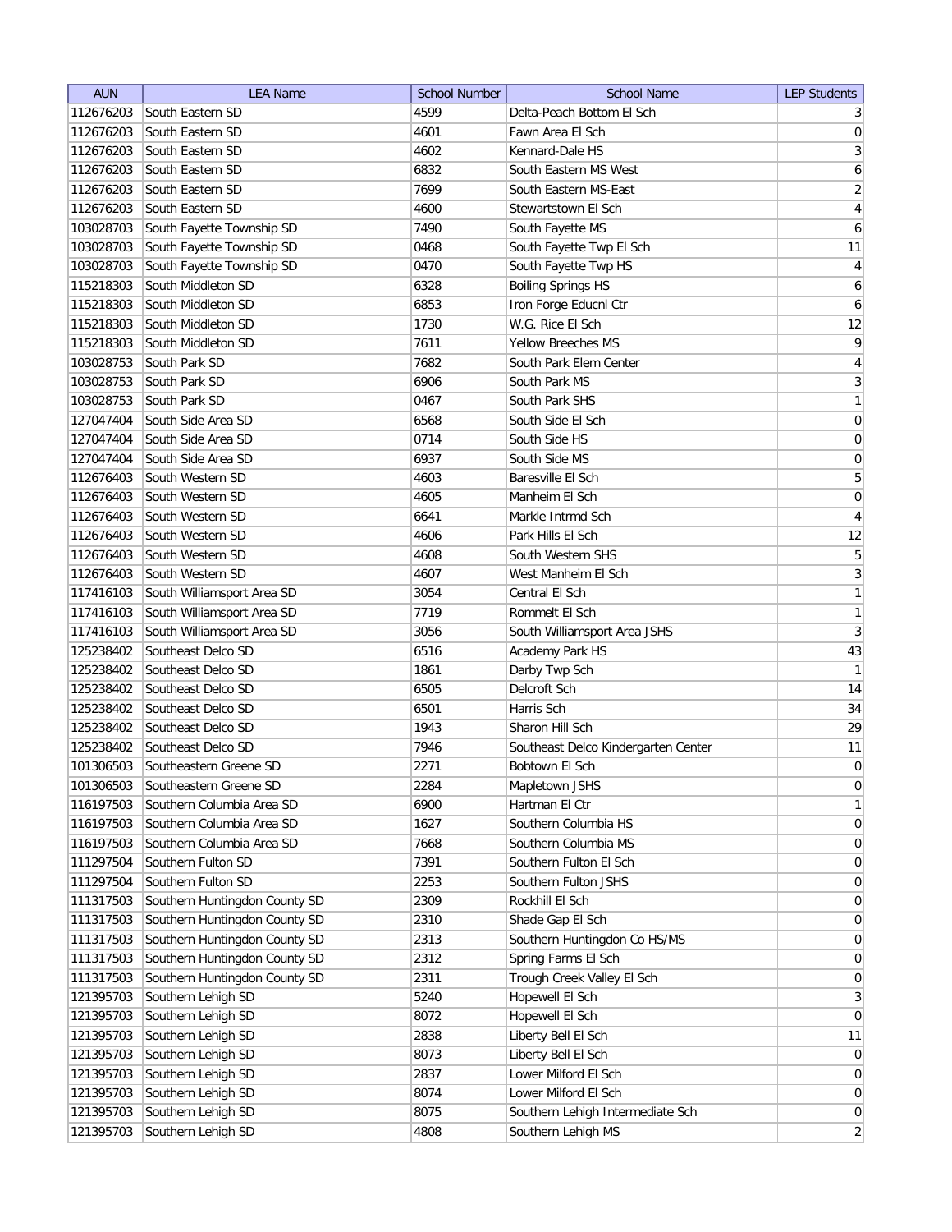| AUN | LEA Name | School Number | School Name | LEP Students |
|---|---|---|---|---|
| 112676203 | South Eastern SD | 4599 | Delta-Peach Bottom El Sch | 3 |
| 112676203 | South Eastern SD | 4601 | Fawn Area El Sch | 0 |
| 112676203 | South Eastern SD | 4602 | Kennard-Dale HS | 3 |
| 112676203 | South Eastern SD | 6832 | South Eastern MS West | 6 |
| 112676203 | South Eastern SD | 7699 | South Eastern MS-East | 2 |
| 112676203 | South Eastern SD | 4600 | Stewartstown El Sch | 4 |
| 103028703 | South Fayette Township SD | 7490 | South Fayette MS | 6 |
| 103028703 | South Fayette Township SD | 0468 | South Fayette Twp El Sch | 11 |
| 103028703 | South Fayette Township SD | 0470 | South Fayette Twp HS | 4 |
| 115218303 | South Middleton SD | 6328 | Boiling Springs HS | 6 |
| 115218303 | South Middleton SD | 6853 | Iron Forge Educnl Ctr | 6 |
| 115218303 | South Middleton SD | 1730 | W.G. Rice El Sch | 12 |
| 115218303 | South Middleton SD | 7611 | Yellow Breeches MS | 9 |
| 103028753 | South Park SD | 7682 | South Park Elem Center | 4 |
| 103028753 | South Park SD | 6906 | South Park MS | 3 |
| 103028753 | South Park SD | 0467 | South Park SHS | 1 |
| 127047404 | South Side Area SD | 6568 | South Side El Sch | 0 |
| 127047404 | South Side Area SD | 0714 | South Side HS | 0 |
| 127047404 | South Side Area SD | 6937 | South Side MS | 0 |
| 112676403 | South Western SD | 4603 | Baresville El Sch | 5 |
| 112676403 | South Western SD | 4605 | Manheim El Sch | 0 |
| 112676403 | South Western SD | 6641 | Markle Intrmd Sch | 4 |
| 112676403 | South Western SD | 4606 | Park Hills El Sch | 12 |
| 112676403 | South Western SD | 4608 | South Western SHS | 5 |
| 112676403 | South Western SD | 4607 | West Manheim El Sch | 3 |
| 117416103 | South Williamsport Area SD | 3054 | Central El Sch | 1 |
| 117416103 | South Williamsport Area SD | 7719 | Rommelt El Sch | 1 |
| 117416103 | South Williamsport Area SD | 3056 | South Williamsport Area JSHS | 3 |
| 125238402 | Southeast Delco SD | 6516 | Academy Park HS | 43 |
| 125238402 | Southeast Delco SD | 1861 | Darby Twp Sch | 1 |
| 125238402 | Southeast Delco SD | 6505 | Delcroft Sch | 14 |
| 125238402 | Southeast Delco SD | 6501 | Harris Sch | 34 |
| 125238402 | Southeast Delco SD | 1943 | Sharon Hill Sch | 29 |
| 125238402 | Southeast Delco SD | 7946 | Southeast Delco Kindergarten Center | 11 |
| 101306503 | Southeastern Greene SD | 2271 | Bobtown El Sch | 0 |
| 101306503 | Southeastern Greene SD | 2284 | Mapletown JSHS | 0 |
| 116197503 | Southern Columbia Area SD | 6900 | Hartman El Ctr | 1 |
| 116197503 | Southern Columbia Area SD | 1627 | Southern Columbia HS | 0 |
| 116197503 | Southern Columbia Area SD | 7668 | Southern Columbia MS | 0 |
| 111297504 | Southern Fulton SD | 7391 | Southern Fulton El Sch | 0 |
| 111297504 | Southern Fulton SD | 2253 | Southern Fulton JSHS | 0 |
| 111317503 | Southern Huntingdon County SD | 2309 | Rockhill El Sch | 0 |
| 111317503 | Southern Huntingdon County SD | 2310 | Shade Gap El Sch | 0 |
| 111317503 | Southern Huntingdon County SD | 2313 | Southern Huntingdon Co HS/MS | 0 |
| 111317503 | Southern Huntingdon County SD | 2312 | Spring Farms El Sch | 0 |
| 111317503 | Southern Huntingdon County SD | 2311 | Trough Creek Valley El Sch | 0 |
| 121395703 | Southern Lehigh SD | 5240 | Hopewell El Sch | 3 |
| 121395703 | Southern Lehigh SD | 8072 | Hopewell El Sch | 0 |
| 121395703 | Southern Lehigh SD | 2838 | Liberty Bell El Sch | 11 |
| 121395703 | Southern Lehigh SD | 8073 | Liberty Bell El Sch | 0 |
| 121395703 | Southern Lehigh SD | 2837 | Lower Milford El Sch | 0 |
| 121395703 | Southern Lehigh SD | 8074 | Lower Milford El Sch | 0 |
| 121395703 | Southern Lehigh SD | 8075 | Southern Lehigh Intermediate Sch | 0 |
| 121395703 | Southern Lehigh SD | 4808 | Southern Lehigh MS | 2 |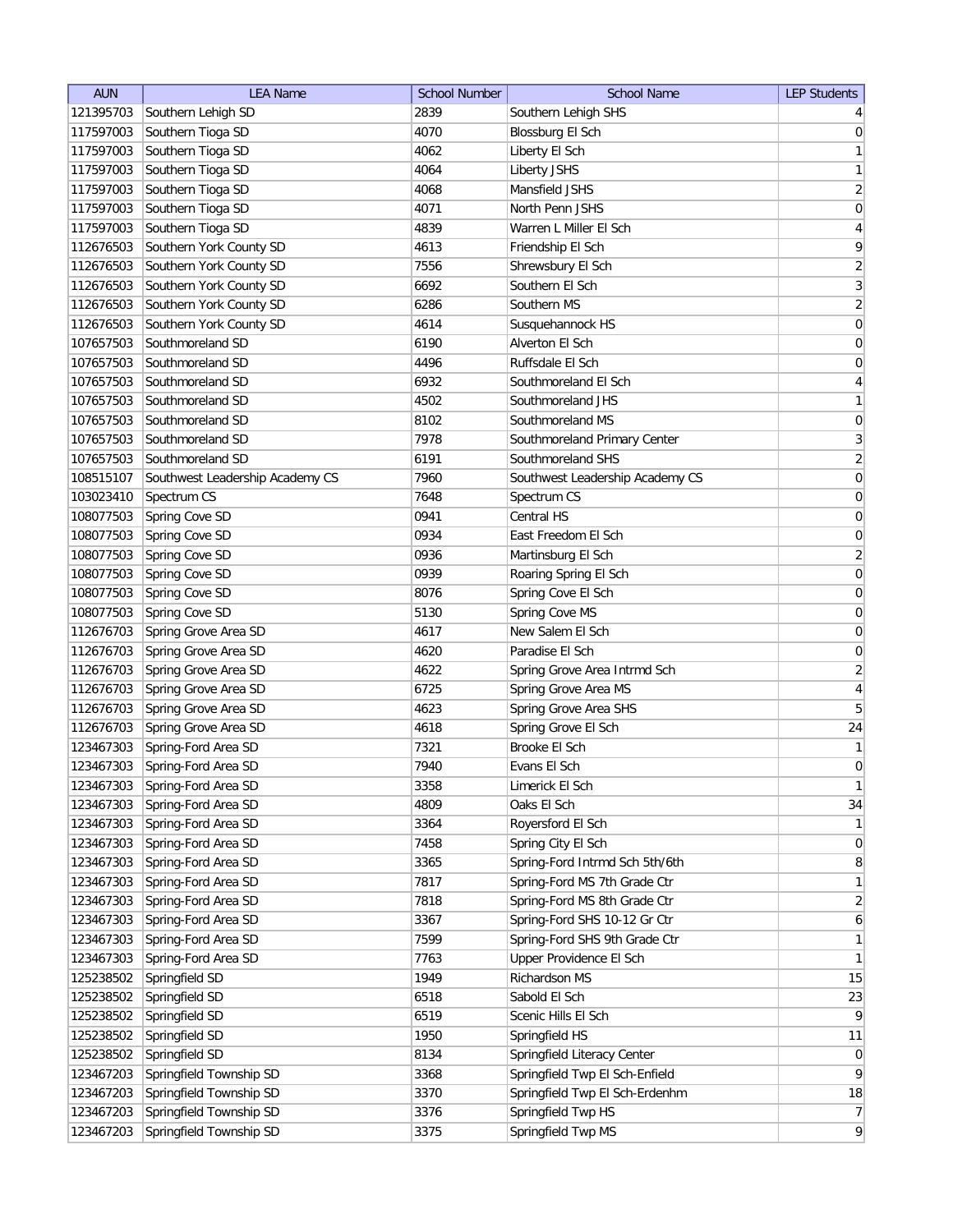| AUN | LEA Name | School Number | School Name | LEP Students |
| --- | --- | --- | --- | --- |
| 121395703 | Southern Lehigh SD | 2839 | Southern Lehigh SHS | 4 |
| 117597003 | Southern Tioga SD | 4070 | Blossburg El Sch | 0 |
| 117597003 | Southern Tioga SD | 4062 | Liberty El Sch | 1 |
| 117597003 | Southern Tioga SD | 4064 | Liberty JSHS | 1 |
| 117597003 | Southern Tioga SD | 4068 | Mansfield JSHS | 2 |
| 117597003 | Southern Tioga SD | 4071 | North Penn JSHS | 0 |
| 117597003 | Southern Tioga SD | 4839 | Warren L Miller El Sch | 4 |
| 112676503 | Southern York County SD | 4613 | Friendship El Sch | 9 |
| 112676503 | Southern York County SD | 7556 | Shrewsbury El Sch | 2 |
| 112676503 | Southern York County SD | 6692 | Southern El Sch | 3 |
| 112676503 | Southern York County SD | 6286 | Southern MS | 2 |
| 112676503 | Southern York County SD | 4614 | Susquehannock HS | 0 |
| 107657503 | Southmoreland SD | 6190 | Alverton El Sch | 0 |
| 107657503 | Southmoreland SD | 4496 | Ruffsdale El Sch | 0 |
| 107657503 | Southmoreland SD | 6932 | Southmoreland El Sch | 4 |
| 107657503 | Southmoreland SD | 4502 | Southmoreland JHS | 1 |
| 107657503 | Southmoreland SD | 8102 | Southmoreland MS | 0 |
| 107657503 | Southmoreland SD | 7978 | Southmoreland Primary Center | 3 |
| 107657503 | Southmoreland SD | 6191 | Southmoreland SHS | 2 |
| 108515107 | Southwest Leadership Academy CS | 7960 | Southwest Leadership Academy CS | 0 |
| 103023410 | Spectrum CS | 7648 | Spectrum CS | 0 |
| 108077503 | Spring Cove SD | 0941 | Central HS | 0 |
| 108077503 | Spring Cove SD | 0934 | East Freedom El Sch | 0 |
| 108077503 | Spring Cove SD | 0936 | Martinsburg El Sch | 2 |
| 108077503 | Spring Cove SD | 0939 | Roaring Spring El Sch | 0 |
| 108077503 | Spring Cove SD | 8076 | Spring Cove El Sch | 0 |
| 108077503 | Spring Cove SD | 5130 | Spring Cove MS | 0 |
| 112676703 | Spring Grove Area SD | 4617 | New Salem El Sch | 0 |
| 112676703 | Spring Grove Area SD | 4620 | Paradise El Sch | 0 |
| 112676703 | Spring Grove Area SD | 4622 | Spring Grove Area Intrmd Sch | 2 |
| 112676703 | Spring Grove Area SD | 6725 | Spring Grove Area MS | 4 |
| 112676703 | Spring Grove Area SD | 4623 | Spring Grove Area SHS | 5 |
| 112676703 | Spring Grove Area SD | 4618 | Spring Grove El Sch | 24 |
| 123467303 | Spring-Ford Area SD | 7321 | Brooke El Sch | 1 |
| 123467303 | Spring-Ford Area SD | 7940 | Evans El Sch | 0 |
| 123467303 | Spring-Ford Area SD | 3358 | Limerick El Sch | 1 |
| 123467303 | Spring-Ford Area SD | 4809 | Oaks El Sch | 34 |
| 123467303 | Spring-Ford Area SD | 3364 | Royersford El Sch | 1 |
| 123467303 | Spring-Ford Area SD | 7458 | Spring City El Sch | 0 |
| 123467303 | Spring-Ford Area SD | 3365 | Spring-Ford Intrmd Sch 5th/6th | 8 |
| 123467303 | Spring-Ford Area SD | 7817 | Spring-Ford MS 7th Grade Ctr | 1 |
| 123467303 | Spring-Ford Area SD | 7818 | Spring-Ford MS 8th Grade Ctr | 2 |
| 123467303 | Spring-Ford Area SD | 3367 | Spring-Ford SHS 10-12 Gr Ctr | 6 |
| 123467303 | Spring-Ford Area SD | 7599 | Spring-Ford SHS 9th Grade Ctr | 1 |
| 123467303 | Spring-Ford Area SD | 7763 | Upper Providence El Sch | 1 |
| 125238502 | Springfield SD | 1949 | Richardson MS | 15 |
| 125238502 | Springfield SD | 6518 | Sabold El Sch | 23 |
| 125238502 | Springfield SD | 6519 | Scenic Hills El Sch | 9 |
| 125238502 | Springfield SD | 1950 | Springfield HS | 11 |
| 125238502 | Springfield SD | 8134 | Springfield Literacy Center | 0 |
| 123467203 | Springfield Township SD | 3368 | Springfield Twp El Sch-Enfield | 9 |
| 123467203 | Springfield Township SD | 3370 | Springfield Twp El Sch-Erdenhm | 18 |
| 123467203 | Springfield Township SD | 3376 | Springfield Twp HS | 7 |
| 123467203 | Springfield Township SD | 3375 | Springfield Twp MS | 9 |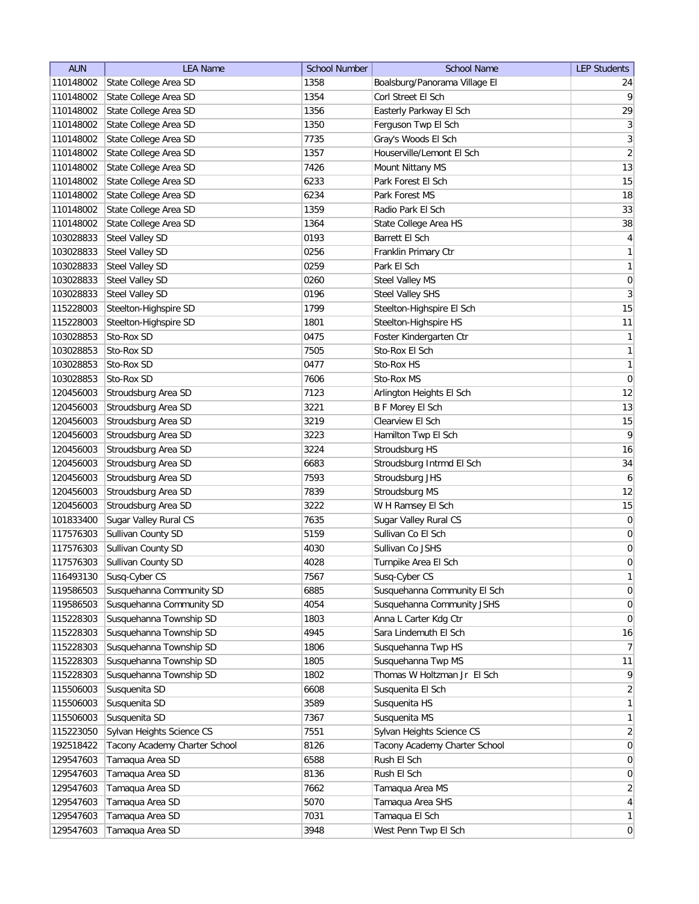| AUN | LEA Name | School Number | School Name | LEP Students |
|---|---|---|---|---|
| 110148002 | State College Area SD | 1358 | Boalsburg/Panorama Village El | 24 |
| 110148002 | State College Area SD | 1354 | Corl Street El Sch | 9 |
| 110148002 | State College Area SD | 1356 | Easterly Parkway El Sch | 29 |
| 110148002 | State College Area SD | 1350 | Ferguson Twp El Sch | 3 |
| 110148002 | State College Area SD | 7735 | Gray's Woods El Sch | 3 |
| 110148002 | State College Area SD | 1357 | Houserville/Lemont El Sch | 2 |
| 110148002 | State College Area SD | 7426 | Mount Nittany MS | 13 |
| 110148002 | State College Area SD | 6233 | Park Forest El Sch | 15 |
| 110148002 | State College Area SD | 6234 | Park Forest MS | 18 |
| 110148002 | State College Area SD | 1359 | Radio Park El Sch | 33 |
| 110148002 | State College Area SD | 1364 | State College Area HS | 38 |
| 103028833 | Steel Valley SD | 0193 | Barrett El Sch | 4 |
| 103028833 | Steel Valley SD | 0256 | Franklin Primary Ctr | 1 |
| 103028833 | Steel Valley SD | 0259 | Park El Sch | 1 |
| 103028833 | Steel Valley SD | 0260 | Steel Valley MS | 0 |
| 103028833 | Steel Valley SD | 0196 | Steel Valley SHS | 3 |
| 115228003 | Steelton-Highspire SD | 1799 | Steelton-Highspire El Sch | 15 |
| 115228003 | Steelton-Highspire SD | 1801 | Steelton-Highspire HS | 11 |
| 103028853 | Sto-Rox SD | 0475 | Foster Kindergarten Ctr | 1 |
| 103028853 | Sto-Rox SD | 7505 | Sto-Rox El Sch | 1 |
| 103028853 | Sto-Rox SD | 0477 | Sto-Rox HS | 1 |
| 103028853 | Sto-Rox SD | 7606 | Sto-Rox MS | 0 |
| 120456003 | Stroudsburg Area SD | 7123 | Arlington Heights El Sch | 12 |
| 120456003 | Stroudsburg Area SD | 3221 | B F Morey El Sch | 13 |
| 120456003 | Stroudsburg Area SD | 3219 | Clearview El Sch | 15 |
| 120456003 | Stroudsburg Area SD | 3223 | Hamilton Twp El Sch | 9 |
| 120456003 | Stroudsburg Area SD | 3224 | Stroudsburg HS | 16 |
| 120456003 | Stroudsburg Area SD | 6683 | Stroudsburg Intrmd El Sch | 34 |
| 120456003 | Stroudsburg Area SD | 7593 | Stroudsburg JHS | 6 |
| 120456003 | Stroudsburg Area SD | 7839 | Stroudsburg MS | 12 |
| 120456003 | Stroudsburg Area SD | 3222 | W H Ramsey El Sch | 15 |
| 101833400 | Sugar Valley Rural CS | 7635 | Sugar Valley Rural CS | 0 |
| 117576303 | Sullivan County SD | 5159 | Sullivan Co El Sch | 0 |
| 117576303 | Sullivan County SD | 4030 | Sullivan Co JSHS | 0 |
| 117576303 | Sullivan County SD | 4028 | Turnpike Area El Sch | 0 |
| 116493130 | Susq-Cyber CS | 7567 | Susq-Cyber CS | 1 |
| 119586503 | Susquehanna Community SD | 6885 | Susquehanna Community El Sch | 0 |
| 119586503 | Susquehanna Community SD | 4054 | Susquehanna Community JSHS | 0 |
| 115228303 | Susquehanna Township SD | 1803 | Anna L Carter Kdg Ctr | 0 |
| 115228303 | Susquehanna Township SD | 4945 | Sara Lindemuth El Sch | 16 |
| 115228303 | Susquehanna Township SD | 1806 | Susquehanna Twp HS | 7 |
| 115228303 | Susquehanna Township SD | 1805 | Susquehanna Twp MS | 11 |
| 115228303 | Susquehanna Township SD | 1802 | Thomas W Holtzman Jr El Sch | 9 |
| 115506003 | Susquenita SD | 6608 | Susquenita El Sch | 2 |
| 115506003 | Susquenita SD | 3589 | Susquenita HS | 1 |
| 115506003 | Susquenita SD | 7367 | Susquenita MS | 1 |
| 115223050 | Sylvan Heights Science CS | 7551 | Sylvan Heights Science CS | 2 |
| 192518422 | Tacony Academy Charter School | 8126 | Tacony Academy Charter School | 0 |
| 129547603 | Tamaqua Area SD | 6588 | Rush El Sch | 0 |
| 129547603 | Tamaqua Area SD | 8136 | Rush El Sch | 0 |
| 129547603 | Tamaqua Area SD | 7662 | Tamaqua Area MS | 2 |
| 129547603 | Tamaqua Area SD | 5070 | Tamaqua Area SHS | 4 |
| 129547603 | Tamaqua Area SD | 7031 | Tamaqua El Sch | 1 |
| 129547603 | Tamaqua Area SD | 3948 | West Penn Twp El Sch | 0 |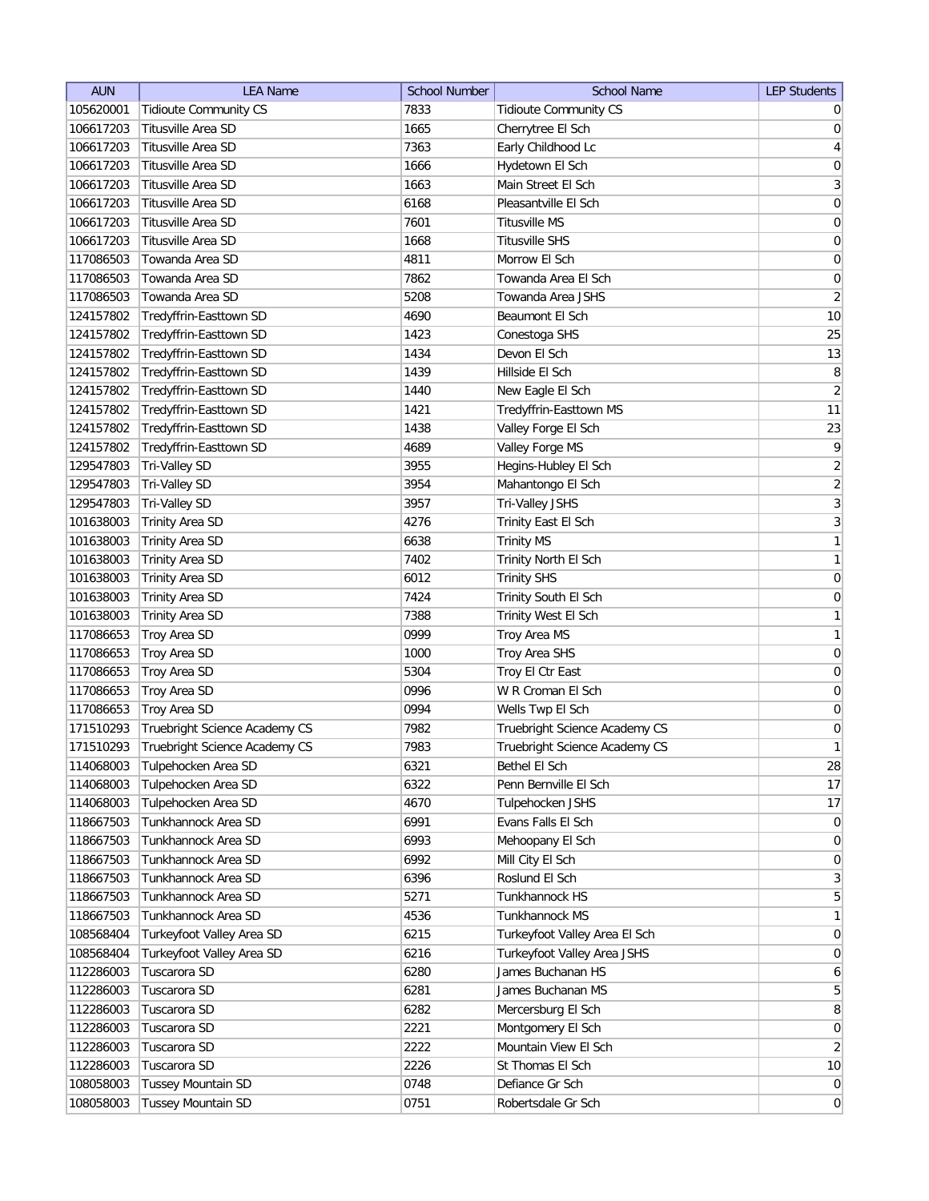| AUN | LEA Name | School Number | School Name | LEP Students |
|---|---|---|---|---|
| 105620001 | Tidioute Community CS | 7833 | Tidioute Community CS | 0 |
| 106617203 | Titusville Area SD | 1665 | Cherrytree El Sch | 0 |
| 106617203 | Titusville Area SD | 7363 | Early Childhood Lc | 4 |
| 106617203 | Titusville Area SD | 1666 | Hydetown El Sch | 0 |
| 106617203 | Titusville Area SD | 1663 | Main Street El Sch | 3 |
| 106617203 | Titusville Area SD | 6168 | Pleasantville El Sch | 0 |
| 106617203 | Titusville Area SD | 7601 | Titusville MS | 0 |
| 106617203 | Titusville Area SD | 1668 | Titusville SHS | 0 |
| 117086503 | Towanda Area SD | 4811 | Morrow El Sch | 0 |
| 117086503 | Towanda Area SD | 7862 | Towanda Area El Sch | 0 |
| 117086503 | Towanda Area SD | 5208 | Towanda Area JSHS | 2 |
| 124157802 | Tredyffrin-Easttown SD | 4690 | Beaumont El Sch | 10 |
| 124157802 | Tredyffrin-Easttown SD | 1423 | Conestoga SHS | 25 |
| 124157802 | Tredyffrin-Easttown SD | 1434 | Devon El Sch | 13 |
| 124157802 | Tredyffrin-Easttown SD | 1439 | Hillside El Sch | 8 |
| 124157802 | Tredyffrin-Easttown SD | 1440 | New Eagle El Sch | 2 |
| 124157802 | Tredyffrin-Easttown SD | 1421 | Tredyffrin-Easttown MS | 11 |
| 124157802 | Tredyffrin-Easttown SD | 1438 | Valley Forge El Sch | 23 |
| 124157802 | Tredyffrin-Easttown SD | 4689 | Valley Forge MS | 9 |
| 129547803 | Tri-Valley SD | 3955 | Hegins-Hubley El Sch | 2 |
| 129547803 | Tri-Valley SD | 3954 | Mahantongo El Sch | 2 |
| 129547803 | Tri-Valley SD | 3957 | Tri-Valley JSHS | 3 |
| 101638003 | Trinity Area SD | 4276 | Trinity East El Sch | 3 |
| 101638003 | Trinity Area SD | 6638 | Trinity MS | 1 |
| 101638003 | Trinity Area SD | 7402 | Trinity North El Sch | 1 |
| 101638003 | Trinity Area SD | 6012 | Trinity SHS | 0 |
| 101638003 | Trinity Area SD | 7424 | Trinity South El Sch | 0 |
| 101638003 | Trinity Area SD | 7388 | Trinity West El Sch | 1 |
| 117086653 | Troy Area SD | 0999 | Troy Area MS | 1 |
| 117086653 | Troy Area SD | 1000 | Troy Area SHS | 0 |
| 117086653 | Troy Area SD | 5304 | Troy El Ctr East | 0 |
| 117086653 | Troy Area SD | 0996 | W R Croman El Sch | 0 |
| 117086653 | Troy Area SD | 0994 | Wells Twp El Sch | 0 |
| 171510293 | Truebright Science Academy CS | 7982 | Truebright Science Academy CS | 0 |
| 171510293 | Truebright Science Academy CS | 7983 | Truebright Science Academy CS | 1 |
| 114068003 | Tulpehocken Area SD | 6321 | Bethel El Sch | 28 |
| 114068003 | Tulpehocken Area SD | 6322 | Penn Bernville El Sch | 17 |
| 114068003 | Tulpehocken Area SD | 4670 | Tulpehocken JSHS | 17 |
| 118667503 | Tunkhannock Area SD | 6991 | Evans Falls El Sch | 0 |
| 118667503 | Tunkhannock Area SD | 6993 | Mehoopany El Sch | 0 |
| 118667503 | Tunkhannock Area SD | 6992 | Mill City El Sch | 0 |
| 118667503 | Tunkhannock Area SD | 6396 | Roslund El Sch | 3 |
| 118667503 | Tunkhannock Area SD | 5271 | Tunkhannock HS | 5 |
| 118667503 | Tunkhannock Area SD | 4536 | Tunkhannock MS | 1 |
| 108568404 | Turkeyfoot Valley Area SD | 6215 | Turkeyfoot Valley Area El Sch | 0 |
| 108568404 | Turkeyfoot Valley Area SD | 6216 | Turkeyfoot Valley Area JSHS | 0 |
| 112286003 | Tuscarora SD | 6280 | James Buchanan HS | 6 |
| 112286003 | Tuscarora SD | 6281 | James Buchanan MS | 5 |
| 112286003 | Tuscarora SD | 6282 | Mercersburg El Sch | 8 |
| 112286003 | Tuscarora SD | 2221 | Montgomery El Sch | 0 |
| 112286003 | Tuscarora SD | 2222 | Mountain View El Sch | 2 |
| 112286003 | Tuscarora SD | 2226 | St Thomas El Sch | 10 |
| 108058003 | Tussey Mountain SD | 0748 | Defiance Gr Sch | 0 |
| 108058003 | Tussey Mountain SD | 0751 | Robertsdale Gr Sch | 0 |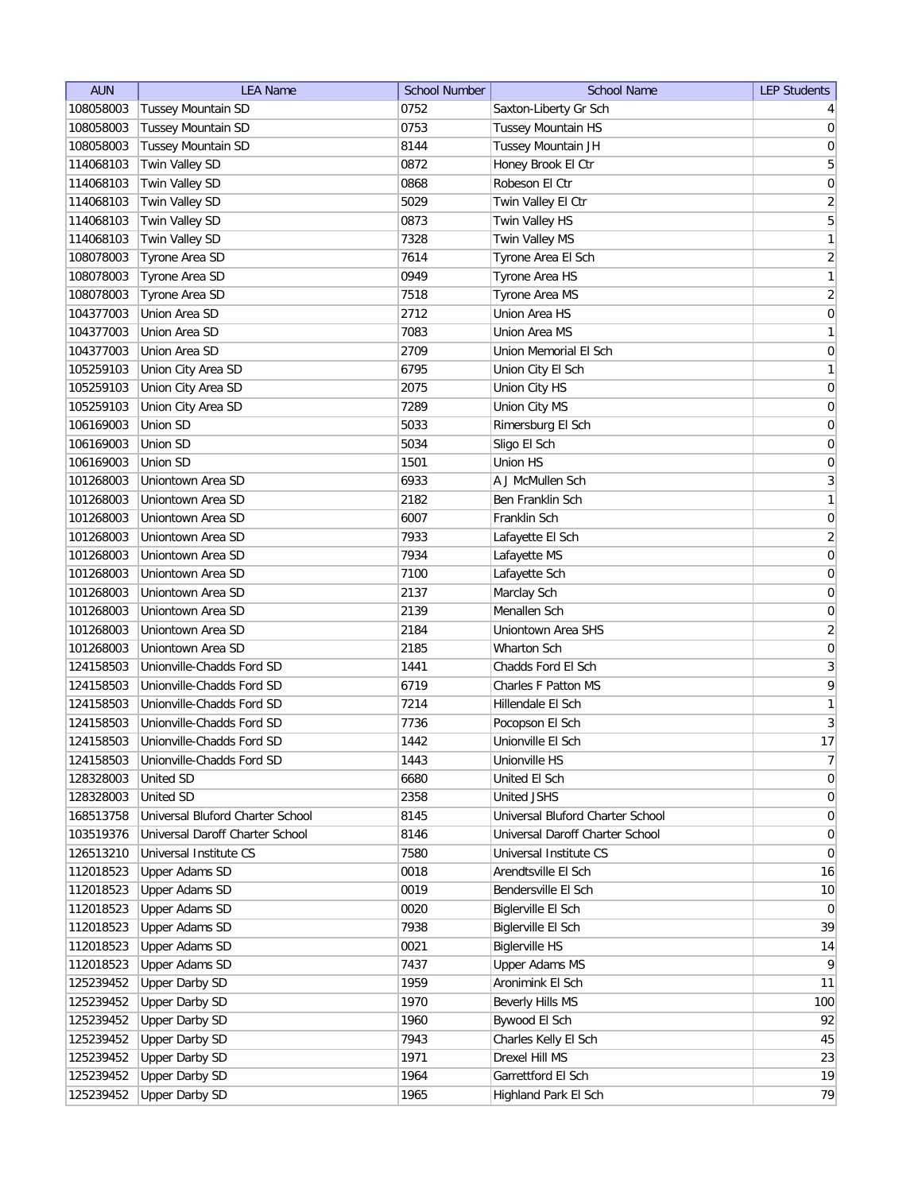| AUN | LEA Name | School Number | School Name | LEP Students |
|---|---|---|---|---|
| 108058003 | Tussey Mountain SD | 0752 | Saxton-Liberty Gr Sch | 4 |
| 108058003 | Tussey Mountain SD | 0753 | Tussey Mountain HS | 0 |
| 108058003 | Tussey Mountain SD | 8144 | Tussey Mountain JH | 0 |
| 114068103 | Twin Valley SD | 0872 | Honey Brook El Ctr | 5 |
| 114068103 | Twin Valley SD | 0868 | Robeson El Ctr | 0 |
| 114068103 | Twin Valley SD | 5029 | Twin Valley El Ctr | 2 |
| 114068103 | Twin Valley SD | 0873 | Twin Valley HS | 5 |
| 114068103 | Twin Valley SD | 7328 | Twin Valley MS | 1 |
| 108078003 | Tyrone Area SD | 7614 | Tyrone Area El Sch | 2 |
| 108078003 | Tyrone Area SD | 0949 | Tyrone Area HS | 1 |
| 108078003 | Tyrone Area SD | 7518 | Tyrone Area MS | 2 |
| 104377003 | Union Area SD | 2712 | Union Area HS | 0 |
| 104377003 | Union Area SD | 7083 | Union Area MS | 1 |
| 104377003 | Union Area SD | 2709 | Union Memorial El Sch | 0 |
| 105259103 | Union City Area SD | 6795 | Union City El Sch | 1 |
| 105259103 | Union City Area SD | 2075 | Union City HS | 0 |
| 105259103 | Union City Area SD | 7289 | Union City MS | 0 |
| 106169003 | Union SD | 5033 | Rimersburg El Sch | 0 |
| 106169003 | Union SD | 5034 | Sligo El Sch | 0 |
| 106169003 | Union SD | 1501 | Union HS | 0 |
| 101268003 | Uniontown Area SD | 6933 | A J McMullen Sch | 3 |
| 101268003 | Uniontown Area SD | 2182 | Ben Franklin Sch | 1 |
| 101268003 | Uniontown Area SD | 6007 | Franklin Sch | 0 |
| 101268003 | Uniontown Area SD | 7933 | Lafayette El Sch | 2 |
| 101268003 | Uniontown Area SD | 7934 | Lafayette MS | 0 |
| 101268003 | Uniontown Area SD | 7100 | Lafayette Sch | 0 |
| 101268003 | Uniontown Area SD | 2137 | Marclay Sch | 0 |
| 101268003 | Uniontown Area SD | 2139 | Menallen Sch | 0 |
| 101268003 | Uniontown Area SD | 2184 | Uniontown Area SHS | 2 |
| 101268003 | Uniontown Area SD | 2185 | Wharton Sch | 0 |
| 124158503 | Unionville-Chadds Ford SD | 1441 | Chadds Ford El Sch | 3 |
| 124158503 | Unionville-Chadds Ford SD | 6719 | Charles F Patton MS | 9 |
| 124158503 | Unionville-Chadds Ford SD | 7214 | Hillendale El Sch | 1 |
| 124158503 | Unionville-Chadds Ford SD | 7736 | Pocopson El Sch | 3 |
| 124158503 | Unionville-Chadds Ford SD | 1442 | Unionville El Sch | 17 |
| 124158503 | Unionville-Chadds Ford SD | 1443 | Unionville HS | 7 |
| 128328003 | United SD | 6680 | United El Sch | 0 |
| 128328003 | United SD | 2358 | United JSHS | 0 |
| 168513758 | Universal Bluford Charter School | 8145 | Universal Bluford Charter School | 0 |
| 103519376 | Universal Daroff Charter School | 8146 | Universal Daroff Charter School | 0 |
| 126513210 | Universal Institute CS | 7580 | Universal Institute CS | 0 |
| 112018523 | Upper Adams SD | 0018 | Arendtsville El Sch | 16 |
| 112018523 | Upper Adams SD | 0019 | Bendersville El Sch | 10 |
| 112018523 | Upper Adams SD | 0020 | Biglerville El Sch | 0 |
| 112018523 | Upper Adams SD | 7938 | Biglerville El Sch | 39 |
| 112018523 | Upper Adams SD | 0021 | Biglerville HS | 14 |
| 112018523 | Upper Adams SD | 7437 | Upper Adams MS | 9 |
| 125239452 | Upper Darby SD | 1959 | Aronimink El Sch | 11 |
| 125239452 | Upper Darby SD | 1970 | Beverly Hills MS | 100 |
| 125239452 | Upper Darby SD | 1960 | Bywood El Sch | 92 |
| 125239452 | Upper Darby SD | 7943 | Charles Kelly El Sch | 45 |
| 125239452 | Upper Darby SD | 1971 | Drexel Hill MS | 23 |
| 125239452 | Upper Darby SD | 1964 | Garrettford El Sch | 19 |
| 125239452 | Upper Darby SD | 1965 | Highland Park El Sch | 79 |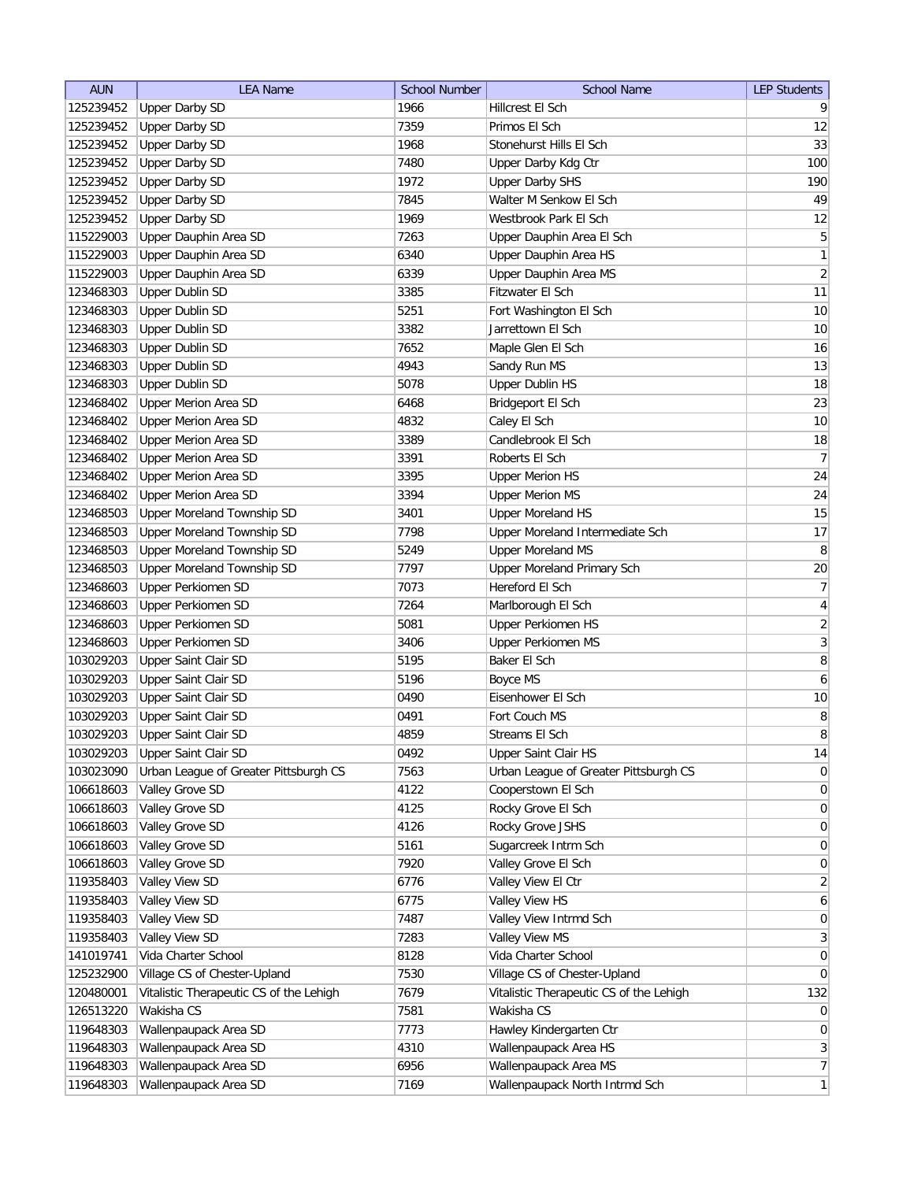| AUN | LEA Name | School Number | School Name | LEP Students |
|---|---|---|---|---|
| 125239452 | Upper Darby SD | 1966 | Hillcrest El Sch | 9 |
| 125239452 | Upper Darby SD | 7359 | Primos El Sch | 12 |
| 125239452 | Upper Darby SD | 1968 | Stonehurst Hills El Sch | 33 |
| 125239452 | Upper Darby SD | 7480 | Upper Darby Kdg Ctr | 100 |
| 125239452 | Upper Darby SD | 1972 | Upper Darby SHS | 190 |
| 125239452 | Upper Darby SD | 7845 | Walter M Senkow El Sch | 49 |
| 125239452 | Upper Darby SD | 1969 | Westbrook Park El Sch | 12 |
| 115229003 | Upper Dauphin Area SD | 7263 | Upper Dauphin Area El Sch | 5 |
| 115229003 | Upper Dauphin Area SD | 6340 | Upper Dauphin Area HS | 1 |
| 115229003 | Upper Dauphin Area SD | 6339 | Upper Dauphin Area MS | 2 |
| 123468303 | Upper Dublin SD | 3385 | Fitzwater El Sch | 11 |
| 123468303 | Upper Dublin SD | 5251 | Fort Washington El Sch | 10 |
| 123468303 | Upper Dublin SD | 3382 | Jarrettown El Sch | 10 |
| 123468303 | Upper Dublin SD | 7652 | Maple Glen El Sch | 16 |
| 123468303 | Upper Dublin SD | 4943 | Sandy Run MS | 13 |
| 123468303 | Upper Dublin SD | 5078 | Upper Dublin HS | 18 |
| 123468402 | Upper Merion Area SD | 6468 | Bridgeport El Sch | 23 |
| 123468402 | Upper Merion Area SD | 4832 | Caley El Sch | 10 |
| 123468402 | Upper Merion Area SD | 3389 | Candlebrook El Sch | 18 |
| 123468402 | Upper Merion Area SD | 3391 | Roberts El Sch | 7 |
| 123468402 | Upper Merion Area SD | 3395 | Upper Merion HS | 24 |
| 123468402 | Upper Merion Area SD | 3394 | Upper Merion MS | 24 |
| 123468503 | Upper Moreland Township SD | 3401 | Upper Moreland HS | 15 |
| 123468503 | Upper Moreland Township SD | 7798 | Upper Moreland Intermediate Sch | 17 |
| 123468503 | Upper Moreland Township SD | 5249 | Upper Moreland MS | 8 |
| 123468503 | Upper Moreland Township SD | 7797 | Upper Moreland Primary Sch | 20 |
| 123468603 | Upper Perkiomen SD | 7073 | Hereford El Sch | 7 |
| 123468603 | Upper Perkiomen SD | 7264 | Marlborough El Sch | 4 |
| 123468603 | Upper Perkiomen SD | 5081 | Upper Perkiomen HS | 2 |
| 123468603 | Upper Perkiomen SD | 3406 | Upper Perkiomen MS | 3 |
| 103029203 | Upper Saint Clair SD | 5195 | Baker El Sch | 8 |
| 103029203 | Upper Saint Clair SD | 5196 | Boyce MS | 6 |
| 103029203 | Upper Saint Clair SD | 0490 | Eisenhower El Sch | 10 |
| 103029203 | Upper Saint Clair SD | 0491 | Fort Couch MS | 8 |
| 103029203 | Upper Saint Clair SD | 4859 | Streams El Sch | 8 |
| 103029203 | Upper Saint Clair SD | 0492 | Upper Saint Clair HS | 14 |
| 103023090 | Urban League of Greater Pittsburgh CS | 7563 | Urban League of Greater Pittsburgh CS | 0 |
| 106618603 | Valley Grove SD | 4122 | Cooperstown El Sch | 0 |
| 106618603 | Valley Grove SD | 4125 | Rocky Grove El Sch | 0 |
| 106618603 | Valley Grove SD | 4126 | Rocky Grove JSHS | 0 |
| 106618603 | Valley Grove SD | 5161 | Sugarcreek Intrm Sch | 0 |
| 106618603 | Valley Grove SD | 7920 | Valley Grove El Sch | 0 |
| 119358403 | Valley View SD | 6776 | Valley View El Ctr | 2 |
| 119358403 | Valley View SD | 6775 | Valley View HS | 6 |
| 119358403 | Valley View SD | 7487 | Valley View Intrmd Sch | 0 |
| 119358403 | Valley View SD | 7283 | Valley View MS | 3 |
| 141019741 | Vida Charter School | 8128 | Vida Charter School | 0 |
| 125232900 | Village CS of Chester-Upland | 7530 | Village CS of Chester-Upland | 0 |
| 120480001 | Vitalistic Therapeutic CS of the Lehigh | 7679 | Vitalistic Therapeutic CS of the Lehigh | 132 |
| 126513220 | Wakisha CS | 7581 | Wakisha CS | 0 |
| 119648303 | Wallenpaupack Area SD | 7773 | Hawley Kindergarten Ctr | 0 |
| 119648303 | Wallenpaupack Area SD | 4310 | Wallenpaupack Area HS | 3 |
| 119648303 | Wallenpaupack Area SD | 6956 | Wallenpaupack Area MS | 7 |
| 119648303 | Wallenpaupack Area SD | 7169 | Wallenpaupack North Intrmd Sch | 1 |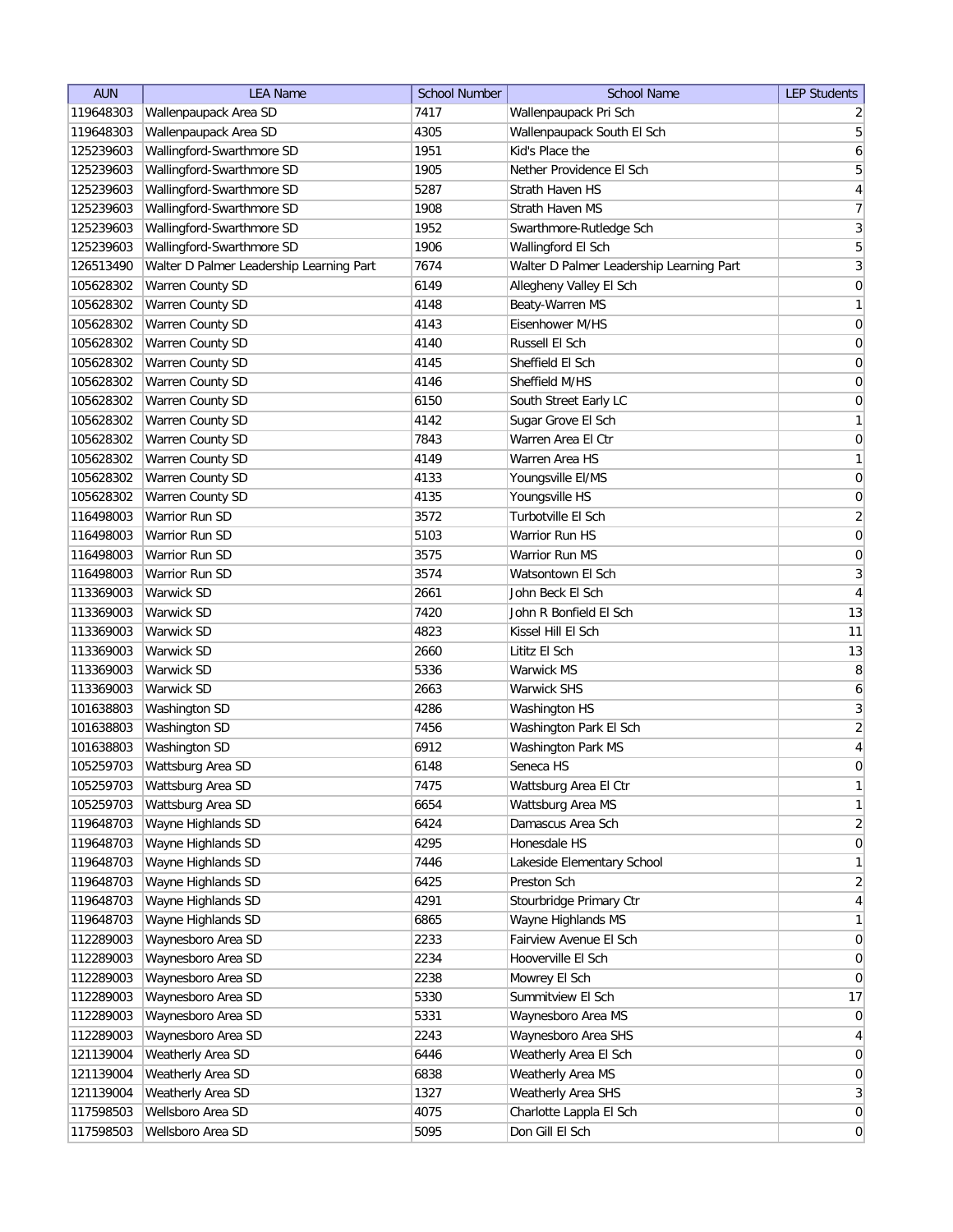| AUN | LEA Name | School Number | School Name | LEP Students |
|---|---|---|---|---|
| 119648303 | Wallenpaupack Area SD | 7417 | Wallenpaupack Pri Sch | 2 |
| 119648303 | Wallenpaupack Area SD | 4305 | Wallenpaupack South El Sch | 5 |
| 125239603 | Wallingford-Swarthmore SD | 1951 | Kid's Place the | 6 |
| 125239603 | Wallingford-Swarthmore SD | 1905 | Nether Providence El Sch | 5 |
| 125239603 | Wallingford-Swarthmore SD | 5287 | Strath Haven HS | 4 |
| 125239603 | Wallingford-Swarthmore SD | 1908 | Strath Haven MS | 7 |
| 125239603 | Wallingford-Swarthmore SD | 1952 | Swarthmore-Rutledge Sch | 3 |
| 125239603 | Wallingford-Swarthmore SD | 1906 | Wallingford El Sch | 5 |
| 126513490 | Walter D Palmer Leadership Learning Part | 7674 | Walter D Palmer Leadership Learning Part | 3 |
| 105628302 | Warren County SD | 6149 | Allegheny Valley El Sch | 0 |
| 105628302 | Warren County SD | 4148 | Beaty-Warren MS | 1 |
| 105628302 | Warren County SD | 4143 | Eisenhower M/HS | 0 |
| 105628302 | Warren County SD | 4140 | Russell El Sch | 0 |
| 105628302 | Warren County SD | 4145 | Sheffield El Sch | 0 |
| 105628302 | Warren County SD | 4146 | Sheffield M/HS | 0 |
| 105628302 | Warren County SD | 6150 | South Street Early LC | 0 |
| 105628302 | Warren County SD | 4142 | Sugar Grove El Sch | 1 |
| 105628302 | Warren County SD | 7843 | Warren Area El Ctr | 0 |
| 105628302 | Warren County SD | 4149 | Warren Area HS | 1 |
| 105628302 | Warren County SD | 4133 | Youngsville El/MS | 0 |
| 105628302 | Warren County SD | 4135 | Youngsville HS | 0 |
| 116498003 | Warrior Run SD | 3572 | Turbotville El Sch | 2 |
| 116498003 | Warrior Run SD | 5103 | Warrior Run HS | 0 |
| 116498003 | Warrior Run SD | 3575 | Warrior Run MS | 0 |
| 116498003 | Warrior Run SD | 3574 | Watsontown El Sch | 3 |
| 113369003 | Warwick SD | 2661 | John Beck El Sch | 4 |
| 113369003 | Warwick SD | 7420 | John R Bonfield El Sch | 13 |
| 113369003 | Warwick SD | 4823 | Kissel Hill El Sch | 11 |
| 113369003 | Warwick SD | 2660 | Lititz El Sch | 13 |
| 113369003 | Warwick SD | 5336 | Warwick MS | 8 |
| 113369003 | Warwick SD | 2663 | Warwick SHS | 6 |
| 101638803 | Washington SD | 4286 | Washington HS | 3 |
| 101638803 | Washington SD | 7456 | Washington Park El Sch | 2 |
| 101638803 | Washington SD | 6912 | Washington Park MS | 4 |
| 105259703 | Wattsburg Area SD | 6148 | Seneca HS | 0 |
| 105259703 | Wattsburg Area SD | 7475 | Wattsburg Area El Ctr | 1 |
| 105259703 | Wattsburg Area SD | 6654 | Wattsburg Area MS | 1 |
| 119648703 | Wayne Highlands SD | 6424 | Damascus Area Sch | 2 |
| 119648703 | Wayne Highlands SD | 4295 | Honesdale HS | 0 |
| 119648703 | Wayne Highlands SD | 7446 | Lakeside Elementary School | 1 |
| 119648703 | Wayne Highlands SD | 6425 | Preston Sch | 2 |
| 119648703 | Wayne Highlands SD | 4291 | Stourbridge Primary Ctr | 4 |
| 119648703 | Wayne Highlands SD | 6865 | Wayne Highlands MS | 1 |
| 112289003 | Waynesboro Area SD | 2233 | Fairview Avenue El Sch | 0 |
| 112289003 | Waynesboro Area SD | 2234 | Hooverville El Sch | 0 |
| 112289003 | Waynesboro Area SD | 2238 | Mowrey El Sch | 0 |
| 112289003 | Waynesboro Area SD | 5330 | Summitview El Sch | 17 |
| 112289003 | Waynesboro Area SD | 5331 | Waynesboro Area MS | 0 |
| 112289003 | Waynesboro Area SD | 2243 | Waynesboro Area SHS | 4 |
| 121139004 | Weatherly Area SD | 6446 | Weatherly Area El Sch | 0 |
| 121139004 | Weatherly Area SD | 6838 | Weatherly Area MS | 0 |
| 121139004 | Weatherly Area SD | 1327 | Weatherly Area SHS | 3 |
| 117598503 | Wellsboro Area SD | 4075 | Charlotte Lappla El Sch | 0 |
| 117598503 | Wellsboro Area SD | 5095 | Don Gill El Sch | 0 |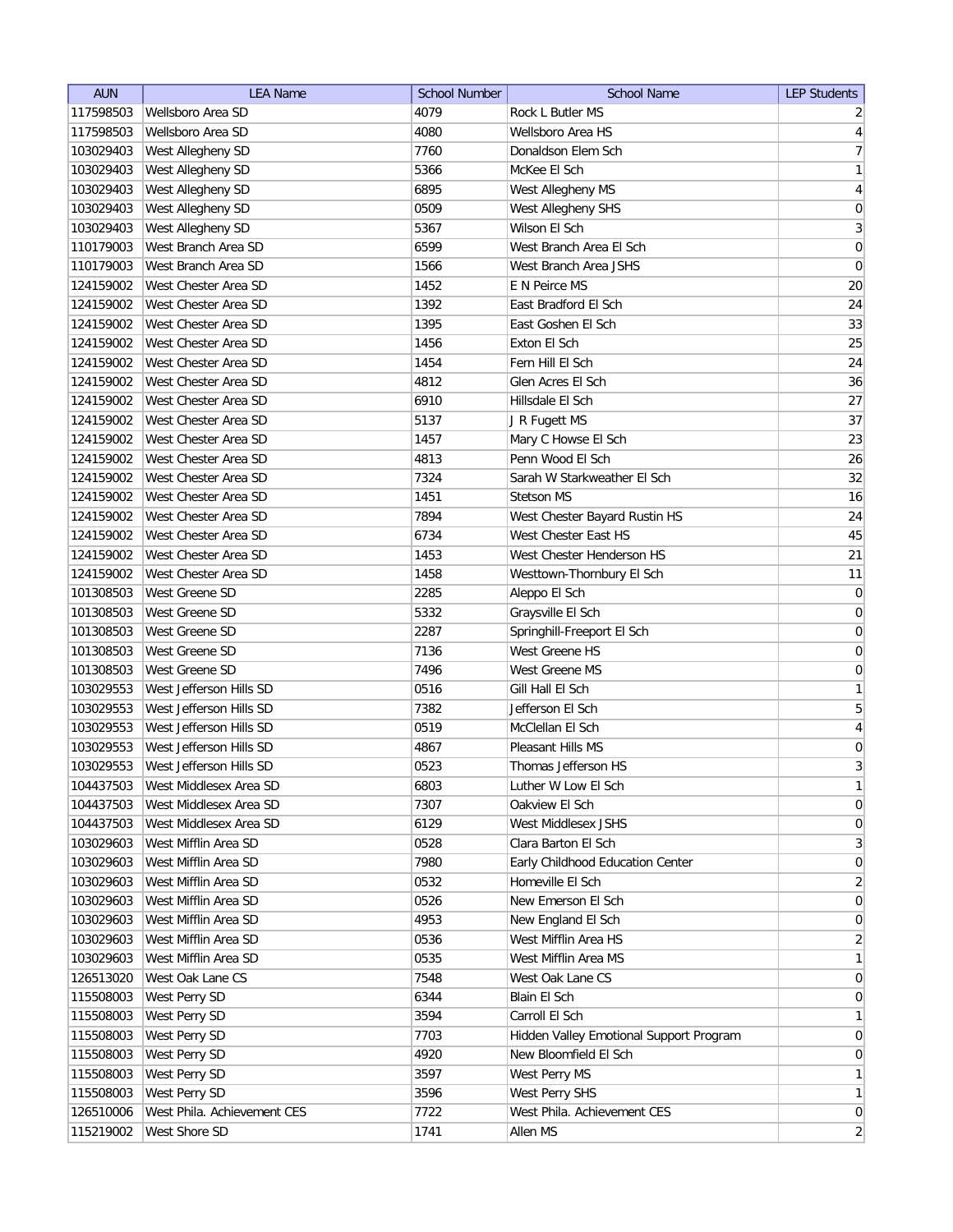| AUN | LEA Name | School Number | School Name | LEP Students |
| --- | --- | --- | --- | --- |
| 117598503 | Wellsboro Area SD | 4079 | Rock L Butler MS | 2 |
| 117598503 | Wellsboro Area SD | 4080 | Wellsboro Area HS | 4 |
| 103029403 | West Allegheny SD | 7760 | Donaldson Elem Sch | 7 |
| 103029403 | West Allegheny SD | 5366 | McKee El Sch | 1 |
| 103029403 | West Allegheny SD | 6895 | West Allegheny MS | 4 |
| 103029403 | West Allegheny SD | 0509 | West Allegheny SHS | 0 |
| 103029403 | West Allegheny SD | 5367 | Wilson El Sch | 3 |
| 110179003 | West Branch Area SD | 6599 | West Branch Area El Sch | 0 |
| 110179003 | West Branch Area SD | 1566 | West Branch Area JSHS | 0 |
| 124159002 | West Chester Area SD | 1452 | E N Peirce MS | 20 |
| 124159002 | West Chester Area SD | 1392 | East Bradford El Sch | 24 |
| 124159002 | West Chester Area SD | 1395 | East Goshen El Sch | 33 |
| 124159002 | West Chester Area SD | 1456 | Exton El Sch | 25 |
| 124159002 | West Chester Area SD | 1454 | Fern Hill El Sch | 24 |
| 124159002 | West Chester Area SD | 4812 | Glen Acres El Sch | 36 |
| 124159002 | West Chester Area SD | 6910 | Hillsdale El Sch | 27 |
| 124159002 | West Chester Area SD | 5137 | J R Fugett MS | 37 |
| 124159002 | West Chester Area SD | 1457 | Mary C Howse El Sch | 23 |
| 124159002 | West Chester Area SD | 4813 | Penn Wood El Sch | 26 |
| 124159002 | West Chester Area SD | 7324 | Sarah W Starkweather El Sch | 32 |
| 124159002 | West Chester Area SD | 1451 | Stetson MS | 16 |
| 124159002 | West Chester Area SD | 7894 | West Chester Bayard Rustin HS | 24 |
| 124159002 | West Chester Area SD | 6734 | West Chester East HS | 45 |
| 124159002 | West Chester Area SD | 1453 | West Chester Henderson HS | 21 |
| 124159002 | West Chester Area SD | 1458 | Westtown-Thornbury El Sch | 11 |
| 101308503 | West Greene SD | 2285 | Aleppo El Sch | 0 |
| 101308503 | West Greene SD | 5332 | Graysville El Sch | 0 |
| 101308503 | West Greene SD | 2287 | Springhill-Freeport El Sch | 0 |
| 101308503 | West Greene SD | 7136 | West Greene HS | 0 |
| 101308503 | West Greene SD | 7496 | West Greene MS | 0 |
| 103029553 | West Jefferson Hills SD | 0516 | Gill Hall El Sch | 1 |
| 103029553 | West Jefferson Hills SD | 7382 | Jefferson El Sch | 5 |
| 103029553 | West Jefferson Hills SD | 0519 | McClellan El Sch | 4 |
| 103029553 | West Jefferson Hills SD | 4867 | Pleasant Hills MS | 0 |
| 103029553 | West Jefferson Hills SD | 0523 | Thomas Jefferson HS | 3 |
| 104437503 | West Middlesex Area SD | 6803 | Luther W Low El Sch | 1 |
| 104437503 | West Middlesex Area SD | 7307 | Oakview El Sch | 0 |
| 104437503 | West Middlesex Area SD | 6129 | West Middlesex JSHS | 0 |
| 103029603 | West Mifflin Area SD | 0528 | Clara Barton El Sch | 3 |
| 103029603 | West Mifflin Area SD | 7980 | Early Childhood Education Center | 0 |
| 103029603 | West Mifflin Area SD | 0532 | Homeville El Sch | 2 |
| 103029603 | West Mifflin Area SD | 0526 | New Emerson El Sch | 0 |
| 103029603 | West Mifflin Area SD | 4953 | New England El Sch | 0 |
| 103029603 | West Mifflin Area SD | 0536 | West Mifflin Area HS | 2 |
| 103029603 | West Mifflin Area SD | 0535 | West Mifflin Area MS | 1 |
| 126513020 | West Oak Lane CS | 7548 | West Oak Lane CS | 0 |
| 115508003 | West Perry SD | 6344 | Blain El Sch | 0 |
| 115508003 | West Perry SD | 3594 | Carroll El Sch | 1 |
| 115508003 | West Perry SD | 7703 | Hidden Valley Emotional Support Program | 0 |
| 115508003 | West Perry SD | 4920 | New Bloomfield El Sch | 0 |
| 115508003 | West Perry SD | 3597 | West Perry MS | 1 |
| 115508003 | West Perry SD | 3596 | West Perry SHS | 1 |
| 126510006 | West Phila. Achievement CES | 7722 | West Phila. Achievement CES | 0 |
| 115219002 | West Shore SD | 1741 | Allen MS | 2 |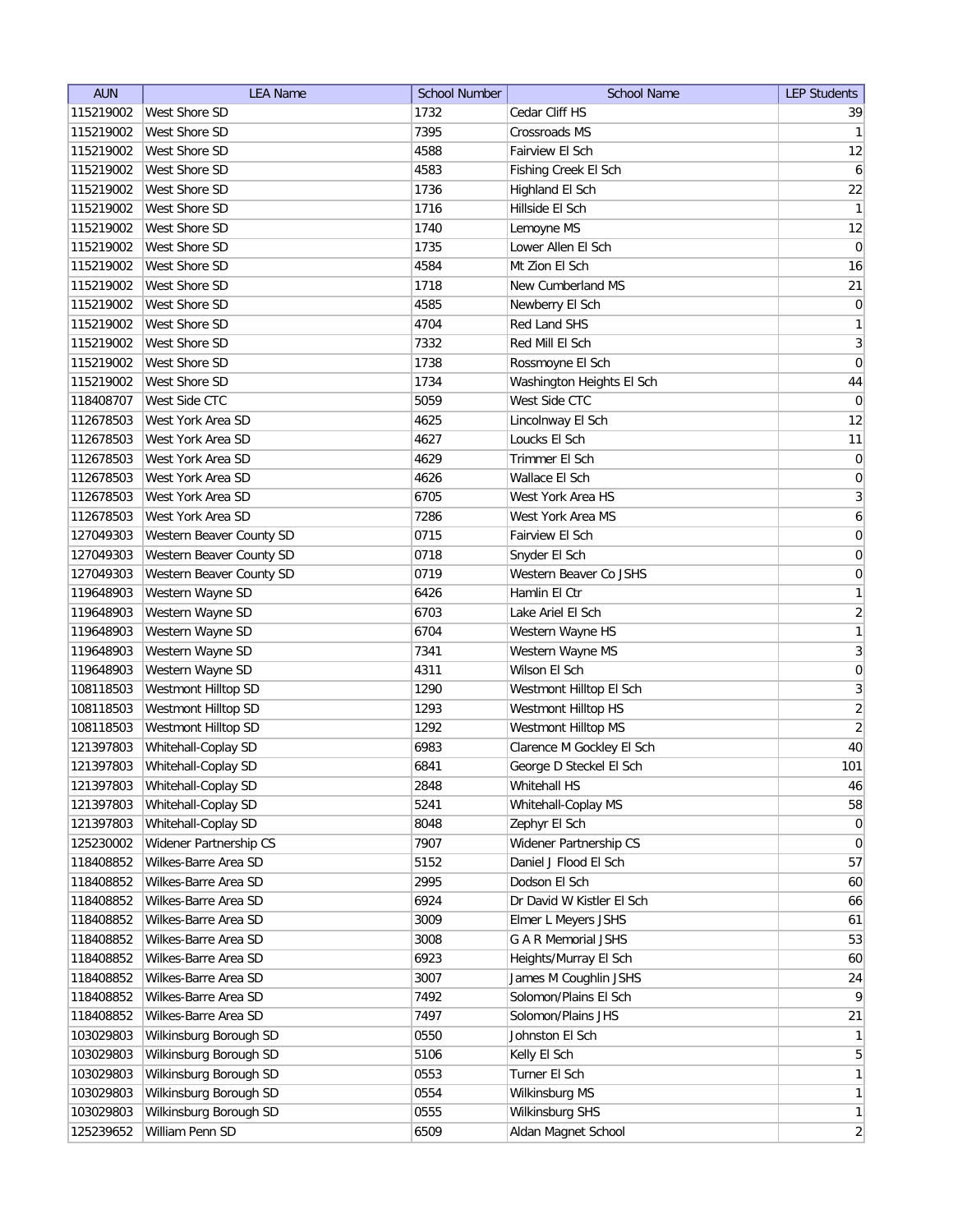| AUN | LEA Name | School Number | School Name | LEP Students |
|---|---|---|---|---|
| 115219002 | West Shore SD | 1732 | Cedar Cliff HS | 39 |
| 115219002 | West Shore SD | 7395 | Crossroads MS | 1 |
| 115219002 | West Shore SD | 4588 | Fairview El Sch | 12 |
| 115219002 | West Shore SD | 4583 | Fishing Creek El Sch | 6 |
| 115219002 | West Shore SD | 1736 | Highland El Sch | 22 |
| 115219002 | West Shore SD | 1716 | Hillside El Sch | 1 |
| 115219002 | West Shore SD | 1740 | Lemoyne MS | 12 |
| 115219002 | West Shore SD | 1735 | Lower Allen El Sch | 0 |
| 115219002 | West Shore SD | 4584 | Mt Zion El Sch | 16 |
| 115219002 | West Shore SD | 1718 | New Cumberland MS | 21 |
| 115219002 | West Shore SD | 4585 | Newberry El Sch | 0 |
| 115219002 | West Shore SD | 4704 | Red Land SHS | 1 |
| 115219002 | West Shore SD | 7332 | Red Mill El Sch | 3 |
| 115219002 | West Shore SD | 1738 | Rossmoyne El Sch | 0 |
| 115219002 | West Shore SD | 1734 | Washington Heights El Sch | 44 |
| 118408707 | West Side CTC | 5059 | West Side CTC | 0 |
| 112678503 | West York Area SD | 4625 | Lincolnway El Sch | 12 |
| 112678503 | West York Area SD | 4627 | Loucks El Sch | 11 |
| 112678503 | West York Area SD | 4629 | Trimmer El Sch | 0 |
| 112678503 | West York Area SD | 4626 | Wallace El Sch | 0 |
| 112678503 | West York Area SD | 6705 | West York Area HS | 3 |
| 112678503 | West York Area SD | 7286 | West York Area MS | 6 |
| 127049303 | Western Beaver County SD | 0715 | Fairview El Sch | 0 |
| 127049303 | Western Beaver County SD | 0718 | Snyder El Sch | 0 |
| 127049303 | Western Beaver County SD | 0719 | Western Beaver Co JSHS | 0 |
| 119648903 | Western Wayne SD | 6426 | Hamlin El Ctr | 1 |
| 119648903 | Western Wayne SD | 6703 | Lake Ariel El Sch | 2 |
| 119648903 | Western Wayne SD | 6704 | Western Wayne HS | 1 |
| 119648903 | Western Wayne SD | 7341 | Western Wayne MS | 3 |
| 119648903 | Western Wayne SD | 4311 | Wilson El Sch | 0 |
| 108118503 | Westmont Hilltop SD | 1290 | Westmont Hilltop El Sch | 3 |
| 108118503 | Westmont Hilltop SD | 1293 | Westmont Hilltop HS | 2 |
| 108118503 | Westmont Hilltop SD | 1292 | Westmont Hilltop MS | 2 |
| 121397803 | Whitehall-Coplay SD | 6983 | Clarence M Gockley El Sch | 40 |
| 121397803 | Whitehall-Coplay SD | 6841 | George D Steckel El Sch | 101 |
| 121397803 | Whitehall-Coplay SD | 2848 | Whitehall HS | 46 |
| 121397803 | Whitehall-Coplay SD | 5241 | Whitehall-Coplay MS | 58 |
| 121397803 | Whitehall-Coplay SD | 8048 | Zephyr El Sch | 0 |
| 125230002 | Widener Partnership CS | 7907 | Widener Partnership CS | 0 |
| 118408852 | Wilkes-Barre Area SD | 5152 | Daniel J Flood El Sch | 57 |
| 118408852 | Wilkes-Barre Area SD | 2995 | Dodson El Sch | 60 |
| 118408852 | Wilkes-Barre Area SD | 6924 | Dr David W Kistler El Sch | 66 |
| 118408852 | Wilkes-Barre Area SD | 3009 | Elmer L Meyers JSHS | 61 |
| 118408852 | Wilkes-Barre Area SD | 3008 | G A R Memorial JSHS | 53 |
| 118408852 | Wilkes-Barre Area SD | 6923 | Heights/Murray El Sch | 60 |
| 118408852 | Wilkes-Barre Area SD | 3007 | James M Coughlin JSHS | 24 |
| 118408852 | Wilkes-Barre Area SD | 7492 | Solomon/Plains El Sch | 9 |
| 118408852 | Wilkes-Barre Area SD | 7497 | Solomon/Plains JHS | 21 |
| 103029803 | Wilkinsburg Borough SD | 0550 | Johnston El Sch | 1 |
| 103029803 | Wilkinsburg Borough SD | 5106 | Kelly El Sch | 5 |
| 103029803 | Wilkinsburg Borough SD | 0553 | Turner El Sch | 1 |
| 103029803 | Wilkinsburg Borough SD | 0554 | Wilkinsburg MS | 1 |
| 103029803 | Wilkinsburg Borough SD | 0555 | Wilkinsburg SHS | 1 |
| 125239652 | William Penn SD | 6509 | Aldan Magnet School | 2 |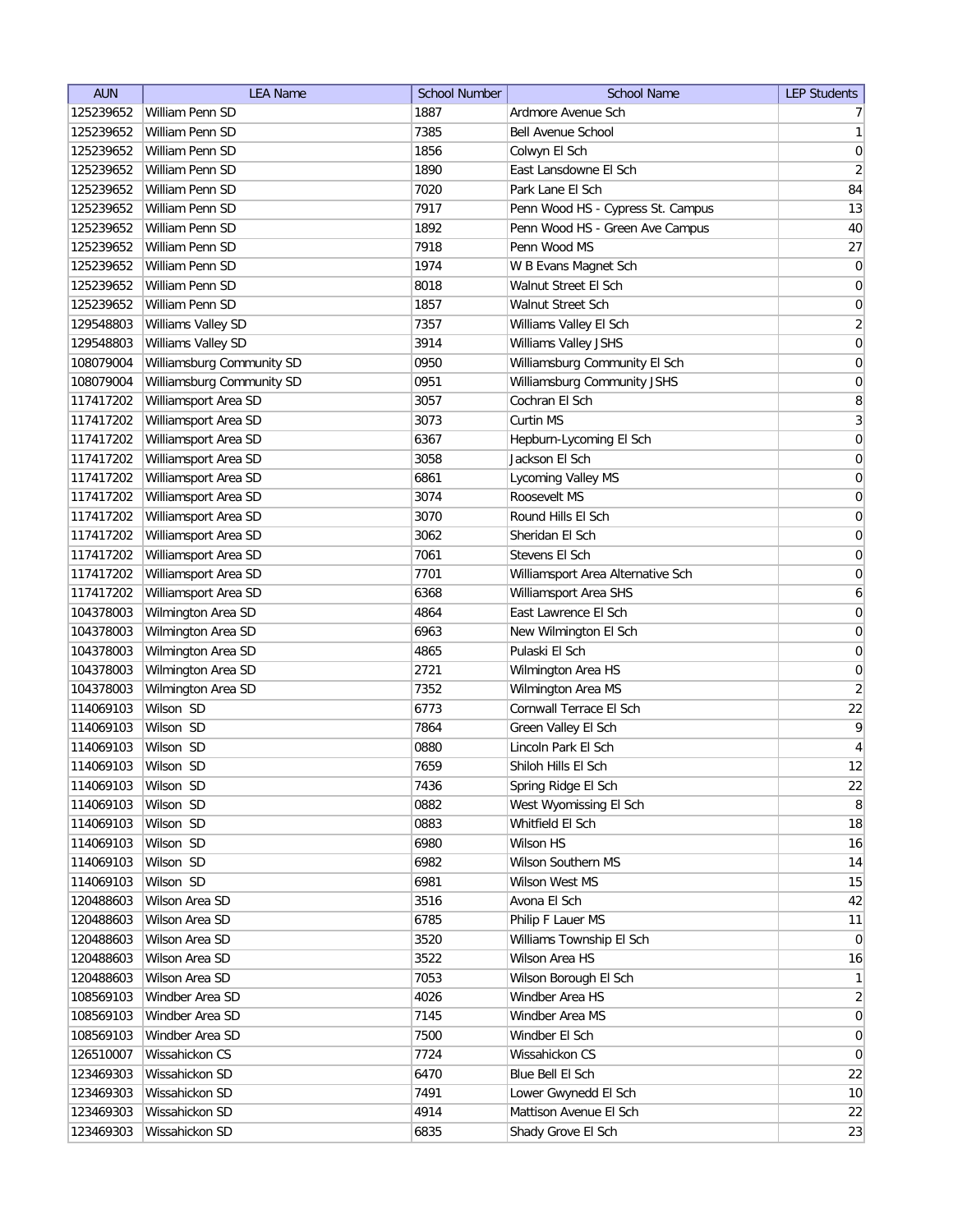| AUN | LEA Name | School Number | School Name | LEP Students |
|---|---|---|---|---|
| 125239652 | William Penn SD | 1887 | Ardmore Avenue Sch | 7 |
| 125239652 | William Penn SD | 7385 | Bell Avenue School | 1 |
| 125239652 | William Penn SD | 1856 | Colwyn El Sch | 0 |
| 125239652 | William Penn SD | 1890 | East Lansdowne El Sch | 2 |
| 125239652 | William Penn SD | 7020 | Park Lane El Sch | 84 |
| 125239652 | William Penn SD | 7917 | Penn Wood HS - Cypress St. Campus | 13 |
| 125239652 | William Penn SD | 1892 | Penn Wood HS - Green Ave Campus | 40 |
| 125239652 | William Penn SD | 7918 | Penn Wood MS | 27 |
| 125239652 | William Penn SD | 1974 | W B Evans Magnet Sch | 0 |
| 125239652 | William Penn SD | 8018 | Walnut Street El Sch | 0 |
| 125239652 | William Penn SD | 1857 | Walnut Street Sch | 0 |
| 129548803 | Williams Valley SD | 7357 | Williams Valley El Sch | 2 |
| 129548803 | Williams Valley SD | 3914 | Williams Valley JSHS | 0 |
| 108079004 | Williamsburg Community SD | 0950 | Williamsburg Community El Sch | 0 |
| 108079004 | Williamsburg Community SD | 0951 | Williamsburg Community JSHS | 0 |
| 117417202 | Williamsport Area SD | 3057 | Cochran El Sch | 8 |
| 117417202 | Williamsport Area SD | 3073 | Curtin MS | 3 |
| 117417202 | Williamsport Area SD | 6367 | Hepburn-Lycoming El Sch | 0 |
| 117417202 | Williamsport Area SD | 3058 | Jackson El Sch | 0 |
| 117417202 | Williamsport Area SD | 6861 | Lycoming Valley MS | 0 |
| 117417202 | Williamsport Area SD | 3074 | Roosevelt MS | 0 |
| 117417202 | Williamsport Area SD | 3070 | Round Hills El Sch | 0 |
| 117417202 | Williamsport Area SD | 3062 | Sheridan El Sch | 0 |
| 117417202 | Williamsport Area SD | 7061 | Stevens El Sch | 0 |
| 117417202 | Williamsport Area SD | 7701 | Williamsport Area Alternative Sch | 0 |
| 117417202 | Williamsport Area SD | 6368 | Williamsport Area SHS | 6 |
| 104378003 | Wilmington Area SD | 4864 | East Lawrence El Sch | 0 |
| 104378003 | Wilmington Area SD | 6963 | New Wilmington El Sch | 0 |
| 104378003 | Wilmington Area SD | 4865 | Pulaski El Sch | 0 |
| 104378003 | Wilmington Area SD | 2721 | Wilmington Area HS | 0 |
| 104378003 | Wilmington Area SD | 7352 | Wilmington Area MS | 2 |
| 114069103 | Wilson SD | 6773 | Cornwall Terrace El Sch | 22 |
| 114069103 | Wilson SD | 7864 | Green Valley El Sch | 9 |
| 114069103 | Wilson SD | 0880 | Lincoln Park El Sch | 4 |
| 114069103 | Wilson SD | 7659 | Shiloh Hills El Sch | 12 |
| 114069103 | Wilson SD | 7436 | Spring Ridge El Sch | 22 |
| 114069103 | Wilson SD | 0882 | West Wyomissing El Sch | 8 |
| 114069103 | Wilson SD | 0883 | Whitfield El Sch | 18 |
| 114069103 | Wilson SD | 6980 | Wilson HS | 16 |
| 114069103 | Wilson SD | 6982 | Wilson Southern MS | 14 |
| 114069103 | Wilson SD | 6981 | Wilson West MS | 15 |
| 120488603 | Wilson Area SD | 3516 | Avona El Sch | 42 |
| 120488603 | Wilson Area SD | 6785 | Philip F Lauer MS | 11 |
| 120488603 | Wilson Area SD | 3520 | Williams Township El Sch | 0 |
| 120488603 | Wilson Area SD | 3522 | Wilson Area HS | 16 |
| 120488603 | Wilson Area SD | 7053 | Wilson Borough El Sch | 1 |
| 108569103 | Windber Area SD | 4026 | Windber Area HS | 2 |
| 108569103 | Windber Area SD | 7145 | Windber Area MS | 0 |
| 108569103 | Windber Area SD | 7500 | Windber El Sch | 0 |
| 126510007 | Wissahickon CS | 7724 | Wissahickon CS | 0 |
| 123469303 | Wissahickon SD | 6470 | Blue Bell El Sch | 22 |
| 123469303 | Wissahickon SD | 7491 | Lower Gwynedd El Sch | 10 |
| 123469303 | Wissahickon SD | 4914 | Mattison Avenue El Sch | 22 |
| 123469303 | Wissahickon SD | 6835 | Shady Grove El Sch | 23 |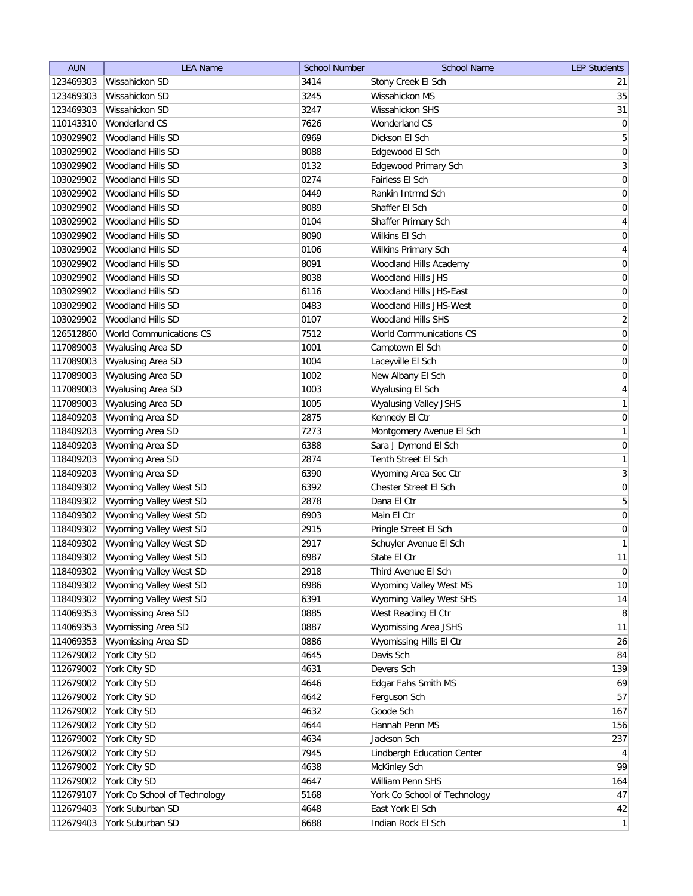| AUN | LEA Name | School Number | School Name | LEP Students |
|---|---|---|---|---|
| 123469303 | Wissahickon SD | 3414 | Stony Creek El Sch | 21 |
| 123469303 | Wissahickon SD | 3245 | Wissahickon MS | 35 |
| 123469303 | Wissahickon SD | 3247 | Wissahickon SHS | 31 |
| 110143310 | Wonderland CS | 7626 | Wonderland CS | 0 |
| 103029902 | Woodland Hills SD | 6969 | Dickson El Sch | 5 |
| 103029902 | Woodland Hills SD | 8088 | Edgewood El Sch | 0 |
| 103029902 | Woodland Hills SD | 0132 | Edgewood Primary Sch | 3 |
| 103029902 | Woodland Hills SD | 0274 | Fairless El Sch | 0 |
| 103029902 | Woodland Hills SD | 0449 | Rankin Intrmd Sch | 0 |
| 103029902 | Woodland Hills SD | 8089 | Shaffer El Sch | 0 |
| 103029902 | Woodland Hills SD | 0104 | Shaffer Primary Sch | 4 |
| 103029902 | Woodland Hills SD | 8090 | Wilkins El Sch | 0 |
| 103029902 | Woodland Hills SD | 0106 | Wilkins Primary Sch | 4 |
| 103029902 | Woodland Hills SD | 8091 | Woodland Hills Academy | 0 |
| 103029902 | Woodland Hills SD | 8038 | Woodland Hills JHS | 0 |
| 103029902 | Woodland Hills SD | 6116 | Woodland Hills JHS-East | 0 |
| 103029902 | Woodland Hills SD | 0483 | Woodland Hills JHS-West | 0 |
| 103029902 | Woodland Hills SD | 0107 | Woodland Hills SHS | 2 |
| 126512860 | World Communications CS | 7512 | World Communications CS | 0 |
| 117089003 | Wyalusing Area SD | 1001 | Camptown El Sch | 0 |
| 117089003 | Wyalusing Area SD | 1004 | Laceyville El Sch | 0 |
| 117089003 | Wyalusing Area SD | 1002 | New Albany El Sch | 0 |
| 117089003 | Wyalusing Area SD | 1003 | Wyalusing El Sch | 4 |
| 117089003 | Wyalusing Area SD | 1005 | Wyalusing Valley JSHS | 1 |
| 118409203 | Wyoming Area SD | 2875 | Kennedy El Ctr | 0 |
| 118409203 | Wyoming Area SD | 7273 | Montgomery Avenue El Sch | 1 |
| 118409203 | Wyoming Area SD | 6388 | Sara J Dymond El Sch | 0 |
| 118409203 | Wyoming Area SD | 2874 | Tenth Street El Sch | 1 |
| 118409203 | Wyoming Area SD | 6390 | Wyoming Area Sec Ctr | 3 |
| 118409302 | Wyoming Valley West SD | 6392 | Chester Street El Sch | 0 |
| 118409302 | Wyoming Valley West SD | 2878 | Dana El Ctr | 5 |
| 118409302 | Wyoming Valley West SD | 6903 | Main El Ctr | 0 |
| 118409302 | Wyoming Valley West SD | 2915 | Pringle Street El Sch | 0 |
| 118409302 | Wyoming Valley West SD | 2917 | Schuyler Avenue El Sch | 1 |
| 118409302 | Wyoming Valley West SD | 6987 | State El Ctr | 11 |
| 118409302 | Wyoming Valley West SD | 2918 | Third Avenue El Sch | 0 |
| 118409302 | Wyoming Valley West SD | 6986 | Wyoming Valley West MS | 10 |
| 118409302 | Wyoming Valley West SD | 6391 | Wyoming Valley West SHS | 14 |
| 114069353 | Wyomissing Area SD | 0885 | West Reading El Ctr | 8 |
| 114069353 | Wyomissing Area SD | 0887 | Wyomissing Area JSHS | 11 |
| 114069353 | Wyomissing Area SD | 0886 | Wyomissing Hills El Ctr | 26 |
| 112679002 | York City SD | 4645 | Davis Sch | 84 |
| 112679002 | York City SD | 4631 | Devers Sch | 139 |
| 112679002 | York City SD | 4646 | Edgar Fahs Smith MS | 69 |
| 112679002 | York City SD | 4642 | Ferguson Sch | 57 |
| 112679002 | York City SD | 4632 | Goode Sch | 167 |
| 112679002 | York City SD | 4644 | Hannah Penn MS | 156 |
| 112679002 | York City SD | 4634 | Jackson Sch | 237 |
| 112679002 | York City SD | 7945 | Lindbergh Education Center | 4 |
| 112679002 | York City SD | 4638 | McKinley Sch | 99 |
| 112679002 | York City SD | 4647 | William Penn SHS | 164 |
| 112679107 | York Co School of Technology | 5168 | York Co School of Technology | 47 |
| 112679403 | York Suburban SD | 4648 | East York El Sch | 42 |
| 112679403 | York Suburban SD | 6688 | Indian Rock El Sch | 1 |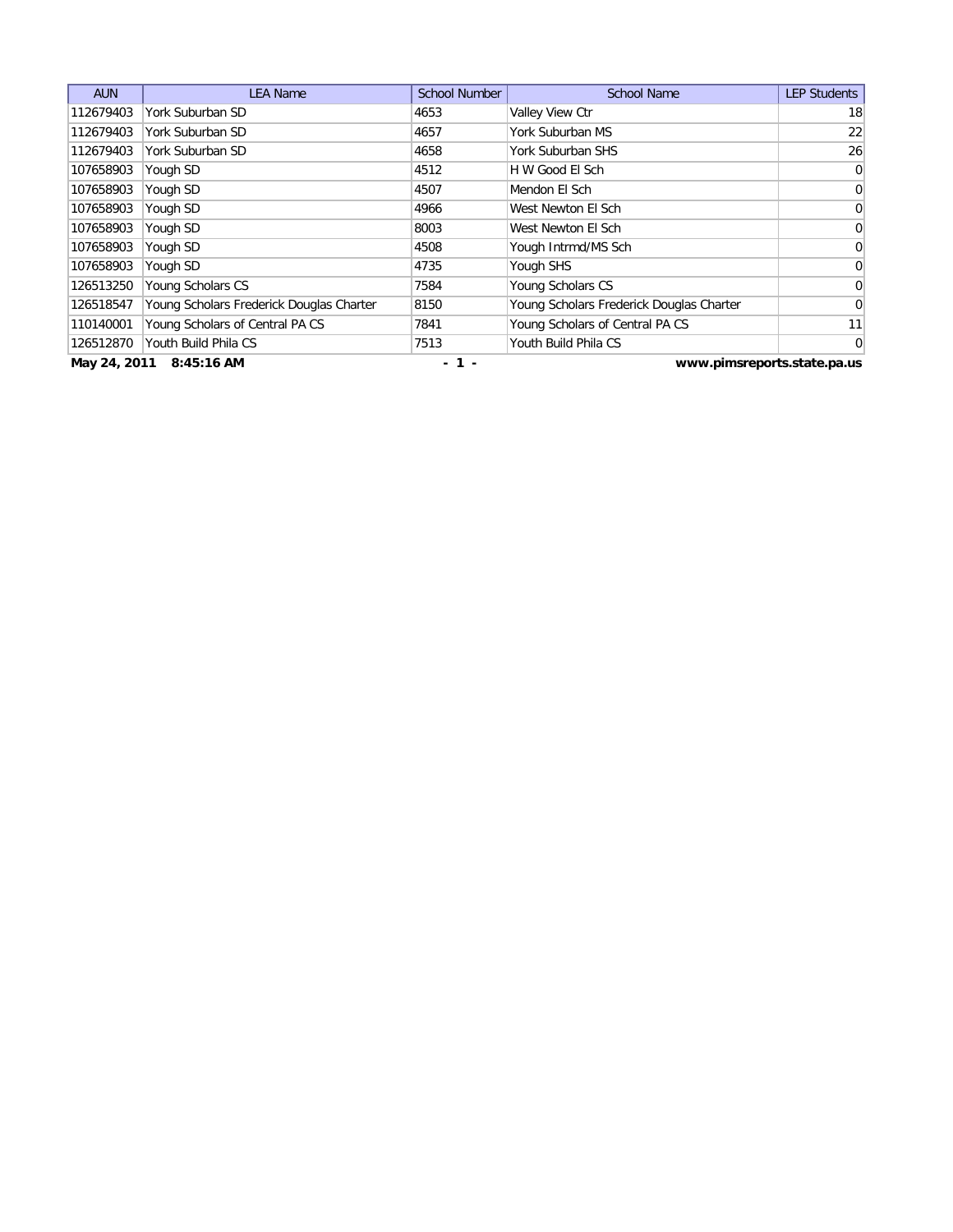| AUN | LEA Name | School Number | School Name | LEP Students |
|---|---|---|---|---|
| 112679403 | York Suburban SD | 4653 | Valley View Ctr | 18 |
| 112679403 | York Suburban SD | 4657 | York Suburban MS | 22 |
| 112679403 | York Suburban SD | 4658 | York Suburban SHS | 26 |
| 107658903 | Yough SD | 4512 | H W Good El Sch | 0 |
| 107658903 | Yough SD | 4507 | Mendon El Sch | 0 |
| 107658903 | Yough SD | 4966 | West Newton El Sch | 0 |
| 107658903 | Yough SD | 8003 | West Newton El Sch | 0 |
| 107658903 | Yough SD | 4508 | Yough Intrmd/MS Sch | 0 |
| 107658903 | Yough SD | 4735 | Yough SHS | 0 |
| 126513250 | Young Scholars CS | 7584 | Young Scholars CS | 0 |
| 126518547 | Young Scholars Frederick Douglas Charter | 8150 | Young Scholars Frederick Douglas Charter | 0 |
| 110140001 | Young Scholars of Central PA CS | 7841 | Young Scholars of Central PA CS | 11 |
| 126512870 | Youth Build Phila CS | 7513 | Youth Build Phila CS | 0 |